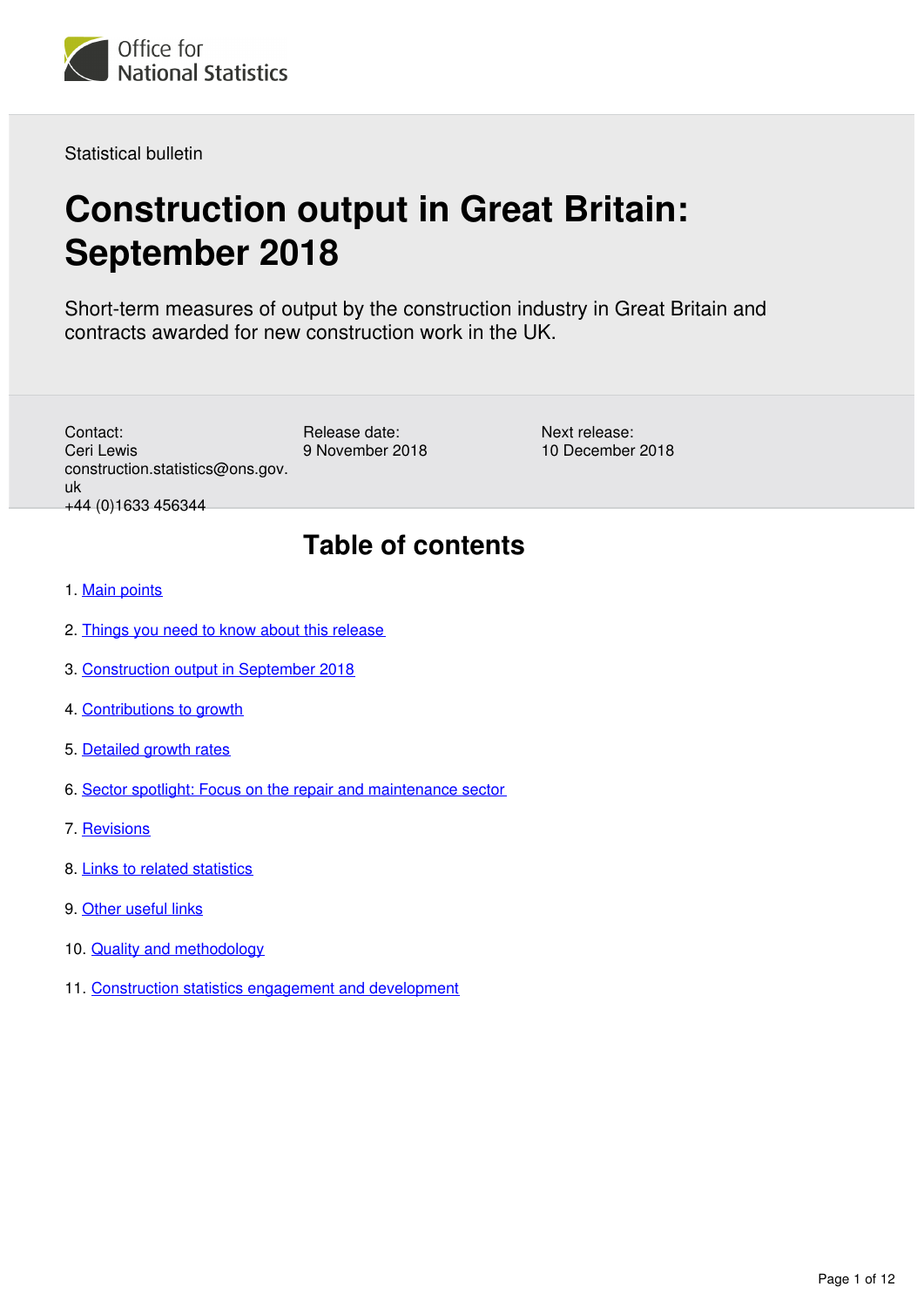Office for National Statistics

Statistical bulletin

# Construction output in Great Britain: September 2018

Short-term measures of output by the construction industry in Great Britain and contracts awarded for new construction work in the UK.

Contact:
Ceri Lewis
construction.statistics@ons.gov.uk
+44 (0)1633 456344

Release date:
9 November 2018

Next release:
10 December 2018

## Table of contents

1. Main points
2. Things you need to know about this release
3. Construction output in September 2018
4. Contributions to growth
5. Detailed growth rates
6. Sector spotlight: Focus on the repair and maintenance sector
7. Revisions
8. Links to related statistics
9. Other useful links
10. Quality and methodology
11. Construction statistics engagement and development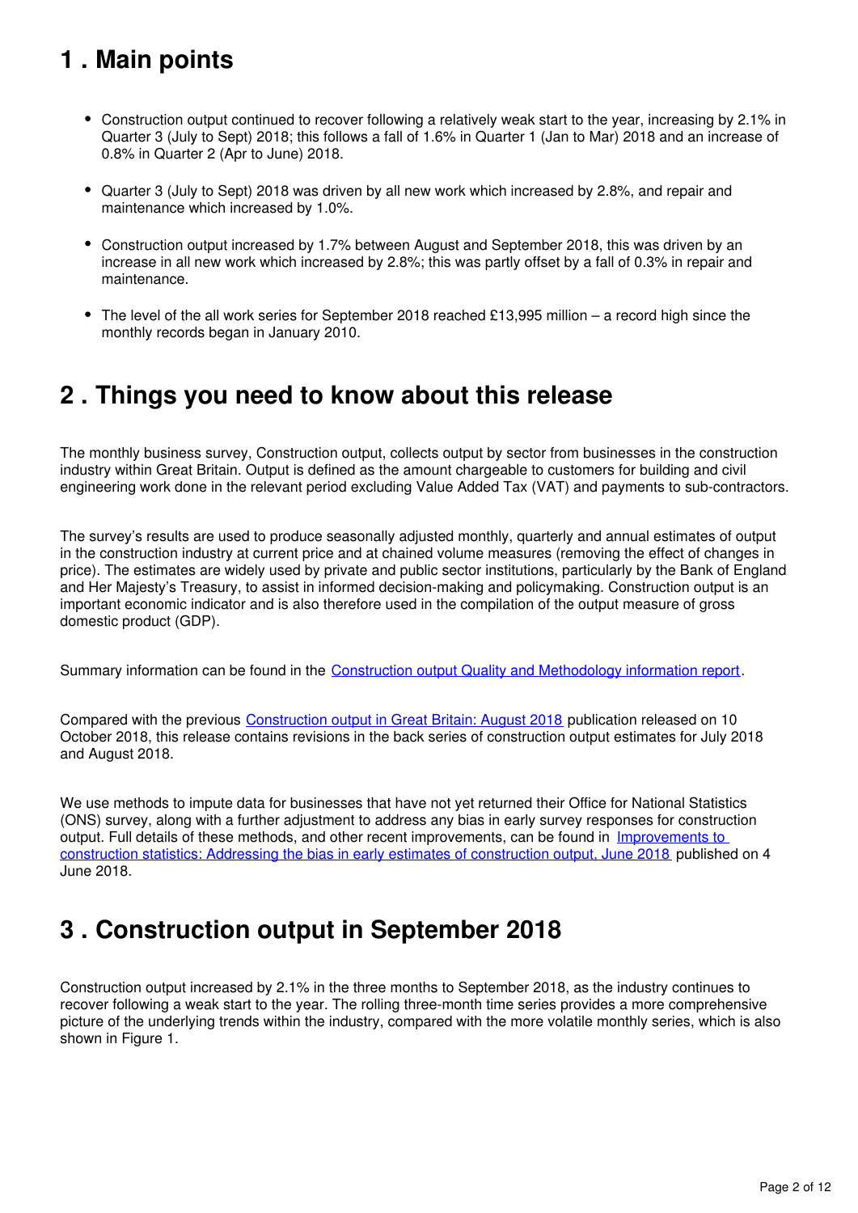## 1 . Main points

- Construction output continued to recover following a relatively weak start to the year, increasing by 2.1% in Quarter 3 (July to Sept) 2018; this follows a fall of 1.6% in Quarter 1 (Jan to Mar) 2018 and an increase of 0.8% in Quarter 2 (Apr to June) 2018.
- Quarter 3 (July to Sept) 2018 was driven by all new work which increased by 2.8%, and repair and maintenance which increased by 1.0%.
- Construction output increased by 1.7% between August and September 2018, this was driven by an increase in all new work which increased by 2.8%; this was partly offset by a fall of 0.3% in repair and maintenance.
- The level of the all work series for September 2018 reached £13,995 million – a record high since the monthly records began in January 2010.

## 2 . Things you need to know about this release

The monthly business survey, Construction output, collects output by sector from businesses in the construction industry within Great Britain. Output is defined as the amount chargeable to customers for building and civil engineering work done in the relevant period excluding Value Added Tax (VAT) and payments to sub-contractors.

The survey's results are used to produce seasonally adjusted monthly, quarterly and annual estimates of output in the construction industry at current price and at chained volume measures (removing the effect of changes in price). The estimates are widely used by private and public sector institutions, particularly by the Bank of England and Her Majesty's Treasury, to assist in informed decision-making and policymaking. Construction output is an important economic indicator and is also therefore used in the compilation of the output measure of gross domestic product (GDP).

Summary information can be found in the Construction output Quality and Methodology information report.

Compared with the previous Construction output in Great Britain: August 2018 publication released on 10 October 2018, this release contains revisions in the back series of construction output estimates for July 2018 and August 2018.

We use methods to impute data for businesses that have not yet returned their Office for National Statistics (ONS) survey, along with a further adjustment to address any bias in early survey responses for construction output. Full details of these methods, and other recent improvements, can be found in Improvements to construction statistics: Addressing the bias in early estimates of construction output, June 2018 published on 4 June 2018.

## 3 . Construction output in September 2018

Construction output increased by 2.1% in the three months to September 2018, as the industry continues to recover following a weak start to the year. The rolling three-month time series provides a more comprehensive picture of the underlying trends within the industry, compared with the more volatile monthly series, which is also shown in Figure 1.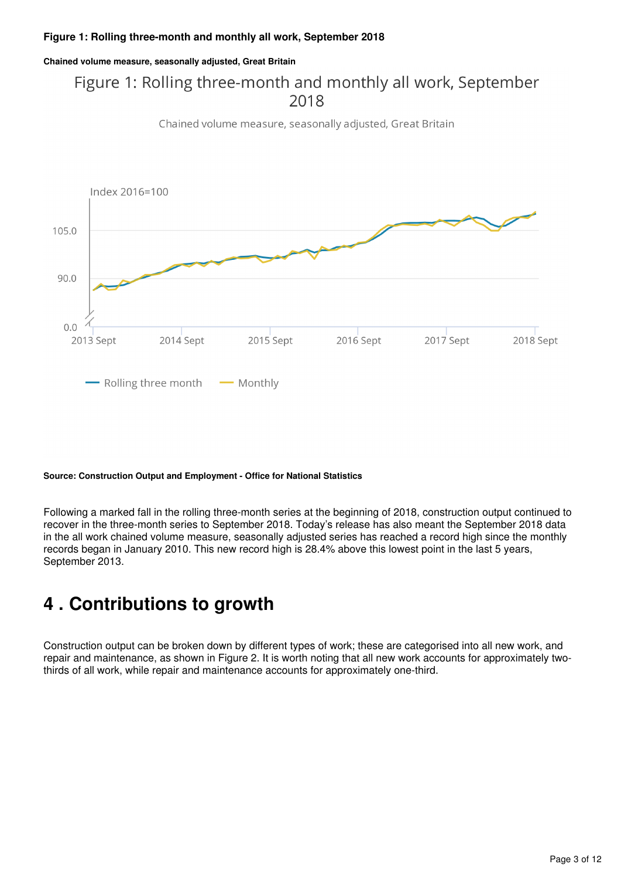**Figure 1: Rolling three-month and monthly all work, September 2018**

**Chained volume measure, seasonally adjusted, Great Britain**

**Source: Construction Output and Employment - Office for National Statistics**

Following a marked fall in the rolling three-month series at the beginning of 2018, construction output continued to recover in the three-month series to September 2018. Today's release has also meant the September 2018 data in the all work chained volume measure, seasonally adjusted series has reached a record high since the monthly records began in January 2010. This new record high is 28.4% above this lowest point in the last 5 years, September 2013.

## 4 . Contributions to growth

Construction output can be broken down by different types of work; these are categorised into all new work, and repair and maintenance, as shown in Figure 2. It is worth noting that all new work accounts for approximately two-thirds of all work, while repair and maintenance accounts for approximately one-third.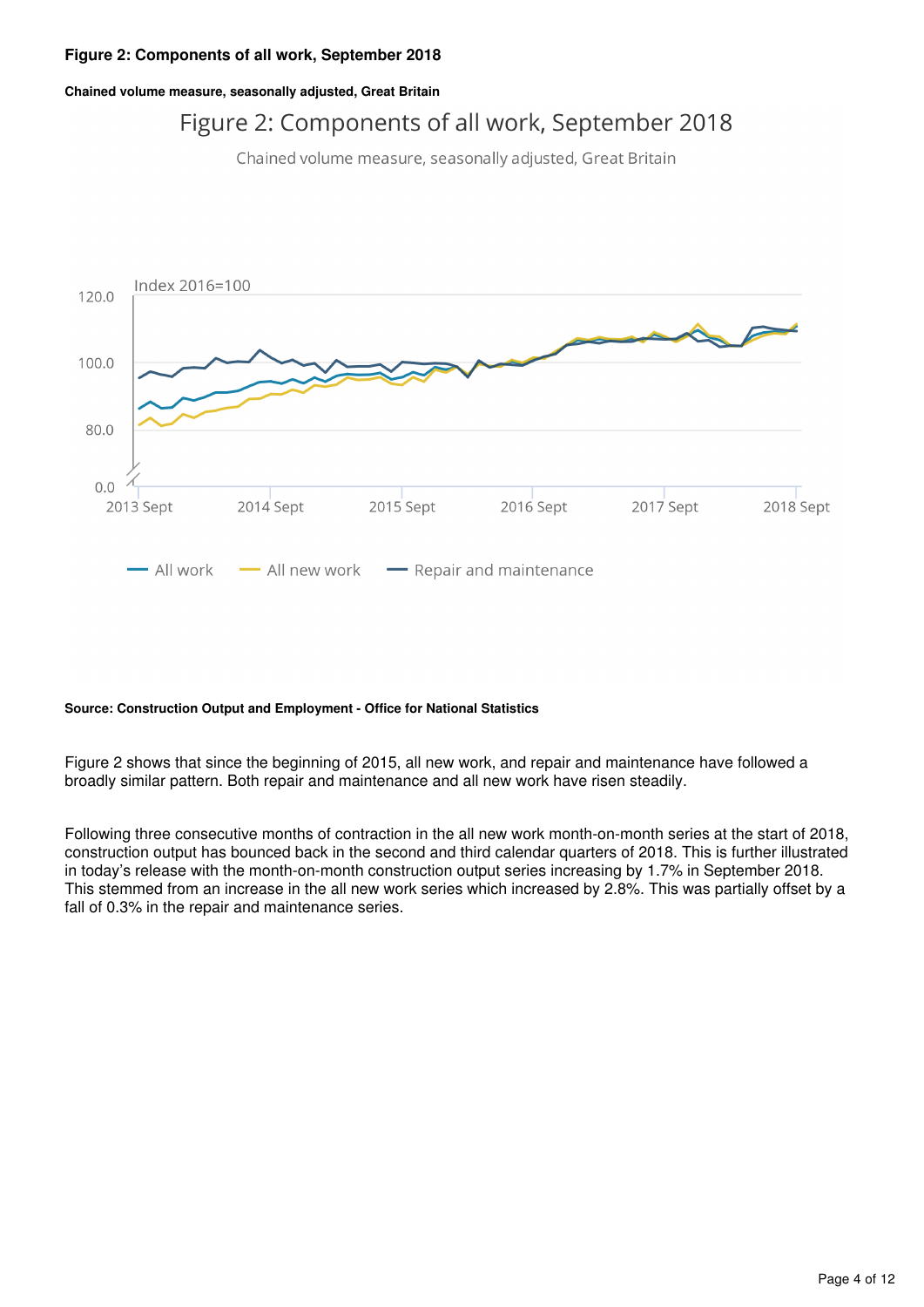### Figure 2: Components of all work, September 2018

**Chained volume measure, seasonally adjusted, Great Britain**

**Source: Construction Output and Employment - Office for National Statistics**

Figure 2 shows that since the beginning of 2015, all new work, and repair and maintenance have followed a broadly similar pattern. Both repair and maintenance and all new work have risen steadily.

Following three consecutive months of contraction in the all new work month-on-month series at the start of 2018, construction output has bounced back in the second and third calendar quarters of 2018. This is further illustrated in today's release with the month-on-month construction output series increasing by 1.7% in September 2018. This stemmed from an increase in the all new work series which increased by 2.8%. This was partially offset by a fall of 0.3% in the repair and maintenance series.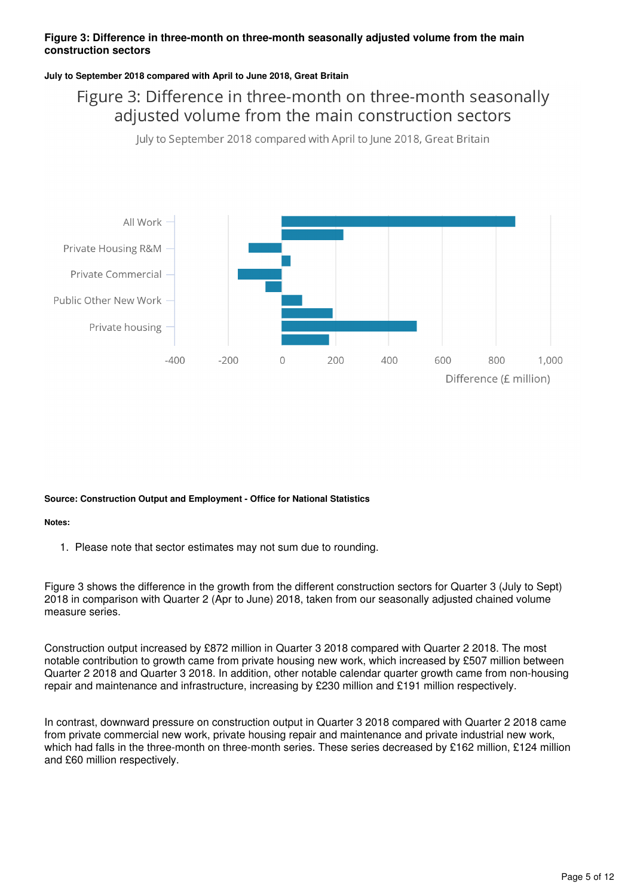**Figure 3: Difference in three-month on three-month seasonally adjusted volume from the main construction sectors**

**July to September 2018 compared with April to June 2018, Great Britain**

**Source: Construction Output and Employment - Office for National Statistics**

**Notes:**

1. Please note that sector estimates may not sum due to rounding.

Figure 3 shows the difference in the growth from the different construction sectors for Quarter 3 (July to Sept) 2018 in comparison with Quarter 2 (Apr to June) 2018, taken from our seasonally adjusted chained volume measure series.

Construction output increased by £872 million in Quarter 3 2018 compared with Quarter 2 2018. The most notable contribution to growth came from private housing new work, which increased by £507 million between Quarter 2 2018 and Quarter 3 2018. In addition, other notable calendar quarter growth came from non-housing repair and maintenance and infrastructure, increasing by £230 million and £191 million respectively.

In contrast, downward pressure on construction output in Quarter 3 2018 compared with Quarter 2 2018 came from private commercial new work, private housing repair and maintenance and private industrial new work, which had falls in the three-month on three-month series. These series decreased by £162 million, £124 million and £60 million respectively.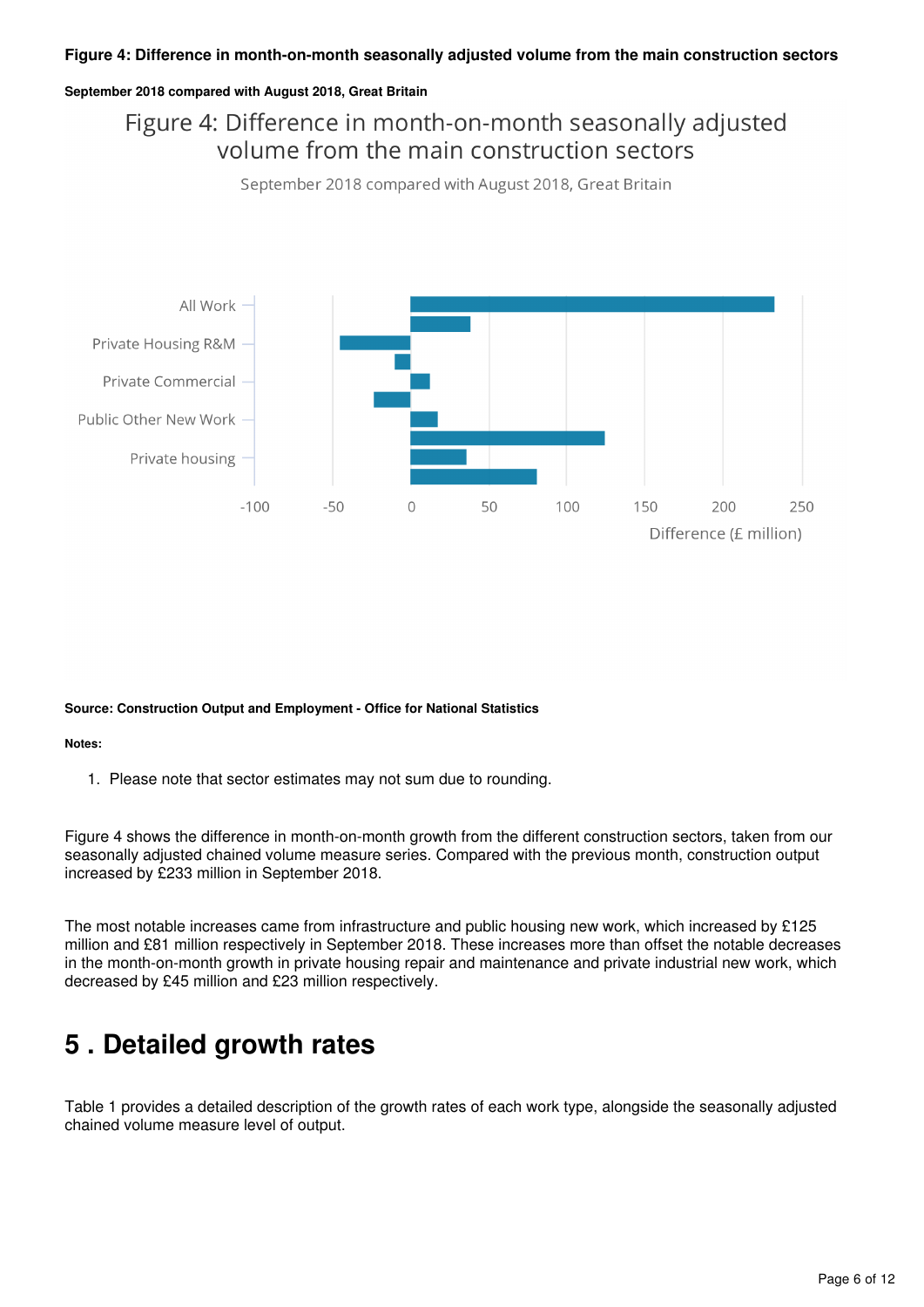**Figure 4: Difference in month-on-month seasonally adjusted volume from the main construction sectors**

**September 2018 compared with August 2018, Great Britain**

Figure 4: Difference in month-on-month seasonally adjusted volume from the main construction sectors

September 2018 compared with August 2018, Great Britain

All Work
Private Housing R&M
Private Commercial
Public Other New Work
Private housing

-100 -50 0 50 100 150 200 250

Difference (£ million)

**Source: Construction Output and Employment - Office for National Statistics**

**Notes:**

1. Please note that sector estimates may not sum due to rounding.

Figure 4 shows the difference in month-on-month growth from the different construction sectors, taken from our seasonally adjusted chained volume measure series. Compared with the previous month, construction output increased by £233 million in September 2018.

The most notable increases came from infrastructure and public housing new work, which increased by £125 million and £81 million respectively in September 2018. These increases more than offset the notable decreases in the month-on-month growth in private housing repair and maintenance and private industrial new work, which decreased by £45 million and £23 million respectively.

# 5 . Detailed growth rates

Table 1 provides a detailed description of the growth rates of each work type, alongside the seasonally adjusted chained volume measure level of output.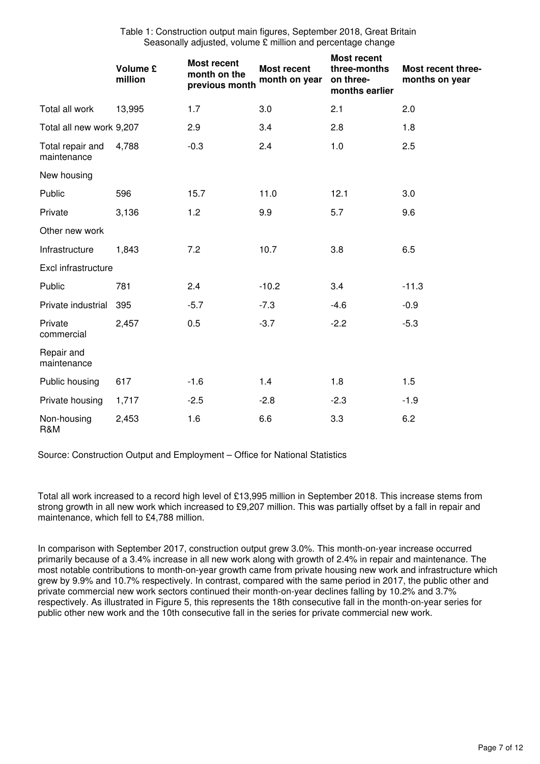Table 1: Construction output main figures, September 2018, Great Britain
Seasonally adjusted, volume £ million and percentage change

| | Volume £ million | Most recent month on the previous month | Most recent month on year | Most recent three-months on three-months earlier | Most recent three-months on year |
|---|---|---|---|---|---|
| Total all work | 13,995 | 1.7 | 3.0 | 2.1 | 2.0 |
| Total all new work | 9,207 | 2.9 | 3.4 | 2.8 | 1.8 |
| Total repair and maintenance | 4,788 | -0.3 | 2.4 | 1.0 | 2.5 |
| New housing | | | | | |
| Public | 596 | 15.7 | 11.0 | 12.1 | 3.0 |
| Private | 3,136 | 1.2 | 9.9 | 5.7 | 9.6 |
| Other new work | | | | | |
| Infrastructure | 1,843 | 7.2 | 10.7 | 3.8 | 6.5 |
| Excl infrastructure | | | | | |
| Public | 781 | 2.4 | -10.2 | 3.4 | -11.3 |
| Private industrial | 395 | -5.7 | -7.3 | -4.6 | -0.9 |
| Private commercial | 2,457 | 0.5 | -3.7 | -2.2 | -5.3 |
| Repair and maintenance | | | | | |
| Public housing | 617 | -1.6 | 1.4 | 1.8 | 1.5 |
| Private housing | 1,717 | -2.5 | -2.8 | -2.3 | -1.9 |
| Non-housing R&M | 2,453 | 1.6 | 6.6 | 3.3 | 6.2 |

Source: Construction Output and Employment – Office for National Statistics

Total all work increased to a record high level of £13,995 million in September 2018. This increase stems from strong growth in all new work which increased to £9,207 million. This was partially offset by a fall in repair and maintenance, which fell to £4,788 million.

In comparison with September 2017, construction output grew 3.0%. This month-on-year increase occurred primarily because of a 3.4% increase in all new work along with growth of 2.4% in repair and maintenance. The most notable contributions to month-on-year growth came from private housing new work and infrastructure which grew by 9.9% and 10.7% respectively. In contrast, compared with the same period in 2017, the public other and private commercial new work sectors continued their month-on-year declines falling by 10.2% and 3.7% respectively. As illustrated in Figure 5, this represents the 18th consecutive fall in the month-on-year series for public other new work and the 10th consecutive fall in the series for private commercial new work.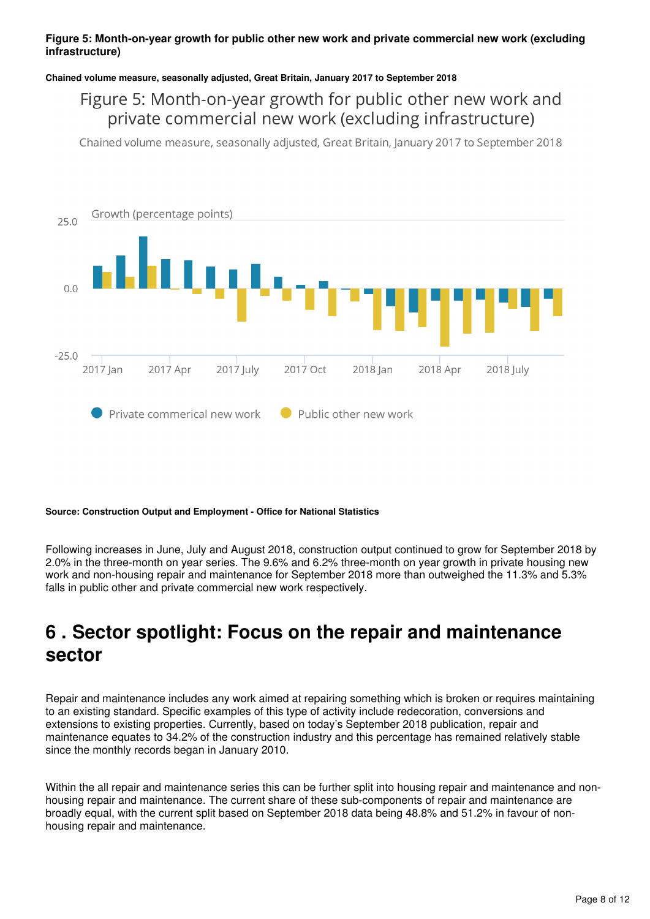**Figure 5: Month-on-year growth for public other new work and private commercial new work (excluding infrastructure)**

**Chained volume measure, seasonally adjusted, Great Britain, January 2017 to September 2018**

**Source: Construction Output and Employment - Office for National Statistics**

Following increases in June, July and August 2018, construction output continued to grow for September 2018 by 2.0% in the three-month on year series. The 9.6% and 6.2% three-month on year growth in private housing new work and non-housing repair and maintenance for September 2018 more than outweighed the 11.3% and 5.3% falls in public other and private commercial new work respectively.

## 6 . Sector spotlight: Focus on the repair and maintenance sector

Repair and maintenance includes any work aimed at repairing something which is broken or requires maintaining to an existing standard. Specific examples of this type of activity include redecoration, conversions and extensions to existing properties. Currently, based on today's September 2018 publication, repair and maintenance equates to 34.2% of the construction industry and this percentage has remained relatively stable since the monthly records began in January 2010.

Within the all repair and maintenance series this can be further split into housing repair and maintenance and non-housing repair and maintenance. The current share of these sub-components of repair and maintenance are broadly equal, with the current split based on September 2018 data being 48.8% and 51.2% in favour of non-housing repair and maintenance.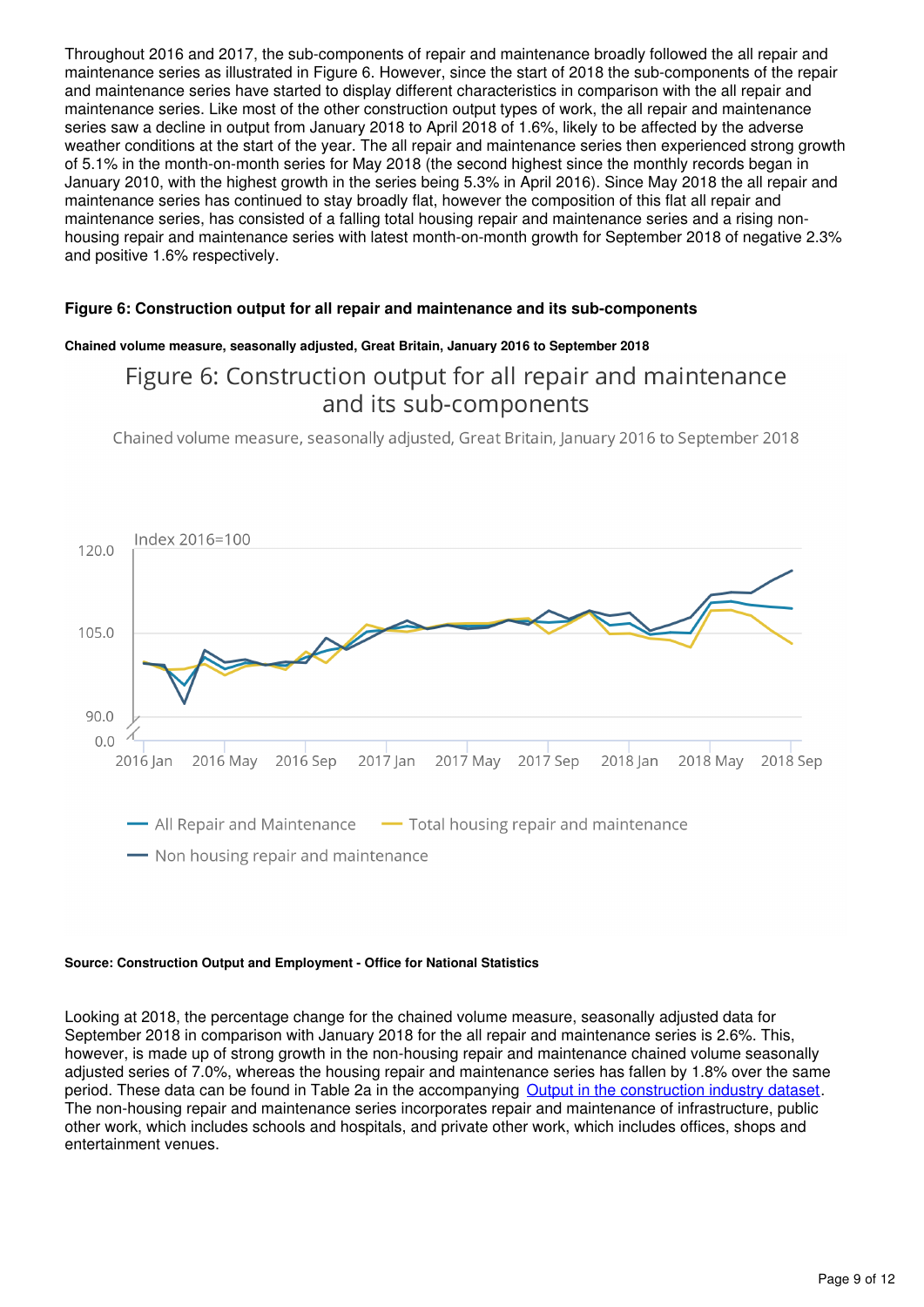Throughout 2016 and 2017, the sub-components of repair and maintenance broadly followed the all repair and maintenance series as illustrated in Figure 6. However, since the start of 2018 the sub-components of the repair and maintenance series have started to display different characteristics in comparison with the all repair and maintenance series. Like most of the other construction output types of work, the all repair and maintenance series saw a decline in output from January 2018 to April 2018 of 1.6%, likely to be affected by the adverse weather conditions at the start of the year. The all repair and maintenance series then experienced strong growth of 5.1% in the month-on-month series for May 2018 (the second highest since the monthly records began in January 2010, with the highest growth in the series being 5.3% in April 2016). Since May 2018 the all repair and maintenance series has continued to stay broadly flat, however the composition of this flat all repair and maintenance series, has consisted of a falling total housing repair and maintenance series and a rising non-housing repair and maintenance series with latest month-on-month growth for September 2018 of negative 2.3% and positive 1.6% respectively.

#### Figure 6: Construction output for all repair and maintenance and its sub-components

##### Chained volume measure, seasonally adjusted, Great Britain, January 2016 to September 2018

Figure 6: Construction output for all repair and maintenance and its sub-components

Chained volume measure, seasonally adjusted, Great Britain, January 2016 to September 2018

Index 2016=100

All Repair and Maintenance — Total housing repair and maintenance — Non housing repair and maintenance

##### Source: Construction Output and Employment - Office for National Statistics

Looking at 2018, the percentage change for the chained volume measure, seasonally adjusted data for September 2018 in comparison with January 2018 for the all repair and maintenance series is 2.6%. This, however, is made up of strong growth in the non-housing repair and maintenance chained volume seasonally adjusted series of 7.0%, whereas the housing repair and maintenance series has fallen by 1.8% over the same period. These data can be found in Table 2a in the accompanying [Output in the construction industry dataset](). The non-housing repair and maintenance series incorporates repair and maintenance of infrastructure, public other work, which includes schools and hospitals, and private other work, which includes offices, shops and entertainment venues.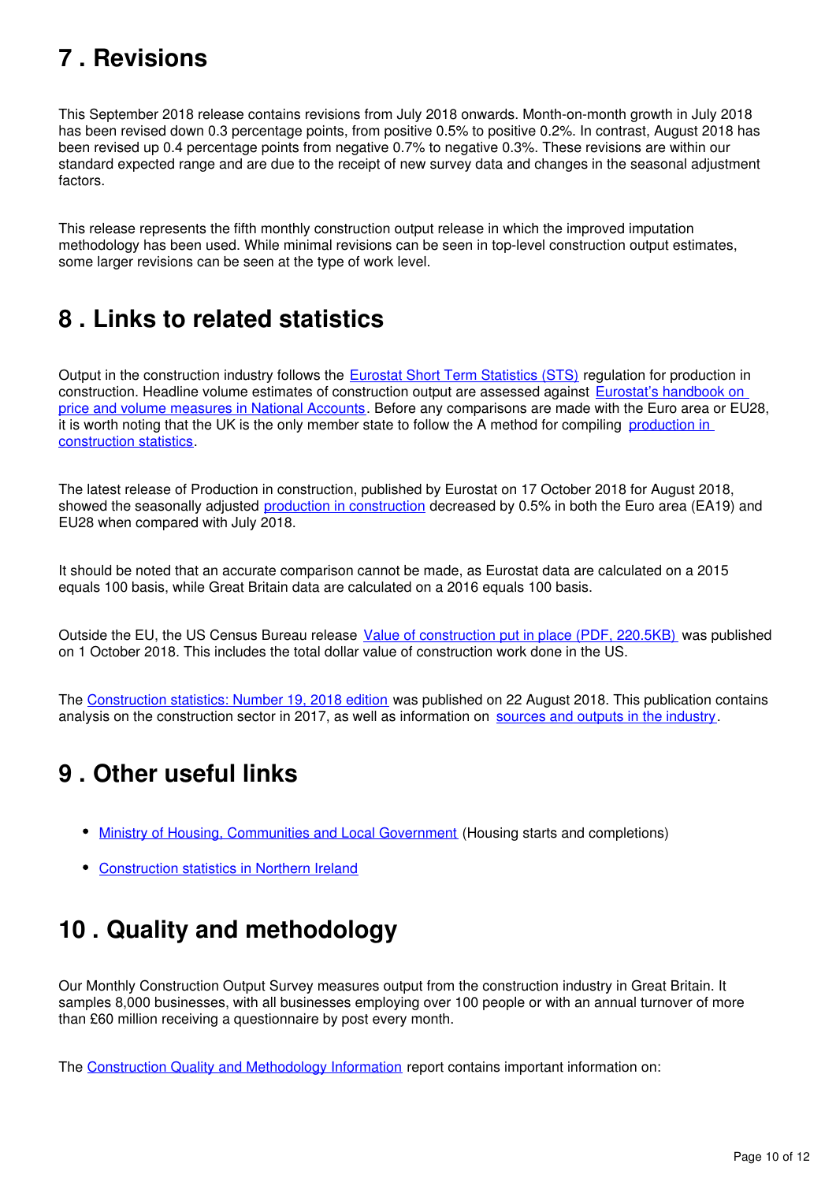## 7 . Revisions

This September 2018 release contains revisions from July 2018 onwards. Month-on-month growth in July 2018 has been revised down 0.3 percentage points, from positive 0.5% to positive 0.2%. In contrast, August 2018 has been revised up 0.4 percentage points from negative 0.7% to negative 0.3%. These revisions are within our standard expected range and are due to the receipt of new survey data and changes in the seasonal adjustment factors.

This release represents the fifth monthly construction output release in which the improved imputation methodology has been used. While minimal revisions can be seen in top-level construction output estimates, some larger revisions can be seen at the type of work level.

## 8 . Links to related statistics

Output in the construction industry follows the Eurostat Short Term Statistics (STS) regulation for production in construction. Headline volume estimates of construction output are assessed against Eurostat's handbook on price and volume measures in National Accounts. Before any comparisons are made with the Euro area or EU28, it is worth noting that the UK is the only member state to follow the A method for compiling production in construction statistics.

The latest release of Production in construction, published by Eurostat on 17 October 2018 for August 2018, showed the seasonally adjusted production in construction decreased by 0.5% in both the Euro area (EA19) and EU28 when compared with July 2018.

It should be noted that an accurate comparison cannot be made, as Eurostat data are calculated on a 2015 equals 100 basis, while Great Britain data are calculated on a 2016 equals 100 basis.

Outside the EU, the US Census Bureau release Value of construction put in place (PDF, 220.5KB) was published on 1 October 2018. This includes the total dollar value of construction work done in the US.

The Construction statistics: Number 19, 2018 edition was published on 22 August 2018. This publication contains analysis on the construction sector in 2017, as well as information on sources and outputs in the industry.

## 9 . Other useful links

- Ministry of Housing, Communities and Local Government (Housing starts and completions)
- Construction statistics in Northern Ireland

## 10 . Quality and methodology

Our Monthly Construction Output Survey measures output from the construction industry in Great Britain. It samples 8,000 businesses, with all businesses employing over 100 people or with an annual turnover of more than £60 million receiving a questionnaire by post every month.

The Construction Quality and Methodology Information report contains important information on: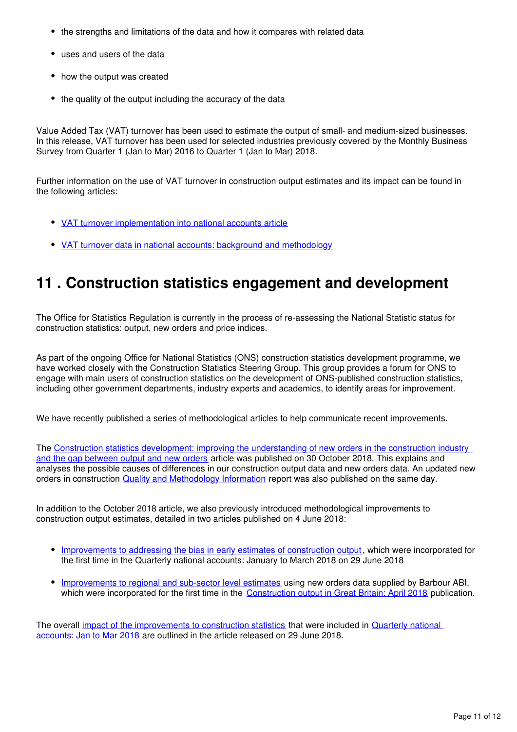- the strengths and limitations of the data and how it compares with related data
- uses and users of the data
- how the output was created
- the quality of the output including the accuracy of the data

Value Added Tax (VAT) turnover has been used to estimate the output of small- and medium-sized businesses. In this release, VAT turnover has been used for selected industries previously covered by the Monthly Business Survey from Quarter 1 (Jan to Mar) 2016 to Quarter 1 (Jan to Mar) 2018.

Further information on the use of VAT turnover in construction output estimates and its impact can be found in the following articles:

- VAT turnover implementation into national accounts article
- VAT turnover data in national accounts: background and methodology

## 11 . Construction statistics engagement and development

The Office for Statistics Regulation is currently in the process of re-assessing the National Statistic status for construction statistics: output, new orders and price indices.

As part of the ongoing Office for National Statistics (ONS) construction statistics development programme, we have worked closely with the Construction Statistics Steering Group. This group provides a forum for ONS to engage with main users of construction statistics on the development of ONS-published construction statistics, including other government departments, industry experts and academics, to identify areas for improvement.

We have recently published a series of methodological articles to help communicate recent improvements.

The Construction statistics development: improving the understanding of new orders in the construction industry and the gap between output and new orders article was published on 30 October 2018. This explains and analyses the possible causes of differences in our construction output data and new orders data. An updated new orders in construction Quality and Methodology Information report was also published on the same day.

In addition to the October 2018 article, we also previously introduced methodological improvements to construction output estimates, detailed in two articles published on 4 June 2018:

- Improvements to addressing the bias in early estimates of construction output, which were incorporated for the first time in the Quarterly national accounts: January to March 2018 on 29 June 2018
- Improvements to regional and sub-sector level estimates using new orders data supplied by Barbour ABI, which were incorporated for the first time in the Construction output in Great Britain: April 2018 publication.

The overall impact of the improvements to construction statistics that were included in Quarterly national accounts: Jan to Mar 2018 are outlined in the article released on 29 June 2018.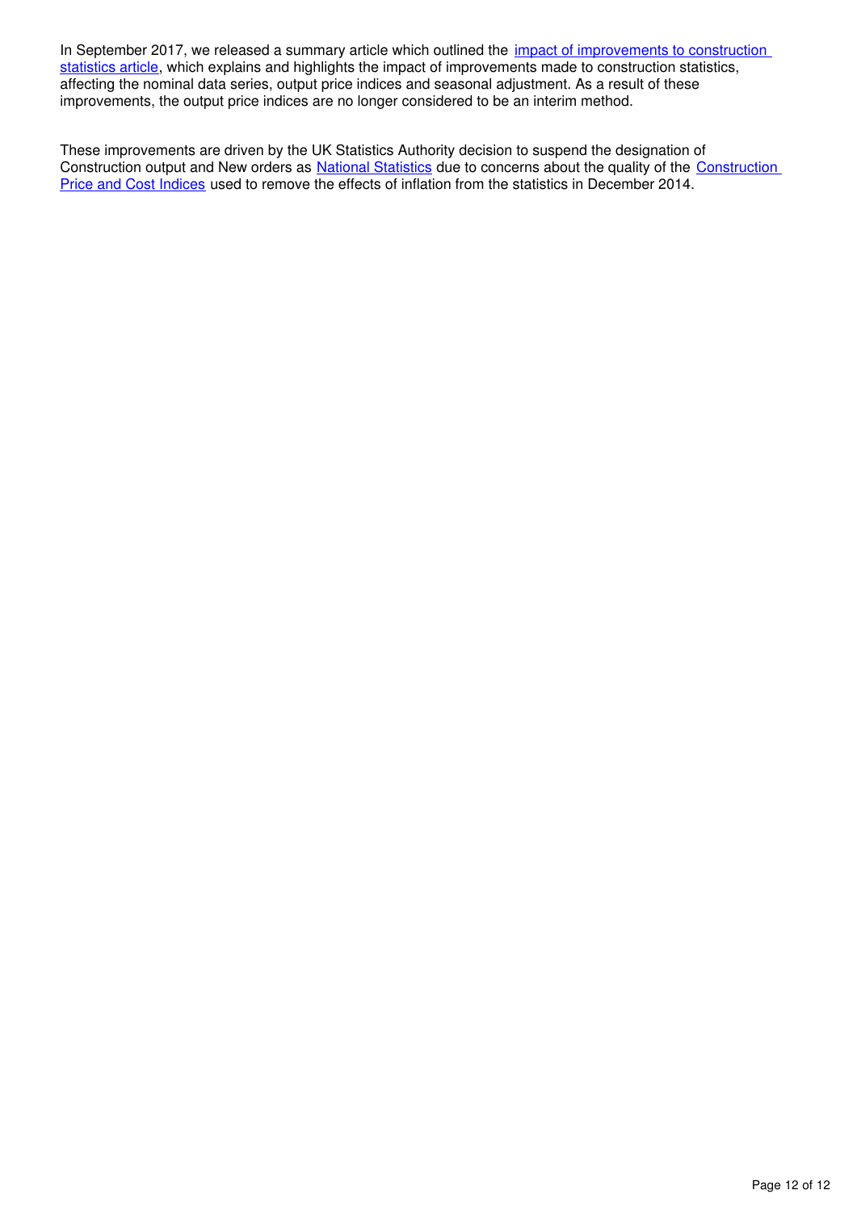In September 2017, we released a summary article which outlined the impact of improvements to construction statistics article, which explains and highlights the impact of improvements made to construction statistics, affecting the nominal data series, output price indices and seasonal adjustment. As a result of these improvements, the output price indices are no longer considered to be an interim method.

These improvements are driven by the UK Statistics Authority decision to suspend the designation of Construction output and New orders as National Statistics due to concerns about the quality of the Construction Price and Cost Indices used to remove the effects of inflation from the statistics in December 2014.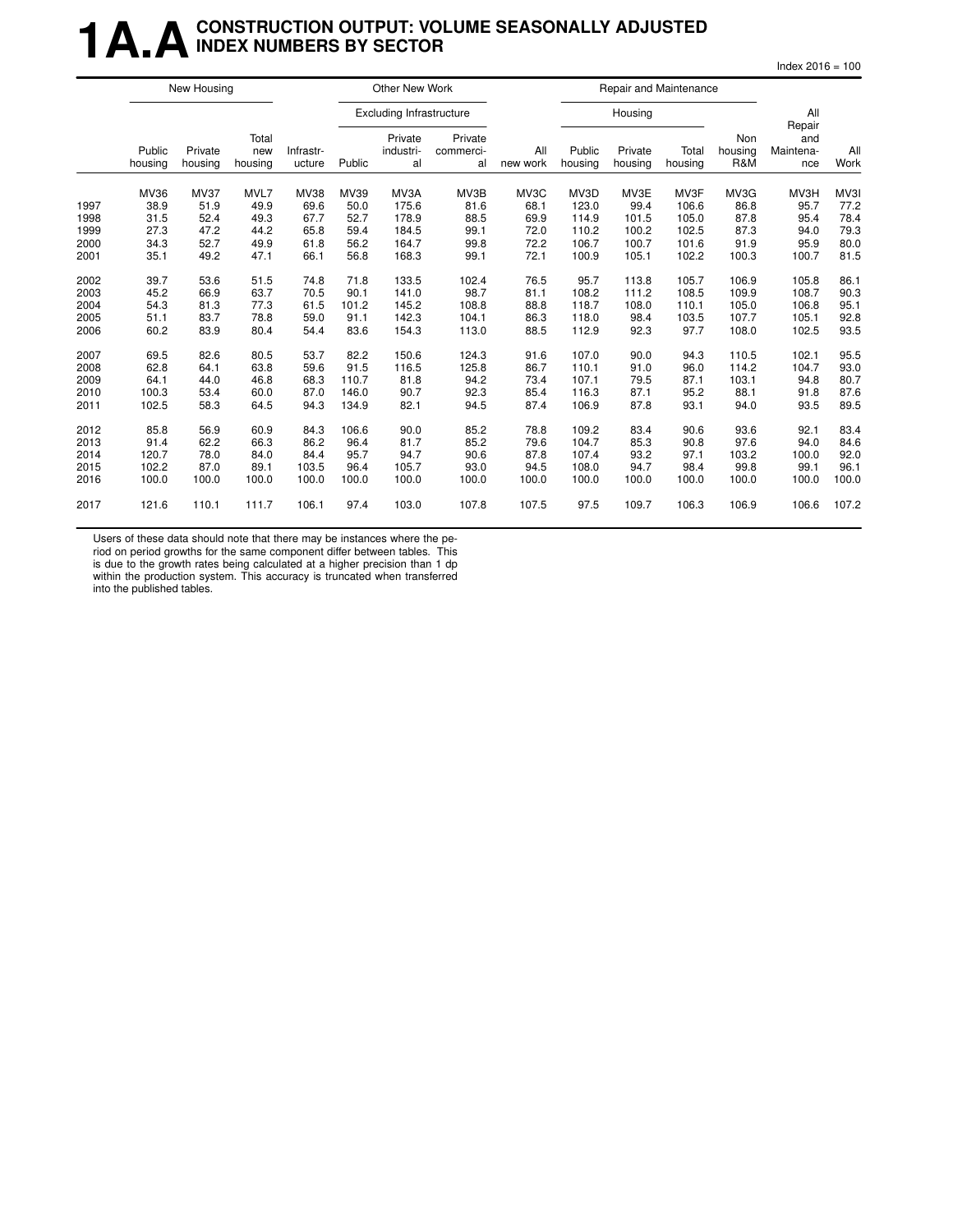# 1A.A CONSTRUCTION OUTPUT: VOLUME SEASONALLY ADJUSTED INDEX NUMBERS BY SECTOR

Index 2016 = 100

| | New Housing | | | Other New Work | | | | | Repair and Maintenance | | | | | |
|---|---|---|---|---|---|---|---|---|---|---|---|---|---|---|
| | | | | | Excluding Infrastructure | | | | Housing | | | | | |
| | Public housing | Private housing | Total new housing | Infrastructure | Public | Private industrial | Private commercial | All new work | Public housing | Private housing | Total housing | Non housing R&M | All Repair and Maintenance | All Work |
| | MV36 | MV37 | MVL7 | MV38 | MV39 | MV3A | MV3B | MV3C | MV3D | MV3E | MV3F | MV3G | MV3H | MV3I |
| 1997 | 38.9 | 51.9 | 49.9 | 69.6 | 50.0 | 175.6 | 81.6 | 68.1 | 123.0 | 99.4 | 106.6 | 86.8 | 95.7 | 77.2 |
| 1998 | 31.5 | 52.4 | 49.3 | 67.7 | 52.7 | 178.9 | 88.5 | 69.9 | 114.9 | 101.5 | 105.0 | 87.8 | 95.4 | 78.4 |
| 1999 | 27.3 | 47.2 | 44.2 | 65.8 | 59.4 | 184.5 | 99.1 | 72.0 | 110.2 | 100.2 | 102.5 | 87.3 | 94.0 | 79.3 |
| 2000 | 34.3 | 52.7 | 49.9 | 61.8 | 56.2 | 164.7 | 99.8 | 72.2 | 106.7 | 100.7 | 101.6 | 91.9 | 95.9 | 80.0 |
| 2001 | 35.1 | 49.2 | 47.1 | 66.1 | 56.8 | 168.3 | 99.1 | 72.1 | 100.9 | 105.1 | 102.2 | 100.3 | 100.7 | 81.5 |
| 2002 | 39.7 | 53.6 | 51.5 | 74.8 | 71.8 | 133.5 | 102.4 | 76.5 | 95.7 | 113.8 | 105.7 | 106.9 | 105.8 | 86.1 |
| 2003 | 45.2 | 66.9 | 63.7 | 70.5 | 90.1 | 141.0 | 98.7 | 81.1 | 108.2 | 111.2 | 108.5 | 109.9 | 108.7 | 90.3 |
| 2004 | 54.3 | 81.3 | 77.3 | 61.5 | 101.2 | 145.2 | 108.8 | 88.8 | 118.7 | 108.0 | 110.1 | 105.0 | 106.8 | 95.1 |
| 2005 | 51.1 | 83.7 | 78.8 | 59.0 | 91.1 | 142.3 | 104.1 | 86.3 | 118.0 | 98.4 | 103.5 | 107.7 | 105.1 | 92.8 |
| 2006 | 60.2 | 83.9 | 80.4 | 54.4 | 83.6 | 154.3 | 113.0 | 88.5 | 112.9 | 92.3 | 97.7 | 108.0 | 102.5 | 93.5 |
| 2007 | 69.5 | 82.6 | 80.5 | 53.7 | 82.2 | 150.6 | 124.3 | 91.6 | 107.0 | 90.0 | 94.3 | 110.5 | 102.1 | 95.5 |
| 2008 | 62.8 | 64.1 | 63.8 | 59.6 | 91.5 | 116.5 | 125.8 | 86.7 | 110.1 | 91.0 | 96.0 | 114.2 | 104.7 | 93.0 |
| 2009 | 64.1 | 44.0 | 46.8 | 68.3 | 110.7 | 81.8 | 94.2 | 73.4 | 107.1 | 79.5 | 87.1 | 103.1 | 94.8 | 80.7 |
| 2010 | 100.3 | 53.4 | 60.0 | 87.0 | 146.0 | 90.7 | 92.3 | 85.4 | 116.3 | 87.1 | 95.2 | 88.1 | 91.8 | 87.6 |
| 2011 | 102.5 | 58.3 | 64.5 | 94.3 | 134.9 | 82.1 | 94.5 | 87.4 | 106.9 | 87.8 | 93.1 | 94.0 | 93.5 | 89.5 |
| 2012 | 85.8 | 56.9 | 60.9 | 84.3 | 106.6 | 90.0 | 85.2 | 78.8 | 109.2 | 83.4 | 90.6 | 93.6 | 92.1 | 83.4 |
| 2013 | 91.4 | 62.2 | 66.3 | 86.2 | 96.4 | 81.7 | 85.2 | 79.6 | 104.7 | 85.3 | 90.8 | 97.6 | 94.0 | 84.6 |
| 2014 | 120.7 | 78.0 | 84.0 | 84.4 | 95.7 | 94.7 | 90.6 | 87.8 | 107.4 | 93.2 | 97.1 | 103.2 | 100.0 | 92.0 |
| 2015 | 102.2 | 87.0 | 89.1 | 103.5 | 96.4 | 105.7 | 93.0 | 94.5 | 108.0 | 94.7 | 98.4 | 99.8 | 99.1 | 96.1 |
| 2016 | 100.0 | 100.0 | 100.0 | 100.0 | 100.0 | 100.0 | 100.0 | 100.0 | 100.0 | 100.0 | 100.0 | 100.0 | 100.0 | 100.0 |
| 2017 | 121.6 | 110.1 | 111.7 | 106.1 | 97.4 | 103.0 | 107.8 | 107.5 | 97.5 | 109.7 | 106.3 | 106.9 | 106.6 | 107.2 |

Users of these data should note that there may be instances where the period on period growths for the same component differ between tables. This is due to the growth rates being calculated at a higher precision than 1 dp within the production system. This accuracy is truncated when transferred into the published tables.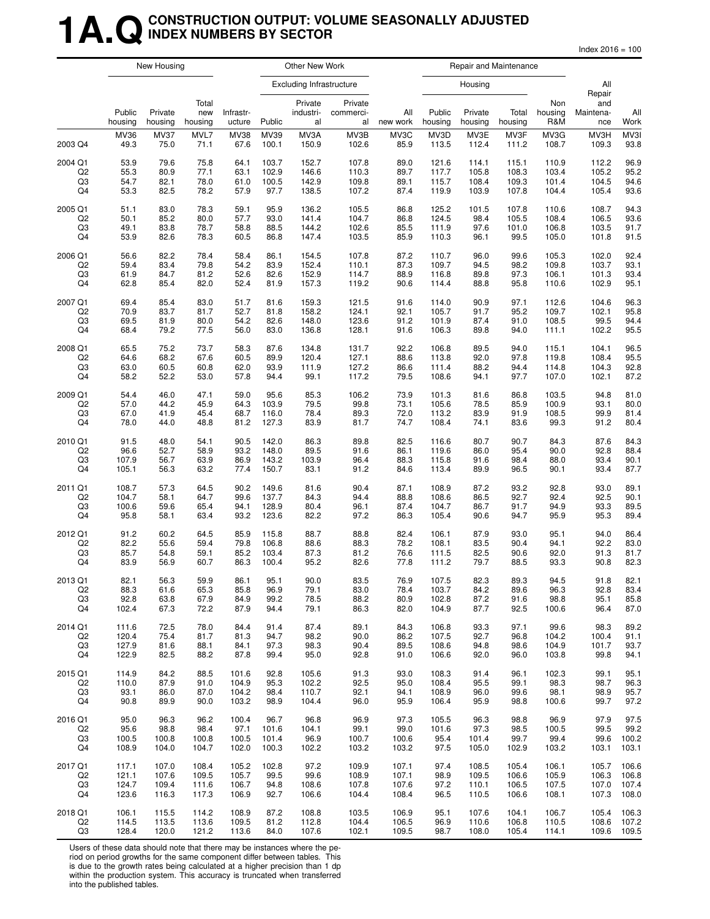# 1A.Q CONSTRUCTION OUTPUT: VOLUME SEASONALLY ADJUSTED INDEX NUMBERS BY SECTOR

Index 2016 = 100

| | New Housing | | | Other New Work | | | | | Repair and Maintenance | | | | | |
|---|---|---|---|---|---|---|---|---|---|---|---|---|---|---|
| | | | | | Excluding Infrastructure | | | | Housing | | | | | |
| | Public housing | Private housing | Total new housing | Infrastr-ucture | Public | Private industri-al | Private commerci-al | All new work | Public housing | Private housing | Total housing | Non housing R&M | All Repair and Maintena-nce | All Work |
| | MV36 | MV37 | MVL7 | MV38 | MV39 | MV3A | MV3B | MV3C | MV3D | MV3E | MV3F | MV3G | MV3H | MV3I |
| 2003 Q4 | 49.3 | 75.0 | 71.1 | 67.6 | 100.1 | 150.9 | 102.6 | 85.9 | 113.5 | 112.4 | 111.2 | 108.7 | 109.3 | 93.8 |
| 2004 Q1 | 53.9 | 79.6 | 75.8 | 64.1 | 103.7 | 152.7 | 107.8 | 89.0 | 121.6 | 114.1 | 115.1 | 110.9 | 112.2 | 96.9 |
| Q2 | 55.3 | 80.9 | 77.1 | 63.1 | 102.9 | 146.6 | 110.3 | 89.7 | 117.7 | 105.8 | 108.3 | 103.4 | 105.2 | 95.2 |
| Q3 | 54.7 | 82.1 | 78.0 | 61.0 | 100.5 | 142.9 | 109.8 | 89.1 | 115.7 | 108.4 | 109.3 | 101.4 | 104.5 | 94.6 |
| Q4 | 53.3 | 82.5 | 78.2 | 57.9 | 97.7 | 138.5 | 107.2 | 87.4 | 119.9 | 103.9 | 107.8 | 104.4 | 105.4 | 93.6 |
| 2005 Q1 | 51.1 | 83.0 | 78.3 | 59.1 | 95.9 | 136.2 | 105.5 | 86.8 | 125.2 | 101.5 | 107.8 | 110.6 | 108.7 | 94.3 |
| Q2 | 50.1 | 85.2 | 80.0 | 57.7 | 93.0 | 141.4 | 104.7 | 86.8 | 124.5 | 98.4 | 105.5 | 108.4 | 106.5 | 93.6 |
| Q3 | 49.1 | 83.8 | 78.7 | 58.8 | 88.5 | 144.2 | 102.6 | 85.5 | 111.9 | 97.6 | 101.0 | 106.8 | 103.5 | 91.7 |
| Q4 | 53.9 | 82.6 | 78.3 | 60.5 | 86.8 | 147.4 | 103.5 | 85.9 | 110.3 | 96.1 | 99.5 | 105.0 | 101.8 | 91.5 |
| 2006 Q1 | 56.6 | 82.2 | 78.4 | 58.4 | 86.1 | 154.5 | 107.8 | 87.2 | 110.7 | 96.0 | 99.6 | 105.3 | 102.0 | 92.4 |
| Q2 | 59.4 | 83.4 | 79.8 | 54.2 | 83.9 | 152.4 | 110.1 | 87.3 | 109.7 | 94.5 | 98.2 | 109.8 | 103.7 | 93.1 |
| Q3 | 61.9 | 84.7 | 81.2 | 52.6 | 82.6 | 152.9 | 114.7 | 88.9 | 116.8 | 89.8 | 97.3 | 106.1 | 101.3 | 93.4 |
| Q4 | 62.8 | 85.4 | 82.0 | 52.4 | 81.9 | 157.3 | 119.2 | 90.6 | 114.4 | 88.8 | 95.8 | 110.6 | 102.9 | 95.1 |
| 2007 Q1 | 69.4 | 85.4 | 83.0 | 51.7 | 81.6 | 159.3 | 121.5 | 91.6 | 114.0 | 90.9 | 97.1 | 112.6 | 104.6 | 96.3 |
| Q2 | 70.9 | 83.7 | 81.7 | 52.7 | 81.8 | 158.2 | 124.1 | 92.1 | 105.7 | 91.7 | 95.2 | 109.7 | 102.1 | 95.8 |
| Q3 | 69.5 | 81.9 | 80.0 | 54.2 | 82.6 | 148.0 | 123.6 | 91.2 | 101.9 | 87.4 | 91.0 | 108.5 | 99.5 | 94.4 |
| Q4 | 68.4 | 79.2 | 77.5 | 56.0 | 83.0 | 136.8 | 128.1 | 91.6 | 106.3 | 89.8 | 94.0 | 111.1 | 102.2 | 95.5 |
| 2008 Q1 | 65.5 | 75.2 | 73.7 | 58.3 | 87.6 | 134.8 | 131.7 | 92.2 | 106.8 | 89.5 | 94.0 | 115.1 | 104.1 | 96.5 |
| Q2 | 64.6 | 68.2 | 67.6 | 60.5 | 89.9 | 120.4 | 127.1 | 88.6 | 113.8 | 92.0 | 97.8 | 119.8 | 108.4 | 95.5 |
| Q3 | 63.0 | 60.5 | 60.8 | 62.0 | 93.9 | 111.9 | 127.2 | 86.6 | 111.4 | 88.2 | 94.4 | 114.8 | 104.3 | 92.8 |
| Q4 | 58.2 | 52.2 | 53.0 | 57.8 | 94.4 | 99.1 | 117.2 | 79.5 | 108.6 | 94.1 | 97.7 | 107.0 | 102.1 | 87.2 |
| 2009 Q1 | 54.4 | 46.0 | 47.1 | 59.0 | 95.6 | 85.3 | 106.2 | 73.9 | 101.3 | 81.6 | 86.8 | 103.5 | 94.8 | 81.0 |
| Q2 | 57.0 | 44.2 | 45.9 | 64.3 | 103.9 | 79.5 | 99.8 | 73.1 | 105.6 | 78.5 | 85.9 | 100.9 | 93.1 | 80.0 |
| Q3 | 67.0 | 41.9 | 45.4 | 68.7 | 116.0 | 78.4 | 89.3 | 72.0 | 113.2 | 83.9 | 91.9 | 108.5 | 99.9 | 81.4 |
| Q4 | 78.0 | 44.0 | 48.8 | 81.2 | 127.3 | 83.9 | 81.7 | 74.7 | 108.4 | 74.1 | 83.6 | 99.3 | 91.2 | 80.4 |
| 2010 Q1 | 91.5 | 48.0 | 54.1 | 90.5 | 142.0 | 86.3 | 89.8 | 82.5 | 116.6 | 80.7 | 90.7 | 84.3 | 87.6 | 84.3 |
| Q2 | 96.6 | 52.7 | 58.9 | 93.2 | 148.0 | 89.5 | 91.6 | 86.1 | 119.6 | 86.0 | 95.4 | 90.0 | 92.8 | 88.4 |
| Q3 | 107.9 | 56.7 | 63.9 | 86.9 | 143.2 | 103.9 | 96.4 | 88.3 | 115.8 | 91.6 | 98.4 | 88.0 | 93.4 | 90.1 |
| Q4 | 105.1 | 56.3 | 63.2 | 77.4 | 150.7 | 83.1 | 91.2 | 84.6 | 113.4 | 89.9 | 96.5 | 90.1 | 93.4 | 87.7 |
| 2011 Q1 | 108.7 | 57.3 | 64.5 | 90.2 | 149.6 | 81.6 | 90.4 | 87.1 | 108.9 | 87.2 | 93.2 | 92.8 | 93.0 | 89.1 |
| Q2 | 104.7 | 58.1 | 64.7 | 99.6 | 137.7 | 84.3 | 94.4 | 88.8 | 108.6 | 86.5 | 92.7 | 92.4 | 92.5 | 90.1 |
| Q3 | 100.6 | 59.6 | 65.4 | 94.1 | 128.9 | 80.4 | 96.1 | 87.4 | 104.7 | 86.7 | 91.7 | 94.9 | 93.3 | 89.5 |
| Q4 | 95.8 | 58.1 | 63.4 | 93.2 | 123.6 | 82.2 | 97.2 | 86.3 | 105.4 | 90.6 | 94.7 | 95.9 | 95.3 | 89.4 |
| 2012 Q1 | 91.2 | 60.2 | 64.5 | 85.9 | 115.8 | 88.7 | 88.8 | 82.4 | 106.1 | 87.9 | 93.0 | 95.1 | 94.0 | 86.4 |
| Q2 | 82.2 | 55.6 | 59.4 | 79.8 | 106.8 | 88.6 | 88.3 | 78.2 | 108.1 | 83.5 | 90.4 | 94.1 | 92.2 | 83.0 |
| Q3 | 85.7 | 54.8 | 59.1 | 85.2 | 103.4 | 87.3 | 81.2 | 76.6 | 111.5 | 82.5 | 90.6 | 92.0 | 91.3 | 81.7 |
| Q4 | 83.9 | 56.9 | 60.7 | 86.3 | 100.4 | 95.2 | 82.6 | 77.8 | 111.2 | 79.7 | 88.5 | 93.3 | 90.8 | 82.3 |
| 2013 Q1 | 82.1 | 56.3 | 59.9 | 86.1 | 95.1 | 90.0 | 83.5 | 76.9 | 107.5 | 82.3 | 89.3 | 94.5 | 91.8 | 82.1 |
| Q2 | 88.3 | 61.6 | 65.3 | 85.8 | 96.9 | 79.1 | 83.0 | 78.4 | 103.7 | 84.2 | 89.6 | 96.3 | 92.8 | 83.4 |
| Q3 | 92.8 | 63.8 | 67.9 | 84.9 | 99.2 | 78.5 | 88.2 | 80.9 | 102.8 | 87.2 | 91.6 | 98.8 | 95.1 | 85.8 |
| Q4 | 102.4 | 67.3 | 72.2 | 87.9 | 94.4 | 79.1 | 86.3 | 82.0 | 104.9 | 87.7 | 92.5 | 100.6 | 96.4 | 87.0 |
| 2014 Q1 | 111.6 | 72.5 | 78.0 | 84.4 | 91.4 | 87.4 | 89.1 | 84.3 | 106.8 | 93.3 | 97.1 | 99.6 | 98.3 | 89.2 |
| Q2 | 120.4 | 75.4 | 81.7 | 81.3 | 94.7 | 98.2 | 90.0 | 86.2 | 107.5 | 92.7 | 96.8 | 104.2 | 100.4 | 91.1 |
| Q3 | 127.9 | 81.6 | 88.1 | 84.1 | 97.3 | 98.3 | 90.4 | 89.5 | 108.6 | 94.8 | 98.6 | 104.9 | 101.7 | 93.7 |
| Q4 | 122.9 | 82.5 | 88.2 | 87.8 | 99.4 | 95.0 | 92.8 | 91.0 | 106.6 | 92.0 | 96.0 | 103.8 | 99.8 | 94.1 |
| 2015 Q1 | 114.9 | 84.2 | 88.5 | 101.6 | 92.8 | 105.6 | 91.3 | 93.0 | 108.3 | 91.4 | 96.1 | 102.3 | 99.1 | 95.1 |
| Q2 | 110.0 | 87.9 | 91.0 | 104.9 | 95.3 | 102.2 | 92.5 | 95.0 | 108.4 | 95.5 | 99.1 | 98.3 | 98.7 | 96.3 |
| Q3 | 93.1 | 86.0 | 87.0 | 104.2 | 98.4 | 110.7 | 92.1 | 94.1 | 108.9 | 96.0 | 99.6 | 98.1 | 98.9 | 95.7 |
| Q4 | 90.8 | 89.9 | 90.0 | 103.2 | 98.9 | 104.4 | 96.0 | 95.9 | 106.4 | 95.9 | 98.8 | 100.6 | 99.7 | 97.2 |
| 2016 Q1 | 95.0 | 96.3 | 96.2 | 100.4 | 96.7 | 96.8 | 96.9 | 97.3 | 105.5 | 96.3 | 98.8 | 96.9 | 97.9 | 97.5 |
| Q2 | 95.6 | 98.8 | 98.4 | 97.1 | 101.6 | 104.1 | 99.1 | 99.0 | 101.6 | 97.3 | 98.5 | 100.5 | 99.5 | 99.2 |
| Q3 | 100.5 | 100.8 | 100.8 | 100.5 | 101.4 | 96.9 | 100.7 | 100.6 | 95.4 | 101.4 | 99.7 | 99.4 | 99.6 | 100.2 |
| Q4 | 108.9 | 104.0 | 104.7 | 102.0 | 100.3 | 102.2 | 103.2 | 103.2 | 97.5 | 105.0 | 102.9 | 103.2 | 103.1 | 103.1 |
| 2017 Q1 | 117.1 | 107.0 | 108.4 | 105.2 | 102.8 | 97.2 | 109.9 | 107.1 | 97.4 | 108.5 | 105.4 | 106.1 | 105.7 | 106.6 |
| Q2 | 121.1 | 107.6 | 109.5 | 105.7 | 99.5 | 99.6 | 108.9 | 107.1 | 98.9 | 109.5 | 106.6 | 105.9 | 106.3 | 106.8 |
| Q3 | 124.7 | 109.4 | 111.6 | 106.7 | 94.8 | 108.6 | 107.8 | 107.6 | 97.2 | 110.1 | 106.5 | 107.5 | 107.0 | 107.4 |
| Q4 | 123.6 | 116.3 | 117.3 | 106.9 | 92.7 | 106.6 | 104.4 | 108.4 | 96.5 | 110.5 | 106.6 | 108.1 | 107.3 | 108.0 |
| 2018 Q1 | 106.1 | 115.5 | 114.2 | 108.9 | 87.2 | 108.8 | 103.5 | 106.9 | 95.1 | 107.6 | 104.1 | 106.7 | 105.4 | 106.3 |
| Q2 | 114.5 | 113.5 | 113.6 | 109.5 | 81.2 | 112.8 | 104.4 | 106.5 | 96.9 | 110.6 | 106.8 | 110.5 | 108.6 | 107.2 |
| Q3 | 128.4 | 120.0 | 121.2 | 113.6 | 84.0 | 107.6 | 102.1 | 109.5 | 98.7 | 108.0 | 105.4 | 114.1 | 109.6 | 109.5 |

Users of these data should note that there may be instances where the period on period growths for the same component differ between tables. This is due to the growth rates being calculated at a higher precision than 1 dp within the production system. This accuracy is truncated when transferred into the published tables.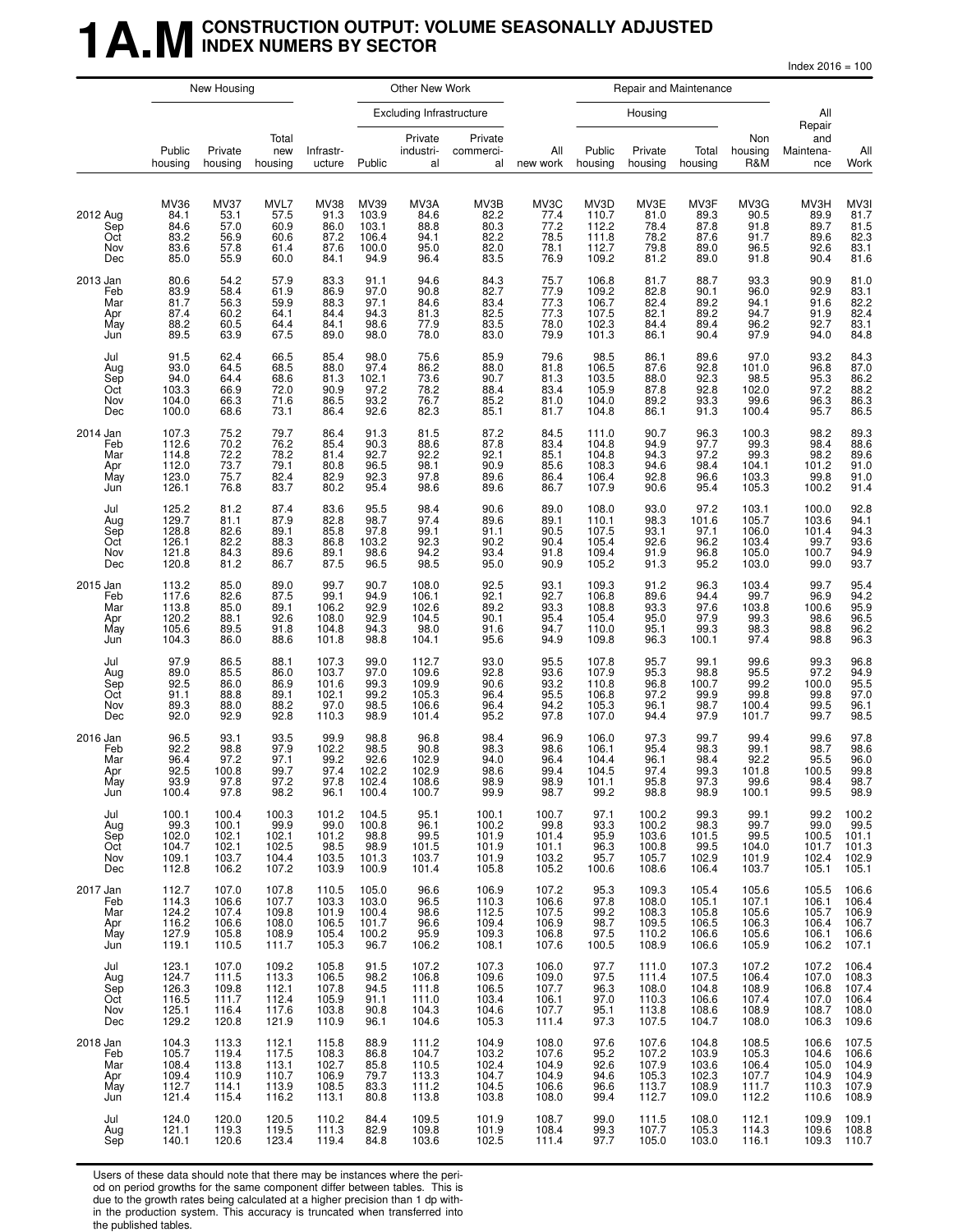# 1A.M CONSTRUCTION OUTPUT: VOLUME SEASONALLY ADJUSTED INDEX NUMBERS BY SECTOR

Index 2016 = 100

| | New Housing | | | Other New Work | | | | | Repair and Maintenance | | | | | |
|---|---|---|---|---|---|---|---|---|---|---|---|---|---|---|
| | | | | | Excluding Infrastructure | | | | Housing | | | | | |
| | Public housing | Private housing | Total new housing | Infrastructure | Public | Private industrial | Private commercial | All new work | Public housing | Private housing | Total housing | Non housing R&M | All Repair and Maintenance | All Work |
| | MV36 | MV37 | MVL7 | MV38 | MV39 | MV3A | MV3B | MV3C | MV3D | MV3E | MV3F | MV3G | MV3H | MV3I |
| 2012 Aug | 84.1 | 53.1 | 57.5 | 91.3 | 103.9 | 84.6 | 82.2 | 77.4 | 110.7 | 81.0 | 89.3 | 90.5 | 89.9 | 81.7 |
| Sep | 84.6 | 57.0 | 60.9 | 86.0 | 103.1 | 88.8 | 80.3 | 77.2 | 112.2 | 78.4 | 87.8 | 91.8 | 89.7 | 81.5 |
| Oct | 83.2 | 56.9 | 60.6 | 87.2 | 106.4 | 94.1 | 82.2 | 78.5 | 111.8 | 78.2 | 87.6 | 91.7 | 89.6 | 82.3 |
| Nov | 83.6 | 57.8 | 61.4 | 87.6 | 100.0 | 95.0 | 82.0 | 78.1 | 112.7 | 79.8 | 89.0 | 96.5 | 92.6 | 83.1 |
| Dec | 85.0 | 55.9 | 60.0 | 84.1 | 94.9 | 96.4 | 83.5 | 76.9 | 109.2 | 81.2 | 89.0 | 91.8 | 90.4 | 81.6 |
| 2013 Jan | 80.6 | 54.2 | 57.9 | 83.3 | 91.1 | 94.6 | 84.3 | 75.7 | 106.8 | 81.7 | 88.7 | 93.3 | 90.9 | 81.0 |
| Feb | 83.9 | 58.4 | 61.9 | 86.9 | 97.0 | 90.8 | 82.7 | 77.9 | 109.2 | 82.8 | 90.1 | 96.0 | 92.9 | 83.1 |
| Mar | 81.7 | 56.3 | 59.9 | 88.3 | 97.1 | 84.6 | 83.4 | 77.3 | 106.7 | 82.4 | 89.2 | 94.1 | 91.6 | 82.2 |
| Apr | 87.4 | 60.2 | 64.1 | 84.4 | 94.3 | 81.3 | 82.5 | 77.3 | 107.5 | 82.1 | 89.2 | 94.7 | 91.9 | 82.4 |
| May | 88.2 | 60.5 | 64.4 | 84.1 | 98.6 | 77.9 | 83.5 | 78.0 | 102.3 | 84.4 | 89.4 | 96.2 | 92.7 | 83.1 |
| Jun | 89.5 | 63.9 | 67.5 | 89.0 | 98.0 | 78.0 | 83.0 | 79.9 | 101.3 | 86.1 | 90.4 | 97.9 | 94.0 | 84.8 |
| Jul | 91.5 | 62.4 | 66.5 | 85.4 | 98.0 | 75.6 | 85.9 | 79.6 | 98.5 | 86.1 | 89.6 | 97.0 | 93.2 | 84.3 |
| Aug | 93.0 | 64.5 | 68.5 | 88.0 | 97.4 | 86.2 | 88.0 | 81.8 | 106.5 | 87.6 | 92.8 | 101.0 | 96.8 | 87.0 |
| Sep | 94.0 | 64.4 | 68.6 | 81.3 | 102.1 | 73.6 | 90.7 | 81.3 | 103.5 | 88.0 | 92.3 | 98.5 | 95.3 | 86.2 |
| Oct | 103.3 | 66.9 | 72.0 | 90.9 | 97.2 | 78.2 | 88.4 | 83.4 | 105.9 | 87.8 | 92.8 | 102.0 | 97.2 | 88.2 |
| Nov | 104.0 | 66.3 | 71.6 | 86.5 | 93.2 | 76.7 | 85.2 | 81.0 | 104.0 | 89.2 | 93.3 | 99.6 | 96.3 | 86.3 |
| Dec | 100.0 | 68.6 | 73.1 | 86.4 | 92.6 | 82.3 | 85.1 | 81.7 | 104.8 | 86.1 | 91.3 | 100.4 | 95.7 | 86.5 |
| 2014 Jan | 107.3 | 75.2 | 79.7 | 86.4 | 91.3 | 81.5 | 87.2 | 84.5 | 111.0 | 90.7 | 96.3 | 100.3 | 98.2 | 89.3 |
| Feb | 112.6 | 70.2 | 76.2 | 85.4 | 90.3 | 88.6 | 87.8 | 83.4 | 104.8 | 94.9 | 97.7 | 99.3 | 98.4 | 88.6 |
| Mar | 114.8 | 72.2 | 78.2 | 81.4 | 92.7 | 92.2 | 92.1 | 85.1 | 104.8 | 94.3 | 97.2 | 99.3 | 98.2 | 89.6 |
| Apr | 112.0 | 73.7 | 79.1 | 80.8 | 96.5 | 98.1 | 90.9 | 85.6 | 108.3 | 94.6 | 98.4 | 104.1 | 101.2 | 91.0 |
| May | 123.0 | 75.7 | 82.4 | 82.9 | 92.3 | 97.8 | 89.6 | 86.4 | 106.4 | 92.8 | 96.6 | 103.3 | 99.8 | 91.0 |
| Jun | 126.1 | 76.8 | 83.7 | 80.2 | 95.4 | 98.6 | 89.6 | 86.7 | 107.9 | 90.6 | 95.4 | 105.3 | 100.2 | 91.4 |
| Jul | 125.2 | 81.2 | 87.4 | 83.6 | 95.5 | 98.4 | 90.6 | 89.0 | 108.0 | 93.0 | 97.2 | 103.1 | 100.0 | 92.8 |
| Aug | 129.7 | 81.1 | 87.9 | 82.8 | 98.7 | 97.4 | 89.6 | 89.1 | 110.1 | 98.3 | 101.6 | 105.7 | 103.6 | 94.1 |
| Sep | 128.8 | 82.6 | 89.1 | 85.8 | 97.8 | 99.1 | 91.1 | 90.5 | 107.5 | 93.1 | 97.1 | 106.0 | 101.4 | 94.3 |
| Oct | 126.1 | 82.2 | 88.3 | 86.8 | 103.2 | 92.3 | 90.2 | 90.4 | 105.4 | 92.6 | 96.2 | 103.4 | 99.7 | 93.6 |
| Nov | 121.8 | 84.3 | 89.6 | 89.1 | 98.6 | 94.2 | 93.4 | 91.8 | 109.4 | 91.9 | 96.8 | 105.0 | 100.7 | 94.9 |
| Dec | 120.8 | 81.2 | 86.7 | 87.5 | 96.5 | 98.5 | 95.0 | 90.9 | 105.2 | 91.3 | 95.2 | 103.0 | 99.0 | 93.7 |
| 2015 Jan | 113.2 | 85.0 | 89.0 | 99.7 | 90.7 | 108.0 | 92.5 | 93.1 | 109.3 | 91.2 | 96.3 | 103.4 | 99.7 | 95.4 |
| Feb | 117.6 | 82.6 | 87.5 | 99.1 | 94.9 | 106.1 | 92.1 | 92.7 | 106.8 | 89.6 | 94.4 | 99.7 | 96.9 | 94.2 |
| Mar | 113.8 | 85.0 | 89.1 | 106.2 | 92.9 | 102.6 | 89.2 | 93.3 | 108.8 | 93.3 | 97.6 | 103.8 | 100.6 | 95.9 |
| Apr | 120.2 | 88.1 | 92.6 | 108.0 | 92.9 | 104.5 | 90.1 | 95.4 | 105.4 | 95.0 | 97.9 | 99.3 | 98.6 | 96.5 |
| May | 105.6 | 89.5 | 91.8 | 104.8 | 94.3 | 98.0 | 91.6 | 94.7 | 110.0 | 95.1 | 99.3 | 98.3 | 98.8 | 96.2 |
| Jun | 104.3 | 86.0 | 88.6 | 101.8 | 98.8 | 104.1 | 95.6 | 94.9 | 109.8 | 96.3 | 100.1 | 97.4 | 98.8 | 96.3 |
| Jul | 97.9 | 86.5 | 88.1 | 107.3 | 99.0 | 112.7 | 93.0 | 95.5 | 107.8 | 95.7 | 99.1 | 99.6 | 99.3 | 96.8 |
| Aug | 89.0 | 85.5 | 86.0 | 103.7 | 97.0 | 109.6 | 92.8 | 93.6 | 107.9 | 95.3 | 98.8 | 95.5 | 97.2 | 94.9 |
| Sep | 92.5 | 86.0 | 86.9 | 101.6 | 99.3 | 109.9 | 90.6 | 93.2 | 110.8 | 96.8 | 100.7 | 99.2 | 100.0 | 95.5 |
| Oct | 91.1 | 88.8 | 89.1 | 102.1 | 99.2 | 105.3 | 96.4 | 95.5 | 106.8 | 97.2 | 99.9 | 99.8 | 99.8 | 97.0 |
| Nov | 89.3 | 88.0 | 88.2 | 97.0 | 98.5 | 106.6 | 96.4 | 94.2 | 105.3 | 96.1 | 98.7 | 100.4 | 99.5 | 96.1 |
| Dec | 92.0 | 92.9 | 92.8 | 110.3 | 98.9 | 101.4 | 95.2 | 97.8 | 107.0 | 94.4 | 97.9 | 101.7 | 99.7 | 98.5 |
| 2016 Jan | 96.5 | 93.1 | 93.5 | 99.9 | 98.8 | 96.8 | 98.4 | 96.9 | 106.0 | 97.3 | 99.7 | 99.4 | 99.6 | 97.8 |
| Feb | 92.2 | 98.8 | 97.9 | 102.2 | 98.5 | 90.8 | 98.3 | 98.6 | 106.1 | 95.4 | 98.3 | 99.1 | 98.7 | 98.6 |
| Mar | 96.4 | 97.2 | 97.1 | 99.2 | 92.6 | 102.9 | 94.0 | 96.4 | 104.4 | 96.1 | 98.4 | 92.2 | 95.5 | 96.0 |
| Apr | 92.5 | 100.8 | 99.7 | 97.4 | 102.2 | 102.9 | 98.6 | 99.4 | 104.5 | 97.4 | 99.3 | 101.8 | 100.5 | 99.8 |
| May | 93.9 | 97.8 | 97.2 | 97.8 | 102.4 | 108.6 | 98.9 | 98.9 | 101.1 | 95.8 | 97.3 | 99.6 | 98.4 | 98.7 |
| Jun | 100.4 | 97.8 | 98.2 | 96.1 | 100.4 | 100.7 | 99.9 | 98.7 | 99.2 | 98.8 | 98.9 | 100.1 | 99.5 | 98.9 |
| Jul | 100.1 | 100.4 | 100.3 | 101.2 | 104.5 | 95.1 | 100.1 | 100.7 | 97.1 | 100.2 | 99.3 | 99.1 | 99.2 | 100.2 |
| Aug | 99.3 | 100.1 | 99.9 | 99.0 | 100.8 | 96.1 | 100.2 | 99.8 | 93.3 | 100.2 | 98.3 | 99.7 | 99.0 | 99.5 |
| Sep | 102.0 | 102.1 | 102.1 | 101.2 | 98.8 | 99.5 | 101.9 | 101.4 | 95.9 | 103.6 | 101.5 | 99.5 | 100.5 | 101.1 |
| Oct | 104.7 | 102.1 | 102.5 | 98.5 | 98.9 | 101.5 | 101.9 | 101.1 | 96.3 | 100.8 | 99.5 | 104.0 | 101.7 | 101.3 |
| Nov | 109.1 | 103.7 | 104.4 | 103.5 | 101.3 | 103.7 | 101.9 | 103.2 | 95.7 | 105.7 | 102.9 | 101.9 | 102.4 | 102.9 |
| Dec | 112.8 | 106.2 | 107.2 | 103.9 | 100.9 | 101.4 | 105.8 | 105.2 | 100.6 | 108.6 | 106.4 | 103.7 | 105.1 | 105.1 |
| 2017 Jan | 112.7 | 107.0 | 107.8 | 110.5 | 105.0 | 96.6 | 106.9 | 107.2 | 95.3 | 109.3 | 105.4 | 105.6 | 105.5 | 106.6 |
| Feb | 114.3 | 106.6 | 107.7 | 103.3 | 103.0 | 96.5 | 110.3 | 106.6 | 97.8 | 108.0 | 105.1 | 107.1 | 106.1 | 106.4 |
| Mar | 124.2 | 107.4 | 109.8 | 101.9 | 100.4 | 98.6 | 112.5 | 107.5 | 99.2 | 108.3 | 105.8 | 105.6 | 105.7 | 106.9 |
| Apr | 116.2 | 106.6 | 108.0 | 106.5 | 101.7 | 96.6 | 109.4 | 106.9 | 98.7 | 109.5 | 106.5 | 106.3 | 106.4 | 106.7 |
| May | 127.9 | 105.8 | 108.9 | 105.4 | 100.2 | 95.9 | 109.3 | 106.8 | 97.5 | 110.2 | 106.6 | 105.6 | 106.1 | 106.6 |
| Jun | 119.1 | 110.5 | 111.7 | 105.3 | 96.7 | 106.2 | 108.1 | 107.6 | 100.5 | 108.9 | 106.6 | 105.9 | 106.2 | 107.1 |
| Jul | 123.1 | 107.0 | 109.2 | 105.8 | 91.5 | 107.2 | 107.3 | 106.0 | 97.7 | 111.0 | 107.3 | 107.2 | 107.2 | 106.4 |
| Aug | 124.7 | 111.5 | 113.3 | 106.5 | 98.2 | 106.8 | 109.6 | 109.0 | 97.5 | 111.4 | 107.5 | 106.4 | 107.0 | 108.3 |
| Sep | 126.3 | 109.8 | 112.1 | 107.8 | 94.5 | 111.8 | 106.5 | 107.7 | 96.3 | 108.0 | 104.8 | 108.9 | 106.8 | 107.4 |
| Oct | 116.5 | 111.7 | 112.4 | 105.9 | 91.1 | 111.0 | 103.4 | 106.1 | 97.0 | 110.3 | 106.6 | 107.4 | 107.0 | 106.4 |
| Nov | 125.1 | 116.4 | 117.6 | 103.8 | 90.8 | 104.3 | 104.6 | 107.7 | 95.1 | 113.8 | 108.6 | 108.9 | 108.7 | 108.0 |
| Dec | 129.2 | 120.8 | 121.9 | 110.9 | 96.1 | 104.6 | 105.3 | 111.4 | 97.3 | 107.5 | 104.7 | 108.0 | 106.3 | 109.6 |
| 2018 Jan | 104.3 | 113.3 | 112.1 | 115.8 | 88.9 | 111.2 | 104.9 | 108.0 | 97.6 | 107.6 | 104.8 | 108.5 | 106.6 | 107.5 |
| Feb | 105.7 | 119.4 | 117.5 | 108.3 | 86.8 | 104.7 | 103.2 | 107.6 | 95.2 | 107.2 | 103.9 | 105.3 | 104.6 | 106.6 |
| Mar | 108.4 | 113.8 | 113.1 | 102.7 | 85.8 | 110.5 | 102.4 | 104.9 | 92.6 | 107.9 | 103.6 | 106.4 | 105.0 | 104.9 |
| Apr | 109.4 | 110.9 | 110.7 | 106.9 | 79.7 | 113.3 | 104.7 | 104.9 | 94.6 | 105.3 | 102.3 | 107.7 | 104.9 | 104.9 |
| May | 112.7 | 114.1 | 113.9 | 108.5 | 83.3 | 111.2 | 104.5 | 106.6 | 96.6 | 113.7 | 108.9 | 111.7 | 110.3 | 107.9 |
| Jun | 121.4 | 115.4 | 116.2 | 113.1 | 80.8 | 113.8 | 103.8 | 108.0 | 99.4 | 112.7 | 109.0 | 112.2 | 110.6 | 108.9 |
| Jul | 124.0 | 120.0 | 120.5 | 110.2 | 84.4 | 109.5 | 101.9 | 108.7 | 99.0 | 111.5 | 108.0 | 112.1 | 109.9 | 109.1 |
| Aug | 121.1 | 119.3 | 119.5 | 111.3 | 82.9 | 109.8 | 101.9 | 108.4 | 99.3 | 107.7 | 105.3 | 114.3 | 109.6 | 108.8 |
| Sep | 140.1 | 120.6 | 123.4 | 119.4 | 84.8 | 103.6 | 102.5 | 111.4 | 97.7 | 105.0 | 103.0 | 116.1 | 109.3 | 110.7 |

Users of these data should note that there may be instances where the period on period growths for the same component differ between tables. This is due to the growth rates being calculated at a higher precision than 1 dp within the production system. This accuracy is truncated when transferred into the published tables.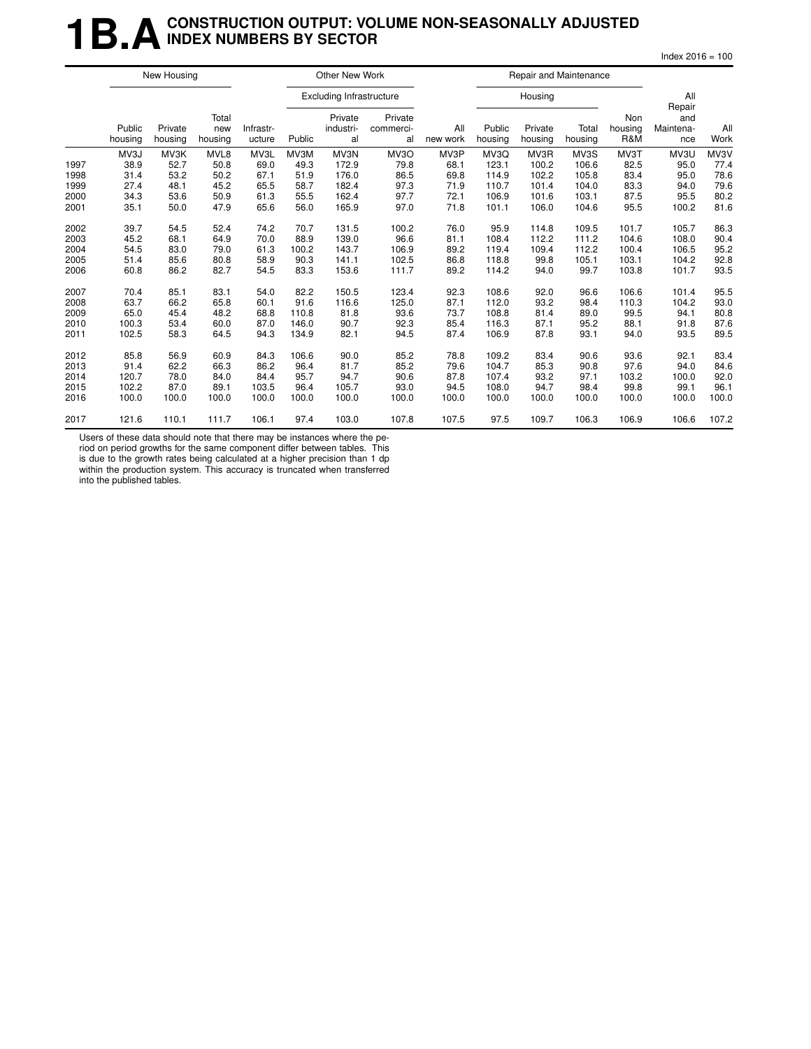# 1B.A CONSTRUCTION OUTPUT: VOLUME NON-SEASONALLY ADJUSTED INDEX NUMBERS BY SECTOR

Index 2016 = 100

| | New Housing | | | Other New Work | | | | | Repair and Maintenance | | | | | |
|---|---|---|---|---|---|---|---|---|---|---|---|---|---|---|
| | | | | | Excluding Infrastructure | | | | Housing | | | | All Repair and Maintenance | All Work |
| | Public housing | Private housing | Total new housing | Infrastructure | Public | Private industrial | Private commercial | All new work | Public housing | Private housing | Total housing | Non housing R&M | | |
| | MV3J | MV3K | MVL8 | MV3L | MV3M | MV3N | MV3O | MV3P | MV3Q | MV3R | MV3S | MV3T | MV3U | MV3V |
| 1997 | 38.9 | 52.7 | 50.8 | 69.0 | 49.3 | 172.9 | 79.8 | 68.1 | 123.1 | 100.2 | 106.6 | 82.5 | 95.0 | 77.4 |
| 1998 | 31.4 | 53.2 | 50.2 | 67.1 | 51.9 | 176.0 | 86.5 | 69.8 | 114.9 | 102.2 | 105.8 | 83.4 | 95.0 | 78.6 |
| 1999 | 27.4 | 48.1 | 45.2 | 65.5 | 58.7 | 182.4 | 97.3 | 71.9 | 110.7 | 101.4 | 104.0 | 83.3 | 94.0 | 79.6 |
| 2000 | 34.3 | 53.6 | 50.9 | 61.3 | 55.5 | 162.4 | 97.7 | 72.1 | 106.9 | 101.6 | 103.1 | 87.5 | 95.5 | 80.2 |
| 2001 | 35.1 | 50.0 | 47.9 | 65.6 | 56.0 | 165.9 | 97.0 | 71.8 | 101.1 | 106.0 | 104.6 | 95.5 | 100.2 | 81.6 |
| 2002 | 39.7 | 54.5 | 52.4 | 74.2 | 70.7 | 131.5 | 100.2 | 76.0 | 95.9 | 114.8 | 109.5 | 101.7 | 105.7 | 86.3 |
| 2003 | 45.2 | 68.1 | 64.9 | 70.0 | 88.9 | 139.0 | 96.6 | 81.1 | 108.4 | 112.2 | 111.2 | 104.6 | 108.0 | 90.4 |
| 2004 | 54.5 | 83.0 | 79.0 | 61.3 | 100.2 | 143.7 | 106.9 | 89.2 | 119.4 | 109.4 | 112.2 | 100.4 | 106.5 | 95.2 |
| 2005 | 51.4 | 85.6 | 80.8 | 58.9 | 90.3 | 141.1 | 102.5 | 86.8 | 118.8 | 99.8 | 105.1 | 103.1 | 104.2 | 92.8 |
| 2006 | 60.8 | 86.2 | 82.7 | 54.5 | 83.3 | 153.6 | 111.7 | 89.2 | 114.2 | 94.0 | 99.7 | 103.8 | 101.7 | 93.5 |
| 2007 | 70.4 | 85.1 | 83.1 | 54.0 | 82.2 | 150.5 | 123.4 | 92.3 | 108.6 | 92.0 | 96.6 | 106.6 | 101.4 | 95.5 |
| 2008 | 63.7 | 66.2 | 65.8 | 60.1 | 91.6 | 116.6 | 125.0 | 87.1 | 112.0 | 93.2 | 98.4 | 110.3 | 104.2 | 93.0 |
| 2009 | 65.0 | 45.4 | 48.2 | 68.8 | 110.8 | 81.8 | 93.6 | 73.7 | 108.8 | 81.4 | 89.0 | 99.5 | 94.1 | 80.8 |
| 2010 | 100.3 | 53.4 | 60.0 | 87.0 | 146.0 | 90.7 | 92.3 | 85.4 | 116.3 | 87.1 | 95.2 | 88.1 | 91.8 | 87.6 |
| 2011 | 102.5 | 58.3 | 64.5 | 94.3 | 134.9 | 82.1 | 94.5 | 87.4 | 106.9 | 87.8 | 93.1 | 94.0 | 93.5 | 89.5 |
| 2012 | 85.8 | 56.9 | 60.9 | 84.3 | 106.6 | 90.0 | 85.2 | 78.8 | 109.2 | 83.4 | 90.6 | 93.6 | 92.1 | 83.4 |
| 2013 | 91.4 | 62.2 | 66.3 | 86.2 | 96.4 | 81.7 | 85.2 | 79.6 | 104.7 | 85.3 | 90.8 | 97.6 | 94.0 | 84.6 |
| 2014 | 120.7 | 78.0 | 84.0 | 84.4 | 95.7 | 94.7 | 90.6 | 87.8 | 107.4 | 93.2 | 97.1 | 103.2 | 100.0 | 92.0 |
| 2015 | 102.2 | 87.0 | 89.1 | 103.5 | 96.4 | 105.7 | 93.0 | 94.5 | 108.0 | 94.7 | 98.4 | 99.8 | 99.1 | 96.1 |
| 2016 | 100.0 | 100.0 | 100.0 | 100.0 | 100.0 | 100.0 | 100.0 | 100.0 | 100.0 | 100.0 | 100.0 | 100.0 | 100.0 | 100.0 |
| 2017 | 121.6 | 110.1 | 111.7 | 106.1 | 97.4 | 103.0 | 107.8 | 107.5 | 97.5 | 109.7 | 106.3 | 106.9 | 106.6 | 107.2 |

Users of these data should note that there may be instances where the period on period growths for the same component differ between tables. This is due to the growth rates being calculated at a higher precision than 1 dp within the production system. This accuracy is truncated when transferred into the published tables.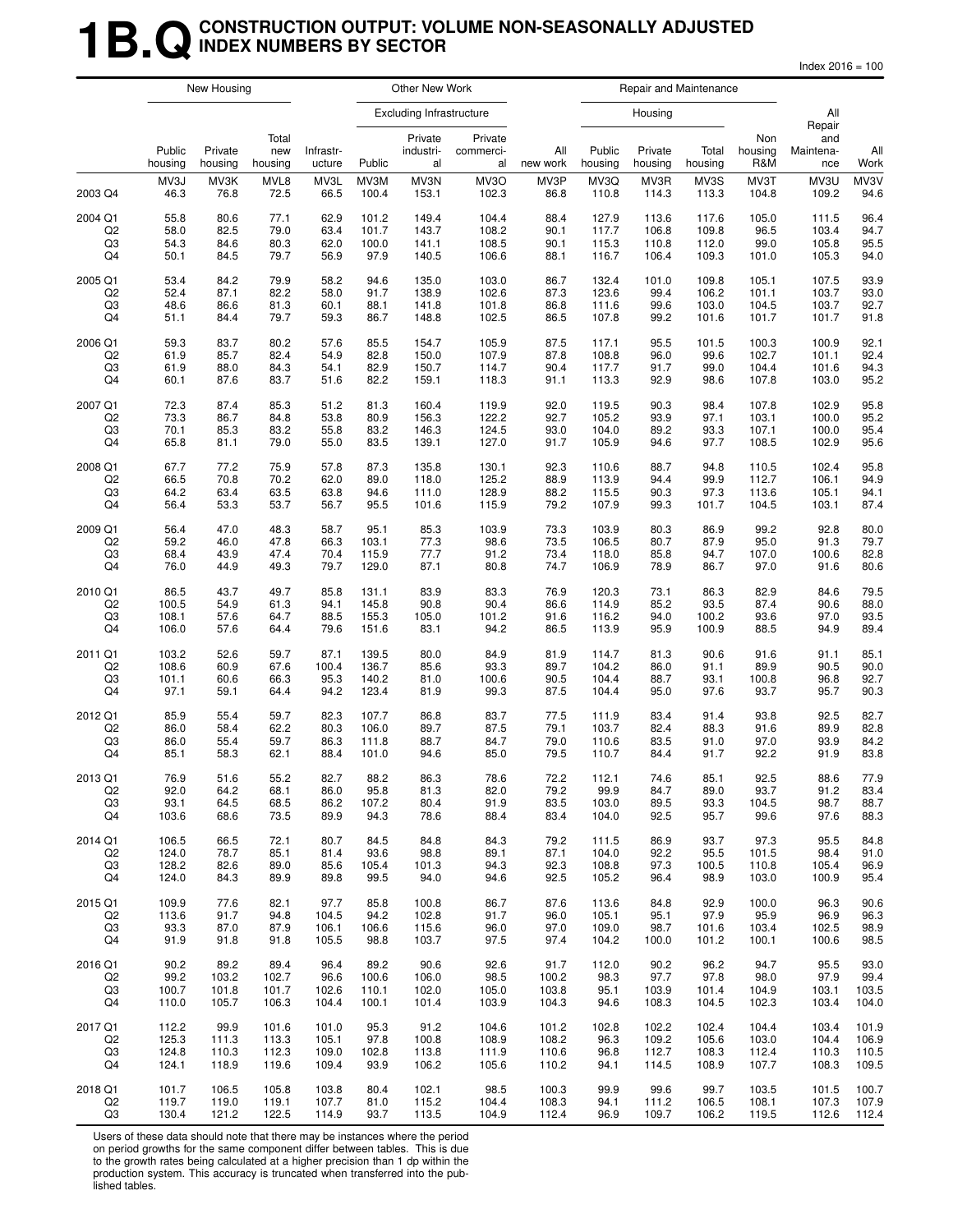# 1B.Q CONSTRUCTION OUTPUT: VOLUME NON-SEASONALLY ADJUSTED INDEX NUMBERS BY SECTOR

Index 2016 = 100

| | New Housing | | | Other New Work | | | | | Repair and Maintenance | | | | | |
|---|---|---|---|---|---|---|---|---|---|---|---|---|---|---|
| | | | | | Excluding Infrastructure | | | | Housing | | | | | |
| | Public housing | Private housing | Total new housing | Infrastructure | Public | Private industrial | Private commercial | All new work | Public housing | Private housing | Total housing | Non housing R&M | All Repair and Maintenance | All Work |
| | MV3J | MV3K | MVL8 | MV3L | MV3M | MV3N | MV3O | MV3P | MV3Q | MV3R | MV3S | MV3T | MV3U | MV3V |
| 2003 Q4 | 46.3 | 76.8 | 72.5 | 66.5 | 100.4 | 153.1 | 102.3 | 86.8 | 110.8 | 114.3 | 113.3 | 104.8 | 109.2 | 94.6 |
| 2004 Q1 | 55.8 | 80.6 | 77.1 | 62.9 | 101.2 | 149.4 | 104.4 | 88.4 | 127.9 | 113.6 | 117.6 | 105.0 | 111.5 | 96.4 |
| Q2 | 58.0 | 82.5 | 79.0 | 63.4 | 101.7 | 143.7 | 108.2 | 90.1 | 117.7 | 106.8 | 109.8 | 96.5 | 103.4 | 94.7 |
| Q3 | 54.3 | 84.6 | 80.3 | 62.0 | 100.0 | 141.1 | 108.5 | 90.1 | 115.3 | 110.8 | 112.0 | 99.0 | 105.8 | 95.5 |
| Q4 | 50.1 | 84.5 | 79.7 | 56.9 | 97.9 | 140.5 | 106.6 | 88.1 | 116.7 | 106.4 | 109.3 | 101.0 | 105.3 | 94.0 |
| 2005 Q1 | 53.4 | 84.2 | 79.9 | 58.2 | 94.6 | 135.0 | 103.0 | 86.7 | 132.4 | 101.0 | 109.8 | 105.1 | 107.5 | 93.9 |
| Q2 | 52.4 | 87.1 | 82.2 | 58.0 | 91.7 | 138.9 | 102.6 | 87.3 | 123.6 | 99.4 | 106.2 | 101.1 | 103.7 | 93.0 |
| Q3 | 48.6 | 86.6 | 81.3 | 60.1 | 88.1 | 141.8 | 101.8 | 86.8 | 111.6 | 99.6 | 103.0 | 104.5 | 103.7 | 92.7 |
| Q4 | 51.1 | 84.4 | 79.7 | 59.3 | 86.7 | 148.8 | 102.5 | 86.5 | 107.8 | 99.2 | 101.6 | 101.7 | 101.7 | 91.8 |
| 2006 Q1 | 59.3 | 83.7 | 80.2 | 57.6 | 85.5 | 154.7 | 105.9 | 87.5 | 117.1 | 95.5 | 101.5 | 100.3 | 100.9 | 92.1 |
| Q2 | 61.9 | 85.7 | 82.4 | 54.9 | 82.8 | 150.0 | 107.9 | 87.8 | 108.8 | 96.0 | 99.6 | 102.7 | 101.1 | 92.4 |
| Q3 | 61.9 | 88.0 | 84.3 | 54.1 | 82.9 | 150.7 | 114.7 | 90.4 | 117.7 | 91.7 | 99.0 | 104.4 | 101.6 | 94.3 |
| Q4 | 60.1 | 87.6 | 83.7 | 51.6 | 82.2 | 159.1 | 118.3 | 91.1 | 113.3 | 92.9 | 98.6 | 107.8 | 103.0 | 95.2 |
| 2007 Q1 | 72.3 | 87.4 | 85.3 | 51.2 | 81.3 | 160.4 | 119.9 | 92.0 | 119.5 | 90.3 | 98.4 | 107.8 | 102.9 | 95.8 |
| Q2 | 73.3 | 86.7 | 84.8 | 53.8 | 80.9 | 156.3 | 122.2 | 92.7 | 105.2 | 93.9 | 97.1 | 103.1 | 100.0 | 95.2 |
| Q3 | 70.1 | 85.3 | 83.2 | 55.8 | 83.2 | 146.3 | 124.5 | 93.0 | 104.0 | 89.2 | 93.3 | 107.1 | 100.0 | 95.4 |
| Q4 | 65.8 | 81.1 | 79.0 | 55.0 | 83.5 | 139.1 | 127.0 | 91.7 | 105.9 | 94.6 | 97.7 | 108.5 | 102.9 | 95.6 |
| 2008 Q1 | 67.7 | 77.2 | 75.9 | 57.8 | 87.3 | 135.8 | 130.1 | 92.3 | 110.6 | 88.7 | 94.8 | 110.5 | 102.4 | 95.8 |
| Q2 | 66.5 | 70.8 | 70.2 | 62.0 | 89.0 | 118.0 | 125.2 | 88.9 | 113.9 | 94.4 | 99.9 | 112.7 | 106.1 | 94.9 |
| Q3 | 64.2 | 63.4 | 63.5 | 63.8 | 94.6 | 111.0 | 128.9 | 88.2 | 115.5 | 90.3 | 97.3 | 113.6 | 105.1 | 94.1 |
| Q4 | 56.4 | 53.3 | 53.7 | 56.7 | 95.5 | 101.6 | 115.9 | 79.2 | 107.9 | 99.3 | 101.7 | 104.5 | 103.1 | 87.4 |
| 2009 Q1 | 56.4 | 47.0 | 48.3 | 58.7 | 95.1 | 85.3 | 103.9 | 73.3 | 103.9 | 80.3 | 86.9 | 99.2 | 92.8 | 80.0 |
| Q2 | 59.2 | 46.0 | 47.8 | 66.3 | 103.1 | 77.3 | 98.6 | 73.5 | 106.5 | 80.7 | 87.9 | 95.0 | 91.3 | 79.7 |
| Q3 | 68.4 | 43.9 | 47.4 | 70.4 | 115.9 | 77.7 | 91.2 | 73.4 | 118.0 | 85.8 | 94.7 | 107.0 | 100.6 | 82.8 |
| Q4 | 76.0 | 44.9 | 49.3 | 79.7 | 129.0 | 87.1 | 80.8 | 74.7 | 106.9 | 78.9 | 86.7 | 97.0 | 91.6 | 80.6 |
| 2010 Q1 | 86.5 | 43.7 | 49.7 | 85.8 | 131.1 | 83.9 | 83.3 | 76.9 | 120.3 | 73.1 | 86.3 | 82.9 | 84.6 | 79.5 |
| Q2 | 100.5 | 54.9 | 61.3 | 94.1 | 145.8 | 90.8 | 90.4 | 86.6 | 114.9 | 85.2 | 93.5 | 87.4 | 90.6 | 88.0 |
| Q3 | 108.1 | 57.6 | 64.7 | 88.5 | 155.3 | 105.0 | 101.2 | 91.6 | 116.2 | 94.0 | 100.2 | 93.6 | 97.0 | 93.5 |
| Q4 | 106.0 | 57.6 | 64.4 | 79.6 | 151.6 | 83.1 | 94.2 | 86.5 | 113.9 | 95.9 | 100.9 | 88.5 | 94.9 | 89.4 |
| 2011 Q1 | 103.2 | 52.6 | 59.7 | 87.1 | 139.5 | 80.0 | 84.9 | 81.9 | 114.7 | 81.3 | 90.6 | 91.6 | 91.1 | 85.1 |
| Q2 | 108.6 | 60.9 | 67.6 | 100.4 | 136.7 | 85.6 | 93.3 | 89.7 | 104.2 | 86.0 | 91.1 | 89.9 | 90.5 | 90.0 |
| Q3 | 101.1 | 60.6 | 66.3 | 95.3 | 140.2 | 81.0 | 100.6 | 90.5 | 104.4 | 88.7 | 93.1 | 100.8 | 96.8 | 92.7 |
| Q4 | 97.1 | 59.1 | 64.4 | 94.2 | 123.4 | 81.9 | 99.3 | 87.5 | 104.4 | 95.0 | 97.6 | 93.7 | 95.7 | 90.3 |
| 2012 Q1 | 85.9 | 55.4 | 59.7 | 82.3 | 107.7 | 86.8 | 83.7 | 77.5 | 111.9 | 83.4 | 91.4 | 93.8 | 92.5 | 82.7 |
| Q2 | 86.0 | 58.4 | 62.2 | 80.3 | 106.0 | 89.7 | 87.5 | 79.1 | 103.7 | 82.4 | 88.3 | 91.6 | 89.9 | 82.8 |
| Q3 | 86.0 | 55.4 | 59.7 | 86.3 | 111.8 | 88.7 | 84.7 | 79.0 | 110.6 | 83.5 | 91.0 | 97.0 | 93.9 | 84.2 |
| Q4 | 85.1 | 58.3 | 62.1 | 88.4 | 101.0 | 94.6 | 85.0 | 79.5 | 110.7 | 84.4 | 91.7 | 92.2 | 91.9 | 83.8 |
| 2013 Q1 | 76.9 | 51.6 | 55.2 | 82.7 | 88.2 | 86.3 | 78.6 | 72.2 | 112.1 | 74.6 | 85.1 | 92.5 | 88.6 | 77.9 |
| Q2 | 92.0 | 64.2 | 68.1 | 86.0 | 95.8 | 81.3 | 82.0 | 79.2 | 99.9 | 84.7 | 89.0 | 93.7 | 91.2 | 83.4 |
| Q3 | 93.1 | 64.5 | 68.5 | 86.2 | 107.2 | 80.4 | 91.9 | 83.5 | 103.0 | 89.5 | 93.3 | 104.5 | 98.7 | 88.7 |
| Q4 | 103.6 | 68.6 | 73.5 | 89.9 | 94.3 | 78.6 | 88.4 | 83.4 | 104.0 | 92.5 | 95.7 | 99.6 | 97.6 | 88.3 |
| 2014 Q1 | 106.5 | 66.5 | 72.1 | 80.7 | 84.5 | 84.8 | 84.3 | 79.2 | 111.5 | 86.9 | 93.7 | 97.3 | 95.5 | 84.8 |
| Q2 | 124.0 | 78.7 | 85.1 | 81.4 | 93.6 | 98.8 | 89.1 | 87.1 | 104.0 | 92.2 | 95.5 | 101.5 | 98.4 | 91.0 |
| Q3 | 128.2 | 82.6 | 89.0 | 85.6 | 105.4 | 101.3 | 94.3 | 92.3 | 108.8 | 97.3 | 100.5 | 110.8 | 105.4 | 96.9 |
| Q4 | 124.0 | 84.3 | 89.9 | 89.8 | 99.5 | 94.0 | 94.6 | 92.5 | 105.2 | 96.4 | 98.9 | 103.0 | 100.9 | 95.4 |
| 2015 Q1 | 109.9 | 77.6 | 82.1 | 97.7 | 85.8 | 100.8 | 86.7 | 87.6 | 113.6 | 84.8 | 92.9 | 100.0 | 96.3 | 90.6 |
| Q2 | 113.6 | 91.7 | 94.8 | 104.5 | 94.2 | 102.8 | 91.7 | 96.0 | 105.1 | 95.1 | 97.9 | 95.9 | 96.9 | 96.3 |
| Q3 | 93.3 | 87.0 | 87.9 | 106.1 | 106.6 | 115.6 | 96.0 | 97.0 | 109.0 | 98.7 | 101.6 | 103.4 | 102.5 | 98.9 |
| Q4 | 91.9 | 91.8 | 91.8 | 105.5 | 98.8 | 103.7 | 97.5 | 97.4 | 104.2 | 100.0 | 101.2 | 100.1 | 100.6 | 98.5 |
| 2016 Q1 | 90.2 | 89.2 | 89.4 | 96.4 | 89.2 | 90.6 | 92.6 | 91.7 | 112.0 | 90.2 | 96.2 | 94.7 | 95.5 | 93.0 |
| Q2 | 99.2 | 103.2 | 102.7 | 96.6 | 100.6 | 106.0 | 98.5 | 100.2 | 98.3 | 97.7 | 97.8 | 98.0 | 97.9 | 99.4 |
| Q3 | 100.7 | 101.8 | 101.7 | 102.6 | 110.1 | 102.0 | 105.0 | 103.8 | 95.1 | 103.9 | 101.4 | 104.9 | 103.1 | 103.5 |
| Q4 | 110.0 | 105.7 | 106.3 | 104.4 | 100.1 | 101.4 | 103.9 | 104.3 | 94.6 | 108.3 | 104.5 | 102.3 | 103.4 | 104.0 |
| 2017 Q1 | 112.2 | 99.9 | 101.6 | 101.0 | 95.3 | 91.2 | 104.6 | 101.2 | 102.8 | 102.2 | 102.4 | 104.4 | 103.4 | 101.9 |
| Q2 | 125.3 | 111.3 | 113.3 | 105.1 | 97.8 | 100.8 | 108.9 | 108.2 | 96.3 | 109.2 | 105.6 | 103.0 | 104.4 | 106.9 |
| Q3 | 124.8 | 110.3 | 112.3 | 109.0 | 102.8 | 113.8 | 111.9 | 110.6 | 96.8 | 112.7 | 108.3 | 112.4 | 110.3 | 110.5 |
| Q4 | 124.1 | 118.9 | 119.6 | 109.4 | 93.9 | 106.2 | 105.6 | 110.2 | 94.1 | 114.5 | 108.9 | 107.7 | 108.3 | 109.5 |
| 2018 Q1 | 101.7 | 106.5 | 105.8 | 103.8 | 80.4 | 102.1 | 98.5 | 100.3 | 99.9 | 99.6 | 99.7 | 103.5 | 101.5 | 100.7 |
| Q2 | 119.7 | 119.0 | 119.1 | 107.7 | 81.0 | 115.2 | 104.4 | 108.3 | 94.1 | 111.2 | 106.5 | 108.1 | 107.3 | 107.9 |
| Q3 | 130.4 | 121.2 | 122.5 | 114.9 | 93.7 | 113.5 | 104.9 | 112.4 | 96.9 | 109.7 | 106.2 | 119.5 | 112.6 | 112.4 |

Users of these data should note that there may be instances where the period on period growths for the same component differ between tables. This is due to the growth rates being calculated at a higher precision than 1 dp within the production system. This accuracy is truncated when transferred into the published tables.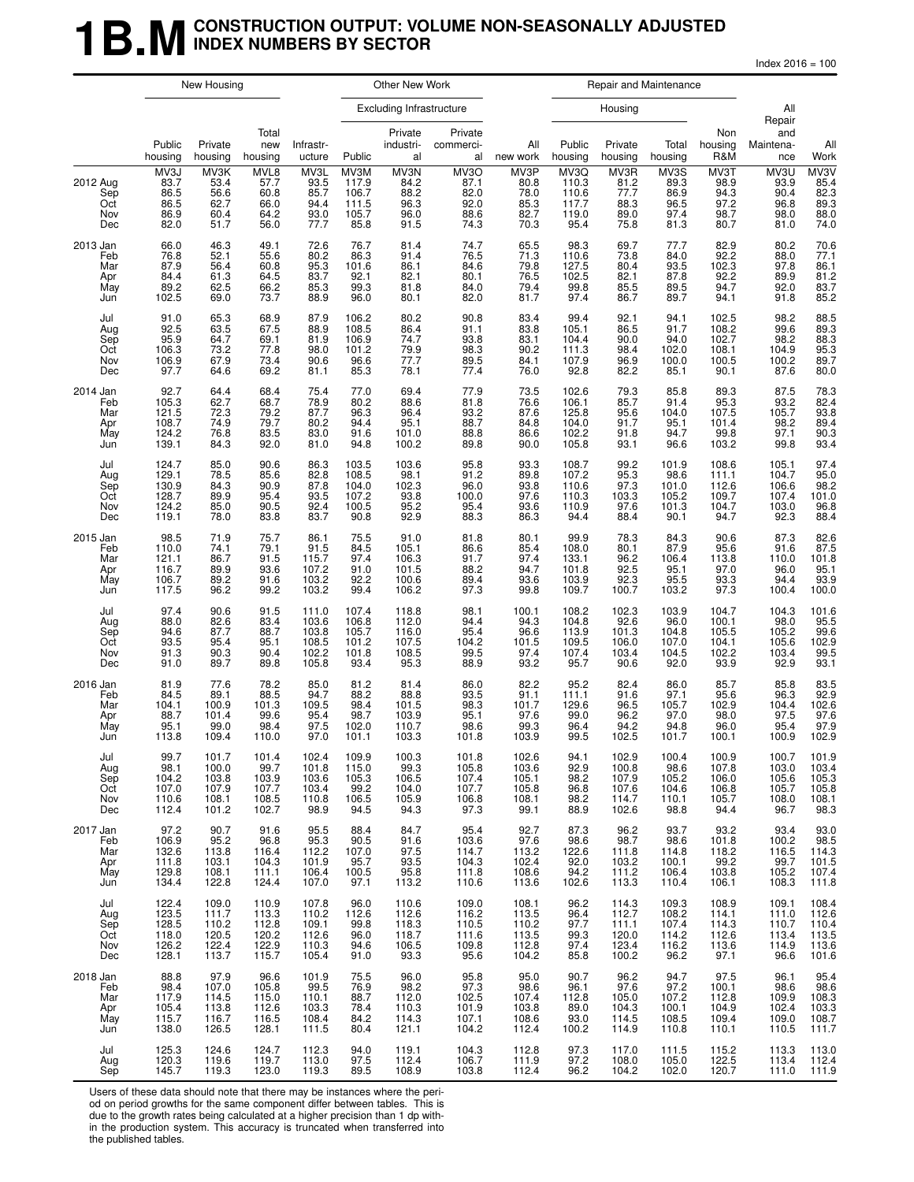# 1B.M CONSTRUCTION OUTPUT: VOLUME NON-SEASONALLY ADJUSTED INDEX NUMBERS BY SECTOR

Index 2016 = 100

| | New Housing | | | Other New Work | | | | | Repair and Maintenance | | | | | |
|---|---|---|---|---|---|---|---|---|---|---|---|---|---|---|
| | | | | | Excluding Infrastructure | | | | Housing | | | | | |
| | Public housing | Private housing | Total new housing | Infrastructure | Public | Private industrial | Private commercial | All new work | Public housing | Private housing | Total housing | Non housing R&M | All Repair and Maintenance | All Work |
| | MV3J | MV3K | MVL8 | MV3L | MV3M | MV3N | MV3O | MV3P | MV3Q | MV3R | MV3S | MV3T | MV3U | MV3V |
| 2012 Aug | 83.7 | 53.4 | 57.7 | 93.5 | 117.9 | 84.2 | 87.1 | 80.8 | 110.3 | 81.2 | 89.3 | 98.9 | 93.9 | 85.4 |
| Sep | 86.5 | 56.6 | 60.8 | 85.7 | 106.7 | 88.2 | 82.0 | 78.0 | 110.6 | 77.7 | 86.9 | 94.3 | 90.4 | 82.3 |
| Oct | 86.5 | 62.7 | 66.0 | 94.4 | 111.5 | 96.3 | 92.0 | 85.3 | 117.7 | 88.3 | 96.5 | 97.2 | 96.8 | 89.3 |
| Nov | 86.9 | 60.4 | 64.2 | 93.0 | 105.7 | 96.0 | 88.6 | 82.7 | 119.0 | 89.0 | 97.4 | 98.7 | 98.0 | 88.0 |
| Dec | 82.0 | 51.7 | 56.0 | 77.7 | 85.8 | 91.5 | 74.3 | 70.3 | 95.4 | 75.8 | 81.3 | 80.7 | 81.0 | 74.0 |
| 2013 Jan | 66.0 | 46.3 | 49.1 | 72.6 | 76.7 | 81.4 | 74.7 | 65.5 | 98.3 | 69.7 | 77.7 | 82.9 | 80.2 | 70.6 |
| Feb | 76.8 | 52.1 | 55.6 | 80.2 | 86.3 | 91.4 | 76.5 | 71.3 | 110.6 | 73.8 | 84.0 | 92.2 | 88.0 | 77.1 |
| Mar | 87.9 | 56.4 | 60.8 | 95.3 | 101.6 | 86.1 | 84.6 | 79.8 | 127.5 | 80.4 | 93.5 | 102.3 | 97.8 | 86.1 |
| Apr | 84.4 | 61.3 | 64.5 | 83.7 | 92.1 | 82.1 | 80.1 | 76.5 | 102.5 | 82.1 | 87.8 | 92.2 | 89.9 | 81.2 |
| May | 89.2 | 62.5 | 66.2 | 85.3 | 99.3 | 81.8 | 84.0 | 79.4 | 99.8 | 85.5 | 89.5 | 94.7 | 92.0 | 83.7 |
| Jun | 102.5 | 69.0 | 73.7 | 88.9 | 96.0 | 80.1 | 82.0 | 81.7 | 97.4 | 86.7 | 89.7 | 94.1 | 91.8 | 85.2 |
| Jul | 91.0 | 65.3 | 68.9 | 87.9 | 106.2 | 80.2 | 90.8 | 83.4 | 99.4 | 92.1 | 94.1 | 102.5 | 98.2 | 88.5 |
| Aug | 92.5 | 63.5 | 67.5 | 88.9 | 108.5 | 86.4 | 91.1 | 83.8 | 105.1 | 86.5 | 91.7 | 108.2 | 99.6 | 89.3 |
| Sep | 95.9 | 64.7 | 69.1 | 81.9 | 106.9 | 74.7 | 93.8 | 83.1 | 104.4 | 90.0 | 94.0 | 102.7 | 98.2 | 88.3 |
| Oct | 106.3 | 73.2 | 77.8 | 98.0 | 101.2 | 79.9 | 98.3 | 90.2 | 111.3 | 98.4 | 102.0 | 108.1 | 104.9 | 95.3 |
| Nov | 106.9 | 67.9 | 73.4 | 90.6 | 96.6 | 77.7 | 89.5 | 84.1 | 107.9 | 96.9 | 100.0 | 100.5 | 100.2 | 89.7 |
| Dec | 97.7 | 64.6 | 69.2 | 81.1 | 85.3 | 78.1 | 77.4 | 76.0 | 92.8 | 82.2 | 85.1 | 90.1 | 87.6 | 80.0 |
| 2014 Jan | 92.7 | 64.4 | 68.4 | 75.4 | 77.0 | 69.4 | 77.9 | 73.5 | 102.6 | 79.3 | 85.8 | 89.3 | 87.5 | 78.3 |
| Feb | 105.3 | 62.7 | 68.7 | 78.9 | 80.2 | 88.6 | 81.8 | 76.6 | 106.1 | 85.7 | 91.4 | 95.3 | 93.2 | 82.4 |
| Mar | 121.5 | 72.3 | 79.2 | 87.7 | 96.3 | 96.4 | 93.2 | 87.6 | 125.8 | 95.6 | 104.0 | 107.5 | 105.7 | 93.8 |
| Apr | 108.7 | 74.9 | 79.7 | 80.2 | 94.4 | 95.1 | 88.7 | 84.8 | 104.0 | 91.7 | 95.1 | 101.4 | 98.2 | 89.4 |
| May | 124.2 | 76.8 | 83.5 | 83.0 | 91.6 | 101.0 | 88.8 | 86.6 | 102.2 | 91.8 | 94.7 | 99.8 | 97.1 | 90.3 |
| Jun | 139.1 | 84.3 | 92.0 | 81.0 | 94.8 | 100.2 | 89.8 | 90.0 | 105.8 | 93.1 | 96.6 | 103.2 | 99.8 | 93.4 |
| Jul | 124.7 | 85.0 | 90.6 | 86.3 | 103.5 | 103.6 | 95.8 | 93.3 | 108.7 | 99.2 | 101.9 | 108.6 | 105.1 | 97.4 |
| Aug | 129.1 | 78.5 | 85.6 | 82.8 | 108.5 | 98.1 | 91.2 | 89.8 | 107.2 | 95.3 | 98.6 | 111.1 | 104.7 | 95.0 |
| Sep | 130.9 | 84.3 | 90.9 | 87.8 | 104.0 | 102.3 | 96.0 | 93.8 | 110.6 | 97.3 | 101.0 | 112.6 | 106.6 | 98.2 |
| Oct | 128.7 | 89.9 | 95.4 | 93.5 | 107.2 | 93.8 | 100.0 | 97.6 | 110.3 | 103.3 | 105.2 | 109.7 | 107.4 | 101.0 |
| Nov | 124.2 | 85.0 | 90.5 | 92.4 | 100.5 | 95.2 | 95.4 | 93.6 | 110.9 | 97.6 | 101.3 | 104.7 | 103.0 | 96.8 |
| Dec | 119.1 | 78.0 | 83.8 | 83.7 | 90.8 | 92.9 | 88.3 | 86.3 | 94.4 | 88.4 | 90.1 | 94.7 | 92.3 | 88.4 |
| 2015 Jan | 98.5 | 71.9 | 75.7 | 86.1 | 75.5 | 91.0 | 81.8 | 80.1 | 99.9 | 78.3 | 84.3 | 90.6 | 87.3 | 82.6 |
| Feb | 110.0 | 74.1 | 79.1 | 91.5 | 84.5 | 105.1 | 86.6 | 85.4 | 108.0 | 80.1 | 87.9 | 95.6 | 91.6 | 87.5 |
| Mar | 121.1 | 86.7 | 91.5 | 115.7 | 97.4 | 106.3 | 91.7 | 97.4 | 133.1 | 96.2 | 106.4 | 113.8 | 110.0 | 101.8 |
| Apr | 116.7 | 89.9 | 93.6 | 107.2 | 91.0 | 101.5 | 88.2 | 94.7 | 101.8 | 92.5 | 95.1 | 97.0 | 96.0 | 95.1 |
| May | 106.7 | 89.2 | 91.6 | 103.2 | 92.2 | 100.6 | 89.4 | 93.6 | 103.9 | 92.3 | 95.5 | 93.3 | 94.4 | 93.9 |
| Jun | 117.5 | 96.2 | 99.2 | 103.2 | 99.4 | 106.2 | 97.3 | 99.8 | 109.7 | 100.7 | 103.2 | 97.3 | 100.4 | 100.0 |
| Jul | 97.4 | 90.6 | 91.5 | 111.0 | 107.4 | 118.8 | 98.1 | 100.1 | 108.2 | 102.3 | 103.9 | 104.7 | 104.3 | 101.6 |
| Aug | 88.0 | 82.6 | 83.4 | 103.6 | 106.8 | 112.0 | 94.4 | 94.3 | 104.8 | 92.6 | 96.0 | 100.1 | 98.0 | 95.5 |
| Sep | 94.6 | 87.7 | 88.7 | 103.8 | 105.7 | 116.0 | 95.4 | 96.6 | 113.9 | 101.3 | 104.8 | 105.5 | 105.2 | 99.6 |
| Oct | 93.5 | 95.4 | 95.1 | 108.5 | 101.2 | 107.5 | 104.2 | 101.5 | 109.5 | 106.0 | 107.0 | 104.1 | 105.6 | 102.9 |
| Nov | 91.3 | 90.3 | 90.4 | 102.2 | 101.8 | 108.5 | 99.5 | 97.4 | 107.4 | 103.4 | 104.5 | 102.2 | 103.4 | 99.5 |
| Dec | 91.0 | 89.7 | 89.8 | 105.8 | 93.4 | 95.3 | 88.9 | 93.2 | 95.7 | 90.6 | 92.0 | 93.9 | 92.9 | 93.1 |
| 2016 Jan | 81.9 | 77.6 | 78.2 | 85.0 | 81.2 | 81.4 | 86.0 | 82.2 | 95.2 | 82.4 | 86.0 | 85.7 | 85.8 | 83.5 |
| Feb | 84.5 | 89.1 | 88.5 | 94.7 | 88.2 | 88.8 | 93.5 | 91.1 | 111.1 | 91.6 | 97.1 | 95.6 | 96.3 | 92.9 |
| Mar | 104.1 | 100.9 | 101.3 | 109.5 | 98.4 | 101.5 | 98.3 | 101.7 | 129.6 | 96.5 | 105.7 | 102.9 | 104.4 | 102.6 |
| Apr | 88.7 | 101.4 | 99.6 | 95.4 | 98.7 | 103.9 | 95.1 | 97.6 | 99.0 | 96.2 | 97.0 | 98.0 | 97.5 | 97.6 |
| May | 95.1 | 99.0 | 98.4 | 97.5 | 102.0 | 110.7 | 98.6 | 99.3 | 96.4 | 94.2 | 94.8 | 96.0 | 95.4 | 97.9 |
| Jun | 113.8 | 109.4 | 110.0 | 97.0 | 101.1 | 103.3 | 101.8 | 103.9 | 99.5 | 102.5 | 101.7 | 100.1 | 100.9 | 102.9 |
| Jul | 99.7 | 101.7 | 101.4 | 102.4 | 109.9 | 100.3 | 101.8 | 102.6 | 94.1 | 102.9 | 100.4 | 100.9 | 100.7 | 101.9 |
| Aug | 98.1 | 100.0 | 99.7 | 101.8 | 115.0 | 99.3 | 105.8 | 103.6 | 92.9 | 100.8 | 98.6 | 107.8 | 103.0 | 103.4 |
| Sep | 104.2 | 103.8 | 103.9 | 103.6 | 105.3 | 106.5 | 107.4 | 105.1 | 98.2 | 107.9 | 105.2 | 106.0 | 105.6 | 105.3 |
| Oct | 107.0 | 107.9 | 107.7 | 103.4 | 99.2 | 104.0 | 107.7 | 105.8 | 96.8 | 107.6 | 104.6 | 106.8 | 105.7 | 105.8 |
| Nov | 110.6 | 108.1 | 108.5 | 110.8 | 106.5 | 105.9 | 106.8 | 108.1 | 98.2 | 114.7 | 110.1 | 105.7 | 108.0 | 108.1 |
| Dec | 112.4 | 101.2 | 102.7 | 98.9 | 94.5 | 94.3 | 97.3 | 99.1 | 88.9 | 102.6 | 98.8 | 94.4 | 96.7 | 98.3 |
| 2017 Jan | 97.2 | 90.7 | 91.6 | 95.5 | 88.4 | 84.7 | 95.4 | 92.7 | 87.3 | 96.2 | 93.7 | 93.2 | 93.4 | 93.0 |
| Feb | 106.9 | 95.2 | 96.8 | 95.3 | 90.5 | 91.6 | 103.6 | 97.6 | 98.6 | 98.7 | 98.6 | 101.8 | 100.2 | 98.5 |
| Mar | 132.6 | 113.8 | 116.4 | 112.2 | 107.0 | 97.5 | 114.7 | 113.2 | 122.6 | 111.8 | 114.8 | 118.2 | 116.5 | 114.3 |
| Apr | 111.8 | 103.1 | 104.3 | 101.9 | 95.7 | 93.5 | 104.3 | 102.4 | 92.0 | 103.2 | 100.1 | 99.2 | 99.7 | 101.5 |
| May | 129.8 | 108.1 | 111.1 | 106.4 | 100.5 | 95.8 | 111.8 | 108.6 | 94.2 | 111.2 | 106.4 | 103.8 | 105.2 | 107.4 |
| Jun | 134.4 | 122.8 | 124.4 | 107.0 | 97.1 | 113.2 | 110.6 | 113.6 | 102.6 | 113.3 | 110.4 | 106.1 | 108.3 | 111.8 |
| Jul | 122.4 | 109.0 | 110.9 | 107.8 | 96.0 | 110.6 | 109.0 | 108.1 | 96.2 | 114.3 | 109.3 | 108.9 | 109.1 | 108.4 |
| Aug | 123.5 | 111.7 | 113.3 | 110.2 | 112.6 | 112.6 | 116.2 | 113.5 | 96.4 | 112.7 | 108.2 | 114.1 | 111.0 | 112.6 |
| Sep | 128.5 | 110.2 | 112.8 | 109.1 | 99.8 | 118.3 | 110.5 | 110.2 | 97.7 | 111.1 | 107.4 | 114.3 | 110.7 | 110.4 |
| Oct | 118.0 | 120.5 | 120.2 | 112.6 | 96.0 | 118.7 | 111.6 | 113.5 | 99.3 | 120.0 | 114.2 | 112.6 | 113.4 | 113.5 |
| Nov | 126.2 | 122.4 | 122.9 | 110.3 | 94.6 | 106.5 | 109.8 | 112.8 | 97.4 | 123.4 | 116.2 | 113.6 | 114.9 | 113.6 |
| Dec | 128.1 | 113.7 | 115.7 | 105.4 | 91.0 | 93.3 | 95.6 | 104.2 | 85.8 | 100.2 | 96.2 | 97.1 | 96.6 | 101.6 |
| 2018 Jan | 88.8 | 97.9 | 96.6 | 101.9 | 75.5 | 96.0 | 95.8 | 95.0 | 90.7 | 96.2 | 94.7 | 97.5 | 96.1 | 95.4 |
| Feb | 98.4 | 107.0 | 105.8 | 99.5 | 76.9 | 98.2 | 97.3 | 98.6 | 96.1 | 97.6 | 97.2 | 100.1 | 98.6 | 98.6 |
| Mar | 117.9 | 114.5 | 115.0 | 110.1 | 88.7 | 112.0 | 102.5 | 107.4 | 112.8 | 105.0 | 107.2 | 112.8 | 109.9 | 108.3 |
| Apr | 105.4 | 113.8 | 112.6 | 103.3 | 78.4 | 110.3 | 101.9 | 103.8 | 89.0 | 104.3 | 100.1 | 104.9 | 102.4 | 103.3 |
| May | 115.7 | 116.7 | 116.5 | 108.4 | 84.2 | 114.3 | 107.1 | 108.6 | 93.0 | 114.5 | 108.5 | 109.4 | 109.0 | 108.7 |
| Jun | 138.0 | 126.5 | 128.1 | 111.5 | 80.4 | 121.1 | 104.2 | 112.4 | 100.2 | 114.9 | 110.8 | 110.1 | 110.5 | 111.7 |
| Jul | 125.3 | 124.6 | 124.7 | 112.3 | 94.0 | 119.1 | 104.3 | 112.8 | 97.3 | 117.0 | 111.5 | 115.2 | 113.3 | 113.0 |
| Aug | 120.3 | 119.6 | 119.7 | 113.0 | 97.5 | 112.4 | 106.7 | 111.9 | 97.2 | 108.0 | 105.0 | 122.5 | 113.4 | 112.4 |
| Sep | 145.7 | 119.3 | 123.0 | 119.3 | 89.5 | 108.9 | 103.8 | 112.4 | 96.2 | 104.2 | 102.0 | 120.7 | 111.0 | 111.9 |

Users of these data should note that there may be instances where the period on period growths for the same component differ between tables. This is due to the growth rates being calculated at a higher precision than 1 dp within the production system. This accuracy is truncated when transferred into the published tables.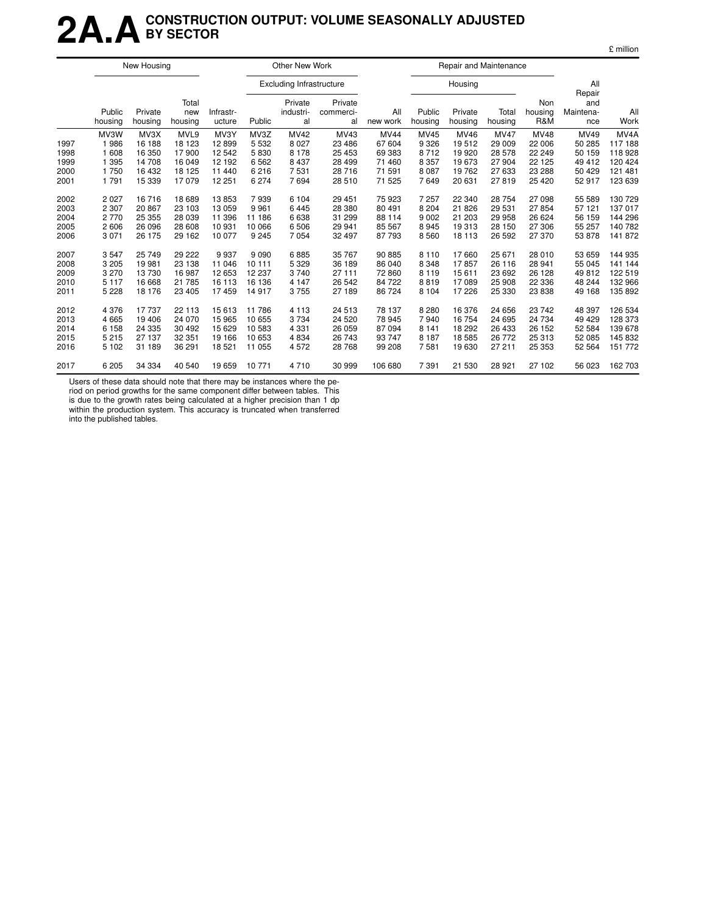# 2A.A CONSTRUCTION OUTPUT: VOLUME SEASONALLY ADJUSTED BY SECTOR

£ million

| | New Housing | | | Other New Work | | | | | Repair and Maintenance | | | | | |
|---|---|---|---|---|---|---|---|---|---|---|---|---|---|---|
| | | | | | Excluding Infrastructure | | | | Housing | | | | | |
| | Public housing | Private housing | Total new housing | Infrastr-ucture | Public | Private industri-al | Private commerci-al | All new work | Public housing | Private housing | Total housing | Non housing R&M | All Repair and Maintena-nce | All Work |
| | MV3W | MV3X | MVL9 | MV3Y | MV3Z | MV42 | MV43 | MV44 | MV45 | MV46 | MV47 | MV48 | MV49 | MV4A |
| 1997 | 1 986 | 16 188 | 18 123 | 12 899 | 5 532 | 8 027 | 23 486 | 67 604 | 9 326 | 19 512 | 29 009 | 22 006 | 50 285 | 117 188 |
| 1998 | 1 608 | 16 350 | 17 900 | 12 542 | 5 830 | 8 178 | 25 453 | 69 383 | 8 712 | 19 920 | 28 578 | 22 249 | 50 159 | 118 928 |
| 1999 | 1 395 | 14 708 | 16 049 | 12 192 | 6 562 | 8 437 | 28 499 | 71 460 | 8 357 | 19 673 | 27 904 | 22 125 | 49 412 | 120 424 |
| 2000 | 1 750 | 16 432 | 18 125 | 11 440 | 6 216 | 7 531 | 28 716 | 71 591 | 8 087 | 19 762 | 27 633 | 23 288 | 50 429 | 121 481 |
| 2001 | 1 791 | 15 339 | 17 079 | 12 251 | 6 274 | 7 694 | 28 510 | 71 525 | 7 649 | 20 631 | 27 819 | 25 420 | 52 917 | 123 639 |
| 2002 | 2 027 | 16 716 | 18 689 | 13 853 | 7 939 | 6 104 | 29 451 | 75 923 | 7 257 | 22 340 | 28 754 | 27 098 | 55 589 | 130 729 |
| 2003 | 2 307 | 20 867 | 23 103 | 13 059 | 9 961 | 6 445 | 28 380 | 80 491 | 8 204 | 21 826 | 29 531 | 27 854 | 57 121 | 137 017 |
| 2004 | 2 770 | 25 355 | 28 039 | 11 396 | 11 186 | 6 638 | 31 299 | 88 114 | 9 002 | 21 203 | 29 958 | 26 624 | 56 159 | 144 296 |
| 2005 | 2 606 | 26 096 | 28 608 | 10 931 | 10 066 | 6 506 | 29 941 | 85 567 | 8 945 | 19 313 | 28 150 | 27 306 | 55 257 | 140 782 |
| 2006 | 3 071 | 26 175 | 29 162 | 10 077 | 9 245 | 7 054 | 32 497 | 87 793 | 8 560 | 18 113 | 26 592 | 27 370 | 53 878 | 141 872 |
| 2007 | 3 547 | 25 749 | 29 222 | 9 937 | 9 090 | 6 885 | 35 767 | 90 885 | 8 110 | 17 660 | 25 671 | 28 010 | 53 659 | 144 935 |
| 2008 | 3 205 | 19 981 | 23 138 | 11 046 | 10 111 | 5 329 | 36 189 | 86 040 | 8 348 | 17 857 | 26 116 | 28 941 | 55 045 | 141 144 |
| 2009 | 3 270 | 13 730 | 16 987 | 12 653 | 12 237 | 3 740 | 27 111 | 72 860 | 8 119 | 15 611 | 23 692 | 26 128 | 49 812 | 122 519 |
| 2010 | 5 117 | 16 668 | 21 785 | 16 113 | 16 136 | 4 147 | 26 542 | 84 722 | 8 819 | 17 089 | 25 908 | 22 336 | 48 244 | 132 966 |
| 2011 | 5 228 | 18 176 | 23 405 | 17 459 | 14 917 | 3 755 | 27 189 | 86 724 | 8 104 | 17 226 | 25 330 | 23 838 | 49 168 | 135 892 |
| 2012 | 4 376 | 17 737 | 22 113 | 15 613 | 11 786 | 4 113 | 24 513 | 78 137 | 8 280 | 16 376 | 24 656 | 23 742 | 48 397 | 126 534 |
| 2013 | 4 665 | 19 406 | 24 070 | 15 965 | 10 655 | 3 734 | 24 520 | 78 945 | 7 940 | 16 754 | 24 695 | 24 734 | 49 429 | 128 373 |
| 2014 | 6 158 | 24 335 | 30 492 | 15 629 | 10 583 | 4 331 | 26 059 | 87 094 | 8 141 | 18 292 | 26 433 | 26 152 | 52 584 | 139 678 |
| 2015 | 5 215 | 27 137 | 32 351 | 19 166 | 10 653 | 4 834 | 26 743 | 93 747 | 8 187 | 18 585 | 26 772 | 25 313 | 52 085 | 145 832 |
| 2016 | 5 102 | 31 189 | 36 291 | 18 521 | 11 055 | 4 572 | 28 768 | 99 208 | 7 581 | 19 630 | 27 211 | 25 353 | 52 564 | 151 772 |
| 2017 | 6 205 | 34 334 | 40 540 | 19 659 | 10 771 | 4 710 | 30 999 | 106 680 | 7 391 | 21 530 | 28 921 | 27 102 | 56 023 | 162 703 |

Users of these data should note that there may be instances where the period on period growths for the same component differ between tables. This is due to the growth rates being calculated at a higher precision than 1 dp within the production system. This accuracy is truncated when transferred into the published tables.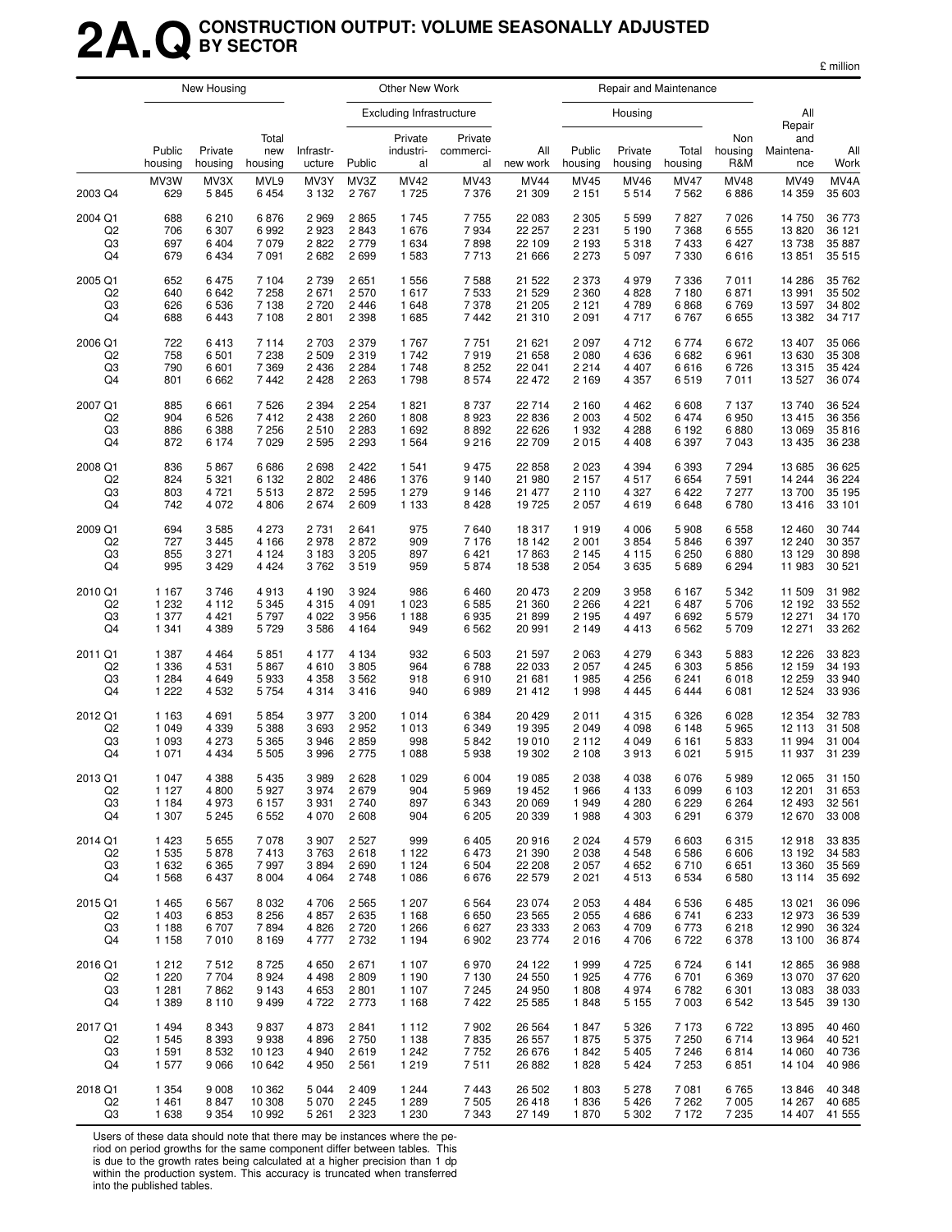# 2A.Q CONSTRUCTION OUTPUT: VOLUME SEASONALLY ADJUSTED BY SECTOR

£ million

| | New Housing | | | Other New Work | | | | | Repair and Maintenance | | | | | |
|---|---|---|---|---|---|---|---|---|---|---|---|---|---|---|
| | | | | | Excluding Infrastructure | | | | Housing | | | | | |
| | Public housing | Private housing | Total new housing | Infrastr-ucture | Public | Private industri-al | Private commerci-al | All new work | Public housing | Private housing | Total housing | Non housing R&M | All Repair and Maintena-nce | All Work |
| | MV3W | MV3X | MVL9 | MV3Y | MV3Z | MV42 | MV43 | MV44 | MV45 | MV46 | MV47 | MV48 | MV49 | MV4A |
| 2003 Q4 | 629 | 5 845 | 6 454 | 3 132 | 2 767 | 1 725 | 7 376 | 21 309 | 2 151 | 5 514 | 7 562 | 6 886 | 14 359 | 35 603 |
| 2004 Q1 | 688 | 6 210 | 6 876 | 2 969 | 2 865 | 1 745 | 7 755 | 22 083 | 2 305 | 5 599 | 7 827 | 7 026 | 14 750 | 36 773 |
| Q2 | 706 | 6 307 | 6 992 | 2 923 | 2 843 | 1 676 | 7 934 | 22 257 | 2 231 | 5 190 | 7 368 | 6 555 | 13 820 | 36 121 |
| Q3 | 697 | 6 404 | 7 079 | 2 822 | 2 779 | 1 634 | 7 898 | 22 109 | 2 193 | 5 318 | 7 433 | 6 427 | 13 738 | 35 887 |
| Q4 | 679 | 6 434 | 7 091 | 2 682 | 2 699 | 1 583 | 7 713 | 21 666 | 2 273 | 5 097 | 7 330 | 6 616 | 13 851 | 35 515 |
| 2005 Q1 | 652 | 6 475 | 7 104 | 2 739 | 2 651 | 1 556 | 7 588 | 21 522 | 2 373 | 4 979 | 7 336 | 7 011 | 14 286 | 35 762 |
| Q2 | 640 | 6 642 | 7 258 | 2 671 | 2 570 | 1 617 | 7 533 | 21 529 | 2 360 | 4 828 | 7 180 | 6 871 | 13 991 | 35 502 |
| Q3 | 626 | 6 536 | 7 138 | 2 720 | 2 446 | 1 648 | 7 378 | 21 205 | 2 121 | 4 789 | 6 868 | 6 769 | 13 597 | 34 802 |
| Q4 | 688 | 6 443 | 7 108 | 2 801 | 2 398 | 1 685 | 7 442 | 21 310 | 2 091 | 4 717 | 6 767 | 6 655 | 13 382 | 34 717 |
| 2006 Q1 | 722 | 6 413 | 7 114 | 2 703 | 2 379 | 1 767 | 7 751 | 21 621 | 2 097 | 4 712 | 6 774 | 6 672 | 13 407 | 35 066 |
| Q2 | 758 | 6 501 | 7 238 | 2 509 | 2 319 | 1 742 | 7 919 | 21 658 | 2 080 | 4 636 | 6 682 | 6 961 | 13 630 | 35 308 |
| Q3 | 790 | 6 601 | 7 369 | 2 436 | 2 284 | 1 748 | 8 252 | 22 041 | 2 214 | 4 407 | 6 616 | 6 726 | 13 315 | 35 424 |
| Q4 | 801 | 6 662 | 7 442 | 2 428 | 2 263 | 1 798 | 8 574 | 22 472 | 2 169 | 4 357 | 6 519 | 7 011 | 13 527 | 36 074 |
| 2007 Q1 | 885 | 6 661 | 7 526 | 2 394 | 2 254 | 1 821 | 8 737 | 22 714 | 2 160 | 4 462 | 6 608 | 7 137 | 13 740 | 36 524 |
| Q2 | 904 | 6 526 | 7 412 | 2 438 | 2 260 | 1 808 | 8 923 | 22 836 | 2 003 | 4 502 | 6 474 | 6 950 | 13 415 | 36 356 |
| Q3 | 886 | 6 388 | 7 256 | 2 510 | 2 283 | 1 692 | 8 892 | 22 626 | 1 932 | 4 288 | 6 192 | 6 880 | 13 069 | 35 816 |
| Q4 | 872 | 6 174 | 7 029 | 2 595 | 2 293 | 1 564 | 9 216 | 22 709 | 2 015 | 4 408 | 6 397 | 7 043 | 13 435 | 36 238 |
| 2008 Q1 | 836 | 5 867 | 6 686 | 2 698 | 2 422 | 1 541 | 9 475 | 22 858 | 2 023 | 4 394 | 6 393 | 7 294 | 13 685 | 36 625 |
| Q2 | 824 | 5 321 | 6 132 | 2 802 | 2 486 | 1 376 | 9 140 | 21 980 | 2 157 | 4 517 | 6 654 | 7 591 | 14 244 | 36 224 |
| Q3 | 803 | 4 721 | 5 513 | 2 872 | 2 595 | 1 279 | 9 146 | 21 477 | 2 110 | 4 327 | 6 422 | 7 277 | 13 700 | 35 195 |
| Q4 | 742 | 4 072 | 4 806 | 2 674 | 2 609 | 1 133 | 8 428 | 19 725 | 2 057 | 4 619 | 6 648 | 6 780 | 13 416 | 33 101 |
| 2009 Q1 | 694 | 3 585 | 4 273 | 2 731 | 2 641 | 975 | 7 640 | 18 317 | 1 919 | 4 006 | 5 908 | 6 558 | 12 460 | 30 744 |
| Q2 | 727 | 3 445 | 4 166 | 2 978 | 2 872 | 909 | 7 176 | 18 142 | 2 001 | 3 854 | 5 846 | 6 397 | 12 240 | 30 357 |
| Q3 | 855 | 3 271 | 4 124 | 3 183 | 3 205 | 897 | 6 421 | 17 863 | 2 145 | 4 115 | 6 250 | 6 880 | 13 129 | 30 898 |
| Q4 | 995 | 3 429 | 4 424 | 3 762 | 3 519 | 959 | 5 874 | 18 538 | 2 054 | 3 635 | 5 689 | 6 294 | 11 983 | 30 521 |
| 2010 Q1 | 1 167 | 3 746 | 4 913 | 4 190 | 3 924 | 986 | 6 460 | 20 473 | 2 209 | 3 958 | 6 167 | 5 342 | 11 509 | 31 982 |
| Q2 | 1 232 | 4 112 | 5 345 | 4 315 | 4 091 | 1 023 | 6 585 | 21 360 | 2 266 | 4 221 | 6 487 | 5 706 | 12 192 | 33 552 |
| Q3 | 1 377 | 4 421 | 5 797 | 4 022 | 3 956 | 1 188 | 6 935 | 21 899 | 2 195 | 4 497 | 6 692 | 5 579 | 12 271 | 34 170 |
| Q4 | 1 341 | 4 389 | 5 729 | 3 586 | 4 164 | 949 | 6 562 | 20 991 | 2 149 | 4 413 | 6 562 | 5 709 | 12 271 | 33 262 |
| 2011 Q1 | 1 387 | 4 464 | 5 851 | 4 177 | 4 134 | 932 | 6 503 | 21 597 | 2 063 | 4 279 | 6 343 | 5 883 | 12 226 | 33 823 |
| Q2 | 1 336 | 4 531 | 5 867 | 4 610 | 3 805 | 964 | 6 788 | 22 033 | 2 057 | 4 245 | 6 303 | 5 856 | 12 159 | 34 193 |
| Q3 | 1 284 | 4 649 | 5 933 | 4 358 | 3 562 | 918 | 6 910 | 21 681 | 1 985 | 4 256 | 6 241 | 6 018 | 12 259 | 33 940 |
| Q4 | 1 222 | 4 532 | 5 754 | 4 314 | 3 416 | 940 | 6 989 | 21 412 | 1 998 | 4 445 | 6 444 | 6 081 | 12 524 | 33 936 |
| 2012 Q1 | 1 163 | 4 691 | 5 854 | 3 977 | 3 200 | 1 014 | 6 384 | 20 429 | 2 011 | 4 315 | 6 326 | 6 028 | 12 354 | 32 783 |
| Q2 | 1 049 | 4 339 | 5 388 | 3 693 | 2 952 | 1 013 | 6 349 | 19 395 | 2 049 | 4 098 | 6 148 | 5 965 | 12 113 | 31 508 |
| Q3 | 1 093 | 4 273 | 5 365 | 3 946 | 2 859 | 998 | 5 842 | 19 010 | 2 112 | 4 049 | 6 161 | 5 833 | 11 994 | 31 004 |
| Q4 | 1 071 | 4 434 | 5 505 | 3 996 | 2 775 | 1 088 | 5 938 | 19 302 | 2 108 | 3 913 | 6 021 | 5 915 | 11 937 | 31 239 |
| 2013 Q1 | 1 047 | 4 388 | 5 435 | 3 989 | 2 628 | 1 029 | 6 004 | 19 085 | 2 038 | 4 038 | 6 076 | 5 989 | 12 065 | 31 150 |
| Q2 | 1 127 | 4 800 | 5 927 | 3 974 | 2 679 | 904 | 5 969 | 19 452 | 1 966 | 4 133 | 6 099 | 6 103 | 12 201 | 31 653 |
| Q3 | 1 184 | 4 973 | 6 157 | 3 931 | 2 740 | 897 | 6 343 | 20 069 | 1 949 | 4 280 | 6 229 | 6 264 | 12 493 | 32 561 |
| Q4 | 1 307 | 5 245 | 6 552 | 4 070 | 2 608 | 904 | 6 205 | 20 339 | 1 988 | 4 303 | 6 291 | 6 379 | 12 670 | 33 008 |
| 2014 Q1 | 1 423 | 5 655 | 7 078 | 3 907 | 2 527 | 999 | 6 405 | 20 916 | 2 024 | 4 579 | 6 603 | 6 315 | 12 918 | 33 835 |
| Q2 | 1 535 | 5 878 | 7 413 | 3 763 | 2 618 | 1 122 | 6 473 | 21 390 | 2 038 | 4 548 | 6 586 | 6 606 | 13 192 | 34 583 |
| Q3 | 1 632 | 6 365 | 7 997 | 3 894 | 2 690 | 1 124 | 6 504 | 22 208 | 2 057 | 4 652 | 6 710 | 6 651 | 13 360 | 35 569 |
| Q4 | 1 568 | 6 437 | 8 004 | 4 064 | 2 748 | 1 086 | 6 676 | 22 579 | 2 021 | 4 513 | 6 534 | 6 580 | 13 114 | 35 692 |
| 2015 Q1 | 1 465 | 6 567 | 8 032 | 4 706 | 2 565 | 1 207 | 6 564 | 23 074 | 2 053 | 4 484 | 6 536 | 6 485 | 13 021 | 36 096 |
| Q2 | 1 403 | 6 853 | 8 256 | 4 857 | 2 635 | 1 168 | 6 650 | 23 565 | 2 055 | 4 686 | 6 741 | 6 233 | 12 973 | 36 539 |
| Q3 | 1 188 | 6 707 | 7 894 | 4 826 | 2 720 | 1 266 | 6 627 | 23 333 | 2 063 | 4 709 | 6 773 | 6 218 | 12 990 | 36 324 |
| Q4 | 1 158 | 7 010 | 8 169 | 4 777 | 2 732 | 1 194 | 6 902 | 23 774 | 2 016 | 4 706 | 6 722 | 6 378 | 13 100 | 36 874 |
| 2016 Q1 | 1 212 | 7 512 | 8 725 | 4 650 | 2 671 | 1 107 | 6 970 | 24 122 | 1 999 | 4 725 | 6 724 | 6 141 | 12 865 | 36 988 |
| Q2 | 1 220 | 7 704 | 8 924 | 4 498 | 2 809 | 1 190 | 7 130 | 24 550 | 1 925 | 4 776 | 6 701 | 6 369 | 13 070 | 37 620 |
| Q3 | 1 281 | 7 862 | 9 143 | 4 653 | 2 801 | 1 107 | 7 245 | 24 950 | 1 808 | 4 974 | 6 782 | 6 301 | 13 083 | 38 033 |
| Q4 | 1 389 | 8 110 | 9 499 | 4 722 | 2 773 | 1 168 | 7 422 | 25 585 | 1 848 | 5 155 | 7 003 | 6 542 | 13 545 | 39 130 |
| 2017 Q1 | 1 494 | 8 343 | 9 837 | 4 873 | 2 841 | 1 112 | 7 902 | 26 564 | 1 847 | 5 326 | 7 173 | 6 722 | 13 895 | 40 460 |
| Q2 | 1 545 | 8 393 | 9 938 | 4 896 | 2 750 | 1 138 | 7 835 | 26 557 | 1 875 | 5 375 | 7 250 | 6 714 | 13 964 | 40 521 |
| Q3 | 1 591 | 8 532 | 10 123 | 4 940 | 2 619 | 1 242 | 7 752 | 26 676 | 1 842 | 5 405 | 7 246 | 6 814 | 14 060 | 40 736 |
| Q4 | 1 577 | 9 066 | 10 642 | 4 950 | 2 561 | 1 219 | 7 511 | 26 882 | 1 828 | 5 424 | 7 253 | 6 851 | 14 104 | 40 986 |
| 2018 Q1 | 1 354 | 9 008 | 10 362 | 5 044 | 2 409 | 1 244 | 7 443 | 26 502 | 1 803 | 5 278 | 7 081 | 6 765 | 13 846 | 40 348 |
| Q2 | 1 461 | 8 847 | 10 308 | 5 070 | 2 245 | 1 289 | 7 505 | 26 418 | 1 836 | 5 426 | 7 262 | 7 005 | 14 267 | 40 685 |
| Q3 | 1 638 | 9 354 | 10 992 | 5 261 | 2 323 | 1 230 | 7 343 | 27 149 | 1 870 | 5 302 | 7 172 | 7 235 | 14 407 | 41 555 |

Users of these data should note that there may be instances where the period on period growths for the same component differ between tables. This is due to the growth rates being calculated at a higher precision than 1 dp within the production system. This accuracy is truncated when transferred into the published tables.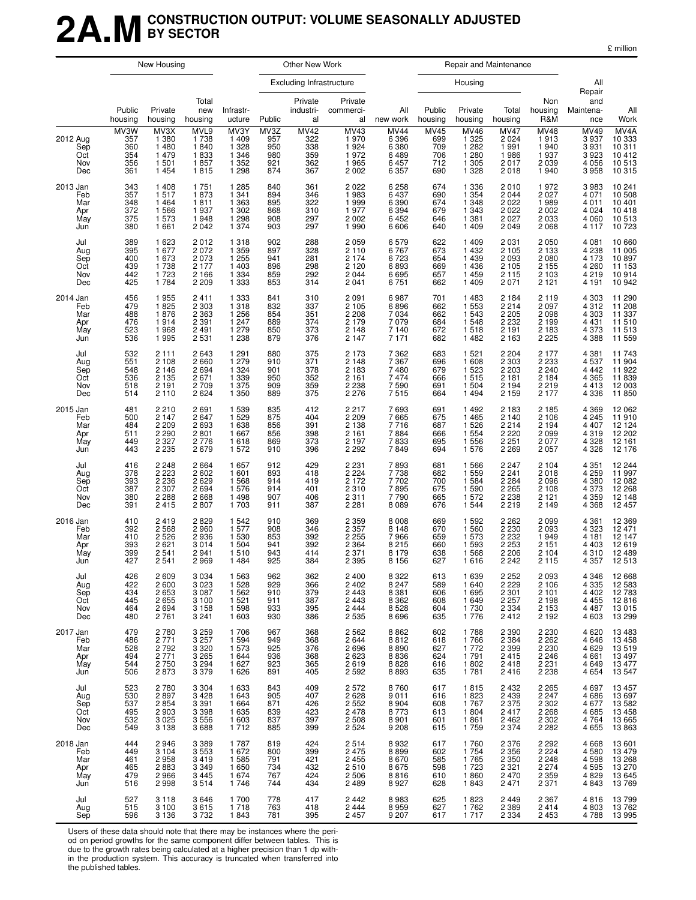# 2A.M CONSTRUCTION OUTPUT: VOLUME SEASONALLY ADJUSTED BY SECTOR

£ million

| | New Housing | | | Other New Work | | | | | Repair and Maintenance | | | | | |
|---|---|---|---|---|---|---|---|---|---|---|---|---|---|---|
| | | | | | Excluding Infrastructure | | | | Housing | | | | | |
| | Public housing | Private housing | Total new housing | Infrastr-ucture | Public | Private industri-al | Private commerci-al | All new work | Public housing | Private housing | Total housing | Non housing R&M | All Repair and Maintena-nce | All Work |
| | MV3W | MV3X | MVL9 | MV3Y | MV3Z | MV42 | MV43 | MV44 | MV45 | MV46 | MV47 | MV48 | MV49 | MV4A |
| 2012 Aug | 357 | 1 380 | 1 738 | 1 409 | 957 | 322 | 1 970 | 6 396 | 699 | 1 325 | 2 024 | 1 913 | 3 937 | 10 333 |
| Sep | 360 | 1 480 | 1 840 | 1 328 | 950 | 338 | 1 924 | 6 380 | 709 | 1 282 | 1 991 | 1 940 | 3 931 | 10 311 |
| Oct | 354 | 1 479 | 1 833 | 1 346 | 980 | 359 | 1 972 | 6 489 | 706 | 1 280 | 1 986 | 1 937 | 3 923 | 10 412 |
| Nov | 356 | 1 501 | 1 857 | 1 352 | 921 | 362 | 1 965 | 6 457 | 712 | 1 305 | 2 017 | 2 039 | 4 056 | 10 513 |
| Dec | 361 | 1 454 | 1 815 | 1 298 | 874 | 367 | 2 002 | 6 357 | 690 | 1 328 | 2 018 | 1 940 | 3 958 | 10 315 |
| 2013 Jan | 343 | 1 408 | 1 751 | 1 285 | 840 | 361 | 2 022 | 6 258 | 674 | 1 336 | 2 010 | 1 972 | 3 983 | 10 241 |
| Feb | 357 | 1 517 | 1 873 | 1 341 | 894 | 346 | 1 983 | 6 437 | 690 | 1 354 | 2 044 | 2 027 | 4 071 | 10 508 |
| Mar | 348 | 1 464 | 1 811 | 1 363 | 895 | 322 | 1 999 | 6 390 | 674 | 1 348 | 2 022 | 1 989 | 4 011 | 10 401 |
| Apr | 372 | 1 566 | 1 937 | 1 302 | 868 | 310 | 1 977 | 6 394 | 679 | 1 343 | 2 022 | 2 002 | 4 024 | 10 418 |
| May | 375 | 1 573 | 1 948 | 1 298 | 908 | 297 | 2 002 | 6 452 | 646 | 1 381 | 2 027 | 2 033 | 4 060 | 10 513 |
| Jun | 380 | 1 661 | 2 042 | 1 374 | 903 | 297 | 1 990 | 6 606 | 640 | 1 409 | 2 049 | 2 068 | 4 117 | 10 723 |
| Jul | 389 | 1 623 | 2 012 | 1 318 | 902 | 288 | 2 059 | 6 579 | 622 | 1 409 | 2 031 | 2 050 | 4 081 | 10 660 |
| Aug | 395 | 1 677 | 2 072 | 1 359 | 897 | 328 | 2 110 | 6 767 | 673 | 1 432 | 2 105 | 2 133 | 4 238 | 11 005 |
| Sep | 400 | 1 673 | 2 073 | 1 255 | 941 | 281 | 2 174 | 6 723 | 654 | 1 439 | 2 093 | 2 080 | 4 173 | 10 897 |
| Oct | 439 | 1 738 | 2 177 | 1 403 | 896 | 298 | 2 120 | 6 893 | 669 | 1 436 | 2 105 | 2 155 | 4 260 | 11 153 |
| Nov | 442 | 1 723 | 2 166 | 1 334 | 859 | 292 | 2 044 | 6 695 | 657 | 1 459 | 2 115 | 2 103 | 4 219 | 10 914 |
| Dec | 425 | 1 784 | 2 209 | 1 333 | 853 | 314 | 2 041 | 6 751 | 662 | 1 409 | 2 071 | 2 121 | 4 191 | 10 942 |
| 2014 Jan | 456 | 1 955 | 2 411 | 1 333 | 841 | 310 | 2 091 | 6 987 | 701 | 1 483 | 2 184 | 2 119 | 4 303 | 11 290 |
| Feb | 479 | 1 825 | 2 303 | 1 318 | 832 | 337 | 2 105 | 6 896 | 662 | 1 553 | 2 214 | 2 097 | 4 312 | 11 208 |
| Mar | 488 | 1 876 | 2 363 | 1 256 | 854 | 351 | 2 208 | 7 034 | 662 | 1 543 | 2 205 | 2 098 | 4 303 | 11 337 |
| Apr | 476 | 1 914 | 2 391 | 1 247 | 889 | 374 | 2 179 | 7 079 | 684 | 1 548 | 2 232 | 2 199 | 4 431 | 11 510 |
| May | 523 | 1 968 | 2 491 | 1 279 | 850 | 373 | 2 148 | 7 140 | 672 | 1 518 | 2 191 | 2 183 | 4 373 | 11 513 |
| Jun | 536 | 1 995 | 2 531 | 1 238 | 879 | 376 | 2 147 | 7 171 | 682 | 1 482 | 2 163 | 2 225 | 4 388 | 11 559 |
| Jul | 532 | 2 111 | 2 643 | 1 291 | 880 | 375 | 2 173 | 7 362 | 683 | 1 521 | 2 204 | 2 177 | 4 381 | 11 743 |
| Aug | 551 | 2 108 | 2 660 | 1 279 | 910 | 371 | 2 148 | 7 367 | 696 | 1 608 | 2 303 | 2 233 | 4 537 | 11 904 |
| Sep | 548 | 2 146 | 2 694 | 1 324 | 901 | 378 | 2 183 | 7 480 | 679 | 1 523 | 2 203 | 2 240 | 4 442 | 11 922 |
| Oct | 536 | 2 135 | 2 671 | 1 339 | 950 | 352 | 2 161 | 7 474 | 666 | 1 515 | 2 181 | 2 184 | 4 365 | 11 839 |
| Nov | 518 | 2 191 | 2 709 | 1 375 | 909 | 359 | 2 238 | 7 590 | 691 | 1 504 | 2 194 | 2 219 | 4 413 | 12 003 |
| Dec | 514 | 2 110 | 2 624 | 1 350 | 889 | 375 | 2 276 | 7 515 | 664 | 1 494 | 2 159 | 2 177 | 4 336 | 11 850 |
| 2015 Jan | 481 | 2 210 | 2 691 | 1 539 | 835 | 412 | 2 217 | 7 693 | 691 | 1 492 | 2 183 | 2 185 | 4 369 | 12 062 |
| Feb | 500 | 2 147 | 2 647 | 1 529 | 875 | 404 | 2 209 | 7 665 | 675 | 1 465 | 2 140 | 2 106 | 4 245 | 11 910 |
| Mar | 484 | 2 209 | 2 693 | 1 638 | 856 | 391 | 2 138 | 7 716 | 687 | 1 526 | 2 214 | 2 194 | 4 407 | 12 124 |
| Apr | 511 | 2 290 | 2 801 | 1 667 | 856 | 398 | 2 161 | 7 884 | 666 | 1 554 | 2 220 | 2 099 | 4 319 | 12 202 |
| May | 449 | 2 327 | 2 776 | 1 618 | 869 | 373 | 2 197 | 7 833 | 695 | 1 556 | 2 251 | 2 077 | 4 328 | 12 161 |
| Jun | 443 | 2 235 | 2 679 | 1 572 | 910 | 396 | 2 292 | 7 849 | 694 | 1 576 | 2 269 | 2 057 | 4 326 | 12 176 |
| Jul | 416 | 2 248 | 2 664 | 1 657 | 912 | 429 | 2 231 | 7 893 | 681 | 1 566 | 2 247 | 2 104 | 4 351 | 12 244 |
| Aug | 378 | 2 223 | 2 602 | 1 601 | 893 | 418 | 2 224 | 7 738 | 682 | 1 559 | 2 241 | 2 018 | 4 259 | 11 997 |
| Sep | 393 | 2 236 | 2 629 | 1 568 | 914 | 419 | 2 172 | 7 702 | 700 | 1 584 | 2 284 | 2 096 | 4 380 | 12 082 |
| Oct | 387 | 2 307 | 2 694 | 1 576 | 914 | 401 | 2 310 | 7 895 | 675 | 1 590 | 2 265 | 2 108 | 4 373 | 12 268 |
| Nov | 380 | 2 288 | 2 668 | 1 498 | 907 | 406 | 2 311 | 7 790 | 665 | 1 572 | 2 238 | 2 121 | 4 359 | 12 148 |
| Dec | 391 | 2 415 | 2 807 | 1 703 | 911 | 387 | 2 281 | 8 089 | 676 | 1 544 | 2 219 | 2 149 | 4 368 | 12 457 |
| 2016 Jan | 410 | 2 419 | 2 829 | 1 542 | 910 | 369 | 2 359 | 8 008 | 669 | 1 592 | 2 262 | 2 099 | 4 361 | 12 369 |
| Feb | 392 | 2 568 | 2 960 | 1 577 | 908 | 346 | 2 357 | 8 148 | 670 | 1 560 | 2 230 | 2 093 | 4 323 | 12 471 |
| Mar | 410 | 2 526 | 2 936 | 1 530 | 853 | 392 | 2 255 | 7 966 | 659 | 1 573 | 2 232 | 1 949 | 4 181 | 12 147 |
| Apr | 393 | 2 621 | 3 014 | 1 504 | 941 | 392 | 2 364 | 8 215 | 660 | 1 593 | 2 253 | 2 151 | 4 403 | 12 619 |
| May | 399 | 2 541 | 2 941 | 1 510 | 943 | 414 | 2 371 | 8 179 | 638 | 1 568 | 2 206 | 2 104 | 4 310 | 12 489 |
| Jun | 427 | 2 541 | 2 969 | 1 484 | 925 | 384 | 2 395 | 8 156 | 627 | 1 616 | 2 242 | 2 115 | 4 357 | 12 513 |
| Jul | 426 | 2 609 | 3 034 | 1 563 | 962 | 362 | 2 400 | 8 322 | 613 | 1 639 | 2 252 | 2 093 | 4 346 | 12 668 |
| Aug | 422 | 2 600 | 3 023 | 1 528 | 929 | 366 | 2 402 | 8 247 | 589 | 1 640 | 2 229 | 2 106 | 4 335 | 12 583 |
| Sep | 434 | 2 653 | 3 087 | 1 562 | 910 | 379 | 2 443 | 8 381 | 606 | 1 695 | 2 301 | 2 101 | 4 402 | 12 783 |
| Oct | 445 | 2 655 | 3 100 | 1 521 | 911 | 387 | 2 443 | 8 362 | 608 | 1 649 | 2 257 | 2 198 | 4 455 | 12 816 |
| Nov | 464 | 2 694 | 3 158 | 1 598 | 933 | 395 | 2 444 | 8 528 | 604 | 1 730 | 2 334 | 2 153 | 4 487 | 13 015 |
| Dec | 480 | 2 761 | 3 241 | 1 603 | 930 | 386 | 2 535 | 8 696 | 635 | 1 776 | 2 412 | 2 192 | 4 603 | 13 299 |
| 2017 Jan | 479 | 2 780 | 3 259 | 1 706 | 967 | 368 | 2 562 | 8 862 | 602 | 1 788 | 2 390 | 2 230 | 4 620 | 13 483 |
| Feb | 486 | 2 771 | 3 257 | 1 594 | 949 | 368 | 2 644 | 8 812 | 618 | 1 766 | 2 384 | 2 262 | 4 646 | 13 458 |
| Mar | 528 | 2 792 | 3 320 | 1 573 | 925 | 376 | 2 696 | 8 890 | 627 | 1 772 | 2 399 | 2 230 | 4 629 | 13 519 |
| Apr | 494 | 2 771 | 3 265 | 1 644 | 936 | 368 | 2 623 | 8 836 | 624 | 1 791 | 2 415 | 2 246 | 4 661 | 13 497 |
| May | 544 | 2 750 | 3 294 | 1 627 | 923 | 365 | 2 619 | 8 828 | 616 | 1 802 | 2 418 | 2 231 | 4 649 | 13 477 |
| Jun | 506 | 2 873 | 3 379 | 1 626 | 891 | 405 | 2 592 | 8 893 | 635 | 1 781 | 2 416 | 2 238 | 4 654 | 13 547 |
| Jul | 523 | 2 780 | 3 304 | 1 633 | 843 | 409 | 2 572 | 8 760 | 617 | 1 815 | 2 432 | 2 265 | 4 697 | 13 457 |
| Aug | 530 | 2 897 | 3 428 | 1 643 | 905 | 407 | 2 628 | 9 011 | 616 | 1 823 | 2 439 | 2 247 | 4 686 | 13 697 |
| Sep | 537 | 2 854 | 3 391 | 1 664 | 871 | 426 | 2 552 | 8 904 | 608 | 1 767 | 2 375 | 2 302 | 4 677 | 13 582 |
| Oct | 495 | 2 903 | 3 398 | 1 635 | 839 | 423 | 2 478 | 8 773 | 613 | 1 804 | 2 417 | 2 268 | 4 685 | 13 458 |
| Nov | 532 | 3 025 | 3 556 | 1 603 | 837 | 397 | 2 508 | 8 901 | 601 | 1 861 | 2 462 | 2 302 | 4 764 | 13 665 |
| Dec | 549 | 3 138 | 3 688 | 1 712 | 885 | 399 | 2 524 | 9 208 | 615 | 1 759 | 2 374 | 2 282 | 4 655 | 13 863 |
| 2018 Jan | 444 | 2 946 | 3 389 | 1 787 | 819 | 424 | 2 514 | 8 932 | 617 | 1 760 | 2 376 | 2 292 | 4 668 | 13 601 |
| Feb | 449 | 3 104 | 3 553 | 1 672 | 800 | 399 | 2 475 | 8 899 | 602 | 1 754 | 2 356 | 2 224 | 4 580 | 13 479 |
| Mar | 461 | 2 958 | 3 419 | 1 585 | 791 | 421 | 2 455 | 8 670 | 585 | 1 765 | 2 350 | 2 248 | 4 598 | 13 268 |
| Apr | 465 | 2 883 | 3 349 | 1 650 | 734 | 432 | 2 510 | 8 675 | 598 | 1 723 | 2 321 | 2 274 | 4 595 | 13 270 |
| May | 479 | 2 966 | 3 445 | 1 674 | 767 | 424 | 2 506 | 8 816 | 610 | 1 860 | 2 470 | 2 359 | 4 829 | 13 645 |
| Jun | 516 | 2 998 | 3 514 | 1 746 | 744 | 434 | 2 489 | 8 927 | 628 | 1 843 | 2 471 | 2 371 | 4 843 | 13 769 |
| Jul | 527 | 3 118 | 3 646 | 1 700 | 778 | 417 | 2 442 | 8 983 | 625 | 1 823 | 2 449 | 2 367 | 4 816 | 13 799 |
| Aug | 515 | 3 100 | 3 615 | 1 718 | 763 | 418 | 2 444 | 8 959 | 627 | 1 762 | 2 389 | 2 414 | 4 803 | 13 762 |
| Sep | 596 | 3 136 | 3 732 | 1 843 | 781 | 395 | 2 457 | 9 207 | 617 | 1 717 | 2 334 | 2 453 | 4 788 | 13 995 |

Users of these data should note that there may be instances where the period on period growths for the same component differ between tables. This is due to the growth rates being calculated at a higher precision than 1 dp within the production system. This accuracy is truncated when transferred into the published tables.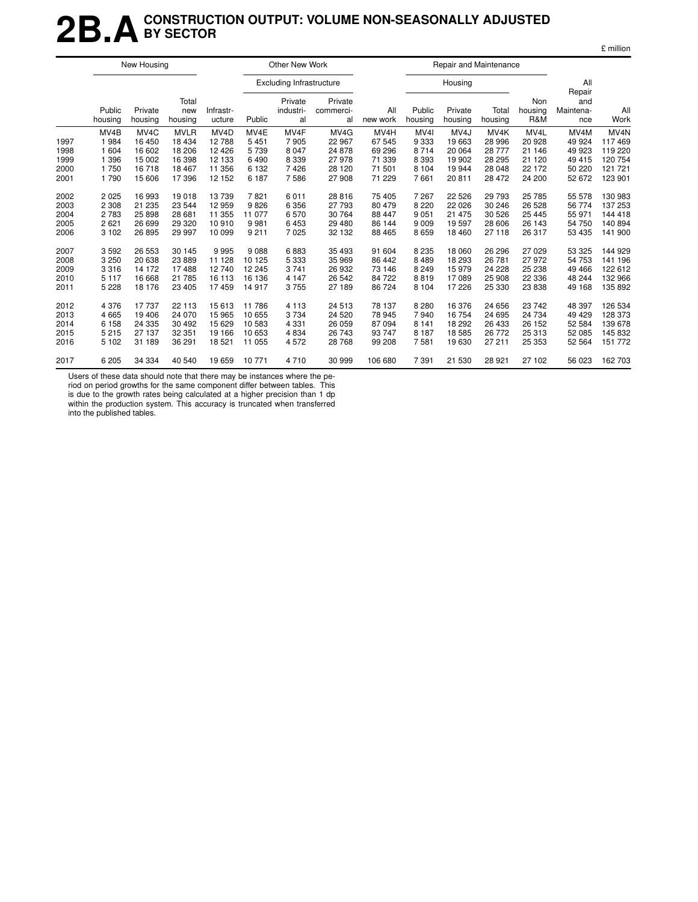# 2B.A CONSTRUCTION OUTPUT: VOLUME NON-SEASONALLY ADJUSTED BY SECTOR

£ million

| | New Housing | | | Other New Work | | | | | Repair and Maintenance | | | | | |
|---|---|---|---|---|---|---|---|---|---|---|---|---|---|---|
| | | | | | Excluding Infrastructure | | | | Housing | | | | | |
| | Public housing | Private housing | Total new housing | Infrastr-ucture | Public | Private industri-al | Private commerci-al | All new work | Public housing | Private housing | Total housing | Non housing R&M | All Repair and Maintena-nce | All Work |
| | MV4B | MV4C | MVLR | MV4D | MV4E | MV4F | MV4G | MV4H | MV4I | MV4J | MV4K | MV4L | MV4M | MV4N |
| 1997 | 1 984 | 16 450 | 18 434 | 12 788 | 5 451 | 7 905 | 22 967 | 67 545 | 9 333 | 19 663 | 28 996 | 20 928 | 49 924 | 117 469 |
| 1998 | 1 604 | 16 602 | 18 206 | 12 426 | 5 739 | 8 047 | 24 878 | 69 296 | 8 714 | 20 064 | 28 777 | 21 146 | 49 923 | 119 220 |
| 1999 | 1 396 | 15 002 | 16 398 | 12 133 | 6 490 | 8 339 | 27 978 | 71 339 | 8 393 | 19 902 | 28 295 | 21 120 | 49 415 | 120 754 |
| 2000 | 1 750 | 16 718 | 18 467 | 11 356 | 6 132 | 7 426 | 28 120 | 71 501 | 8 104 | 19 944 | 28 048 | 22 172 | 50 220 | 121 721 |
| 2001 | 1 790 | 15 606 | 17 396 | 12 152 | 6 187 | 7 586 | 27 908 | 71 229 | 7 661 | 20 811 | 28 472 | 24 200 | 52 672 | 123 901 |
| 2002 | 2 025 | 16 993 | 19 018 | 13 739 | 7 821 | 6 011 | 28 816 | 75 405 | 7 267 | 22 526 | 29 793 | 25 785 | 55 578 | 130 983 |
| 2003 | 2 308 | 21 235 | 23 544 | 12 959 | 9 826 | 6 356 | 27 793 | 80 479 | 8 220 | 22 026 | 30 246 | 26 528 | 56 774 | 137 253 |
| 2004 | 2 783 | 25 898 | 28 681 | 11 355 | 11 077 | 6 570 | 30 764 | 88 447 | 9 051 | 21 475 | 30 526 | 25 445 | 55 971 | 144 418 |
| 2005 | 2 621 | 26 699 | 29 320 | 10 910 | 9 981 | 6 453 | 29 480 | 86 144 | 9 009 | 19 597 | 28 606 | 26 143 | 54 750 | 140 894 |
| 2006 | 3 102 | 26 895 | 29 997 | 10 099 | 9 211 | 7 025 | 32 132 | 88 465 | 8 659 | 18 460 | 27 118 | 26 317 | 53 435 | 141 900 |
| 2007 | 3 592 | 26 553 | 30 145 | 9 995 | 9 088 | 6 883 | 35 493 | 91 604 | 8 235 | 18 060 | 26 296 | 27 029 | 53 325 | 144 929 |
| 2008 | 3 250 | 20 638 | 23 889 | 11 128 | 10 125 | 5 333 | 35 969 | 86 442 | 8 489 | 18 293 | 26 781 | 27 972 | 54 753 | 141 196 |
| 2009 | 3 316 | 14 172 | 17 488 | 12 740 | 12 245 | 3 741 | 26 932 | 73 146 | 8 249 | 15 979 | 24 228 | 25 238 | 49 466 | 122 612 |
| 2010 | 5 117 | 16 668 | 21 785 | 16 113 | 16 136 | 4 147 | 26 542 | 84 722 | 8 819 | 17 089 | 25 908 | 22 336 | 48 244 | 132 966 |
| 2011 | 5 228 | 18 176 | 23 405 | 17 459 | 14 917 | 3 755 | 27 189 | 86 724 | 8 104 | 17 226 | 25 330 | 23 838 | 49 168 | 135 892 |
| 2012 | 4 376 | 17 737 | 22 113 | 15 613 | 11 786 | 4 113 | 24 513 | 78 137 | 8 280 | 16 376 | 24 656 | 23 742 | 48 397 | 126 534 |
| 2013 | 4 665 | 19 406 | 24 070 | 15 965 | 10 655 | 3 734 | 24 520 | 78 945 | 7 940 | 16 754 | 24 695 | 24 734 | 49 429 | 128 373 |
| 2014 | 6 158 | 24 335 | 30 492 | 15 629 | 10 583 | 4 331 | 26 059 | 87 094 | 8 141 | 18 292 | 26 433 | 26 152 | 52 584 | 139 678 |
| 2015 | 5 215 | 27 137 | 32 351 | 19 166 | 10 653 | 4 834 | 26 743 | 93 747 | 8 187 | 18 585 | 26 772 | 25 313 | 52 085 | 145 832 |
| 2016 | 5 102 | 31 189 | 36 291 | 18 521 | 11 055 | 4 572 | 28 768 | 99 208 | 7 581 | 19 630 | 27 211 | 25 353 | 52 564 | 151 772 |
| 2017 | 6 205 | 34 334 | 40 540 | 19 659 | 10 771 | 4 710 | 30 999 | 106 680 | 7 391 | 21 530 | 28 921 | 27 102 | 56 023 | 162 703 |

Users of these data should note that there may be instances where the period on period growths for the same component differ between tables. This is due to the growth rates being calculated at a higher precision than 1 dp within the production system. This accuracy is truncated when transferred into the published tables.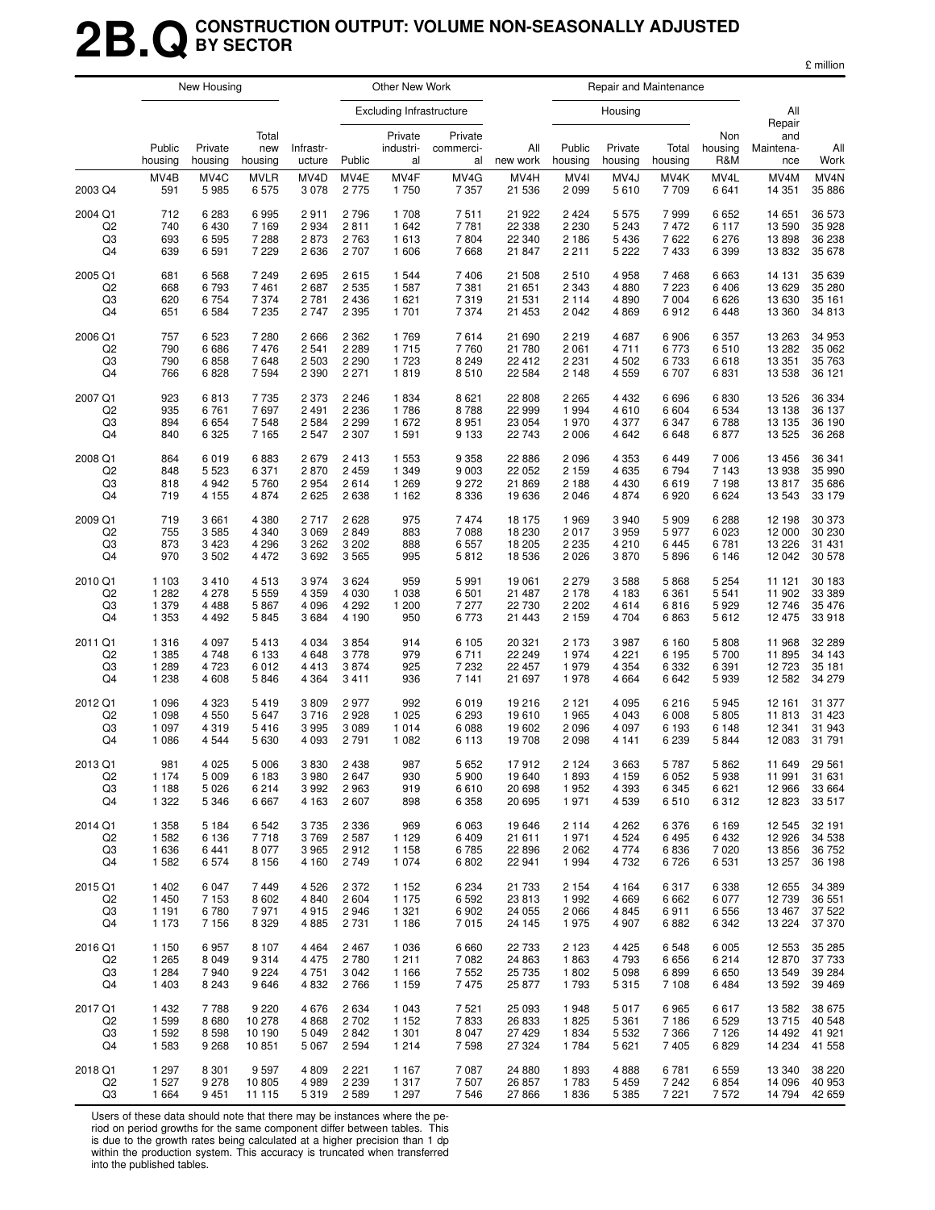# 2B.Q CONSTRUCTION OUTPUT: VOLUME NON-SEASONALLY ADJUSTED BY SECTOR

£ million

| | New Housing | | | Other New Work | | | | | Repair and Maintenance | | | | | |
|---|---|---|---|---|---|---|---|---|---|---|---|---|---|---|
| | | | | | Excluding Infrastructure | | | | Housing | | | | | |
| | Public housing | Private housing | Total new housing | Infrastr-ucture | Public | Private industri-al | Private commerci-al | All new work | Public housing | Private housing | Total housing | Non housing R&M | All Repair and Maintena-nce | All Work |
| | MV4B | MV4C | MVLR | MV4D | MV4E | MV4F | MV4G | MV4H | MV4I | MV4J | MV4K | MV4L | MV4M | MV4N |
| 2003 Q4 | 591 | 5 985 | 6 575 | 3 078 | 2 775 | 1 750 | 7 357 | 21 536 | 2 099 | 5 610 | 7 709 | 6 641 | 14 351 | 35 886 |
| 2004 Q1 | 712 | 6 283 | 6 995 | 2 911 | 2 796 | 1 708 | 7 511 | 21 922 | 2 424 | 5 575 | 7 999 | 6 652 | 14 651 | 36 573 |
| Q2 | 740 | 6 430 | 7 169 | 2 934 | 2 811 | 1 642 | 7 781 | 22 338 | 2 230 | 5 243 | 7 472 | 6 117 | 13 590 | 35 928 |
| Q3 | 693 | 6 595 | 7 288 | 2 873 | 2 763 | 1 613 | 7 804 | 22 340 | 2 186 | 5 436 | 7 622 | 6 276 | 13 898 | 36 238 |
| Q4 | 639 | 6 591 | 7 229 | 2 636 | 2 707 | 1 606 | 7 668 | 21 847 | 2 211 | 5 222 | 7 433 | 6 399 | 13 832 | 35 678 |
| 2005 Q1 | 681 | 6 568 | 7 249 | 2 695 | 2 615 | 1 544 | 7 406 | 21 508 | 2 510 | 4 958 | 7 468 | 6 663 | 14 131 | 35 639 |
| Q2 | 668 | 6 793 | 7 461 | 2 687 | 2 535 | 1 587 | 7 381 | 21 651 | 2 343 | 4 880 | 7 223 | 6 406 | 13 629 | 35 280 |
| Q3 | 620 | 6 754 | 7 374 | 2 781 | 2 436 | 1 621 | 7 319 | 21 531 | 2 114 | 4 890 | 7 004 | 6 626 | 13 630 | 35 161 |
| Q4 | 651 | 6 584 | 7 235 | 2 747 | 2 395 | 1 701 | 7 374 | 21 453 | 2 042 | 4 869 | 6 912 | 6 448 | 13 360 | 34 813 |
| 2006 Q1 | 757 | 6 523 | 7 280 | 2 666 | 2 362 | 1 769 | 7 614 | 21 690 | 2 219 | 4 687 | 6 906 | 6 357 | 13 263 | 34 953 |
| Q2 | 790 | 6 686 | 7 476 | 2 541 | 2 289 | 1 715 | 7 760 | 21 780 | 2 061 | 4 711 | 6 773 | 6 510 | 13 282 | 35 062 |
| Q3 | 790 | 6 858 | 7 648 | 2 503 | 2 290 | 1 723 | 8 249 | 22 412 | 2 231 | 4 502 | 6 733 | 6 618 | 13 351 | 35 763 |
| Q4 | 766 | 6 828 | 7 594 | 2 390 | 2 271 | 1 819 | 8 510 | 22 584 | 2 148 | 4 559 | 6 707 | 6 831 | 13 538 | 36 121 |
| 2007 Q1 | 923 | 6 813 | 7 735 | 2 373 | 2 246 | 1 834 | 8 621 | 22 808 | 2 265 | 4 432 | 6 696 | 6 830 | 13 526 | 36 334 |
| Q2 | 935 | 6 761 | 7 697 | 2 491 | 2 236 | 1 786 | 8 788 | 22 999 | 1 994 | 4 610 | 6 604 | 6 534 | 13 138 | 36 137 |
| Q3 | 894 | 6 654 | 7 548 | 2 584 | 2 299 | 1 672 | 8 951 | 23 054 | 1 970 | 4 377 | 6 347 | 6 788 | 13 135 | 36 190 |
| Q4 | 840 | 6 325 | 7 165 | 2 547 | 2 307 | 1 591 | 9 133 | 22 743 | 2 006 | 4 642 | 6 648 | 6 877 | 13 525 | 36 268 |
| 2008 Q1 | 864 | 6 019 | 6 883 | 2 679 | 2 413 | 1 553 | 9 358 | 22 886 | 2 096 | 4 353 | 6 449 | 7 006 | 13 456 | 36 341 |
| Q2 | 848 | 5 523 | 6 371 | 2 870 | 2 459 | 1 349 | 9 003 | 22 052 | 2 159 | 4 635 | 6 794 | 7 143 | 13 938 | 35 990 |
| Q3 | 818 | 4 942 | 5 760 | 2 954 | 2 614 | 1 269 | 9 272 | 21 869 | 2 188 | 4 430 | 6 619 | 7 198 | 13 817 | 35 686 |
| Q4 | 719 | 4 155 | 4 874 | 2 625 | 2 638 | 1 162 | 8 336 | 19 636 | 2 046 | 4 874 | 6 920 | 6 624 | 13 543 | 33 179 |
| 2009 Q1 | 719 | 3 661 | 4 380 | 2 717 | 2 628 | 975 | 7 474 | 18 175 | 1 969 | 3 940 | 5 909 | 6 288 | 12 198 | 30 373 |
| Q2 | 755 | 3 585 | 4 340 | 3 069 | 2 849 | 883 | 7 088 | 18 230 | 2 017 | 3 959 | 5 977 | 6 023 | 12 000 | 30 230 |
| Q3 | 873 | 3 423 | 4 296 | 3 262 | 3 202 | 888 | 6 557 | 18 205 | 2 235 | 4 210 | 6 445 | 6 781 | 13 226 | 31 431 |
| Q4 | 970 | 3 502 | 4 472 | 3 692 | 3 565 | 995 | 5 812 | 18 536 | 2 026 | 3 870 | 5 896 | 6 146 | 12 042 | 30 578 |
| 2010 Q1 | 1 103 | 3 410 | 4 513 | 3 974 | 3 624 | 959 | 5 991 | 19 061 | 2 279 | 3 588 | 5 868 | 5 254 | 11 121 | 30 183 |
| Q2 | 1 282 | 4 278 | 5 559 | 4 359 | 4 030 | 1 038 | 6 501 | 21 487 | 2 178 | 4 183 | 6 361 | 5 541 | 11 902 | 33 389 |
| Q3 | 1 379 | 4 488 | 5 867 | 4 096 | 4 292 | 1 200 | 7 277 | 22 730 | 2 202 | 4 614 | 6 816 | 5 929 | 12 746 | 35 476 |
| Q4 | 1 353 | 4 492 | 5 845 | 3 684 | 4 190 | 950 | 6 773 | 21 443 | 2 159 | 4 704 | 6 863 | 5 612 | 12 475 | 33 918 |
| 2011 Q1 | 1 316 | 4 097 | 5 413 | 4 034 | 3 854 | 914 | 6 105 | 20 321 | 2 173 | 3 987 | 6 160 | 5 808 | 11 968 | 32 289 |
| Q2 | 1 385 | 4 748 | 6 133 | 4 648 | 3 778 | 979 | 6 711 | 22 249 | 1 974 | 4 221 | 6 195 | 5 700 | 11 895 | 34 143 |
| Q3 | 1 289 | 4 723 | 6 012 | 4 413 | 3 874 | 925 | 7 232 | 22 457 | 1 979 | 4 354 | 6 332 | 6 391 | 12 723 | 35 181 |
| Q4 | 1 238 | 4 608 | 5 846 | 4 364 | 3 411 | 936 | 7 141 | 21 697 | 1 978 | 4 664 | 6 642 | 5 939 | 12 582 | 34 279 |
| 2012 Q1 | 1 096 | 4 323 | 5 419 | 3 809 | 2 977 | 992 | 6 019 | 19 216 | 2 121 | 4 095 | 6 216 | 5 945 | 12 161 | 31 377 |
| Q2 | 1 098 | 4 550 | 5 647 | 3 716 | 2 928 | 1 025 | 6 293 | 19 610 | 1 965 | 4 043 | 6 008 | 5 805 | 11 813 | 31 423 |
| Q3 | 1 097 | 4 319 | 5 416 | 3 995 | 3 089 | 1 014 | 6 088 | 19 602 | 2 096 | 4 097 | 6 193 | 6 148 | 12 341 | 31 943 |
| Q4 | 1 086 | 4 544 | 5 630 | 4 093 | 2 791 | 1 082 | 6 113 | 19 708 | 2 098 | 4 141 | 6 239 | 5 844 | 12 083 | 31 791 |
| 2013 Q1 | 981 | 4 025 | 5 006 | 3 830 | 2 438 | 987 | 5 652 | 17 912 | 2 124 | 3 663 | 5 787 | 5 862 | 11 649 | 29 561 |
| Q2 | 1 174 | 5 009 | 6 183 | 3 980 | 2 647 | 930 | 5 900 | 19 640 | 1 893 | 4 159 | 6 052 | 5 938 | 11 991 | 31 631 |
| Q3 | 1 188 | 5 026 | 6 214 | 3 992 | 2 963 | 919 | 6 610 | 20 698 | 1 952 | 4 393 | 6 345 | 6 621 | 12 966 | 33 664 |
| Q4 | 1 322 | 5 346 | 6 667 | 4 163 | 2 607 | 898 | 6 358 | 20 695 | 1 971 | 4 539 | 6 510 | 6 312 | 12 823 | 33 517 |
| 2014 Q1 | 1 358 | 5 184 | 6 542 | 3 735 | 2 336 | 969 | 6 063 | 19 646 | 2 114 | 4 262 | 6 376 | 6 169 | 12 545 | 32 191 |
| Q2 | 1 582 | 6 136 | 7 718 | 3 769 | 2 587 | 1 129 | 6 409 | 21 611 | 1 971 | 4 524 | 6 495 | 6 432 | 12 926 | 34 538 |
| Q3 | 1 636 | 6 441 | 8 077 | 3 965 | 2 912 | 1 158 | 6 785 | 22 896 | 2 062 | 4 774 | 6 836 | 7 020 | 13 856 | 36 752 |
| Q4 | 1 582 | 6 574 | 8 156 | 4 160 | 2 749 | 1 074 | 6 802 | 22 941 | 1 994 | 4 732 | 6 726 | 6 531 | 13 257 | 36 198 |
| 2015 Q1 | 1 402 | 6 047 | 7 449 | 4 526 | 2 372 | 1 152 | 6 234 | 21 733 | 2 154 | 4 164 | 6 317 | 6 338 | 12 655 | 34 389 |
| Q2 | 1 450 | 7 153 | 8 602 | 4 840 | 2 604 | 1 175 | 6 592 | 23 813 | 1 992 | 4 669 | 6 662 | 6 077 | 12 739 | 36 551 |
| Q3 | 1 191 | 6 780 | 7 971 | 4 915 | 2 946 | 1 321 | 6 902 | 24 055 | 2 066 | 4 845 | 6 911 | 6 556 | 13 467 | 37 522 |
| Q4 | 1 173 | 7 156 | 8 329 | 4 885 | 2 731 | 1 186 | 7 015 | 24 145 | 1 975 | 4 907 | 6 882 | 6 342 | 13 224 | 37 370 |
| 2016 Q1 | 1 150 | 6 957 | 8 107 | 4 464 | 2 467 | 1 036 | 6 660 | 22 733 | 2 123 | 4 425 | 6 548 | 6 005 | 12 553 | 35 285 |
| Q2 | 1 265 | 8 049 | 9 314 | 4 475 | 2 780 | 1 211 | 7 082 | 24 863 | 1 863 | 4 793 | 6 656 | 6 214 | 12 870 | 37 733 |
| Q3 | 1 284 | 7 940 | 9 224 | 4 751 | 3 042 | 1 166 | 7 552 | 25 735 | 1 802 | 5 098 | 6 899 | 6 650 | 13 549 | 39 284 |
| Q4 | 1 403 | 8 243 | 9 646 | 4 832 | 2 766 | 1 159 | 7 475 | 25 877 | 1 793 | 5 315 | 7 108 | 6 484 | 13 592 | 39 469 |
| 2017 Q1 | 1 432 | 7 788 | 9 220 | 4 676 | 2 634 | 1 043 | 7 521 | 25 093 | 1 948 | 5 017 | 6 965 | 6 617 | 13 582 | 38 675 |
| Q2 | 1 599 | 8 680 | 10 278 | 4 868 | 2 702 | 1 152 | 7 833 | 26 833 | 1 825 | 5 361 | 7 186 | 6 529 | 13 715 | 40 548 |
| Q3 | 1 592 | 8 598 | 10 190 | 5 049 | 2 842 | 1 301 | 8 047 | 27 429 | 1 834 | 5 532 | 7 366 | 7 126 | 14 492 | 41 921 |
| Q4 | 1 583 | 9 268 | 10 851 | 5 067 | 2 594 | 1 214 | 7 598 | 27 324 | 1 784 | 5 621 | 7 405 | 6 829 | 14 234 | 41 558 |
| 2018 Q1 | 1 297 | 8 301 | 9 597 | 4 809 | 2 221 | 1 167 | 7 087 | 24 880 | 1 893 | 4 888 | 6 781 | 6 559 | 13 340 | 38 220 |
| Q2 | 1 527 | 9 278 | 10 805 | 4 989 | 2 239 | 1 317 | 7 507 | 26 857 | 1 783 | 5 459 | 7 242 | 6 854 | 14 096 | 40 953 |
| Q3 | 1 664 | 9 451 | 11 115 | 5 319 | 2 589 | 1 297 | 7 546 | 27 866 | 1 836 | 5 385 | 7 221 | 7 572 | 14 794 | 42 659 |

Users of these data should note that there may be instances where the period on period growths for the same component differ between tables. This is due to the growth rates being calculated at a higher precision than 1 dp within the production system. This accuracy is truncated when transferred into the published tables.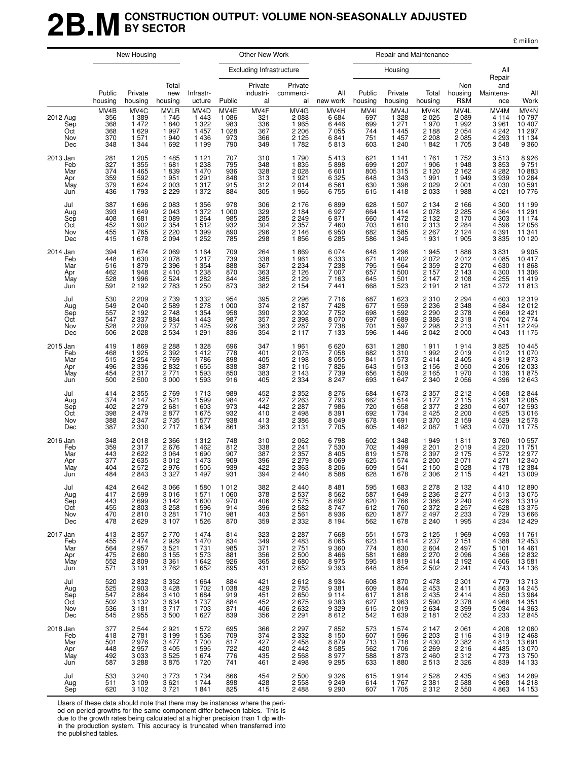# 2B.M CONSTRUCTION OUTPUT: VOLUME NON-SEASONALLY ADJUSTED BY SECTOR

£ million

| | New Housing | | | Other New Work | | | | | Repair and Maintenance | | | | | |
|---|---|---|---|---|---|---|---|---|---|---|---|---|---|---|
| | | | | | Excluding Infrastructure | | | | Housing | | | | | |
| | Public housing | Private housing | Total new housing | Infrastr-ucture | Public | Private industri-al | Private commerci-al | All new work | Public housing | Private housing | Total housing | Non housing R&M | All Repair and Maintena-nce | All Work |
| | MV4B | MV4C | MVLR | MV4D | MV4E | MV4F | MV4G | MV4H | MV4I | MV4J | MV4K | MV4L | MV4M | MV4N |
| 2012 Aug | 356 | 1 389 | 1 745 | 1 443 | 1 086 | 321 | 2 088 | 6 684 | 697 | 1 328 | 2 025 | 2 089 | 4 114 | 10 797 |
| Sep | 368 | 1 472 | 1 840 | 1 322 | 983 | 336 | 1 965 | 6 446 | 699 | 1 271 | 1 970 | 1 992 | 3 961 | 10 407 |
| Oct | 368 | 1 629 | 1 997 | 1 457 | 1 028 | 367 | 2 206 | 7 055 | 744 | 1 445 | 2 188 | 2 054 | 4 242 | 11 297 |
| Nov | 370 | 1 571 | 1 940 | 1 436 | 973 | 366 | 2 125 | 6 841 | 751 | 1 457 | 2 208 | 2 085 | 4 293 | 11 134 |
| Dec | 348 | 1 344 | 1 692 | 1 199 | 790 | 349 | 1 782 | 5 813 | 603 | 1 240 | 1 842 | 1 705 | 3 548 | 9 360 |
| 2013 Jan | 281 | 1 205 | 1 485 | 1 121 | 707 | 310 | 1 790 | 5 413 | 621 | 1 141 | 1 761 | 1 752 | 3 513 | 8 926 |
| Feb | 327 | 1 355 | 1 681 | 1 238 | 795 | 348 | 1 835 | 5 898 | 699 | 1 207 | 1 906 | 1 948 | 3 853 | 9 751 |
| Mar | 374 | 1 465 | 1 839 | 1 470 | 936 | 328 | 2 028 | 6 601 | 805 | 1 315 | 2 120 | 2 162 | 4 282 | 10 883 |
| Apr | 359 | 1 592 | 1 951 | 1 291 | 848 | 313 | 1 921 | 6 325 | 648 | 1 343 | 1 991 | 1 949 | 3 939 | 10 264 |
| May | 379 | 1 624 | 2 003 | 1 317 | 915 | 312 | 2 014 | 6 561 | 630 | 1 398 | 2 029 | 2 001 | 4 030 | 10 591 |
| Jun | 436 | 1 793 | 2 229 | 1 372 | 884 | 305 | 1 965 | 6 755 | 615 | 1 418 | 2 033 | 1 988 | 4 021 | 10 776 |
| Jul | 387 | 1 696 | 2 083 | 1 356 | 978 | 306 | 2 176 | 6 899 | 628 | 1 507 | 2 134 | 2 166 | 4 300 | 11 199 |
| Aug | 393 | 1 649 | 2 043 | 1 372 | 1 000 | 329 | 2 184 | 6 927 | 664 | 1 414 | 2 078 | 2 285 | 4 364 | 11 291 |
| Sep | 408 | 1 681 | 2 089 | 1 264 | 985 | 285 | 2 249 | 6 871 | 660 | 1 472 | 2 132 | 2 170 | 4 303 | 11 174 |
| Oct | 452 | 1 902 | 2 354 | 1 512 | 932 | 304 | 2 357 | 7 460 | 703 | 1 610 | 2 313 | 2 284 | 4 596 | 12 056 |
| Nov | 455 | 1 765 | 2 220 | 1 399 | 890 | 296 | 2 146 | 6 950 | 682 | 1 585 | 2 267 | 2 124 | 4 391 | 11 341 |
| Dec | 415 | 1 678 | 2 094 | 1 252 | 785 | 298 | 1 856 | 6 285 | 586 | 1 345 | 1 931 | 1 905 | 3 835 | 10 120 |
| 2014 Jan | 394 | 1 674 | 2 069 | 1 164 | 709 | 264 | 1 869 | 6 074 | 648 | 1 296 | 1 945 | 1 886 | 3 831 | 9 905 |
| Feb | 448 | 1 630 | 2 078 | 1 217 | 739 | 338 | 1 961 | 6 333 | 671 | 1 402 | 2 072 | 2 012 | 4 085 | 10 417 |
| Mar | 516 | 1 879 | 2 396 | 1 354 | 888 | 367 | 2 234 | 7 238 | 795 | 1 564 | 2 359 | 2 270 | 4 630 | 11 868 |
| Apr | 462 | 1 948 | 2 410 | 1 238 | 870 | 363 | 2 126 | 7 007 | 657 | 1 500 | 2 157 | 2 143 | 4 300 | 11 306 |
| May | 528 | 1 996 | 2 524 | 1 282 | 844 | 385 | 2 129 | 7 163 | 645 | 1 501 | 2 147 | 2 108 | 4 255 | 11 419 |
| Jun | 591 | 2 192 | 2 783 | 1 250 | 873 | 382 | 2 154 | 7 441 | 668 | 1 523 | 2 191 | 2 181 | 4 372 | 11 813 |
| Jul | 530 | 2 209 | 2 739 | 1 332 | 954 | 395 | 2 296 | 7 716 | 687 | 1 623 | 2 310 | 2 294 | 4 603 | 12 319 |
| Aug | 549 | 2 040 | 2 589 | 1 278 | 1 000 | 374 | 2 187 | 7 428 | 677 | 1 559 | 2 236 | 2 348 | 4 584 | 12 012 |
| Sep | 557 | 2 192 | 2 748 | 1 354 | 958 | 390 | 2 302 | 7 752 | 698 | 1 592 | 2 290 | 2 378 | 4 669 | 12 421 |
| Oct | 547 | 2 337 | 2 884 | 1 443 | 987 | 357 | 2 398 | 8 070 | 697 | 1 689 | 2 386 | 2 318 | 4 704 | 12 774 |
| Nov | 528 | 2 209 | 2 737 | 1 425 | 926 | 363 | 2 287 | 7 738 | 701 | 1 597 | 2 298 | 2 213 | 4 511 | 12 249 |
| Dec | 506 | 2 028 | 2 534 | 1 291 | 836 | 354 | 2 117 | 7 133 | 596 | 1 446 | 2 042 | 2 000 | 4 043 | 11 175 |
| 2015 Jan | 419 | 1 869 | 2 288 | 1 328 | 696 | 347 | 1 961 | 6 620 | 631 | 1 280 | 1 911 | 1 914 | 3 825 | 10 445 |
| Feb | 468 | 1 925 | 2 392 | 1 412 | 778 | 401 | 2 075 | 7 058 | 682 | 1 310 | 1 992 | 2 019 | 4 012 | 11 070 |
| Mar | 515 | 2 254 | 2 769 | 1 786 | 898 | 405 | 2 198 | 8 055 | 841 | 1 573 | 2 414 | 2 405 | 4 819 | 12 873 |
| Apr | 496 | 2 336 | 2 832 | 1 655 | 838 | 387 | 2 115 | 7 826 | 643 | 1 513 | 2 156 | 2 050 | 4 206 | 12 033 |
| May | 454 | 2 317 | 2 771 | 1 593 | 850 | 383 | 2 143 | 7 739 | 656 | 1 509 | 2 165 | 1 970 | 4 136 | 11 875 |
| Jun | 500 | 2 500 | 3 000 | 1 593 | 916 | 405 | 2 334 | 8 247 | 693 | 1 647 | 2 340 | 2 056 | 4 396 | 12 643 |
| Jul | 414 | 2 355 | 2 769 | 1 713 | 989 | 452 | 2 352 | 8 276 | 684 | 1 673 | 2 357 | 2 212 | 4 568 | 12 844 |
| Aug | 374 | 2 147 | 2 521 | 1 599 | 984 | 427 | 2 263 | 7 793 | 662 | 1 514 | 2 177 | 2 115 | 4 291 | 12 085 |
| Sep | 402 | 2 279 | 2 681 | 1 603 | 973 | 442 | 2 287 | 7 986 | 720 | 1 658 | 2 377 | 2 230 | 4 607 | 12 593 |
| Oct | 398 | 2 479 | 2 877 | 1 675 | 932 | 410 | 2 498 | 8 391 | 692 | 1 734 | 2 425 | 2 200 | 4 625 | 13 016 |
| Nov | 388 | 2 347 | 2 735 | 1 577 | 938 | 413 | 2 386 | 8 049 | 678 | 1 691 | 2 370 | 2 159 | 4 529 | 12 578 |
| Dec | 387 | 2 330 | 2 717 | 1 634 | 861 | 363 | 2 131 | 7 705 | 605 | 1 482 | 2 087 | 1 983 | 4 070 | 11 775 |
| 2016 Jan | 348 | 2 018 | 2 366 | 1 312 | 748 | 310 | 2 062 | 6 798 | 602 | 1 348 | 1 949 | 1 811 | 3 760 | 10 557 |
| Feb | 359 | 2 317 | 2 676 | 1 462 | 812 | 338 | 2 241 | 7 530 | 702 | 1 499 | 2 201 | 2 019 | 4 220 | 11 751 |
| Mar | 443 | 2 622 | 3 064 | 1 690 | 907 | 387 | 2 357 | 8 405 | 819 | 1 578 | 2 397 | 2 175 | 4 572 | 12 977 |
| Apr | 377 | 2 635 | 3 012 | 1 473 | 909 | 396 | 2 279 | 8 069 | 625 | 1 574 | 2 200 | 2 071 | 4 271 | 12 340 |
| May | 404 | 2 572 | 2 976 | 1 505 | 939 | 422 | 2 363 | 8 206 | 609 | 1 541 | 2 150 | 2 028 | 4 178 | 12 384 |
| Jun | 484 | 2 843 | 3 327 | 1 497 | 931 | 394 | 2 440 | 8 588 | 628 | 1 678 | 2 306 | 2 115 | 4 421 | 13 009 |
| Jul | 424 | 2 642 | 3 066 | 1 580 | 1 012 | 382 | 2 440 | 8 481 | 595 | 1 683 | 2 278 | 2 132 | 4 410 | 12 890 |
| Aug | 417 | 2 599 | 3 016 | 1 571 | 1 060 | 378 | 2 537 | 8 562 | 587 | 1 649 | 2 236 | 2 277 | 4 513 | 13 075 |
| Sep | 443 | 2 699 | 3 142 | 1 600 | 970 | 406 | 2 575 | 8 692 | 620 | 1 766 | 2 386 | 2 240 | 4 626 | 13 319 |
| Oct | 455 | 2 803 | 3 258 | 1 596 | 914 | 396 | 2 582 | 8 747 | 612 | 1 760 | 2 372 | 2 257 | 4 628 | 13 375 |
| Nov | 470 | 2 810 | 3 281 | 1 710 | 981 | 403 | 2 561 | 8 936 | 620 | 1 877 | 2 497 | 2 233 | 4 729 | 13 666 |
| Dec | 478 | 2 629 | 3 107 | 1 526 | 870 | 359 | 2 332 | 8 194 | 562 | 1 678 | 2 240 | 1 995 | 4 234 | 12 429 |
| 2017 Jan | 413 | 2 357 | 2 770 | 1 474 | 814 | 323 | 2 287 | 7 668 | 551 | 1 573 | 2 125 | 1 969 | 4 093 | 11 761 |
| Feb | 455 | 2 474 | 2 929 | 1 470 | 834 | 349 | 2 483 | 8 065 | 623 | 1 614 | 2 237 | 2 151 | 4 388 | 12 453 |
| Mar | 564 | 2 957 | 3 521 | 1 731 | 985 | 371 | 2 751 | 9 360 | 774 | 1 830 | 2 604 | 2 497 | 5 101 | 14 461 |
| Apr | 475 | 2 680 | 3 155 | 1 573 | 881 | 356 | 2 500 | 8 466 | 581 | 1 689 | 2 270 | 2 096 | 4 366 | 12 832 |
| May | 552 | 2 809 | 3 361 | 1 642 | 926 | 365 | 2 680 | 8 975 | 595 | 1 819 | 2 414 | 2 192 | 4 606 | 13 581 |
| Jun | 571 | 3 191 | 3 762 | 1 652 | 895 | 431 | 2 652 | 9 393 | 648 | 1 854 | 2 502 | 2 241 | 4 743 | 14 136 |
| Jul | 520 | 2 832 | 3 352 | 1 664 | 884 | 421 | 2 612 | 8 934 | 608 | 1 870 | 2 478 | 2 301 | 4 779 | 13 713 |
| Aug | 525 | 2 903 | 3 428 | 1 702 | 1 038 | 429 | 2 785 | 9 381 | 609 | 1 844 | 2 453 | 2 411 | 4 863 | 14 245 |
| Sep | 547 | 2 864 | 3 410 | 1 684 | 919 | 451 | 2 650 | 9 114 | 617 | 1 818 | 2 435 | 2 414 | 4 850 | 13 964 |
| Oct | 502 | 3 132 | 3 634 | 1 737 | 884 | 452 | 2 675 | 9 383 | 627 | 1 963 | 2 590 | 2 378 | 4 968 | 14 351 |
| Nov | 536 | 3 181 | 3 717 | 1 703 | 871 | 406 | 2 632 | 9 329 | 615 | 2 019 | 2 634 | 2 399 | 5 034 | 14 363 |
| Dec | 545 | 2 955 | 3 500 | 1 627 | 839 | 356 | 2 291 | 8 612 | 542 | 1 639 | 2 181 | 2 052 | 4 233 | 12 845 |
| 2018 Jan | 377 | 2 544 | 2 921 | 1 572 | 695 | 366 | 2 297 | 7 852 | 573 | 1 574 | 2 147 | 2 061 | 4 208 | 12 060 |
| Feb | 418 | 2 781 | 3 199 | 1 536 | 709 | 374 | 2 332 | 8 150 | 607 | 1 596 | 2 203 | 2 116 | 4 319 | 12 468 |
| Mar | 501 | 2 976 | 3 477 | 1 700 | 817 | 427 | 2 458 | 8 879 | 713 | 1 718 | 2 430 | 2 382 | 4 813 | 13 691 |
| Apr | 448 | 2 957 | 3 405 | 1 595 | 722 | 420 | 2 442 | 8 585 | 562 | 1 706 | 2 269 | 2 216 | 4 485 | 13 070 |
| May | 492 | 3 033 | 3 525 | 1 674 | 776 | 435 | 2 568 | 8 977 | 588 | 1 873 | 2 460 | 2 312 | 4 773 | 13 750 |
| Jun | 587 | 3 288 | 3 875 | 1 720 | 741 | 461 | 2 498 | 9 295 | 633 | 1 880 | 2 513 | 2 326 | 4 839 | 14 133 |
| Jul | 533 | 3 240 | 3 773 | 1 734 | 866 | 454 | 2 500 | 9 326 | 615 | 1 914 | 2 528 | 2 435 | 4 963 | 14 289 |
| Aug | 511 | 3 109 | 3 621 | 1 744 | 898 | 428 | 2 558 | 9 249 | 614 | 1 767 | 2 381 | 2 588 | 4 968 | 14 218 |
| Sep | 620 | 3 102 | 3 721 | 1 841 | 825 | 415 | 2 488 | 9 290 | 607 | 1 705 | 2 312 | 2 550 | 4 863 | 14 153 |

Users of these data should note that there may be instances where the period on period growths for the same component differ between tables. This is due to the growth rates being calculated at a higher precision than 1 dp within the production system. This accuracy is truncated when transferred into the published tables.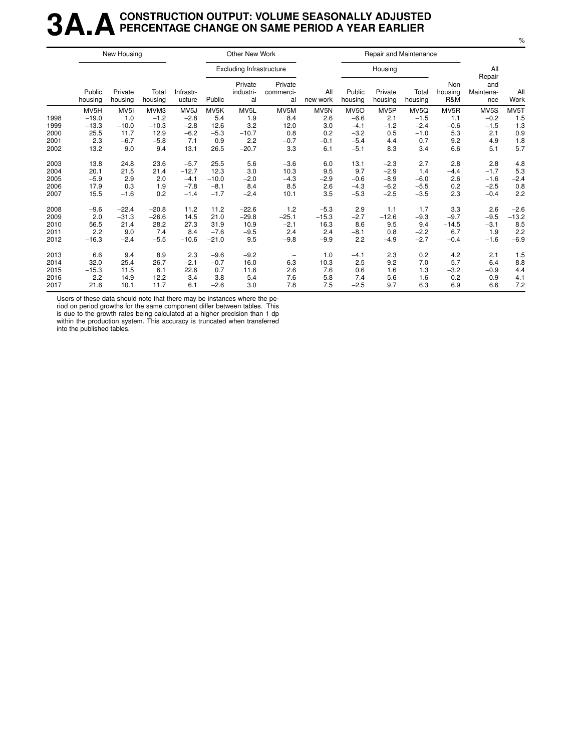# 3A.A CONSTRUCTION OUTPUT: VOLUME SEASONALLY ADJUSTED PERCENTAGE CHANGE ON SAME PERIOD A YEAR EARLIER

%

| | New Housing | | | Other New Work | | | | | Repair and Maintenance | | | | | |
|---|---|---|---|---|---|---|---|---|---|---|---|---|---|---|
| | | | | | Excluding Infrastructure | | | | Housing | | | | | |
| | Public housing | Private housing | Total housing | Infrastr-ucture | Public | Private industri-al | Private commerci-al | All new work | Public housing | Private housing | Total housing | Non housing R&M | All Repair and Maintena-nce | All Work |
| | MV5H | MV5I | MVM3 | MV5J | MV5K | MV5L | MV5M | MV5N | MV5O | MV5P | MV5Q | MV5R | MV5S | MV5T |
| 1998 | −19.0 | 1.0 | −1.2 | −2.8 | 5.4 | 1.9 | 8.4 | 2.6 | −6.6 | 2.1 | −1.5 | 1.1 | −0.2 | 1.5 |
| 1999 | −13.3 | −10.0 | −10.3 | −2.8 | 12.6 | 3.2 | 12.0 | 3.0 | −4.1 | −1.2 | −2.4 | −0.6 | −1.5 | 1.3 |
| 2000 | 25.5 | 11.7 | 12.9 | −6.2 | −5.3 | −10.7 | 0.8 | 0.2 | −3.2 | 0.5 | −1.0 | 5.3 | 2.1 | 0.9 |
| 2001 | 2.3 | −6.7 | −5.8 | 7.1 | 0.9 | 2.2 | −0.7 | −0.1 | −5.4 | 4.4 | 0.7 | 9.2 | 4.9 | 1.8 |
| 2002 | 13.2 | 9.0 | 9.4 | 13.1 | 26.5 | −20.7 | 3.3 | 6.1 | −5.1 | 8.3 | 3.4 | 6.6 | 5.1 | 5.7 |
| 2003 | 13.8 | 24.8 | 23.6 | −5.7 | 25.5 | 5.6 | −3.6 | 6.0 | 13.1 | −2.3 | 2.7 | 2.8 | 2.8 | 4.8 |
| 2004 | 20.1 | 21.5 | 21.4 | −12.7 | 12.3 | 3.0 | 10.3 | 9.5 | 9.7 | −2.9 | 1.4 | −4.4 | −1.7 | 5.3 |
| 2005 | −5.9 | 2.9 | 2.0 | −4.1 | −10.0 | −2.0 | −4.3 | −2.9 | −0.6 | −8.9 | −6.0 | 2.6 | −1.6 | −2.4 |
| 2006 | 17.9 | 0.3 | 1.9 | −7.8 | −8.1 | 8.4 | 8.5 | 2.6 | −4.3 | −6.2 | −5.5 | 0.2 | −2.5 | 0.8 |
| 2007 | 15.5 | −1.6 | 0.2 | −1.4 | −1.7 | −2.4 | 10.1 | 3.5 | −5.3 | −2.5 | −3.5 | 2.3 | −0.4 | 2.2 |
| 2008 | −9.6 | −22.4 | −20.8 | 11.2 | 11.2 | −22.6 | 1.2 | −5.3 | 2.9 | 1.1 | 1.7 | 3.3 | 2.6 | −2.6 |
| 2009 | 2.0 | −31.3 | −26.6 | 14.5 | 21.0 | −29.8 | −25.1 | −15.3 | −2.7 | −12.6 | −9.3 | −9.7 | −9.5 | −13.2 |
| 2010 | 56.5 | 21.4 | 28.2 | 27.3 | 31.9 | 10.9 | −2.1 | 16.3 | 8.6 | 9.5 | 9.4 | −14.5 | −3.1 | 8.5 |
| 2011 | 2.2 | 9.0 | 7.4 | 8.4 | −7.6 | −9.5 | 2.4 | 2.4 | −8.1 | 0.8 | −2.2 | 6.7 | 1.9 | 2.2 |
| 2012 | −16.3 | −2.4 | −5.5 | −10.6 | −21.0 | 9.5 | −9.8 | −9.9 | 2.2 | −4.9 | −2.7 | −0.4 | −1.6 | −6.9 |
| 2013 | 6.6 | 9.4 | 8.9 | 2.3 | −9.6 | −9.2 | − | 1.0 | −4.1 | 2.3 | 0.2 | 4.2 | 2.1 | 1.5 |
| 2014 | 32.0 | 25.4 | 26.7 | −2.1 | −0.7 | 16.0 | 6.3 | 10.3 | 2.5 | 9.2 | 7.0 | 5.7 | 6.4 | 8.8 |
| 2015 | −15.3 | 11.5 | 6.1 | 22.6 | 0.7 | 11.6 | 2.6 | 7.6 | 0.6 | 1.6 | 1.3 | −3.2 | −0.9 | 4.4 |
| 2016 | −2.2 | 14.9 | 12.2 | −3.4 | 3.8 | −5.4 | 7.6 | 5.8 | −7.4 | 5.6 | 1.6 | 0.2 | 0.9 | 4.1 |
| 2017 | 21.6 | 10.1 | 11.7 | 6.1 | −2.6 | 3.0 | 7.8 | 7.5 | −2.5 | 9.7 | 6.3 | 6.9 | 6.6 | 7.2 |

Users of these data should note that there may be instances where the period on period growths for the same component differ between tables. This is due to the growth rates being calculated at a higher precision than 1 dp within the production system. This accuracy is truncated when transferred into the published tables.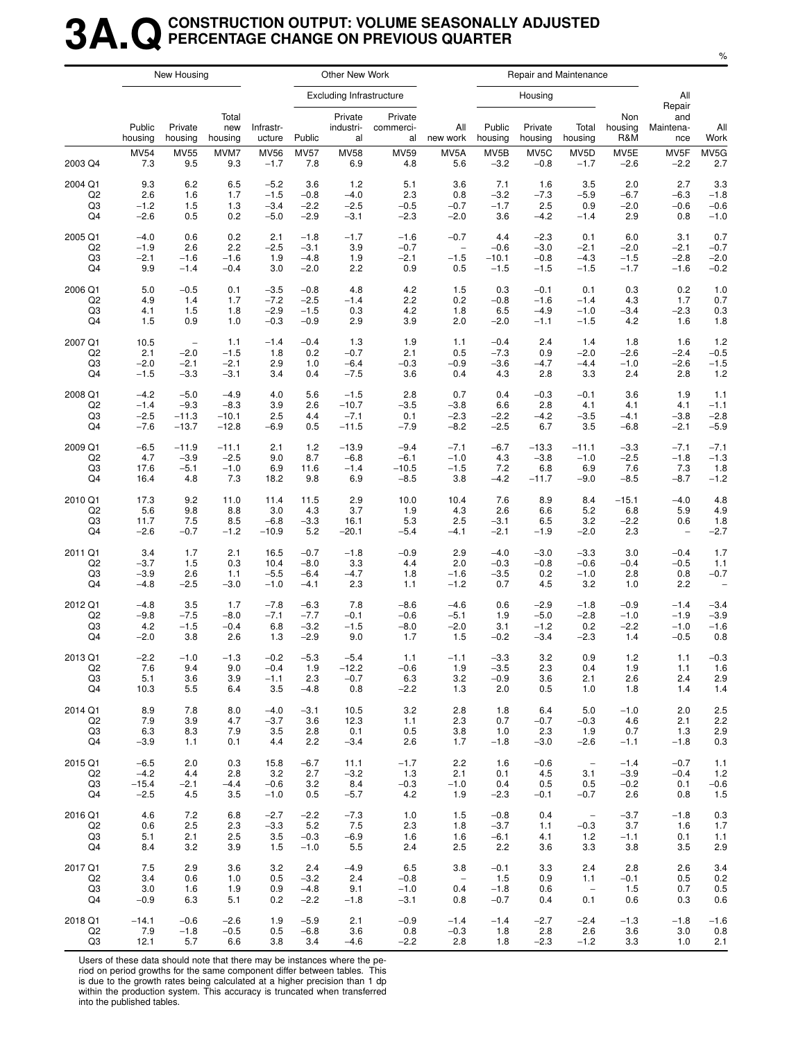# 3A.Q CONSTRUCTION OUTPUT: VOLUME SEASONALLY ADJUSTED PERCENTAGE CHANGE ON PREVIOUS QUARTER

%

| | New Housing | | | Other New Work | | | | | Repair and Maintenance | | | | | |
|---|---|---|---|---|---|---|---|---|---|---|---|---|---|---|
| | | | | | Excluding Infrastructure | | | | Housing | | | | | |
| | Public housing | Private housing | Total new housing | Infrastr-ucture | Public | Private industri-al | Private commerci-al | All new work | Public housing | Private housing | Total housing | Non housing R&M | All Repair and Maintena-nce | All Work |
| | MV54 | MV55 | MVM7 | MV56 | MV57 | MV58 | MV59 | MV5A | MV5B | MV5C | MV5D | MV5E | MV5F | MV5G |
| 2003 Q4 | 7.3 | 9.5 | 9.3 | −1.7 | 7.8 | 6.9 | 4.8 | 5.6 | −3.2 | −0.8 | −1.7 | −2.6 | −2.2 | 2.7 |
| 2004 Q1 | 9.3 | 6.2 | 6.5 | −5.2 | 3.6 | 1.2 | 5.1 | 3.6 | 7.1 | 1.6 | 3.5 | 2.0 | 2.7 | 3.3 |
| Q2 | 2.6 | 1.6 | 1.7 | −1.5 | −0.8 | −4.0 | 2.3 | 0.8 | −3.2 | −7.3 | −5.9 | −6.7 | −6.3 | −1.8 |
| Q3 | −1.2 | 1.5 | 1.3 | −3.4 | −2.2 | −2.5 | −0.5 | −0.7 | −1.7 | 2.5 | 0.9 | −2.0 | −0.6 | −0.6 |
| Q4 | −2.6 | 0.5 | 0.2 | −5.0 | −2.9 | −3.1 | −2.3 | −2.0 | 3.6 | −4.2 | −1.4 | 2.9 | 0.8 | −1.0 |
| 2005 Q1 | −4.0 | 0.6 | 0.2 | 2.1 | −1.8 | −1.7 | −1.6 | −0.7 | 4.4 | −2.3 | 0.1 | 6.0 | 3.1 | 0.7 |
| Q2 | −1.9 | 2.6 | 2.2 | −2.5 | −3.1 | 3.9 | −0.7 | − | −0.6 | −3.0 | −2.1 | −2.0 | −2.1 | −0.7 |
| Q3 | −2.1 | −1.6 | −1.6 | 1.9 | −4.8 | 1.9 | −2.1 | −1.5 | −10.1 | −0.8 | −4.3 | −1.5 | −2.8 | −2.0 |
| Q4 | 9.9 | −1.4 | −0.4 | 3.0 | −2.0 | 2.2 | 0.9 | 0.5 | −1.5 | −1.5 | −1.5 | −1.7 | −1.6 | −0.2 |
| 2006 Q1 | 5.0 | −0.5 | 0.1 | −3.5 | −0.8 | 4.8 | 4.2 | 1.5 | 0.3 | −0.1 | 0.1 | 0.3 | 0.2 | 1.0 |
| Q2 | 4.9 | 1.4 | 1.7 | −7.2 | −2.5 | −1.4 | 2.2 | 0.2 | −0.8 | −1.6 | −1.4 | 4.3 | 1.7 | 0.7 |
| Q3 | 4.1 | 1.5 | 1.8 | −2.9 | −1.5 | 0.3 | 4.2 | 1.8 | 6.5 | −4.9 | −1.0 | −3.4 | −2.3 | 0.3 |
| Q4 | 1.5 | 0.9 | 1.0 | −0.3 | −0.9 | 2.9 | 3.9 | 2.0 | −2.0 | −1.1 | −1.5 | 4.2 | 1.6 | 1.8 |
| 2007 Q1 | 10.5 | − | 1.1 | −1.4 | −0.4 | 1.3 | 1.9 | 1.1 | −0.4 | 2.4 | 1.4 | 1.8 | 1.6 | 1.2 |
| Q2 | 2.1 | −2.0 | −1.5 | 1.8 | 0.2 | −0.7 | 2.1 | 0.5 | −7.3 | 0.9 | −2.0 | −2.6 | −2.4 | −0.5 |
| Q3 | −2.0 | −2.1 | −2.1 | 2.9 | 1.0 | −6.4 | −0.3 | −0.9 | −3.6 | −4.7 | −4.4 | −1.0 | −2.6 | −1.5 |
| Q4 | −1.5 | −3.3 | −3.1 | 3.4 | 0.4 | −7.5 | 3.6 | 0.4 | 4.3 | 2.8 | 3.3 | 2.4 | 2.8 | 1.2 |
| 2008 Q1 | −4.2 | −5.0 | −4.9 | 4.0 | 5.6 | −1.5 | 2.8 | 0.7 | 0.4 | −0.3 | −0.1 | 3.6 | 1.9 | 1.1 |
| Q2 | −1.4 | −9.3 | −8.3 | 3.9 | 2.6 | −10.7 | −3.5 | −3.8 | 6.6 | 2.8 | 4.1 | 4.1 | 4.1 | −1.1 |
| Q3 | −2.5 | −11.3 | −10.1 | 2.5 | 4.4 | −7.1 | 0.1 | −2.3 | −2.2 | −4.2 | −3.5 | −4.1 | −3.8 | −2.8 |
| Q4 | −7.6 | −13.7 | −12.8 | −6.9 | 0.5 | −11.5 | −7.9 | −8.2 | −2.5 | 6.7 | 3.5 | −6.8 | −2.1 | −5.9 |
| 2009 Q1 | −6.5 | −11.9 | −11.1 | 2.1 | 1.2 | −13.9 | −9.4 | −7.1 | −6.7 | −13.3 | −11.1 | −3.3 | −7.1 | −7.1 |
| Q2 | 4.7 | −3.9 | −2.5 | 9.0 | 8.7 | −6.8 | −6.1 | −1.0 | 4.3 | −3.8 | −1.0 | −2.5 | −1.8 | −1.3 |
| Q3 | 17.6 | −5.1 | −1.0 | 6.9 | 11.6 | −1.4 | −10.5 | −1.5 | 7.2 | 6.8 | 6.9 | 7.6 | 7.3 | 1.8 |
| Q4 | 16.4 | 4.8 | 7.3 | 18.2 | 9.8 | 6.9 | −8.5 | 3.8 | −4.2 | −11.7 | −9.0 | −8.5 | −8.7 | −1.2 |
| 2010 Q1 | 17.3 | 9.2 | 11.0 | 11.4 | 11.5 | 2.9 | 10.0 | 10.4 | 7.6 | 8.9 | 8.4 | −15.1 | −4.0 | 4.8 |
| Q2 | 5.6 | 9.8 | 8.8 | 3.0 | 4.3 | 3.7 | 1.9 | 4.3 | 2.6 | 6.6 | 5.2 | 6.8 | 5.9 | 4.9 |
| Q3 | 11.7 | 7.5 | 8.5 | −6.8 | −3.3 | 16.1 | 5.3 | 2.5 | −3.1 | 6.5 | 3.2 | −2.2 | 0.6 | 1.8 |
| Q4 | −2.6 | −0.7 | −1.2 | −10.9 | 5.2 | −20.1 | −5.4 | −4.1 | −2.1 | −1.9 | −2.0 | 2.3 | − | −2.7 |
| 2011 Q1 | 3.4 | 1.7 | 2.1 | 16.5 | −0.7 | −1.8 | −0.9 | 2.9 | −4.0 | −3.0 | −3.3 | 3.0 | −0.4 | 1.7 |
| Q2 | −3.7 | 1.5 | 0.3 | 10.4 | −8.0 | 3.3 | 4.4 | 2.0 | −0.3 | −0.8 | −0.6 | −0.4 | −0.5 | 1.1 |
| Q3 | −3.9 | 2.6 | 1.1 | −5.5 | −6.4 | −4.7 | 1.8 | −1.6 | −3.5 | 0.2 | −1.0 | 2.8 | 0.8 | −0.7 |
| Q4 | −4.8 | −2.5 | −3.0 | −1.0 | −4.1 | 2.3 | 1.1 | −1.2 | 0.7 | 4.5 | 3.2 | 1.0 | 2.2 | − |
| 2012 Q1 | −4.8 | 3.5 | 1.7 | −7.8 | −6.3 | 7.8 | −8.6 | −4.6 | 0.6 | −2.9 | −1.8 | −0.9 | −1.4 | −3.4 |
| Q2 | −9.8 | −7.5 | −8.0 | −7.1 | −7.7 | −0.1 | −0.6 | −5.1 | 1.9 | −5.0 | −2.8 | −1.0 | −1.9 | −3.9 |
| Q3 | 4.2 | −1.5 | −0.4 | 6.8 | −3.2 | −1.5 | −8.0 | −2.0 | 3.1 | −1.2 | 0.2 | −2.2 | −1.0 | −1.6 |
| Q4 | −2.0 | 3.8 | 2.6 | 1.3 | −2.9 | 9.0 | 1.7 | 1.5 | −0.2 | −3.4 | −2.3 | 1.4 | −0.5 | 0.8 |
| 2013 Q1 | −2.2 | −1.0 | −1.3 | −0.2 | −5.3 | −5.4 | 1.1 | −1.1 | −3.3 | 3.2 | 0.9 | 1.2 | 1.1 | −0.3 |
| Q2 | 7.6 | 9.4 | 9.0 | −0.4 | 1.9 | −12.2 | −0.6 | 1.9 | −3.5 | 2.3 | 0.4 | 1.9 | 1.1 | 1.6 |
| Q3 | 5.1 | 3.6 | 3.9 | −1.1 | 2.3 | −0.7 | 6.3 | 3.2 | −0.9 | 3.6 | 2.1 | 2.6 | 2.4 | 2.9 |
| Q4 | 10.3 | 5.5 | 6.4 | 3.5 | −4.8 | 0.8 | −2.2 | 1.3 | 2.0 | 0.5 | 1.0 | 1.8 | 1.4 | 1.4 |
| 2014 Q1 | 8.9 | 7.8 | 8.0 | −4.0 | −3.1 | 10.5 | 3.2 | 2.8 | 1.8 | 6.4 | 5.0 | −1.0 | 2.0 | 2.5 |
| Q2 | 7.9 | 3.9 | 4.7 | −3.7 | 3.6 | 12.3 | 1.1 | 2.3 | 0.7 | −0.7 | −0.3 | 4.6 | 2.1 | 2.2 |
| Q3 | 6.3 | 8.3 | 7.9 | 3.5 | 2.8 | 0.1 | 0.5 | 3.8 | 1.0 | 2.3 | 1.9 | 0.7 | 1.3 | 2.9 |
| Q4 | −3.9 | 1.1 | 0.1 | 4.4 | 2.2 | −3.4 | 2.6 | 1.7 | −1.8 | −3.0 | −2.6 | −1.1 | −1.8 | 0.3 |
| 2015 Q1 | −6.5 | 2.0 | 0.3 | 15.8 | −6.7 | 11.1 | −1.7 | 2.2 | 1.6 | −0.6 | − | −1.4 | −0.7 | 1.1 |
| Q2 | −4.2 | 4.4 | 2.8 | 3.2 | 2.7 | −3.2 | 1.3 | 2.1 | 0.1 | 4.5 | 3.1 | −3.9 | −0.4 | 1.2 |
| Q3 | −15.4 | −2.1 | −4.4 | −0.6 | 3.2 | 8.4 | −0.3 | −1.0 | 0.4 | 0.5 | 0.5 | −0.2 | 0.1 | −0.6 |
| Q4 | −2.5 | 4.5 | 3.5 | −1.0 | 0.5 | −5.7 | 4.2 | 1.9 | −2.3 | −0.1 | −0.7 | 2.6 | 0.8 | 1.5 |
| 2016 Q1 | 4.6 | 7.2 | 6.8 | −2.7 | −2.2 | −7.3 | 1.0 | 1.5 | −0.8 | 0.4 | − | −3.7 | −1.8 | 0.3 |
| Q2 | 0.6 | 2.5 | 2.3 | −3.3 | 5.2 | 7.5 | 2.3 | 1.8 | −3.7 | 1.1 | −0.3 | 3.7 | 1.6 | 1.7 |
| Q3 | 5.1 | 2.1 | 2.5 | 3.5 | −0.3 | −6.9 | 1.6 | 1.6 | −6.1 | 4.1 | 1.2 | −1.1 | 0.1 | 1.1 |
| Q4 | 8.4 | 3.2 | 3.9 | 1.5 | −1.0 | 5.5 | 2.4 | 2.5 | 2.2 | 3.6 | 3.3 | 3.8 | 3.5 | 2.9 |
| 2017 Q1 | 7.5 | 2.9 | 3.6 | 3.2 | 2.4 | −4.9 | 6.5 | 3.8 | −0.1 | 3.3 | 2.4 | 2.8 | 2.6 | 3.4 |
| Q2 | 3.4 | 0.6 | 1.0 | 0.5 | −3.2 | 2.4 | −0.8 | − | 1.5 | 0.9 | 1.1 | −0.1 | 0.5 | 0.2 |
| Q3 | 3.0 | 1.6 | 1.9 | 0.9 | −4.8 | 9.1 | −1.0 | 0.4 | −1.8 | 0.6 | − | 1.5 | 0.7 | 0.5 |
| Q4 | −0.9 | 6.3 | 5.1 | 0.2 | −2.2 | −1.8 | −3.1 | 0.8 | −0.7 | 0.4 | 0.1 | 0.6 | 0.3 | 0.6 |
| 2018 Q1 | −14.1 | −0.6 | −2.6 | 1.9 | −5.9 | 2.1 | −0.9 | −1.4 | −1.4 | −2.7 | −2.4 | −1.3 | −1.8 | −1.6 |
| Q2 | 7.9 | −1.8 | −0.5 | 0.5 | −6.8 | 3.6 | 0.8 | −0.3 | 1.8 | 2.8 | 2.6 | 3.6 | 3.0 | 0.8 |
| Q3 | 12.1 | 5.7 | 6.6 | 3.8 | 3.4 | −4.6 | −2.2 | 2.8 | 1.8 | −2.3 | −1.2 | 3.3 | 1.0 | 2.1 |

Users of these data should note that there may be instances where the period on period growths for the same component differ between tables. This is due to the growth rates being calculated at a higher precision than 1 dp within the production system. This accuracy is truncated when transferred into the published tables.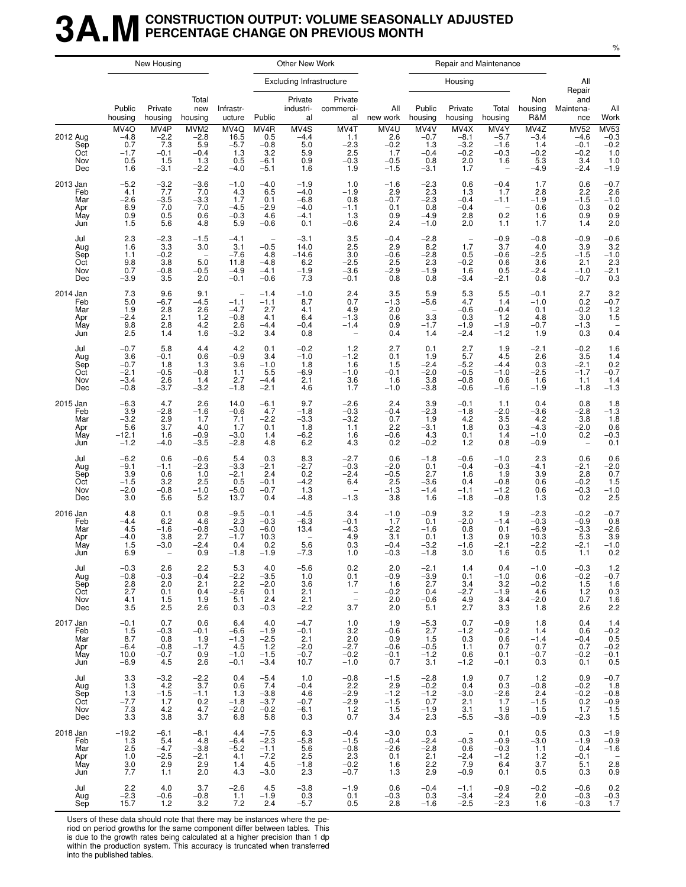# 3A.M CONSTRUCTION OUTPUT: VOLUME SEASONALLY ADJUSTED PERCENTAGE CHANGE ON PREVIOUS MONTH

%

| | New Housing | | | Other New Work | | | | | Repair and Maintenance | | | | | |
|---|---|---|---|---|---|---|---|---|---|---|---|---|---|---|
| | | | | | Excluding Infrastructure | | | | Housing | | | | | |
| | Public housing | Private housing | Total new housing | Infrastr-ucture | Public | Private industri-al | Private commerci-al | All new work | Public housing | Private housing | Total housing | Non housing R&M | All Repair and Maintena-nce | All Work |
| | MV4O | MV4P | MVM2 | MV4Q | MV4R | MV4S | MV4T | MV4U | MV4V | MV4X | MV4Y | MV4Z | MV52 | MV53 |
| 2012 Aug | −4.8 | −2.2 | −2.8 | 16.5 | 0.5 | −4.4 | 1.1 | 2.6 | −0.7 | −8.1 | −5.7 | −3.4 | −4.6 | −0.3 |
| Sep | 0.7 | 7.3 | 5.9 | −5.7 | −0.8 | 5.0 | −2.3 | −0.2 | 1.3 | −3.2 | −1.6 | 1.4 | −0.1 | −0.2 |
| Oct | −1.7 | −0.1 | −0.4 | 1.3 | 3.2 | 5.9 | 2.5 | 1.7 | −0.4 | −0.2 | −0.3 | −0.2 | −0.2 | 1.0 |
| Nov | 0.5 | 1.5 | 1.3 | 0.5 | −6.1 | 0.9 | −0.3 | −0.5 | 0.8 | 2.0 | 1.6 | 5.3 | 3.4 | 1.0 |
| Dec | 1.6 | −3.1 | −2.2 | −4.0 | −5.1 | 1.6 | 1.9 | −1.5 | −3.1 | 1.7 | – | −4.9 | −2.4 | −1.9 |
| 2013 Jan | −5.2 | −3.2 | −3.6 | −1.0 | −4.0 | −1.9 | 1.0 | −1.6 | −2.3 | 0.6 | −0.4 | 1.7 | 0.6 | −0.7 |
| Feb | 4.1 | 7.7 | 7.0 | 4.3 | 6.5 | −4.0 | −1.9 | 2.9 | 2.3 | 1.3 | 1.7 | 2.8 | 2.2 | 2.6 |
| Mar | −2.6 | −3.5 | −3.3 | 1.7 | 0.1 | −6.8 | 0.8 | −0.7 | −2.3 | −0.4 | −1.1 | −1.9 | −1.5 | −1.0 |
| Apr | 6.9 | 7.0 | 7.0 | −4.5 | −2.9 | −4.0 | −1.1 | 0.1 | 0.8 | −0.4 | – | 0.6 | 0.3 | 0.2 |
| May | 0.9 | 0.5 | 0.6 | −0.3 | 4.6 | −4.1 | 1.3 | 0.9 | −4.9 | 2.8 | 0.2 | 1.6 | 0.9 | 0.9 |
| Jun | 1.5 | 5.6 | 4.8 | 5.9 | −0.6 | 0.1 | −0.6 | 2.4 | −1.0 | 2.0 | 1.1 | 1.7 | 1.4 | 2.0 |
| Jul | 2.3 | −2.3 | −1.5 | −4.1 | – | −3.1 | 3.5 | −0.4 | −2.8 | – | −0.9 | −0.8 | −0.9 | −0.6 |
| Aug | 1.6 | 3.3 | 3.0 | 3.1 | −0.5 | 14.0 | 2.5 | 2.9 | 8.2 | 1.7 | 3.7 | 4.0 | 3.9 | 3.2 |
| Sep | 1.1 | −0.2 | – | −7.6 | 4.8 | −14.6 | 3.0 | −0.6 | −2.8 | 0.5 | −0.6 | −2.5 | −1.5 | −1.0 |
| Oct | 9.8 | 3.8 | 5.0 | 11.8 | −4.8 | 6.2 | −2.5 | 2.5 | 2.3 | −0.2 | 0.6 | 3.6 | 2.1 | 2.3 |
| Nov | 0.7 | −0.8 | −0.5 | −4.9 | −4.1 | −1.9 | −3.6 | −2.9 | −1.9 | 1.6 | 0.5 | −2.4 | −1.0 | −2.1 |
| Dec | −3.9 | 3.5 | 2.0 | −0.1 | −0.6 | 7.3 | −0.1 | 0.8 | 0.8 | −3.4 | −2.1 | 0.8 | −0.7 | 0.3 |
| 2014 Jan | 7.3 | 9.6 | 9.1 | – | −1.4 | −1.0 | 2.4 | 3.5 | 5.9 | 5.3 | 5.5 | −0.1 | 2.7 | 3.2 |
| Feb | 5.0 | −6.7 | −4.5 | −1.1 | −1.1 | 8.7 | 0.7 | −1.3 | −5.6 | 4.7 | 1.4 | −1.0 | 0.2 | −0.7 |
| Mar | 1.9 | 2.8 | 2.6 | −4.7 | 2.7 | 4.1 | 4.9 | 2.0 | – | −0.6 | −0.4 | 0.1 | −0.2 | 1.2 |
| Apr | −2.4 | 2.1 | 1.2 | −0.8 | 4.1 | 6.4 | −1.3 | 0.6 | 3.3 | 0.3 | 1.2 | 4.8 | 3.0 | 1.5 |
| May | 9.8 | 2.8 | 4.2 | 2.6 | −4.4 | −0.4 | −1.4 | 0.9 | −1.7 | −1.9 | −1.9 | −0.7 | −1.3 | – |
| Jun | 2.5 | 1.4 | 1.6 | −3.2 | 3.4 | 0.8 | – | 0.4 | 1.4 | −2.4 | −1.2 | 1.9 | 0.3 | 0.4 |
| Jul | −0.7 | 5.8 | 4.4 | 4.2 | 0.1 | −0.2 | 1.2 | 2.7 | 0.1 | 2.7 | 1.9 | −2.1 | −0.2 | 1.6 |
| Aug | 3.6 | −0.1 | 0.6 | −0.9 | 3.4 | −1.0 | −1.2 | 0.1 | 1.9 | 5.7 | 4.5 | 2.6 | 3.5 | 1.4 |
| Sep | −0.7 | 1.8 | 1.3 | 3.6 | −1.0 | 1.8 | 1.6 | 1.5 | −2.4 | −5.2 | −4.4 | 0.3 | −2.1 | 0.2 |
| Oct | −2.1 | −0.5 | −0.8 | 1.1 | 5.5 | −6.9 | −1.0 | −0.1 | −2.0 | −0.5 | −1.0 | −2.5 | −1.7 | −0.7 |
| Nov | −3.4 | 2.6 | 1.4 | 2.7 | −4.4 | 2.1 | 3.6 | 1.6 | 3.8 | −0.8 | 0.6 | 1.6 | 1.1 | 1.4 |
| Dec | −0.8 | −3.7 | −3.2 | −1.8 | −2.1 | 4.6 | 1.7 | −1.0 | −3.8 | −0.6 | −1.6 | −1.9 | −1.8 | −1.3 |
| 2015 Jan | −6.3 | 4.7 | 2.6 | 14.0 | −6.1 | 9.7 | −2.6 | 2.4 | 3.9 | −0.1 | 1.1 | 0.4 | 0.8 | 1.8 |
| Feb | 3.9 | −2.8 | −1.6 | −0.6 | 4.7 | −1.8 | −0.3 | −0.4 | −2.3 | −1.8 | −2.0 | −3.6 | −2.8 | −1.3 |
| Mar | −3.2 | 2.9 | 1.7 | 7.1 | −2.2 | −3.3 | −3.2 | 0.7 | 1.9 | 4.2 | 3.5 | 4.2 | 3.8 | 1.8 |
| Apr | 5.6 | 3.7 | 4.0 | 1.7 | 0.1 | 1.8 | 1.1 | 2.2 | −3.1 | 1.8 | 0.3 | −4.3 | −2.0 | 0.6 |
| May | −12.1 | 1.6 | −0.9 | −3.0 | 1.4 | −6.2 | 1.6 | −0.6 | 4.3 | 0.1 | 1.4 | −1.0 | 0.2 | −0.3 |
| Jun | −1.2 | −4.0 | −3.5 | −2.8 | 4.8 | 6.2 | 4.3 | 0.2 | −0.2 | 1.2 | 0.8 | −0.9 | – | 0.1 |
| Jul | −6.2 | 0.6 | −0.6 | 5.4 | 0.3 | 8.3 | −2.7 | 0.6 | −1.8 | −0.6 | −1.0 | 2.3 | 0.6 | 0.6 |
| Aug | −9.1 | −1.1 | −2.3 | −3.3 | −2.1 | −2.7 | −0.3 | −2.0 | 0.1 | −0.4 | −0.3 | −4.1 | −2.1 | −2.0 |
| Sep | 3.9 | 0.6 | 1.0 | −2.1 | 2.4 | 0.2 | −2.4 | −0.5 | 2.7 | 1.6 | 1.9 | 3.9 | 2.8 | 0.7 |
| Oct | −1.5 | 3.2 | 2.5 | 0.5 | −0.1 | −4.2 | 6.4 | 2.5 | −3.6 | 0.4 | −0.8 | 0.6 | −0.2 | 1.5 |
| Nov | −2.0 | −0.8 | −1.0 | −5.0 | −0.7 | 1.3 | – | −1.3 | −1.4 | −1.1 | −1.2 | 0.6 | −0.3 | −1.0 |
| Dec | 3.0 | 5.6 | 5.2 | 13.7 | 0.4 | −4.8 | −1.3 | 3.8 | 1.6 | −1.8 | −0.8 | 1.3 | 0.2 | 2.5 |
| 2016 Jan | 4.8 | 0.1 | 0.8 | −9.5 | −0.1 | −4.5 | 3.4 | −1.0 | −0.9 | 3.2 | 1.9 | −2.3 | −0.2 | −0.7 |
| Feb | −4.4 | 6.2 | 4.6 | 2.3 | −0.3 | −6.3 | −0.1 | 1.7 | 0.1 | −2.0 | −1.4 | −0.3 | −0.9 | 0.8 |
| Mar | 4.5 | −1.6 | −0.8 | −3.0 | −6.0 | 13.4 | −4.3 | −2.2 | −1.6 | 0.8 | 0.1 | −6.9 | −3.3 | −2.6 |
| Apr | −4.0 | 3.8 | 2.7 | −1.7 | 10.3 | – | 4.9 | 3.1 | 0.1 | 1.3 | 0.9 | 10.3 | 5.3 | 3.9 |
| May | 1.5 | −3.0 | −2.4 | 0.4 | 0.2 | 5.6 | 0.3 | −0.4 | −3.2 | −1.6 | −2.1 | −2.2 | −2.1 | −1.0 |
| Jun | 6.9 | – | 0.9 | −1.8 | −1.9 | −7.3 | 1.0 | −0.3 | −1.8 | 3.0 | 1.6 | 0.5 | 1.1 | 0.2 |
| Jul | −0.3 | 2.6 | 2.2 | 5.3 | 4.0 | −5.6 | 0.2 | 2.0 | −2.1 | 1.4 | 0.4 | −1.0 | −0.3 | 1.2 |
| Aug | −0.8 | −0.3 | −0.4 | −2.2 | −3.5 | 1.0 | 0.1 | −0.9 | −3.9 | 0.1 | −1.0 | 0.6 | −0.2 | −0.7 |
| Sep | 2.8 | 2.0 | 2.1 | 2.2 | −2.0 | 3.6 | 1.7 | 1.6 | 2.7 | 3.4 | 3.2 | −0.2 | 1.5 | 1.6 |
| Oct | 2.7 | 0.1 | 0.4 | −2.6 | 0.1 | 2.1 | – | −0.2 | 0.4 | −2.7 | −1.9 | 4.6 | 1.2 | 0.3 |
| Nov | 4.1 | 1.5 | 1.9 | 5.1 | 2.4 | 2.1 | – | 2.0 | −0.6 | 4.9 | 3.4 | −2.0 | 0.7 | 1.6 |
| Dec | 3.5 | 2.5 | 2.6 | 0.3 | −0.3 | −2.2 | 3.7 | 2.0 | 5.1 | 2.7 | 3.3 | 1.8 | 2.6 | 2.2 |
| 2017 Jan | −0.1 | 0.7 | 0.6 | 6.4 | 4.0 | −4.7 | 1.0 | 1.9 | −5.3 | 0.7 | −0.9 | 1.8 | 0.4 | 1.4 |
| Feb | 1.5 | −0.3 | −0.1 | −6.6 | −1.9 | −0.1 | 3.2 | −0.6 | 2.7 | −1.2 | −0.2 | 1.4 | 0.6 | −0.2 |
| Mar | 8.7 | 0.8 | 1.9 | −1.3 | −2.5 | 2.1 | 2.0 | 0.9 | 1.5 | 0.3 | 0.6 | −1.4 | −0.4 | 0.5 |
| Apr | −6.4 | −0.8 | −1.7 | 4.5 | 1.2 | −2.0 | −2.7 | −0.6 | −0.5 | 1.1 | 0.7 | 0.7 | 0.7 | −0.2 |
| May | 10.0 | −0.7 | 0.9 | −1.0 | −1.5 | −0.7 | −0.2 | −0.1 | −1.2 | 0.6 | 0.1 | −0.7 | −0.2 | −0.1 |
| Jun | −6.9 | 4.5 | 2.6 | −0.1 | −3.4 | 10.7 | −1.0 | 0.7 | 3.1 | −1.2 | −0.1 | 0.3 | 0.1 | 0.5 |
| Jul | 3.3 | −3.2 | −2.2 | 0.4 | −5.4 | 1.0 | −0.8 | −1.5 | −2.8 | 1.9 | 0.7 | 1.2 | 0.9 | −0.7 |
| Aug | 1.3 | 4.2 | 3.7 | 0.6 | 7.4 | −0.4 | 2.2 | 2.9 | −0.2 | 0.4 | 0.3 | −0.8 | −0.2 | 1.8 |
| Sep | 1.3 | −1.5 | −1.1 | 1.3 | −3.8 | 4.6 | −2.9 | −1.2 | −1.2 | −3.0 | −2.6 | 2.4 | −0.2 | −0.8 |
| Oct | −7.7 | 1.7 | 0.2 | −1.8 | −3.7 | −0.7 | −2.9 | −1.5 | 0.7 | 2.1 | 1.7 | −1.5 | 0.2 | −0.9 |
| Nov | 7.3 | 4.2 | 4.7 | −2.0 | −0.2 | −6.1 | 1.2 | 1.5 | −1.9 | 3.1 | 1.9 | 1.5 | 1.7 | 1.5 |
| Dec | 3.3 | 3.8 | 3.7 | 6.8 | 5.8 | 0.3 | 0.7 | 3.4 | 2.3 | −5.5 | −3.6 | −0.9 | −2.3 | 1.5 |
| 2018 Jan | −19.2 | −6.1 | −8.1 | 4.4 | −7.5 | 6.3 | −0.4 | −3.0 | 0.3 | – | 0.1 | 0.5 | 0.3 | −1.9 |
| Feb | 1.3 | 5.4 | 4.8 | −6.4 | −2.3 | −5.8 | −1.5 | −0.4 | −2.4 | −0.3 | −0.9 | −3.0 | −1.9 | −0.9 |
| Mar | 2.5 | −4.7 | −3.8 | −5.2 | −1.1 | 5.6 | −0.8 | −2.6 | −2.8 | 0.6 | −0.3 | 1.1 | 0.4 | −1.6 |
| Apr | 1.0 | −2.5 | −2.1 | 4.1 | −7.2 | 2.5 | 2.3 | 0.1 | 2.1 | −2.4 | −1.2 | 1.2 | −0.1 | – |
| May | 3.0 | 2.9 | 2.9 | 1.4 | 4.5 | −1.8 | −0.2 | 1.6 | 2.2 | 7.9 | 6.4 | 3.7 | 5.1 | 2.8 |
| Jun | 7.7 | 1.1 | 2.0 | 4.3 | −3.0 | 2.3 | −0.7 | 1.3 | 2.9 | −0.9 | 0.1 | 0.5 | 0.3 | 0.9 |
| Jul | 2.2 | 4.0 | 3.7 | −2.6 | 4.5 | −3.8 | −1.9 | 0.6 | −0.4 | −1.1 | −0.9 | −0.2 | −0.6 | 0.2 |
| Aug | −2.3 | −0.6 | −0.8 | 1.1 | −1.9 | 0.3 | 0.1 | −0.3 | 0.3 | −3.4 | −2.4 | 2.0 | −0.3 | −0.3 |
| Sep | 15.7 | 1.2 | 3.2 | 7.2 | 2.4 | −5.7 | 0.5 | 2.8 | −1.6 | −2.5 | −2.3 | 1.6 | −0.3 | 1.7 |

Users of these data should note that there may be instances where the period on period growths for the same component differ between tables. This is due to the growth rates being calculated at a higher precision than 1 dp within the production system. This accuracy is truncated when transferred into the published tables.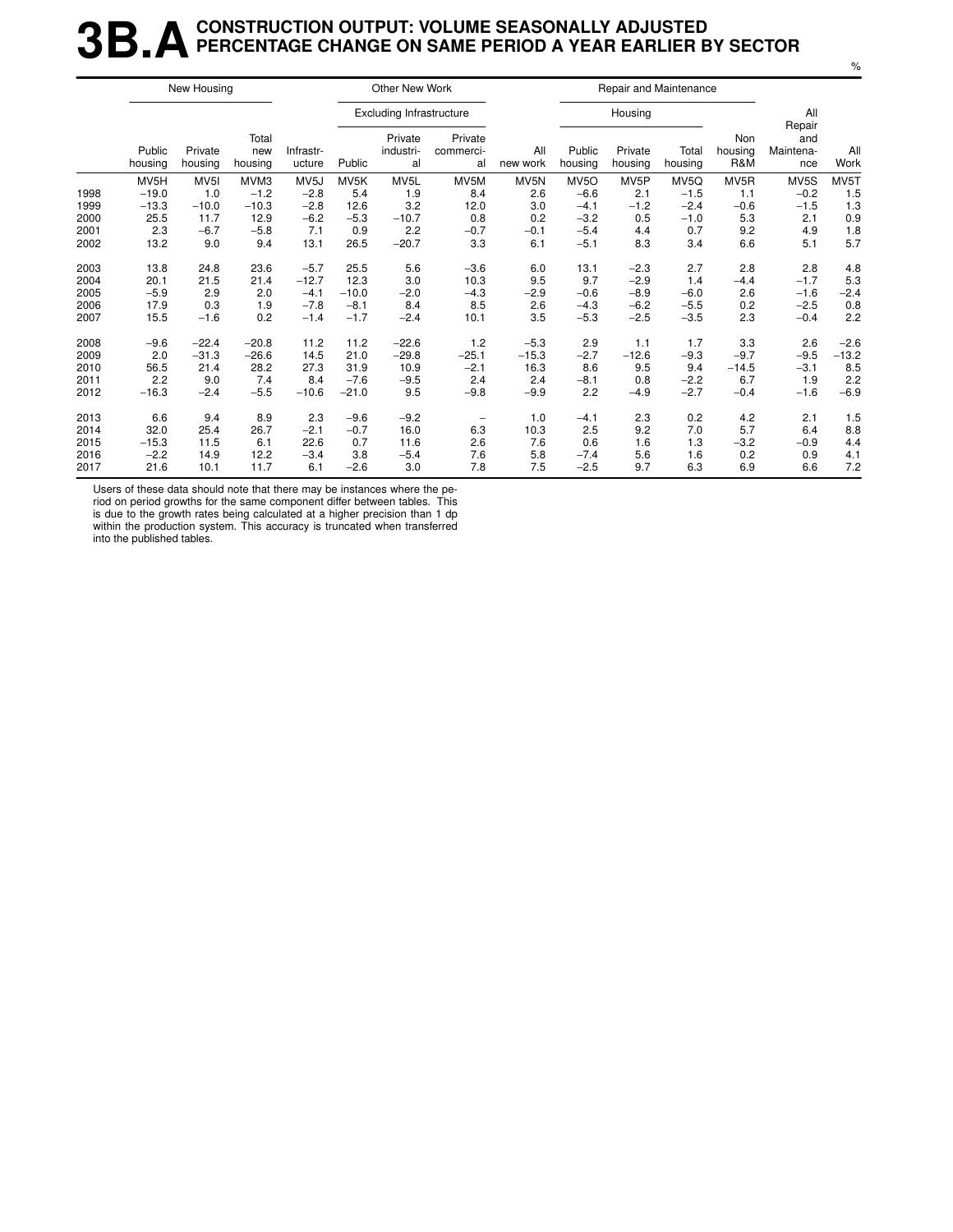# 3B.A CONSTRUCTION OUTPUT: VOLUME SEASONALLY ADJUSTED PERCENTAGE CHANGE ON SAME PERIOD A YEAR EARLIER BY SECTOR

%

| | New Housing | | | Other New Work | | | | | Repair and Maintenance | | | | | |
|---|---|---|---|---|---|---|---|---|---|---|---|---|---|---|
| | | | | | Excluding Infrastructure | | | | Housing | | | | | |
| | Public housing | Private housing | Total new housing | Infrastr-ucture | Public | Private industri-al | Private commerci-al | All new work | Public housing | Private housing | Total housing | Non housing R&M | All Repair and Maintena-nce | All Work |
| | MV5H | MV5I | MVM3 | MV5J | MV5K | MV5L | MV5M | MV5N | MV5O | MV5P | MV5Q | MV5R | MV5S | MV5T |
| 1998 | −19.0 | 1.0 | −1.2 | −2.8 | 5.4 | 1.9 | 8.4 | 2.6 | −6.6 | 2.1 | −1.5 | 1.1 | −0.2 | 1.5 |
| 1999 | −13.3 | −10.0 | −10.3 | −2.8 | 12.6 | 3.2 | 12.0 | 3.0 | −4.1 | −1.2 | −2.4 | −0.6 | −1.5 | 1.3 |
| 2000 | 25.5 | 11.7 | 12.9 | −6.2 | −5.3 | −10.7 | 0.8 | 0.2 | −3.2 | 0.5 | −1.0 | 5.3 | 2.1 | 0.9 |
| 2001 | 2.3 | −6.7 | −5.8 | 7.1 | 0.9 | 2.2 | −0.7 | −0.1 | −5.4 | 4.4 | 0.7 | 9.2 | 4.9 | 1.8 |
| 2002 | 13.2 | 9.0 | 9.4 | 13.1 | 26.5 | −20.7 | 3.3 | 6.1 | −5.1 | 8.3 | 3.4 | 6.6 | 5.1 | 5.7 |
| 2003 | 13.8 | 24.8 | 23.6 | −5.7 | 25.5 | 5.6 | −3.6 | 6.0 | 13.1 | −2.3 | 2.7 | 2.8 | 2.8 | 4.8 |
| 2004 | 20.1 | 21.5 | 21.4 | −12.7 | 12.3 | 3.0 | 10.3 | 9.5 | 9.7 | −2.9 | 1.4 | −4.4 | −1.7 | 5.3 |
| 2005 | −5.9 | 2.9 | 2.0 | −4.1 | −10.0 | −2.0 | −4.3 | −2.9 | −0.6 | −8.9 | −6.0 | 2.6 | −1.6 | −2.4 |
| 2006 | 17.9 | 0.3 | 1.9 | −7.8 | −8.1 | 8.4 | 8.5 | 2.6 | −4.3 | −6.2 | −5.5 | 0.2 | −2.5 | 0.8 |
| 2007 | 15.5 | −1.6 | 0.2 | −1.4 | −1.7 | −2.4 | 10.1 | 3.5 | −5.3 | −2.5 | −3.5 | 2.3 | −0.4 | 2.2 |
| 2008 | −9.6 | −22.4 | −20.8 | 11.2 | 11.2 | −22.6 | 1.2 | −5.3 | 2.9 | 1.1 | 1.7 | 3.3 | 2.6 | −2.6 |
| 2009 | 2.0 | −31.3 | −26.6 | 14.5 | 21.0 | −29.8 | −25.1 | −15.3 | −2.7 | −12.6 | −9.3 | −9.7 | −9.5 | −13.2 |
| 2010 | 56.5 | 21.4 | 28.2 | 27.3 | 31.9 | 10.9 | −2.1 | 16.3 | 8.6 | 9.5 | 9.4 | −14.5 | −3.1 | 8.5 |
| 2011 | 2.2 | 9.0 | 7.4 | 8.4 | −7.6 | −9.5 | 2.4 | 2.4 | −8.1 | 0.8 | −2.2 | 6.7 | 1.9 | 2.2 |
| 2012 | −16.3 | −2.4 | −5.5 | −10.6 | −21.0 | 9.5 | −9.8 | −9.9 | 2.2 | −4.9 | −2.7 | −0.4 | −1.6 | −6.9 |
| 2013 | 6.6 | 9.4 | 8.9 | 2.3 | −9.6 | −9.2 | − | 1.0 | −4.1 | 2.3 | 0.2 | 4.2 | 2.1 | 1.5 |
| 2014 | 32.0 | 25.4 | 26.7 | −2.1 | −0.7 | 16.0 | 6.3 | 10.3 | 2.5 | 9.2 | 7.0 | 5.7 | 6.4 | 8.8 |
| 2015 | −15.3 | 11.5 | 6.1 | 22.6 | 0.7 | 11.6 | 2.6 | 7.6 | 0.6 | 1.6 | 1.3 | −3.2 | −0.9 | 4.4 |
| 2016 | −2.2 | 14.9 | 12.2 | −3.4 | 3.8 | −5.4 | 7.6 | 5.8 | −7.4 | 5.6 | 1.6 | 0.2 | 0.9 | 4.1 |
| 2017 | 21.6 | 10.1 | 11.7 | 6.1 | −2.6 | 3.0 | 7.8 | 7.5 | −2.5 | 9.7 | 6.3 | 6.9 | 6.6 | 7.2 |

Users of these data should note that there may be instances where the period on period growths for the same component differ between tables. This is due to the growth rates being calculated at a higher precision than 1 dp within the production system. This accuracy is truncated when transferred into the published tables.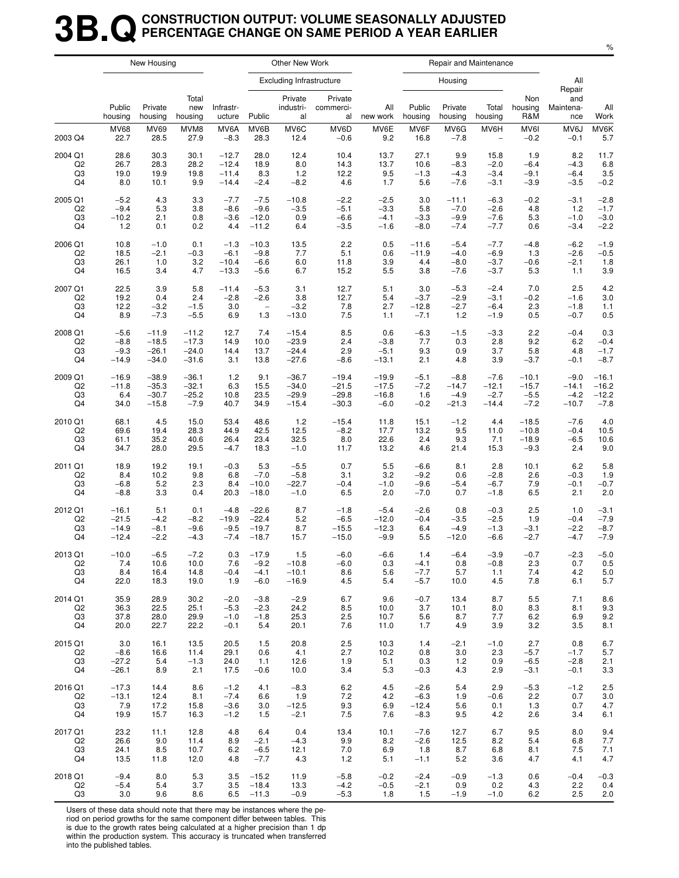# 3B.Q CONSTRUCTION OUTPUT: VOLUME SEASONALLY ADJUSTED PERCENTAGE CHANGE ON SAME PERIOD A YEAR EARLIER

%

| | New Housing | | | Other New Work | | | | | Repair and Maintenance | | | | | |
|---|---|---|---|---|---|---|---|---|---|---|---|---|---|---|
| | | | | | Excluding Infrastructure | | | | Housing | | | | | |
| | Public housing | Private housing | Total new housing | Infrastr-ucture | Public | Private industri-al | Private commerci-al | All new work | Public housing | Private housing | Total housing | Non housing R&M | All Repair and Maintena-nce | All Work |
| | MV68 | MV69 | MVM8 | MV6A | MV6B | MV6C | MV6D | MV6E | MV6F | MV6G | MV6H | MV6I | MV6J | MV6K |
| 2003 Q4 | 22.7 | 28.5 | 27.9 | −8.3 | 28.3 | 12.4 | −0.6 | 9.2 | 16.8 | −7.8 | – | −0.2 | −0.1 | 5.7 |
| 2004 Q1 | 28.6 | 30.3 | 30.1 | −12.7 | 28.0 | 12.4 | 10.4 | 13.7 | 27.1 | 9.9 | 15.8 | 1.9 | 8.2 | 11.7 |
| Q2 | 26.7 | 28.3 | 28.2 | −12.4 | 18.9 | 8.0 | 14.3 | 13.7 | 10.6 | −8.3 | −2.0 | −6.4 | −4.3 | 6.8 |
| Q3 | 19.0 | 19.9 | 19.8 | −11.4 | 8.3 | 1.2 | 12.2 | 9.5 | −1.3 | −4.3 | −3.4 | −9.1 | −6.4 | 3.5 |
| Q4 | 8.0 | 10.1 | 9.9 | −14.4 | −2.4 | −8.2 | 4.6 | 1.7 | 5.6 | −7.6 | −3.1 | −3.9 | −3.5 | −0.2 |
| 2005 Q1 | −5.2 | 4.3 | 3.3 | −7.7 | −7.5 | −10.8 | −2.2 | −2.5 | 3.0 | −11.1 | −6.3 | −0.2 | −3.1 | −2.8 |
| Q2 | −9.4 | 5.3 | 3.8 | −8.6 | −9.6 | −3.5 | −5.1 | −3.3 | 5.8 | −7.0 | −2.6 | 4.8 | 1.2 | −1.7 |
| Q3 | −10.2 | 2.1 | 0.8 | −3.6 | −12.0 | 0.9 | −6.6 | −4.1 | −3.3 | −9.9 | −7.6 | 5.3 | −1.0 | −3.0 |
| Q4 | 1.2 | 0.1 | 0.2 | 4.4 | −11.2 | 6.4 | −3.5 | −1.6 | −8.0 | −7.4 | −7.7 | 0.6 | −3.4 | −2.2 |
| 2006 Q1 | 10.8 | −1.0 | 0.1 | −1.3 | −10.3 | 13.5 | 2.2 | 0.5 | −11.6 | −5.4 | −7.7 | −4.8 | −6.2 | −1.9 |
| Q2 | 18.5 | −2.1 | −0.3 | −6.1 | −9.8 | 7.7 | 5.1 | 0.6 | −11.9 | −4.0 | −6.9 | 1.3 | −2.6 | −0.5 |
| Q3 | 26.1 | 1.0 | 3.2 | −10.4 | −6.6 | 6.0 | 11.8 | 3.9 | 4.4 | −8.0 | −3.7 | −0.6 | −2.1 | 1.8 |
| Q4 | 16.5 | 3.4 | 4.7 | −13.3 | −5.6 | 6.7 | 15.2 | 5.5 | 3.8 | −7.6 | −3.7 | 5.3 | 1.1 | 3.9 |
| 2007 Q1 | 22.5 | 3.9 | 5.8 | −11.4 | −5.3 | 3.1 | 12.7 | 5.1 | 3.0 | −5.3 | −2.4 | 7.0 | 2.5 | 4.2 |
| Q2 | 19.2 | 0.4 | 2.4 | −2.8 | −2.6 | 3.8 | 12.7 | 5.4 | −3.7 | −2.9 | −3.1 | −0.2 | −1.6 | 3.0 |
| Q3 | 12.2 | −3.2 | −1.5 | 3.0 | – | −3.2 | 7.8 | 2.7 | −12.8 | −2.7 | −6.4 | 2.3 | −1.8 | 1.1 |
| Q4 | 8.9 | −7.3 | −5.5 | 6.9 | 1.3 | −13.0 | 7.5 | 1.1 | −7.1 | 1.2 | −1.9 | 0.5 | −0.7 | 0.5 |
| 2008 Q1 | −5.6 | −11.9 | −11.2 | 12.7 | 7.4 | −15.4 | 8.5 | 0.6 | −6.3 | −1.5 | −3.3 | 2.2 | −0.4 | 0.3 |
| Q2 | −8.8 | −18.5 | −17.3 | 14.9 | 10.0 | −23.9 | 2.4 | −3.8 | 7.7 | 0.3 | 2.8 | 9.2 | 6.2 | −0.4 |
| Q3 | −9.3 | −26.1 | −24.0 | 14.4 | 13.7 | −24.4 | 2.9 | −5.1 | 9.3 | 0.9 | 3.7 | 5.8 | 4.8 | −1.7 |
| Q4 | −14.9 | −34.0 | −31.6 | 3.1 | 13.8 | −27.6 | −8.6 | −13.1 | 2.1 | 4.8 | 3.9 | −3.7 | −0.1 | −8.7 |
| 2009 Q1 | −16.9 | −38.9 | −36.1 | 1.2 | 9.1 | −36.7 | −19.4 | −19.9 | −5.1 | −8.8 | −7.6 | −10.1 | −9.0 | −16.1 |
| Q2 | −11.8 | −35.3 | −32.1 | 6.3 | 15.5 | −34.0 | −21.5 | −17.5 | −7.2 | −14.7 | −12.1 | −15.7 | −14.1 | −16.2 |
| Q3 | 6.4 | −30.7 | −25.2 | 10.8 | 23.5 | −29.9 | −29.8 | −16.8 | 1.6 | −4.9 | −2.7 | −5.5 | −4.2 | −12.2 |
| Q4 | 34.0 | −15.8 | −7.9 | 40.7 | 34.9 | −15.4 | −30.3 | −6.0 | −0.2 | −21.3 | −14.4 | −7.2 | −10.7 | −7.8 |
| 2010 Q1 | 68.1 | 4.5 | 15.0 | 53.4 | 48.6 | 1.2 | −15.4 | 11.8 | 15.1 | −1.2 | 4.4 | −18.5 | −7.6 | 4.0 |
| Q2 | 69.6 | 19.4 | 28.3 | 44.9 | 42.5 | 12.5 | −8.2 | 17.7 | 13.2 | 9.5 | 11.0 | −10.8 | −0.4 | 10.5 |
| Q3 | 61.1 | 35.2 | 40.6 | 26.4 | 23.4 | 32.5 | 8.0 | 22.6 | 2.4 | 9.3 | 7.1 | −18.9 | −6.5 | 10.6 |
| Q4 | 34.7 | 28.0 | 29.5 | −4.7 | 18.3 | −1.0 | 11.7 | 13.2 | 4.6 | 21.4 | 15.3 | −9.3 | 2.4 | 9.0 |
| 2011 Q1 | 18.9 | 19.2 | 19.1 | −0.3 | 5.3 | −5.5 | 0.7 | 5.5 | −6.6 | 8.1 | 2.8 | 10.1 | 6.2 | 5.8 |
| Q2 | 8.4 | 10.2 | 9.8 | 6.8 | −7.0 | −5.8 | 3.1 | 3.2 | −9.2 | 0.6 | −2.8 | 2.6 | −0.3 | 1.9 |
| Q3 | −6.8 | 5.2 | 2.3 | 8.4 | −10.0 | −22.7 | −0.4 | −1.0 | −9.6 | −5.4 | −6.7 | 7.9 | −0.1 | −0.7 |
| Q4 | −8.8 | 3.3 | 0.4 | 20.3 | −18.0 | −1.0 | 6.5 | 2.0 | −7.0 | 0.7 | −1.8 | 6.5 | 2.1 | 2.0 |
| 2012 Q1 | −16.1 | 5.1 | 0.1 | −4.8 | −22.6 | 8.7 | −1.8 | −5.4 | −2.6 | 0.8 | −0.3 | 2.5 | 1.0 | −3.1 |
| Q2 | −21.5 | −4.2 | −8.2 | −19.9 | −22.4 | 5.2 | −6.5 | −12.0 | −0.4 | −3.5 | −2.5 | 1.9 | −0.4 | −7.9 |
| Q3 | −14.9 | −8.1 | −9.6 | −9.5 | −19.7 | 8.7 | −15.5 | −12.3 | 6.4 | −4.9 | −1.3 | −3.1 | −2.2 | −8.7 |
| Q4 | −12.4 | −2.2 | −4.3 | −7.4 | −18.7 | 15.7 | −15.0 | −9.9 | 5.5 | −12.0 | −6.6 | −2.7 | −4.7 | −7.9 |
| 2013 Q1 | −10.0 | −6.5 | −7.2 | 0.3 | −17.9 | 1.5 | −6.0 | −6.6 | 1.4 | −6.4 | −3.9 | −0.7 | −2.3 | −5.0 |
| Q2 | 7.4 | 10.6 | 10.0 | 7.6 | −9.2 | −10.8 | −6.0 | 0.3 | −4.1 | 0.8 | −0.8 | 2.3 | 0.7 | 0.5 |
| Q3 | 8.4 | 16.4 | 14.8 | −0.4 | −4.1 | −10.1 | 8.6 | 5.6 | −7.7 | 5.7 | 1.1 | 7.4 | 4.2 | 5.0 |
| Q4 | 22.0 | 18.3 | 19.0 | 1.9 | −6.0 | −16.9 | 4.5 | 5.4 | −5.7 | 10.0 | 4.5 | 7.8 | 6.1 | 5.7 |
| 2014 Q1 | 35.9 | 28.9 | 30.2 | −2.0 | −3.8 | −2.9 | 6.7 | 9.6 | −0.7 | 13.4 | 8.7 | 5.5 | 7.1 | 8.6 |
| Q2 | 36.3 | 22.5 | 25.1 | −5.3 | −2.3 | 24.2 | 8.5 | 10.0 | 3.7 | 10.1 | 8.0 | 8.3 | 8.1 | 9.3 |
| Q3 | 37.8 | 28.0 | 29.9 | −1.0 | −1.8 | 25.3 | 2.5 | 10.7 | 5.6 | 8.7 | 7.7 | 6.2 | 6.9 | 9.2 |
| Q4 | 20.0 | 22.7 | 22.2 | −0.1 | 5.4 | 20.1 | 7.6 | 11.0 | 1.7 | 4.9 | 3.9 | 3.2 | 3.5 | 8.1 |
| 2015 Q1 | 3.0 | 16.1 | 13.5 | 20.5 | 1.5 | 20.8 | 2.5 | 10.3 | 1.4 | −2.1 | −1.0 | 2.7 | 0.8 | 6.7 |
| Q2 | −8.6 | 16.6 | 11.4 | 29.1 | 0.6 | 4.1 | 2.7 | 10.2 | 0.8 | 3.0 | 2.3 | −5.7 | −1.7 | 5.7 |
| Q3 | −27.2 | 5.4 | −1.3 | 24.0 | 1.1 | 12.6 | 1.9 | 5.1 | 0.3 | 1.2 | 0.9 | −6.5 | −2.8 | 2.1 |
| Q4 | −26.1 | 8.9 | 2.1 | 17.5 | −0.6 | 10.0 | 3.4 | 5.3 | −0.3 | 4.3 | 2.9 | −3.1 | −0.1 | 3.3 |
| 2016 Q1 | −17.3 | 14.4 | 8.6 | −1.2 | 4.1 | −8.3 | 6.2 | 4.5 | −2.6 | 5.4 | 2.9 | −5.3 | −1.2 | 2.5 |
| Q2 | −13.1 | 12.4 | 8.1 | −7.4 | 6.6 | 1.9 | 7.2 | 4.2 | −6.3 | 1.9 | −0.6 | 2.2 | 0.7 | 3.0 |
| Q3 | 7.9 | 17.2 | 15.8 | −3.6 | 3.0 | −12.5 | 9.3 | 6.9 | −12.4 | 5.6 | 0.1 | 1.3 | 0.7 | 4.7 |
| Q4 | 19.9 | 15.7 | 16.3 | −1.2 | 1.5 | −2.1 | 7.5 | 7.6 | −8.3 | 9.5 | 4.2 | 2.6 | 3.4 | 6.1 |
| 2017 Q1 | 23.2 | 11.1 | 12.8 | 4.8 | 6.4 | 0.4 | 13.4 | 10.1 | −7.6 | 12.7 | 6.7 | 9.5 | 8.0 | 9.4 |
| Q2 | 26.6 | 9.0 | 11.4 | 8.9 | −2.1 | −4.3 | 9.9 | 8.2 | −2.6 | 12.5 | 8.2 | 5.4 | 6.8 | 7.7 |
| Q3 | 24.1 | 8.5 | 10.7 | 6.2 | −6.5 | 12.1 | 7.0 | 6.9 | 1.8 | 8.7 | 6.8 | 8.1 | 7.5 | 7.1 |
| Q4 | 13.5 | 11.8 | 12.0 | 4.8 | −7.7 | 4.3 | 1.2 | 5.1 | −1.1 | 5.2 | 3.6 | 4.7 | 4.1 | 4.7 |
| 2018 Q1 | −9.4 | 8.0 | 5.3 | 3.5 | −15.2 | 11.9 | −5.8 | −0.2 | −2.4 | −0.9 | −1.3 | 0.6 | −0.4 | −0.3 |
| Q2 | −5.4 | 5.4 | 3.7 | 3.5 | −18.4 | 13.3 | −4.2 | −0.5 | −2.1 | 0.9 | 0.2 | 4.3 | 2.2 | 0.4 |
| Q3 | 3.0 | 9.6 | 8.6 | 6.5 | −11.3 | −0.9 | −5.3 | 1.8 | 1.5 | −1.9 | −1.0 | 6.2 | 2.5 | 2.0 |

Users of these data should note that there may be instances where the period on period growths for the same component differ between tables. This is due to the growth rates being calculated at a higher precision than 1 dp within the production system. This accuracy is truncated when transferred into the published tables.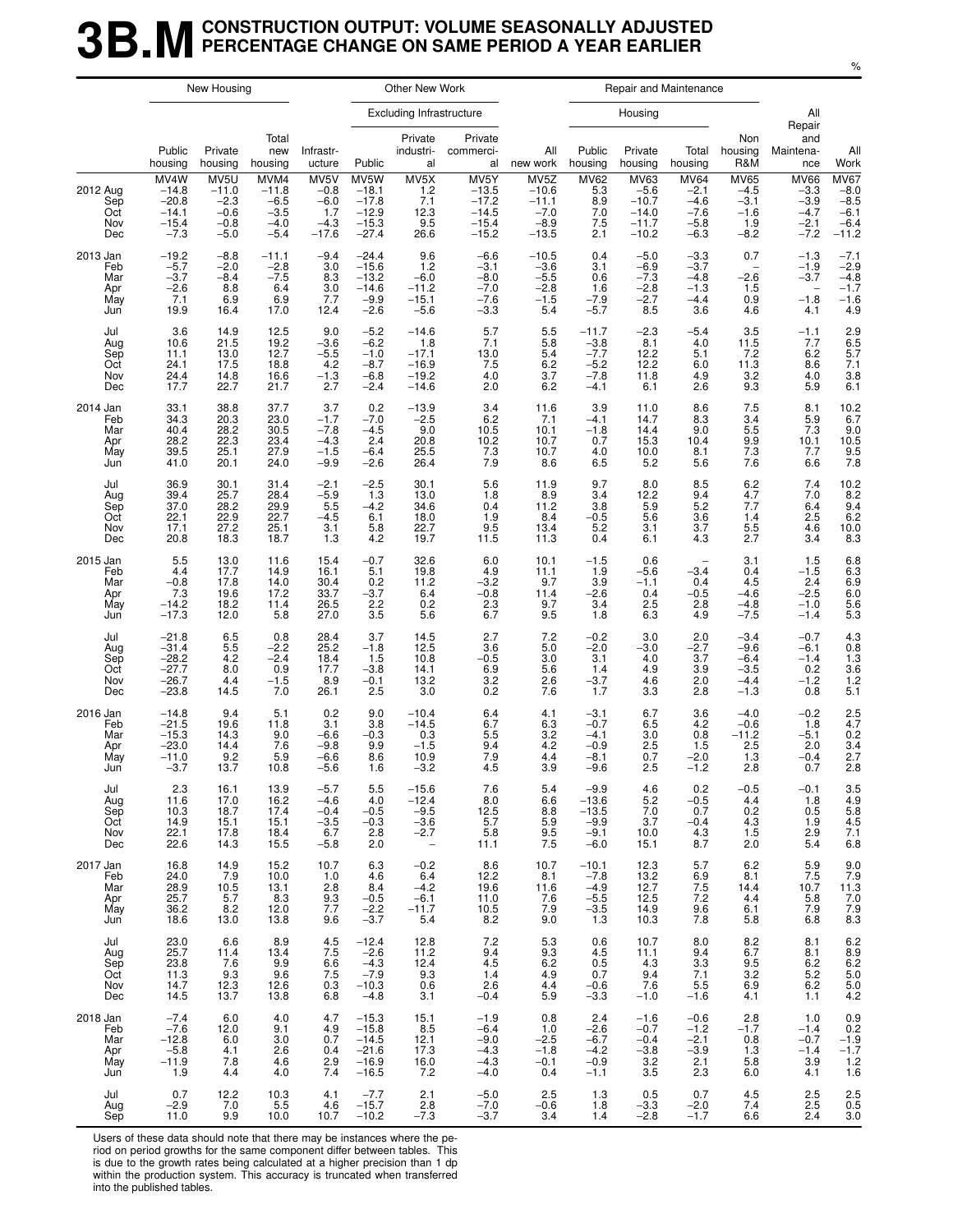# 3B.M CONSTRUCTION OUTPUT: VOLUME SEASONALLY ADJUSTED PERCENTAGE CHANGE ON SAME PERIOD A YEAR EARLIER

%

| | New Housing | | | Other New Work | | | | | Repair and Maintenance | | | | | |
|---|---|---|---|---|---|---|---|---|---|---|---|---|---|---|
| | | | | | Excluding Infrastructure | | | | Housing | | | | | |
| | Public housing | Private housing | Total new housing | Infrastructure | Public | Private industrial | Private commercial | All new work | Public housing | Private housing | Total housing | Non housing R&M | All Repair and Maintenance | All Work |
| | MV4W | MV5U | MVM4 | MV5V | MV5W | MV5X | MV5Y | MV5Z | MV62 | MV63 | MV64 | MV65 | MV66 | MV67 |
| 2012 Aug | −14.8 | −11.0 | −11.8 | −0.8 | −18.1 | 1.2 | −13.5 | −10.6 | 5.3 | −5.6 | −2.1 | −4.5 | −3.3 | −8.0 |
| Sep | −20.8 | −2.3 | −6.5 | −6.0 | −17.8 | 7.1 | −17.2 | −11.1 | 8.9 | −10.7 | −4.6 | −3.1 | −3.9 | −8.5 |
| Oct | −14.1 | −0.6 | −3.5 | 1.7 | −12.9 | 12.3 | −14.5 | −7.0 | 7.0 | −14.0 | −7.6 | −1.6 | −4.7 | −6.1 |
| Nov | −15.4 | −0.8 | −4.0 | −4.3 | −15.3 | 9.5 | −15.4 | −8.9 | 7.5 | −11.7 | −5.8 | 1.9 | −2.1 | −6.4 |
| Dec | −7.3 | −5.0 | −5.4 | −17.6 | −27.4 | 26.6 | −15.2 | −13.5 | 2.1 | −10.2 | −6.3 | −8.2 | −7.2 | −11.2 |
| 2013 Jan | −19.2 | −8.8 | −11.1 | −9.4 | −24.4 | 9.6 | −6.6 | −10.5 | 0.4 | −5.0 | −3.3 | 0.7 | −1.3 | −7.1 |
| Feb | −5.7 | −2.0 | −2.8 | 3.0 | −15.6 | 1.2 | −3.1 | −3.6 | 3.1 | −6.9 | −3.7 | – | −1.9 | −2.9 |
| Mar | −3.7 | −8.4 | −7.5 | 8.3 | −13.2 | −6.0 | −8.0 | −5.5 | 0.6 | −7.3 | −4.8 | −2.6 | −3.7 | −4.8 |
| Apr | −2.6 | 8.8 | 6.4 | 3.0 | −14.6 | −11.2 | −7.0 | −2.8 | 1.6 | −2.8 | −1.3 | 1.5 | – | −1.7 |
| May | 7.1 | 6.9 | 6.9 | 7.7 | −9.9 | −15.1 | −7.6 | −1.5 | −7.9 | −2.7 | −4.4 | 0.9 | −1.8 | −1.6 |
| Jun | 19.9 | 16.4 | 17.0 | 12.4 | −2.6 | −5.6 | −3.3 | 5.4 | −5.7 | 8.5 | 3.6 | 4.6 | 4.1 | 4.9 |
| Jul | 3.6 | 14.9 | 12.5 | 9.0 | −5.2 | −14.6 | 5.7 | 5.5 | −11.7 | −2.3 | −5.4 | 3.5 | −1.1 | 2.9 |
| Aug | 10.6 | 21.5 | 19.2 | −3.6 | −6.2 | 1.8 | 7.1 | 5.8 | −3.8 | 8.1 | 4.0 | 11.5 | 7.7 | 6.5 |
| Sep | 11.1 | 13.0 | 12.7 | −5.5 | −1.0 | −17.1 | 13.0 | 5.4 | −7.7 | 12.2 | 5.1 | 7.2 | 6.2 | 5.7 |
| Oct | 24.1 | 17.5 | 18.8 | 4.2 | −8.7 | −16.9 | 7.5 | 6.2 | −5.2 | 12.2 | 6.0 | 11.3 | 8.6 | 7.1 |
| Nov | 24.4 | 14.8 | 16.6 | −1.3 | −6.8 | −19.2 | 4.0 | 3.7 | −7.8 | 11.8 | 4.9 | 3.2 | 4.0 | 3.8 |
| Dec | 17.7 | 22.7 | 21.7 | 2.7 | −2.4 | −14.6 | 2.0 | 6.2 | −4.1 | 6.1 | 2.6 | 9.3 | 5.9 | 6.1 |
| 2014 Jan | 33.1 | 38.8 | 37.7 | 3.7 | 0.2 | −13.9 | 3.4 | 11.6 | 3.9 | 11.0 | 8.6 | 7.5 | 8.1 | 10.2 |
| Feb | 34.3 | 20.3 | 23.0 | −1.7 | −7.0 | −2.5 | 6.2 | 7.1 | −4.1 | 14.7 | 8.3 | 3.4 | 5.9 | 6.7 |
| Mar | 40.4 | 28.2 | 30.5 | −7.8 | −4.5 | 9.0 | 10.5 | 10.1 | −1.8 | 14.4 | 9.0 | 5.5 | 7.3 | 9.0 |
| Apr | 28.2 | 22.3 | 23.4 | −4.3 | 2.4 | 20.8 | 10.2 | 10.7 | 0.7 | 15.3 | 10.4 | 9.9 | 10.1 | 10.5 |
| May | 39.5 | 25.1 | 27.9 | −1.5 | −6.4 | 25.5 | 7.3 | 10.7 | 4.0 | 10.0 | 8.1 | 7.3 | 7.7 | 9.5 |
| Jun | 41.0 | 20.1 | 24.0 | −9.9 | −2.6 | 26.4 | 7.9 | 8.6 | 6.5 | 5.2 | 5.6 | 7.6 | 6.6 | 7.8 |
| Jul | 36.9 | 30.1 | 31.4 | −2.1 | −2.5 | 30.1 | 5.6 | 11.9 | 9.7 | 8.0 | 8.5 | 6.2 | 7.4 | 10.2 |
| Aug | 39.4 | 25.7 | 28.4 | −5.9 | 1.3 | 13.0 | 1.8 | 8.9 | 3.4 | 12.2 | 9.4 | 4.7 | 7.0 | 8.2 |
| Sep | 37.0 | 28.2 | 29.9 | 5.5 | −4.2 | 34.6 | 0.4 | 11.2 | 3.8 | 5.9 | 5.2 | 7.7 | 6.4 | 9.4 |
| Oct | 22.1 | 22.9 | 22.7 | −4.5 | 6.1 | 18.0 | 1.9 | 8.4 | −0.5 | 5.6 | 3.6 | 1.4 | 2.5 | 6.2 |
| Nov | 17.1 | 27.2 | 25.1 | 3.1 | 5.8 | 22.7 | 9.5 | 13.4 | 5.2 | 3.1 | 3.7 | 5.5 | 4.6 | 10.0 |
| Dec | 20.8 | 18.3 | 18.7 | 1.3 | 4.2 | 19.7 | 11.5 | 11.3 | 0.4 | 6.1 | 4.3 | 2.7 | 3.4 | 8.3 |
| 2015 Jan | 5.5 | 13.0 | 11.6 | 15.4 | −0.7 | 32.6 | 6.0 | 10.1 | −1.5 | 0.6 | – | 3.1 | 1.5 | 6.8 |
| Feb | 4.4 | 17.7 | 14.9 | 16.1 | 5.1 | 19.8 | 4.9 | 11.1 | 1.9 | −5.6 | −3.4 | 0.4 | −1.5 | 6.3 |
| Mar | −0.8 | 17.8 | 14.0 | 30.4 | 0.2 | 11.2 | −3.2 | 9.7 | 3.9 | −1.1 | 0.4 | 4.5 | 2.4 | 6.9 |
| Apr | 7.3 | 19.6 | 17.2 | 33.7 | −3.7 | 6.4 | −0.8 | 11.4 | −2.6 | 0.4 | −0.5 | −4.6 | −2.5 | 6.0 |
| May | −14.2 | 18.2 | 11.4 | 26.5 | 2.2 | 0.2 | 2.3 | 9.7 | 3.4 | 2.5 | 2.8 | −4.8 | −1.0 | 5.6 |
| Jun | −17.3 | 12.0 | 5.8 | 27.0 | 3.5 | 5.6 | 6.7 | 9.5 | 1.8 | 6.3 | 4.9 | −7.5 | −1.4 | 5.3 |
| Jul | −21.8 | 6.5 | 0.8 | 28.4 | 3.7 | 14.5 | 2.7 | 7.2 | −0.2 | 3.0 | 2.0 | −3.4 | −0.7 | 4.3 |
| Aug | −31.4 | 5.5 | −2.2 | 25.2 | −1.8 | 12.5 | 3.6 | 5.0 | −2.0 | −3.0 | −2.7 | −9.6 | −6.1 | 0.8 |
| Sep | −28.2 | 4.2 | −2.4 | 18.4 | 1.5 | 10.8 | −0.5 | 3.0 | 3.1 | 4.0 | 3.7 | −6.4 | −1.4 | 1.3 |
| Oct | −27.7 | 8.0 | 0.9 | 17.7 | −3.8 | 14.1 | 6.9 | 5.6 | 1.4 | 4.9 | 3.9 | −3.5 | 0.2 | 3.6 |
| Nov | −26.7 | 4.4 | −1.5 | 8.9 | −0.1 | 13.2 | 3.2 | 2.6 | −3.7 | 4.6 | 2.0 | −4.4 | −1.2 | 1.2 |
| Dec | −23.8 | 14.5 | 7.0 | 26.1 | 2.5 | 3.0 | 0.2 | 7.6 | 1.7 | 3.3 | 2.8 | −1.3 | 0.8 | 5.1 |
| 2016 Jan | −14.8 | 9.4 | 5.1 | 0.2 | 9.0 | −10.4 | 6.4 | 4.1 | −3.1 | 6.7 | 3.6 | −4.0 | −0.2 | 2.5 |
| Feb | −21.5 | 19.6 | 11.8 | 3.1 | 3.8 | −14.5 | 6.7 | 6.3 | −0.7 | 6.5 | 4.2 | −0.6 | 1.8 | 4.7 |
| Mar | −15.3 | 14.3 | 9.0 | −6.6 | −0.3 | 0.3 | 5.5 | 3.2 | −4.1 | 3.0 | 0.8 | −11.2 | −5.1 | 0.2 |
| Apr | −23.0 | 14.4 | 7.6 | −9.8 | 9.9 | −1.5 | 9.4 | 4.2 | −0.9 | 2.5 | 1.5 | 2.5 | 2.0 | 3.4 |
| May | −11.0 | 9.2 | 5.9 | −6.6 | 8.6 | 10.9 | 7.9 | 4.4 | −8.1 | 0.7 | −2.0 | 1.3 | −0.4 | 2.7 |
| Jun | −3.7 | 13.7 | 10.8 | −5.6 | 1.6 | −3.2 | 4.5 | 3.9 | −9.6 | 2.5 | −1.2 | 2.8 | 0.7 | 2.8 |
| Jul | 2.3 | 16.1 | 13.9 | −5.7 | 5.5 | −15.6 | 7.6 | 5.4 | −9.9 | 4.6 | 0.2 | −0.5 | −0.1 | 3.5 |
| Aug | 11.6 | 17.0 | 16.2 | −4.6 | 4.0 | −12.4 | 8.0 | 6.6 | −13.6 | 5.2 | −0.5 | 4.4 | 1.8 | 4.9 |
| Sep | 10.3 | 18.7 | 17.4 | −0.4 | −0.5 | −9.5 | 12.5 | 8.8 | −13.5 | 7.0 | 0.7 | 0.2 | 0.5 | 5.8 |
| Oct | 14.9 | 15.1 | 15.1 | −3.5 | −0.3 | −3.6 | 5.7 | 5.9 | −9.9 | 3.7 | −0.4 | 4.3 | 1.9 | 4.5 |
| Nov | 22.1 | 17.8 | 18.4 | 6.7 | 2.8 | −2.7 | 5.8 | 9.5 | −9.1 | 10.0 | 4.3 | 1.5 | 2.9 | 7.1 |
| Dec | 22.6 | 14.3 | 15.5 | −5.8 | 2.0 | – | 11.1 | 7.5 | −6.0 | 15.1 | 8.7 | 2.0 | 5.4 | 6.8 |
| 2017 Jan | 16.8 | 14.9 | 15.2 | 10.7 | 6.3 | −0.2 | 8.6 | 10.7 | −10.1 | 12.3 | 5.7 | 6.2 | 5.9 | 9.0 |
| Feb | 24.0 | 7.9 | 10.0 | 1.0 | 4.6 | 6.4 | 12.2 | 8.1 | −7.8 | 13.2 | 6.9 | 8.1 | 7.5 | 7.9 |
| Mar | 28.9 | 10.5 | 13.1 | 2.8 | 8.4 | −4.2 | 19.6 | 11.6 | −4.9 | 12.7 | 7.5 | 14.4 | 10.7 | 11.3 |
| Apr | 25.7 | 5.7 | 8.3 | 9.3 | −0.5 | −6.1 | 11.0 | 7.6 | −5.5 | 12.5 | 7.2 | 4.4 | 5.8 | 7.0 |
| May | 36.2 | 8.2 | 12.0 | 7.7 | −2.2 | −11.7 | 10.5 | 7.9 | −3.5 | 14.9 | 9.6 | 6.1 | 7.9 | 7.9 |
| Jun | 18.6 | 13.0 | 13.8 | 9.6 | −3.7 | 5.4 | 8.2 | 9.0 | 1.3 | 10.3 | 7.8 | 5.8 | 6.8 | 8.3 |
| Jul | 23.0 | 6.6 | 8.9 | 4.5 | −12.4 | 12.8 | 7.2 | 5.3 | 0.6 | 10.7 | 8.0 | 8.2 | 8.1 | 6.2 |
| Aug | 25.7 | 11.4 | 13.4 | 7.5 | −2.6 | 11.2 | 9.4 | 9.3 | 4.5 | 11.1 | 9.4 | 6.7 | 8.1 | 8.9 |
| Sep | 23.8 | 7.6 | 9.9 | 6.6 | −4.3 | 12.4 | 4.5 | 6.2 | 0.5 | 4.3 | 3.3 | 9.5 | 6.2 | 6.2 |
| Oct | 11.3 | 9.3 | 9.6 | 7.5 | −7.9 | 9.3 | 1.4 | 4.9 | 0.7 | 9.4 | 7.1 | 3.2 | 5.2 | 5.0 |
| Nov | 14.7 | 12.3 | 12.6 | 0.3 | −10.3 | 0.6 | 2.6 | 4.4 | −0.6 | 7.6 | 5.5 | 6.9 | 6.2 | 5.0 |
| Dec | 14.5 | 13.7 | 13.8 | 6.8 | −4.8 | 3.1 | −0.4 | 5.9 | −3.3 | −1.0 | −1.6 | 4.1 | 1.1 | 4.2 |
| 2018 Jan | −7.4 | 6.0 | 4.0 | 4.7 | −15.3 | 15.1 | −1.9 | 0.8 | 2.4 | −1.6 | −0.6 | 2.8 | 1.0 | 0.9 |
| Feb | −7.6 | 12.0 | 9.1 | 4.9 | −15.8 | 8.5 | −6.4 | 1.0 | −2.6 | −0.7 | −1.2 | −1.7 | −1.4 | 0.2 |
| Mar | −12.8 | 6.0 | 3.0 | 0.7 | −14.5 | 12.1 | −9.0 | −2.5 | −6.7 | −0.4 | −2.1 | 0.8 | −0.7 | −1.9 |
| Apr | −5.8 | 4.1 | 2.6 | 0.4 | −21.6 | 17.3 | −4.3 | −1.8 | −4.2 | −3.8 | −3.9 | 1.3 | −1.4 | −1.7 |
| May | −11.9 | 7.8 | 4.6 | 2.9 | −16.9 | 16.0 | −4.3 | −0.1 | −0.9 | 3.2 | 2.1 | 5.8 | 3.9 | 1.2 |
| Jun | 1.9 | 4.4 | 4.0 | 7.4 | −16.5 | 7.2 | −4.0 | 0.4 | −1.1 | 3.5 | 2.3 | 6.0 | 4.1 | 1.6 |
| Jul | 0.7 | 12.2 | 10.3 | 4.1 | −7.7 | 2.1 | −5.0 | 2.5 | 1.3 | 0.5 | 0.7 | 4.5 | 2.5 | 2.5 |
| Aug | −2.9 | 7.0 | 5.5 | 4.6 | −15.7 | 2.8 | −7.0 | −0.6 | 1.8 | −3.3 | −2.0 | 7.4 | 2.5 | 0.5 |
| Sep | 11.0 | 9.9 | 10.0 | 10.7 | −10.2 | −7.3 | −3.7 | 3.4 | 1.4 | −2.8 | −1.7 | 6.6 | 2.4 | 3.0 |

Users of these data should note that there may be instances where the period on period growths for the same component differ between tables. This is due to the growth rates being calculated at a higher precision than 1 dp within the production system. This accuracy is truncated when transferred into the published tables.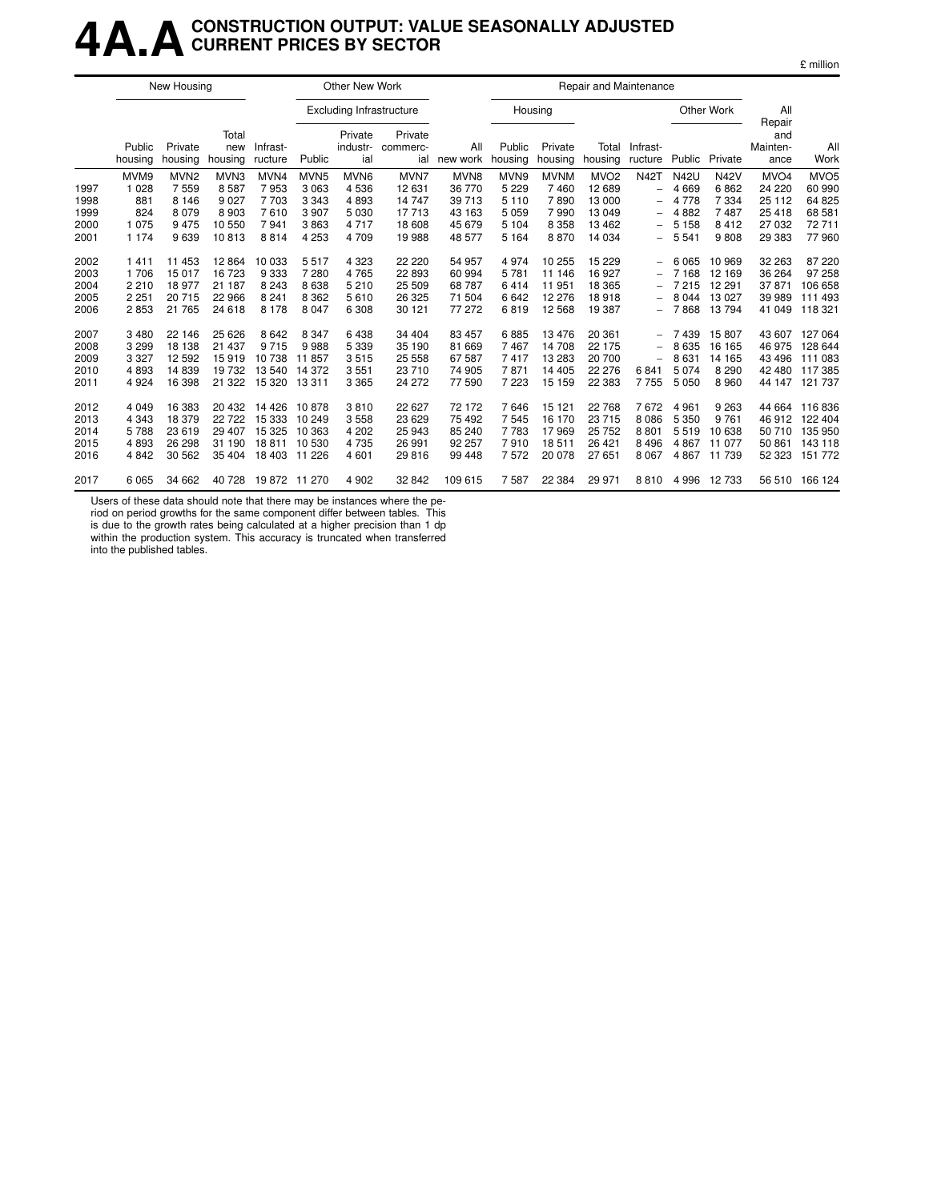# 4A.A CONSTRUCTION OUTPUT: VALUE SEASONALLY ADJUSTED CURRENT PRICES BY SECTOR

£ million

| | New Housing | | | Other New Work | | | | | Repair and Maintenance | | | | | | | |
|---|---|---|---|---|---|---|---|---|---|---|---|---|---|---|---|---|
| | | | | | Excluding Infrastructure | | | | Housing | | | | Other Work | | | |
| | Public housing | Private housing | Total new housing | Infrast-ructure | Public | Private industr-ial | Private commerc-ial | All new work | Public housing | Private housing | Total housing | Infrast-ructure | Public | Private | All Repair and Mainten-ance | All Work |
| | MVM9 | MVN2 | MVN3 | MVN4 | MVN5 | MVN6 | MVN7 | MVN8 | MVN9 | MVNM | MVO2 | N42T | N42U | N42V | MVO4 | MVO5 |
| 1997 | 1 028 | 7 559 | 8 587 | 7 953 | 3 063 | 4 536 | 12 631 | 36 770 | 5 229 | 7 460 | 12 689 | – | 4 669 | 6 862 | 24 220 | 60 990 |
| 1998 | 881 | 8 146 | 9 027 | 7 703 | 3 343 | 4 893 | 14 747 | 39 713 | 5 110 | 7 890 | 13 000 | – | 4 778 | 7 334 | 25 112 | 64 825 |
| 1999 | 824 | 8 079 | 8 903 | 7 610 | 3 907 | 5 030 | 17 713 | 43 163 | 5 059 | 7 990 | 13 049 | – | 4 882 | 7 487 | 25 418 | 68 581 |
| 2000 | 1 075 | 9 475 | 10 550 | 7 941 | 3 863 | 4 717 | 18 608 | 45 679 | 5 104 | 8 358 | 13 462 | – | 5 158 | 8 412 | 27 032 | 72 711 |
| 2001 | 1 174 | 9 639 | 10 813 | 8 814 | 4 253 | 4 709 | 19 988 | 48 577 | 5 164 | 8 870 | 14 034 | – | 5 541 | 9 808 | 29 383 | 77 960 |
| 2002 | 1 411 | 11 453 | 12 864 | 10 033 | 5 517 | 4 323 | 22 220 | 54 957 | 4 974 | 10 255 | 15 229 | – | 6 065 | 10 969 | 32 263 | 87 220 |
| 2003 | 1 706 | 15 017 | 16 723 | 9 333 | 7 280 | 4 765 | 22 893 | 60 994 | 5 781 | 11 146 | 16 927 | – | 7 168 | 12 169 | 36 264 | 97 258 |
| 2004 | 2 210 | 18 977 | 21 187 | 8 243 | 8 638 | 5 210 | 25 509 | 68 787 | 6 414 | 11 951 | 18 365 | – | 7 215 | 12 291 | 37 871 | 106 658 |
| 2005 | 2 251 | 20 715 | 22 966 | 8 241 | 8 362 | 5 610 | 26 325 | 71 504 | 6 642 | 12 276 | 18 918 | – | 8 044 | 13 027 | 39 989 | 111 493 |
| 2006 | 2 853 | 21 765 | 24 618 | 8 178 | 8 047 | 6 308 | 30 121 | 77 272 | 6 819 | 12 568 | 19 387 | – | 7 868 | 13 794 | 41 049 | 118 321 |
| 2007 | 3 480 | 22 146 | 25 626 | 8 642 | 8 347 | 6 438 | 34 404 | 83 457 | 6 885 | 13 476 | 20 361 | – | 7 439 | 15 807 | 43 607 | 127 064 |
| 2008 | 3 299 | 18 138 | 21 437 | 9 715 | 9 988 | 5 339 | 35 190 | 81 669 | 7 467 | 14 708 | 22 175 | – | 8 635 | 16 165 | 46 975 | 128 644 |
| 2009 | 3 327 | 12 592 | 15 919 | 10 738 | 11 857 | 3 515 | 25 558 | 67 587 | 7 417 | 13 283 | 20 700 | – | 8 631 | 14 165 | 43 496 | 111 083 |
| 2010 | 4 893 | 14 839 | 19 732 | 13 540 | 14 372 | 3 551 | 23 710 | 74 905 | 7 871 | 14 405 | 22 276 | 6 841 | 5 074 | 8 290 | 42 480 | 117 385 |
| 2011 | 4 924 | 16 398 | 21 322 | 15 320 | 13 311 | 3 365 | 24 272 | 77 590 | 7 223 | 15 159 | 22 383 | 7 755 | 5 050 | 8 960 | 44 147 | 121 737 |
| 2012 | 4 049 | 16 383 | 20 432 | 14 426 | 10 878 | 3 810 | 22 627 | 72 172 | 7 646 | 15 121 | 22 768 | 7 672 | 4 961 | 9 263 | 44 664 | 116 836 |
| 2013 | 4 343 | 18 379 | 22 722 | 15 333 | 10 249 | 3 558 | 23 629 | 75 492 | 7 545 | 16 170 | 23 715 | 8 086 | 5 350 | 9 761 | 46 912 | 122 404 |
| 2014 | 5 788 | 23 619 | 29 407 | 15 325 | 10 363 | 4 202 | 25 943 | 85 240 | 7 783 | 17 969 | 25 752 | 8 801 | 5 519 | 10 638 | 50 710 | 135 950 |
| 2015 | 4 893 | 26 298 | 31 190 | 18 811 | 10 530 | 4 735 | 26 991 | 92 257 | 7 910 | 18 511 | 26 421 | 8 496 | 4 867 | 11 077 | 50 861 | 143 118 |
| 2016 | 4 842 | 30 562 | 35 404 | 18 403 | 11 226 | 4 601 | 29 816 | 99 448 | 7 572 | 20 078 | 27 651 | 8 067 | 4 867 | 11 739 | 52 323 | 151 772 |
| 2017 | 6 065 | 34 662 | 40 728 | 19 872 | 11 270 | 4 902 | 32 842 | 109 615 | 7 587 | 22 384 | 29 971 | 8 810 | 4 996 | 12 733 | 56 510 | 166 124 |

Users of these data should note that there may be instances where the period on period growths for the same component differ between tables. This is due to the growth rates being calculated at a higher precision than 1 dp within the production system. This accuracy is truncated when transferred into the published tables.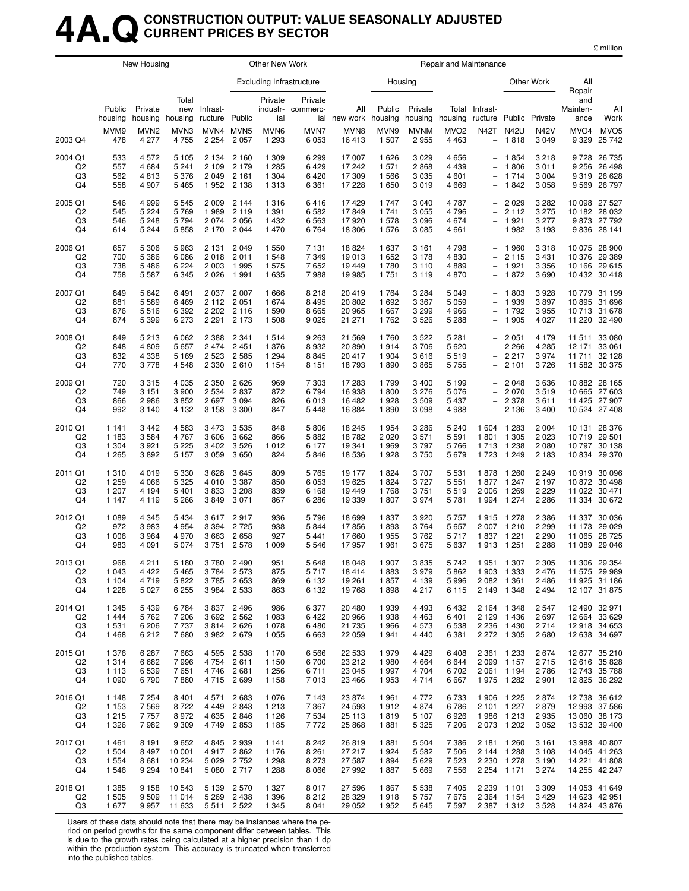# 4A.Q CONSTRUCTION OUTPUT: VALUE SEASONALLY ADJUSTED CURRENT PRICES BY SECTOR

£ million

| | New Housing | | | Other New Work | | | | | Repair and Maintenance | | | | | | | | |
|---|---|---|---|---|---|---|---|---|---|---|---|---|---|---|---|---|---|
| | | | | | Excluding Infrastructure | | | | Housing | | | | Other Work | | | | |
| | Public housing | Private housing | Total new housing | Infrast-ructure | Public | Private industr-ial | Private commerc-ial | All new work | Public housing | Private housing | Total housing | Infrast-ructure | Public | Private | All Repair and Mainten-ance | All Work |
| | MVM9 | MVN2 | MVN3 | MVN4 | MVN5 | MVN6 | MVN7 | MVN8 | MVN9 | MVNM | MVO2 | N42T | N42U | N42V | MVO4 | MVO5 |
| 2003 Q4 | 478 | 4 277 | 4 755 | 2 254 | 2 057 | 1 293 | 6 053 | 16 413 | 1 507 | 2 955 | 4 463 | – | 1 818 | 3 049 | 9 329 | 25 742 |
| 2004 Q1 | 533 | 4 572 | 5 105 | 2 134 | 2 160 | 1 309 | 6 299 | 17 007 | 1 626 | 3 029 | 4 656 | – | 1 854 | 3 218 | 9 728 | 26 735 |
| Q2 | 557 | 4 684 | 5 241 | 2 109 | 2 179 | 1 285 | 6 429 | 17 242 | 1 571 | 2 868 | 4 439 | – | 1 806 | 3 011 | 9 256 | 26 498 |
| Q3 | 562 | 4 813 | 5 376 | 2 049 | 2 161 | 1 304 | 6 420 | 17 309 | 1 566 | 3 035 | 4 601 | – | 1 714 | 3 004 | 9 319 | 26 628 |
| Q4 | 558 | 4 907 | 5 465 | 1 952 | 2 138 | 1 313 | 6 361 | 17 228 | 1 650 | 3 019 | 4 669 | – | 1 842 | 3 058 | 9 569 | 26 797 |
| 2005 Q1 | 546 | 4 999 | 5 545 | 2 009 | 2 144 | 1 316 | 6 416 | 17 429 | 1 747 | 3 040 | 4 787 | – | 2 029 | 3 282 | 10 098 | 27 527 |
| Q2 | 545 | 5 224 | 5 769 | 1 989 | 2 119 | 1 391 | 6 582 | 17 849 | 1 741 | 3 055 | 4 796 | – | 2 112 | 3 275 | 10 182 | 28 032 |
| Q3 | 546 | 5 248 | 5 794 | 2 074 | 2 056 | 1 432 | 6 563 | 17 920 | 1 578 | 3 096 | 4 674 | – | 1 921 | 3 277 | 9 873 | 27 792 |
| Q4 | 614 | 5 244 | 5 858 | 2 170 | 2 044 | 1 470 | 6 764 | 18 306 | 1 576 | 3 085 | 4 661 | – | 1 982 | 3 193 | 9 836 | 28 141 |
| 2006 Q1 | 657 | 5 306 | 5 963 | 2 131 | 2 049 | 1 550 | 7 131 | 18 824 | 1 637 | 3 161 | 4 798 | – | 1 960 | 3 318 | 10 075 | 28 900 |
| Q2 | 700 | 5 386 | 6 086 | 2 018 | 2 011 | 1 548 | 7 349 | 19 013 | 1 652 | 3 178 | 4 830 | – | 2 115 | 3 431 | 10 376 | 29 389 |
| Q3 | 738 | 5 486 | 6 224 | 2 003 | 1 995 | 1 575 | 7 652 | 19 449 | 1 780 | 3 110 | 4 889 | – | 1 921 | 3 356 | 10 166 | 29 615 |
| Q4 | 758 | 5 587 | 6 345 | 2 026 | 1 991 | 1 635 | 7 988 | 19 985 | 1 751 | 3 119 | 4 870 | – | 1 872 | 3 690 | 10 432 | 30 418 |
| 2007 Q1 | 849 | 5 642 | 6 491 | 2 037 | 2 007 | 1 666 | 8 218 | 20 419 | 1 764 | 3 284 | 5 049 | – | 1 803 | 3 928 | 10 779 | 31 199 |
| Q2 | 881 | 5 589 | 6 469 | 2 112 | 2 051 | 1 674 | 8 495 | 20 802 | 1 692 | 3 367 | 5 059 | – | 1 939 | 3 897 | 10 895 | 31 696 |
| Q3 | 876 | 5 516 | 6 392 | 2 202 | 2 116 | 1 590 | 8 665 | 20 965 | 1 667 | 3 299 | 4 966 | – | 1 792 | 3 955 | 10 713 | 31 678 |
| Q4 | 874 | 5 399 | 6 273 | 2 291 | 2 173 | 1 508 | 9 025 | 21 271 | 1 762 | 3 526 | 5 288 | – | 1 905 | 4 027 | 11 220 | 32 490 |
| 2008 Q1 | 849 | 5 213 | 6 062 | 2 388 | 2 341 | 1 514 | 9 263 | 21 569 | 1 760 | 3 522 | 5 281 | – | 2 051 | 4 179 | 11 511 | 33 080 |
| Q2 | 848 | 4 809 | 5 657 | 2 474 | 2 451 | 1 376 | 8 932 | 20 890 | 1 914 | 3 706 | 5 620 | – | 2 266 | 4 285 | 12 171 | 33 061 |
| Q3 | 832 | 4 338 | 5 169 | 2 523 | 2 585 | 1 294 | 8 845 | 20 417 | 1 904 | 3 616 | 5 519 | – | 2 217 | 3 974 | 11 711 | 32 128 |
| Q4 | 770 | 3 778 | 4 548 | 2 330 | 2 610 | 1 154 | 8 151 | 18 793 | 1 890 | 3 865 | 5 755 | – | 2 101 | 3 726 | 11 582 | 30 375 |
| 2009 Q1 | 720 | 3 315 | 4 035 | 2 350 | 2 626 | 969 | 7 303 | 17 283 | 1 799 | 3 400 | 5 199 | – | 2 048 | 3 636 | 10 882 | 28 165 |
| Q2 | 749 | 3 151 | 3 900 | 2 534 | 2 837 | 872 | 6 794 | 16 938 | 1 800 | 3 276 | 5 076 | – | 2 070 | 3 519 | 10 665 | 27 603 |
| Q3 | 866 | 2 986 | 3 852 | 2 697 | 3 094 | 826 | 6 013 | 16 482 | 1 928 | 3 509 | 5 437 | – | 2 378 | 3 611 | 11 425 | 27 907 |
| Q4 | 992 | 3 140 | 4 132 | 3 158 | 3 300 | 847 | 5 448 | 16 884 | 1 890 | 3 098 | 4 988 | – | 2 136 | 3 400 | 10 524 | 27 408 |
| 2010 Q1 | 1 141 | 3 442 | 4 583 | 3 473 | 3 535 | 848 | 5 806 | 18 245 | 1 954 | 3 286 | 5 240 | 1 604 | 1 283 | 2 004 | 10 131 | 28 376 |
| Q2 | 1 183 | 3 584 | 4 767 | 3 606 | 3 662 | 866 | 5 882 | 18 782 | 2 020 | 3 571 | 5 591 | 1 801 | 1 305 | 2 023 | 10 719 | 29 501 |
| Q3 | 1 304 | 3 921 | 5 225 | 3 402 | 3 526 | 1 012 | 6 177 | 19 341 | 1 969 | 3 797 | 5 766 | 1 713 | 1 238 | 2 080 | 10 797 | 30 138 |
| Q4 | 1 265 | 3 892 | 5 157 | 3 059 | 3 650 | 824 | 5 846 | 18 536 | 1 928 | 3 750 | 5 679 | 1 723 | 1 249 | 2 183 | 10 834 | 29 370 |
| 2011 Q1 | 1 310 | 4 019 | 5 330 | 3 628 | 3 645 | 809 | 5 765 | 19 177 | 1 824 | 3 707 | 5 531 | 1 878 | 1 260 | 2 249 | 10 919 | 30 096 |
| Q2 | 1 259 | 4 066 | 5 325 | 4 010 | 3 387 | 850 | 6 053 | 19 625 | 1 824 | 3 727 | 5 551 | 1 877 | 1 247 | 2 197 | 10 872 | 30 498 |
| Q3 | 1 207 | 4 194 | 5 401 | 3 833 | 3 208 | 839 | 6 168 | 19 449 | 1 768 | 3 751 | 5 519 | 2 006 | 1 269 | 2 229 | 11 022 | 30 471 |
| Q4 | 1 147 | 4 119 | 5 266 | 3 849 | 3 071 | 867 | 6 286 | 19 339 | 1 807 | 3 974 | 5 781 | 1 994 | 1 274 | 2 286 | 11 334 | 30 672 |
| 2012 Q1 | 1 089 | 4 345 | 5 434 | 3 617 | 2 917 | 936 | 5 796 | 18 699 | 1 837 | 3 920 | 5 757 | 1 915 | 1 278 | 2 386 | 11 337 | 30 036 |
| Q2 | 972 | 3 983 | 4 954 | 3 394 | 2 725 | 938 | 5 844 | 17 856 | 1 893 | 3 764 | 5 657 | 2 007 | 1 210 | 2 299 | 11 173 | 29 029 |
| Q3 | 1 006 | 3 964 | 4 970 | 3 663 | 2 658 | 927 | 5 441 | 17 660 | 1 955 | 3 762 | 5 717 | 1 837 | 1 221 | 2 290 | 11 065 | 28 725 |
| Q4 | 983 | 4 091 | 5 074 | 3 751 | 2 578 | 1 009 | 5 546 | 17 957 | 1 961 | 3 675 | 5 637 | 1 913 | 1 251 | 2 288 | 11 089 | 29 046 |
| 2013 Q1 | 968 | 4 211 | 5 180 | 3 780 | 2 490 | 951 | 5 648 | 18 048 | 1 907 | 3 835 | 5 742 | 1 951 | 1 307 | 2 305 | 11 306 | 29 354 |
| Q2 | 1 043 | 4 422 | 5 465 | 3 784 | 2 573 | 875 | 5 717 | 18 414 | 1 883 | 3 979 | 5 862 | 1 903 | 1 333 | 2 476 | 11 575 | 29 989 |
| Q3 | 1 104 | 4 719 | 5 822 | 3 785 | 2 653 | 869 | 6 132 | 19 261 | 1 857 | 4 139 | 5 996 | 2 082 | 1 361 | 2 486 | 11 925 | 31 186 |
| Q4 | 1 228 | 5 027 | 6 255 | 3 984 | 2 533 | 863 | 6 132 | 19 768 | 1 898 | 4 217 | 6 115 | 2 149 | 1 348 | 2 494 | 12 107 | 31 875 |
| 2014 Q1 | 1 345 | 5 439 | 6 784 | 3 837 | 2 496 | 986 | 6 377 | 20 480 | 1 939 | 4 493 | 6 432 | 2 164 | 1 348 | 2 547 | 12 490 | 32 971 |
| Q2 | 1 444 | 5 762 | 7 206 | 3 692 | 2 562 | 1 083 | 6 422 | 20 966 | 1 938 | 4 463 | 6 401 | 2 129 | 1 436 | 2 697 | 12 664 | 33 629 |
| Q3 | 1 531 | 6 206 | 7 737 | 3 814 | 2 626 | 1 078 | 6 480 | 21 735 | 1 966 | 4 573 | 6 538 | 2 236 | 1 430 | 2 714 | 12 918 | 34 653 |
| Q4 | 1 468 | 6 212 | 7 680 | 3 982 | 2 679 | 1 055 | 6 663 | 22 059 | 1 941 | 4 440 | 6 381 | 2 272 | 1 305 | 2 680 | 12 638 | 34 697 |
| 2015 Q1 | 1 376 | 6 287 | 7 663 | 4 595 | 2 538 | 1 170 | 6 566 | 22 533 | 1 979 | 4 429 | 6 408 | 2 361 | 1 233 | 2 674 | 12 677 | 35 210 |
| Q2 | 1 314 | 6 682 | 7 996 | 4 754 | 2 611 | 1 150 | 6 700 | 23 212 | 1 980 | 4 664 | 6 644 | 2 099 | 1 157 | 2 715 | 12 616 | 35 828 |
| Q3 | 1 113 | 6 539 | 7 651 | 4 746 | 2 681 | 1 256 | 6 711 | 23 045 | 1 997 | 4 704 | 6 702 | 2 061 | 1 194 | 2 786 | 12 743 | 35 788 |
| Q4 | 1 090 | 6 790 | 7 880 | 4 715 | 2 699 | 1 158 | 7 013 | 23 466 | 1 953 | 4 714 | 6 667 | 1 975 | 1 282 | 2 901 | 12 825 | 36 292 |
| 2016 Q1 | 1 148 | 7 254 | 8 401 | 4 571 | 2 683 | 1 076 | 7 143 | 23 874 | 1 961 | 4 772 | 6 733 | 1 906 | 1 225 | 2 874 | 12 738 | 36 612 |
| Q2 | 1 153 | 7 569 | 8 722 | 4 449 | 2 843 | 1 213 | 7 367 | 24 593 | 1 912 | 4 874 | 6 786 | 2 101 | 1 227 | 2 879 | 12 993 | 37 586 |
| Q3 | 1 215 | 7 757 | 8 972 | 4 635 | 2 846 | 1 126 | 7 534 | 25 113 | 1 819 | 5 107 | 6 926 | 1 986 | 1 213 | 2 935 | 13 060 | 38 173 |
| Q4 | 1 326 | 7 982 | 9 309 | 4 749 | 2 853 | 1 185 | 7 772 | 25 868 | 1 881 | 5 325 | 7 206 | 2 073 | 1 202 | 3 052 | 13 532 | 39 400 |
| 2017 Q1 | 1 461 | 8 191 | 9 652 | 4 845 | 2 939 | 1 141 | 8 242 | 26 819 | 1 881 | 5 504 | 7 386 | 2 181 | 1 260 | 3 161 | 13 988 | 40 807 |
| Q2 | 1 504 | 8 497 | 10 001 | 4 917 | 2 862 | 1 176 | 8 261 | 27 217 | 1 924 | 5 582 | 7 506 | 2 144 | 1 288 | 3 108 | 14 045 | 41 263 |
| Q3 | 1 554 | 8 681 | 10 234 | 5 029 | 2 752 | 1 298 | 8 273 | 27 587 | 1 894 | 5 629 | 7 523 | 2 230 | 1 278 | 3 190 | 14 221 | 41 808 |
| Q4 | 1 546 | 9 294 | 10 841 | 5 080 | 2 717 | 1 288 | 8 066 | 27 992 | 1 887 | 5 669 | 7 556 | 2 254 | 1 171 | 3 274 | 14 255 | 42 247 |
| 2018 Q1 | 1 385 | 9 158 | 10 543 | 5 139 | 2 570 | 1 327 | 8 017 | 27 596 | 1 867 | 5 538 | 7 405 | 2 239 | 1 101 | 3 309 | 14 053 | 41 649 |
| Q2 | 1 505 | 9 509 | 11 014 | 5 269 | 2 438 | 1 396 | 8 212 | 28 329 | 1 918 | 5 757 | 7 675 | 2 364 | 1 154 | 3 429 | 14 623 | 42 951 |
| Q3 | 1 677 | 9 957 | 11 633 | 5 511 | 2 522 | 1 345 | 8 041 | 29 052 | 1 952 | 5 645 | 7 597 | 2 387 | 1 312 | 3 528 | 14 824 | 43 876 |

Users of these data should note that there may be instances where the period on period growths for the same component differ between tables. This is due to the growth rates being calculated at a higher precision than 1 dp within the production system. This accuracy is truncated when transferred into the published tables.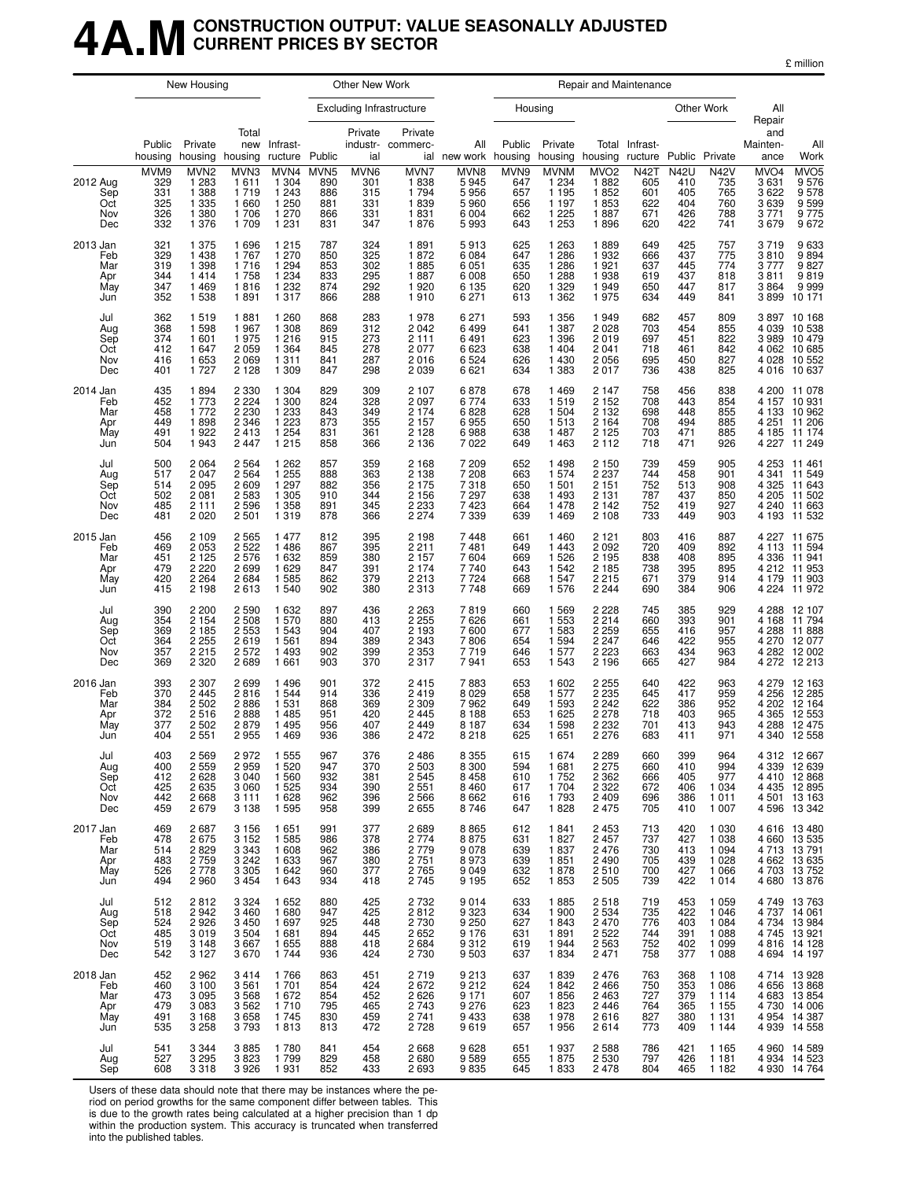# 4A.M CONSTRUCTION OUTPUT: VALUE SEASONALLY ADJUSTED CURRENT PRICES BY SECTOR

£ million

| | New Housing | | | Other New Work | | | | | Repair and Maintenance | | | | | | | | |
|---|---|---|---|---|---|---|---|---|---|---|---|---|---|---|---|---|---|
| | | | | | Excluding Infrastructure | | | | Housing | | | | Other Work | | | | |
| | Public housing | Private housing | Total new housing | Infrast-ructure | Public | Private industr-ial | Private commerc-ial | All new work | Public housing | Private housing | Total housing | Infrast-ructure | Public | Private | All Repair and Mainten-ance | All Work |
| | MVM9 | MVN2 | MVN3 | MVN4 | MVN5 | MVN6 | MVN7 | MVN8 | MVN9 | MVNM | MVO2 | N42T | N42U | N42V | MVO4 | MVO5 |
| 2012 Aug | 329 | 1 283 | 1 611 | 1 304 | 890 | 301 | 1 838 | 5 945 | 647 | 1 234 | 1 882 | 605 | 410 | 735 | 3 631 | 9 576 |
| Sep | 331 | 1 388 | 1 719 | 1 243 | 886 | 315 | 1 794 | 5 956 | 657 | 1 195 | 1 852 | 601 | 405 | 765 | 3 622 | 9 578 |
| Oct | 325 | 1 335 | 1 660 | 1 250 | 881 | 331 | 1 839 | 5 960 | 656 | 1 197 | 1 853 | 622 | 404 | 760 | 3 639 | 9 599 |
| Nov | 326 | 1 380 | 1 706 | 1 270 | 866 | 331 | 1 831 | 6 004 | 662 | 1 225 | 1 887 | 671 | 426 | 788 | 3 771 | 9 775 |
| Dec | 332 | 1 376 | 1 709 | 1 231 | 831 | 347 | 1 876 | 5 993 | 643 | 1 253 | 1 896 | 620 | 422 | 741 | 3 679 | 9 672 |
| 2013 Jan | 321 | 1 375 | 1 696 | 1 215 | 787 | 324 | 1 891 | 5 913 | 625 | 1 263 | 1 889 | 649 | 425 | 757 | 3 719 | 9 633 |
| Feb | 329 | 1 438 | 1 767 | 1 270 | 850 | 325 | 1 872 | 6 084 | 647 | 1 286 | 1 932 | 666 | 437 | 775 | 3 810 | 9 894 |
| Mar | 319 | 1 398 | 1 716 | 1 294 | 853 | 302 | 1 885 | 6 051 | 635 | 1 286 | 1 921 | 637 | 445 | 774 | 3 777 | 9 827 |
| Apr | 344 | 1 414 | 1 758 | 1 234 | 833 | 295 | 1 887 | 6 008 | 650 | 1 288 | 1 938 | 619 | 437 | 818 | 3 811 | 9 819 |
| May | 347 | 1 469 | 1 816 | 1 232 | 874 | 292 | 1 920 | 6 135 | 620 | 1 329 | 1 949 | 650 | 447 | 817 | 3 864 | 9 999 |
| Jun | 352 | 1 538 | 1 891 | 1 317 | 866 | 288 | 1 910 | 6 271 | 613 | 1 362 | 1 975 | 634 | 449 | 841 | 3 899 | 10 171 |
| Jul | 362 | 1 519 | 1 881 | 1 260 | 868 | 283 | 1 978 | 6 271 | 593 | 1 356 | 1 949 | 682 | 457 | 809 | 3 897 | 10 168 |
| Aug | 368 | 1 598 | 1 967 | 1 308 | 869 | 312 | 2 042 | 6 499 | 641 | 1 387 | 2 028 | 703 | 454 | 855 | 4 039 | 10 538 |
| Sep | 374 | 1 601 | 1 975 | 1 216 | 915 | 273 | 2 111 | 6 491 | 623 | 1 396 | 2 019 | 697 | 451 | 822 | 3 989 | 10 479 |
| Oct | 412 | 1 647 | 2 059 | 1 364 | 845 | 278 | 2 077 | 6 623 | 638 | 1 404 | 2 041 | 718 | 461 | 842 | 4 062 | 10 685 |
| Nov | 416 | 1 653 | 2 069 | 1 311 | 841 | 287 | 2 016 | 6 524 | 626 | 1 430 | 2 056 | 695 | 450 | 827 | 4 028 | 10 552 |
| Dec | 401 | 1 727 | 2 128 | 1 309 | 847 | 298 | 2 039 | 6 621 | 634 | 1 383 | 2 017 | 736 | 438 | 825 | 4 016 | 10 637 |
| 2014 Jan | 435 | 1 894 | 2 330 | 1 304 | 829 | 309 | 2 107 | 6 878 | 678 | 1 469 | 2 147 | 758 | 456 | 838 | 4 200 | 11 078 |
| Feb | 452 | 1 773 | 2 224 | 1 300 | 824 | 328 | 2 097 | 6 774 | 633 | 1 519 | 2 152 | 708 | 443 | 854 | 4 157 | 10 931 |
| Mar | 458 | 1 772 | 2 230 | 1 233 | 843 | 349 | 2 174 | 6 828 | 628 | 1 504 | 2 132 | 698 | 448 | 855 | 4 133 | 10 962 |
| Apr | 449 | 1 898 | 2 346 | 1 223 | 873 | 355 | 2 157 | 6 955 | 650 | 1 513 | 2 164 | 708 | 494 | 885 | 4 251 | 11 206 |
| May | 491 | 1 922 | 2 413 | 1 254 | 831 | 361 | 2 128 | 6 988 | 638 | 1 487 | 2 125 | 703 | 471 | 885 | 4 185 | 11 174 |
| Jun | 504 | 1 943 | 2 447 | 1 215 | 858 | 366 | 2 136 | 7 022 | 649 | 1 463 | 2 112 | 718 | 471 | 926 | 4 227 | 11 249 |
| Jul | 500 | 2 064 | 2 564 | 1 262 | 857 | 359 | 2 168 | 7 209 | 652 | 1 498 | 2 150 | 739 | 459 | 905 | 4 253 | 11 461 |
| Aug | 517 | 2 047 | 2 564 | 1 255 | 888 | 363 | 2 138 | 7 208 | 663 | 1 574 | 2 237 | 744 | 458 | 901 | 4 341 | 11 549 |
| Sep | 514 | 2 095 | 2 609 | 1 297 | 882 | 356 | 2 175 | 7 318 | 650 | 1 501 | 2 151 | 752 | 513 | 908 | 4 325 | 11 643 |
| Oct | 502 | 2 081 | 2 583 | 1 305 | 910 | 344 | 2 156 | 7 297 | 638 | 1 493 | 2 131 | 787 | 437 | 850 | 4 205 | 11 502 |
| Nov | 485 | 2 111 | 2 596 | 1 358 | 891 | 345 | 2 233 | 7 423 | 664 | 1 478 | 2 142 | 752 | 419 | 927 | 4 240 | 11 663 |
| Dec | 481 | 2 020 | 2 501 | 1 319 | 878 | 366 | 2 274 | 7 339 | 639 | 1 469 | 2 108 | 733 | 449 | 903 | 4 193 | 11 532 |
| 2015 Jan | 456 | 2 109 | 2 565 | 1 477 | 812 | 395 | 2 198 | 7 448 | 661 | 1 460 | 2 121 | 803 | 416 | 887 | 4 227 | 11 675 |
| Feb | 469 | 2 053 | 2 522 | 1 486 | 867 | 395 | 2 211 | 7 481 | 649 | 1 443 | 2 092 | 720 | 409 | 892 | 4 113 | 11 594 |
| Mar | 451 | 2 125 | 2 576 | 1 632 | 859 | 380 | 2 157 | 7 604 | 669 | 1 526 | 2 195 | 838 | 408 | 895 | 4 336 | 11 941 |
| Apr | 479 | 2 220 | 2 699 | 1 629 | 847 | 391 | 2 174 | 7 740 | 643 | 1 542 | 2 185 | 738 | 395 | 895 | 4 212 | 11 953 |
| May | 420 | 2 264 | 2 684 | 1 585 | 862 | 379 | 2 213 | 7 724 | 668 | 1 547 | 2 215 | 671 | 379 | 914 | 4 179 | 11 903 |
| Jun | 415 | 2 198 | 2 613 | 1 540 | 902 | 380 | 2 313 | 7 748 | 669 | 1 576 | 2 244 | 690 | 384 | 906 | 4 224 | 11 972 |
| Jul | 390 | 2 200 | 2 590 | 1 632 | 897 | 436 | 2 263 | 7 819 | 660 | 1 569 | 2 228 | 745 | 385 | 929 | 4 288 | 12 107 |
| Aug | 354 | 2 154 | 2 508 | 1 570 | 880 | 413 | 2 255 | 7 626 | 661 | 1 553 | 2 214 | 660 | 393 | 901 | 4 168 | 11 794 |
| Sep | 369 | 2 185 | 2 553 | 1 543 | 904 | 407 | 2 193 | 7 600 | 677 | 1 583 | 2 259 | 655 | 416 | 957 | 4 288 | 11 888 |
| Oct | 364 | 2 255 | 2 619 | 1 561 | 894 | 389 | 2 343 | 7 806 | 654 | 1 594 | 2 247 | 646 | 422 | 955 | 4 270 | 12 077 |
| Nov | 357 | 2 215 | 2 572 | 1 493 | 902 | 399 | 2 353 | 7 719 | 646 | 1 577 | 2 223 | 663 | 434 | 963 | 4 282 | 12 002 |
| Dec | 369 | 2 320 | 2 689 | 1 661 | 903 | 370 | 2 317 | 7 941 | 653 | 1 543 | 2 196 | 665 | 427 | 984 | 4 272 | 12 213 |
| 2016 Jan | 393 | 2 307 | 2 699 | 1 496 | 901 | 372 | 2 415 | 7 883 | 653 | 1 602 | 2 255 | 640 | 422 | 963 | 4 279 | 12 163 |
| Feb | 370 | 2 445 | 2 816 | 1 544 | 914 | 336 | 2 419 | 8 029 | 658 | 1 577 | 2 235 | 645 | 417 | 959 | 4 256 | 12 285 |
| Mar | 384 | 2 502 | 2 886 | 1 531 | 868 | 369 | 2 309 | 7 962 | 649 | 1 593 | 2 242 | 622 | 386 | 952 | 4 202 | 12 164 |
| Apr | 372 | 2 516 | 2 888 | 1 485 | 951 | 420 | 2 445 | 8 188 | 653 | 1 625 | 2 278 | 718 | 403 | 965 | 4 365 | 12 553 |
| May | 377 | 2 502 | 2 879 | 1 495 | 956 | 407 | 2 449 | 8 187 | 634 | 1 598 | 2 232 | 701 | 413 | 943 | 4 288 | 12 475 |
| Jun | 404 | 2 551 | 2 955 | 1 469 | 936 | 386 | 2 472 | 8 218 | 625 | 1 651 | 2 276 | 683 | 411 | 971 | 4 340 | 12 558 |
| Jul | 403 | 2 569 | 2 972 | 1 555 | 967 | 376 | 2 486 | 8 355 | 615 | 1 674 | 2 289 | 660 | 399 | 964 | 4 312 | 12 667 |
| Aug | 400 | 2 559 | 2 959 | 1 520 | 947 | 370 | 2 503 | 8 300 | 594 | 1 681 | 2 275 | 660 | 410 | 994 | 4 339 | 12 639 |
| Sep | 412 | 2 628 | 3 040 | 1 560 | 932 | 381 | 2 545 | 8 458 | 610 | 1 752 | 2 362 | 666 | 405 | 977 | 4 410 | 12 868 |
| Oct | 425 | 2 635 | 3 060 | 1 525 | 934 | 390 | 2 551 | 8 460 | 617 | 1 704 | 2 322 | 672 | 406 | 1 034 | 4 435 | 12 895 |
| Nov | 442 | 2 668 | 3 111 | 1 628 | 962 | 396 | 2 566 | 8 662 | 616 | 1 793 | 2 409 | 696 | 386 | 1 011 | 4 501 | 13 163 |
| Dec | 459 | 2 679 | 3 138 | 1 595 | 958 | 399 | 2 655 | 8 746 | 647 | 1 828 | 2 475 | 705 | 410 | 1 007 | 4 596 | 13 342 |
| 2017 Jan | 469 | 2 687 | 3 156 | 1 651 | 991 | 377 | 2 689 | 8 865 | 612 | 1 841 | 2 453 | 713 | 420 | 1 030 | 4 616 | 13 480 |
| Feb | 478 | 2 675 | 3 152 | 1 585 | 986 | 378 | 2 774 | 8 875 | 631 | 1 827 | 2 457 | 737 | 427 | 1 038 | 4 660 | 13 535 |
| Mar | 514 | 2 829 | 3 343 | 1 608 | 962 | 386 | 2 779 | 9 078 | 639 | 1 837 | 2 476 | 730 | 413 | 1 094 | 4 713 | 13 791 |
| Apr | 483 | 2 759 | 3 242 | 1 633 | 967 | 380 | 2 751 | 8 973 | 639 | 1 851 | 2 490 | 705 | 439 | 1 028 | 4 662 | 13 635 |
| May | 526 | 2 778 | 3 305 | 1 642 | 960 | 377 | 2 765 | 9 049 | 632 | 1 878 | 2 510 | 700 | 427 | 1 066 | 4 703 | 13 752 |
| Jun | 494 | 2 960 | 3 454 | 1 643 | 934 | 418 | 2 745 | 9 195 | 652 | 1 853 | 2 505 | 739 | 422 | 1 014 | 4 680 | 13 876 |
| Jul | 512 | 2 812 | 3 324 | 1 652 | 880 | 425 | 2 732 | 9 014 | 633 | 1 885 | 2 518 | 719 | 453 | 1 059 | 4 749 | 13 763 |
| Aug | 518 | 2 942 | 3 460 | 1 680 | 947 | 425 | 2 812 | 9 323 | 634 | 1 900 | 2 534 | 735 | 422 | 1 046 | 4 737 | 14 061 |
| Sep | 524 | 2 926 | 3 450 | 1 697 | 925 | 448 | 2 730 | 9 250 | 627 | 1 843 | 2 470 | 776 | 403 | 1 084 | 4 734 | 13 984 |
| Oct | 485 | 3 019 | 3 504 | 1 681 | 894 | 445 | 2 652 | 9 176 | 631 | 1 891 | 2 522 | 744 | 391 | 1 088 | 4 745 | 13 921 |
| Nov | 519 | 3 148 | 3 667 | 1 655 | 888 | 418 | 2 684 | 9 312 | 619 | 1 944 | 2 563 | 752 | 402 | 1 099 | 4 816 | 14 128 |
| Dec | 542 | 3 127 | 3 670 | 1 744 | 936 | 424 | 2 730 | 9 503 | 637 | 1 834 | 2 471 | 758 | 377 | 1 088 | 4 694 | 14 197 |
| 2018 Jan | 452 | 2 962 | 3 414 | 1 766 | 863 | 451 | 2 719 | 9 213 | 637 | 1 839 | 2 476 | 763 | 368 | 1 108 | 4 714 | 13 928 |
| Feb | 460 | 3 100 | 3 561 | 1 701 | 854 | 424 | 2 672 | 9 212 | 624 | 1 842 | 2 466 | 750 | 353 | 1 086 | 4 656 | 13 868 |
| Mar | 473 | 3 095 | 3 568 | 1 672 | 854 | 452 | 2 626 | 9 171 | 607 | 1 856 | 2 463 | 727 | 379 | 1 114 | 4 683 | 13 854 |
| Apr | 479 | 3 083 | 3 562 | 1 710 | 795 | 465 | 2 743 | 9 276 | 623 | 1 823 | 2 446 | 764 | 365 | 1 155 | 4 730 | 14 006 |
| May | 491 | 3 168 | 3 658 | 1 745 | 830 | 459 | 2 741 | 9 433 | 638 | 1 978 | 2 616 | 827 | 380 | 1 131 | 4 954 | 14 387 |
| Jun | 535 | 3 258 | 3 793 | 1 813 | 813 | 472 | 2 728 | 9 619 | 657 | 1 956 | 2 614 | 773 | 409 | 1 144 | 4 939 | 14 558 |
| Jul | 541 | 3 344 | 3 885 | 1 780 | 841 | 454 | 2 668 | 9 628 | 651 | 1 937 | 2 588 | 786 | 421 | 1 165 | 4 960 | 14 589 |
| Aug | 527 | 3 295 | 3 823 | 1 799 | 829 | 458 | 2 680 | 9 589 | 655 | 1 875 | 2 530 | 797 | 426 | 1 181 | 4 934 | 14 523 |
| Sep | 608 | 3 318 | 3 926 | 1 931 | 852 | 433 | 2 693 | 9 835 | 645 | 1 833 | 2 478 | 804 | 465 | 1 182 | 4 930 | 14 764 |

Users of these data should note that there may be instances where the period on period growths for the same component differ between tables. This is due to the growth rates being calculated at a higher precision than 1 dp within the production system. This accuracy is truncated when transferred into the published tables.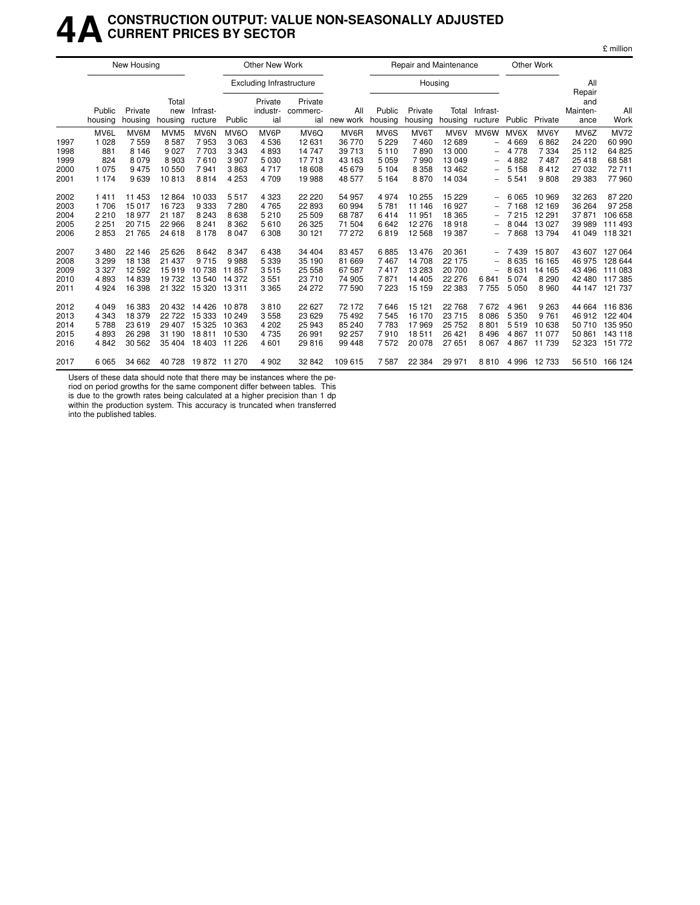# 4A CONSTRUCTION OUTPUT: VALUE NON-SEASONALLY ADJUSTED CURRENT PRICES BY SECTOR

£ million

| | New Housing | | | Other New Work | | | | | Repair and Maintenance | | | | Other Work | | | |
|---|---|---|---|---|---|---|---|---|---|---|---|---|---|---|---|---|
| | | | | | Excluding Infrastructure | | | | Housing | | | | | | | |
| | Public housing | Private housing | Total new housing | Infrast-ructure | Public | Private industr-ial | Private commerc-ial | All new work | Public housing | Private housing | Total housing | Infrast-ructure | Public | Private | All Repair and Mainten-ance | All Work |
| | MV6L | MV6M | MVM5 | MV6N | MV6O | MV6P | MV6Q | MV6R | MV6S | MV6T | MV6V | MV6W | MV6X | MV6Y | MV6Z | MV72 |
| 1997 | 1 028 | 7 559 | 8 587 | 7 953 | 3 063 | 4 536 | 12 631 | 36 770 | 5 229 | 7 460 | 12 689 | – | 4 669 | 6 862 | 24 220 | 60 990 |
| 1998 | 881 | 8 146 | 9 027 | 7 703 | 3 343 | 4 893 | 14 747 | 39 713 | 5 110 | 7 890 | 13 000 | – | 4 778 | 7 334 | 25 112 | 64 825 |
| 1999 | 824 | 8 079 | 8 903 | 7 610 | 3 907 | 5 030 | 17 713 | 43 163 | 5 059 | 7 990 | 13 049 | – | 4 882 | 7 487 | 25 418 | 68 581 |
| 2000 | 1 075 | 9 475 | 10 550 | 7 941 | 3 863 | 4 717 | 18 608 | 45 679 | 5 104 | 8 358 | 13 462 | – | 5 158 | 8 412 | 27 032 | 72 711 |
| 2001 | 1 174 | 9 639 | 10 813 | 8 814 | 4 253 | 4 709 | 19 988 | 48 577 | 5 164 | 8 870 | 14 034 | – | 5 541 | 9 808 | 29 383 | 77 960 |
| 2002 | 1 411 | 11 453 | 12 864 | 10 033 | 5 517 | 4 323 | 22 220 | 54 957 | 4 974 | 10 255 | 15 229 | – | 6 065 | 10 969 | 32 263 | 87 220 |
| 2003 | 1 706 | 15 017 | 16 723 | 9 333 | 7 280 | 4 765 | 22 893 | 60 994 | 5 781 | 11 146 | 16 927 | – | 7 168 | 12 169 | 36 264 | 97 258 |
| 2004 | 2 210 | 18 977 | 21 187 | 8 243 | 8 638 | 5 210 | 25 509 | 68 787 | 6 414 | 11 951 | 18 365 | – | 7 215 | 12 291 | 37 871 | 106 658 |
| 2005 | 2 251 | 20 715 | 22 966 | 8 241 | 8 362 | 5 610 | 26 325 | 71 504 | 6 642 | 12 276 | 18 918 | – | 8 044 | 13 027 | 39 989 | 111 493 |
| 2006 | 2 853 | 21 765 | 24 618 | 8 178 | 8 047 | 6 308 | 30 121 | 77 272 | 6 819 | 12 568 | 19 387 | – | 7 868 | 13 794 | 41 049 | 118 321 |
| 2007 | 3 480 | 22 146 | 25 626 | 8 642 | 8 347 | 6 438 | 34 404 | 83 457 | 6 885 | 13 476 | 20 361 | – | 7 439 | 15 807 | 43 607 | 127 064 |
| 2008 | 3 299 | 18 138 | 21 437 | 9 715 | 9 988 | 5 339 | 35 190 | 81 669 | 7 467 | 14 708 | 22 175 | – | 8 635 | 16 165 | 46 975 | 128 644 |
| 2009 | 3 327 | 12 592 | 15 919 | 10 738 | 11 857 | 3 515 | 25 558 | 67 587 | 7 417 | 13 283 | 20 700 | – | 8 631 | 14 165 | 43 496 | 111 083 |
| 2010 | 4 893 | 14 839 | 19 732 | 13 540 | 14 372 | 3 551 | 23 710 | 74 905 | 7 871 | 14 405 | 22 276 | 6 841 | 5 074 | 8 290 | 42 480 | 117 385 |
| 2011 | 4 924 | 16 398 | 21 322 | 15 320 | 13 311 | 3 365 | 24 272 | 77 590 | 7 223 | 15 159 | 22 383 | 7 755 | 5 050 | 8 960 | 44 147 | 121 737 |
| 2012 | 4 049 | 16 383 | 20 432 | 14 426 | 10 878 | 3 810 | 22 627 | 72 172 | 7 646 | 15 121 | 22 768 | 7 672 | 4 961 | 9 263 | 44 664 | 116 836 |
| 2013 | 4 343 | 18 379 | 22 722 | 15 333 | 10 249 | 3 558 | 23 629 | 75 492 | 7 545 | 16 170 | 23 715 | 8 086 | 5 350 | 9 761 | 46 912 | 122 404 |
| 2014 | 5 788 | 23 619 | 29 407 | 15 325 | 10 363 | 4 202 | 25 943 | 85 240 | 7 783 | 17 969 | 25 752 | 8 801 | 5 519 | 10 638 | 50 710 | 135 950 |
| 2015 | 4 893 | 26 298 | 31 190 | 18 811 | 10 530 | 4 735 | 26 991 | 92 257 | 7 910 | 18 511 | 26 421 | 8 496 | 4 867 | 11 077 | 50 861 | 143 118 |
| 2016 | 4 842 | 30 562 | 35 404 | 18 403 | 11 226 | 4 601 | 29 816 | 99 448 | 7 572 | 20 078 | 27 651 | 8 067 | 4 867 | 11 739 | 52 323 | 151 772 |
| 2017 | 6 065 | 34 662 | 40 728 | 19 872 | 11 270 | 4 902 | 32 842 | 109 615 | 7 587 | 22 384 | 29 971 | 8 810 | 4 996 | 12 733 | 56 510 | 166 124 |

Users of these data should note that there may be instances where the period on period growths for the same component differ between tables. This is due to the growth rates being calculated at a higher precision than 1 dp within the production system. This accuracy is truncated when transferred into the published tables.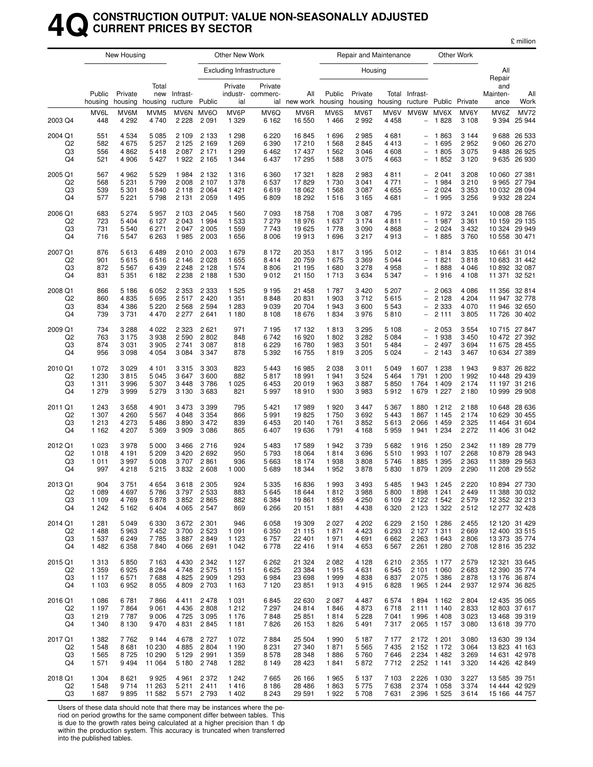# 4Q CONSTRUCTION OUTPUT: VALUE NON-SEASONALLY ADJUSTED CURRENT PRICES BY SECTOR

£ million

| | New Housing | | | Other New Work | | | | | Repair and Maintenance | | | | Other Work | | | |
|---|---|---|---|---|---|---|---|---|---|---|---|---|---|---|---|---|
| | | | | | Excluding Infrastructure | | | | Housing | | | | | | | |
| | Public housing | Private housing | Total new housing | Infrastructure | Public | Private industrial | Private commercial | All new work | Public housing | Private housing | Total housing | Infrastructure | Public | Private | All Repair and Maintenance | All Work |
| | MV6L | MV6M | MVM5 | MV6N | MV6O | MV6P | MV6Q | MV6R | MV6S | MV6T | MV6V | MV6W | MV6X | MV6Y | MV6Z | MV72 |
| 2003 Q4 | 448 | 4 292 | 4 740 | 2 228 | 2 091 | 1 329 | 6 162 | 16 550 | 1 466 | 2 992 | 4 458 | – | 1 828 | 3 108 | 9 394 | 25 944 |
| 2004 Q1 | 551 | 4 534 | 5 085 | 2 109 | 2 133 | 1 298 | 6 220 | 16 845 | 1 696 | 2 985 | 4 681 | – | 1 863 | 3 144 | 9 688 | 26 533 |
| Q2 | 582 | 4 675 | 5 257 | 2 125 | 2 169 | 1 269 | 6 390 | 17 210 | 1 568 | 2 845 | 4 413 | – | 1 695 | 2 952 | 9 060 | 26 270 |
| Q3 | 556 | 4 862 | 5 418 | 2 087 | 2 171 | 1 299 | 6 462 | 17 437 | 1 562 | 3 046 | 4 608 | – | 1 805 | 3 075 | 9 488 | 26 925 |
| Q4 | 521 | 4 906 | 5 427 | 1 922 | 2 165 | 1 344 | 6 437 | 17 295 | 1 588 | 3 075 | 4 663 | – | 1 852 | 3 120 | 9 635 | 26 930 |
| 2005 Q1 | 567 | 4 962 | 5 529 | 1 984 | 2 132 | 1 316 | 6 360 | 17 321 | 1 828 | 2 983 | 4 811 | – | 2 041 | 3 208 | 10 060 | 27 381 |
| Q2 | 568 | 5 231 | 5 799 | 2 008 | 2 107 | 1 378 | 6 537 | 17 829 | 1 730 | 3 041 | 4 771 | – | 1 984 | 3 210 | 9 965 | 27 794 |
| Q3 | 539 | 5 301 | 5 840 | 2 118 | 2 064 | 1 421 | 6 619 | 18 062 | 1 568 | 3 087 | 4 655 | – | 2 024 | 3 353 | 10 032 | 28 094 |
| Q4 | 577 | 5 221 | 5 798 | 2 131 | 2 059 | 1 495 | 6 809 | 18 292 | 1 516 | 3 165 | 4 681 | – | 1 995 | 3 256 | 9 932 | 28 224 |
| 2006 Q1 | 683 | 5 274 | 5 957 | 2 103 | 2 045 | 1 560 | 7 093 | 18 758 | 1 708 | 3 087 | 4 795 | – | 1 972 | 3 241 | 10 008 | 28 766 |
| Q2 | 723 | 5 404 | 6 127 | 2 043 | 1 994 | 1 533 | 7 279 | 18 976 | 1 637 | 3 174 | 4 811 | – | 1 987 | 3 361 | 10 159 | 29 135 |
| Q3 | 731 | 5 540 | 6 271 | 2 047 | 2 005 | 1 559 | 7 743 | 19 625 | 1 778 | 3 090 | 4 868 | – | 2 024 | 3 432 | 10 324 | 29 949 |
| Q4 | 716 | 5 547 | 6 263 | 1 985 | 2 003 | 1 656 | 8 006 | 19 913 | 1 696 | 3 217 | 4 913 | – | 1 885 | 3 760 | 10 558 | 30 471 |
| 2007 Q1 | 876 | 5 613 | 6 489 | 2 010 | 2 003 | 1 679 | 8 172 | 20 353 | 1 817 | 3 195 | 5 012 | – | 1 814 | 3 835 | 10 661 | 31 014 |
| Q2 | 901 | 5 615 | 6 516 | 2 146 | 2 028 | 1 655 | 8 414 | 20 759 | 1 675 | 3 369 | 5 044 | – | 1 821 | 3 818 | 10 683 | 31 442 |
| Q3 | 872 | 5 567 | 6 439 | 2 248 | 2 128 | 1 574 | 8 806 | 21 195 | 1 680 | 3 278 | 4 958 | – | 1 888 | 4 046 | 10 892 | 32 087 |
| Q4 | 831 | 5 351 | 6 182 | 2 238 | 2 188 | 1 530 | 9 012 | 21 150 | 1 713 | 3 634 | 5 347 | – | 1 916 | 4 108 | 11 371 | 32 521 |
| 2008 Q1 | 866 | 5 186 | 6 052 | 2 353 | 2 333 | 1 525 | 9 195 | 21 458 | 1 787 | 3 420 | 5 207 | – | 2 063 | 4 086 | 11 356 | 32 814 |
| Q2 | 860 | 4 835 | 5 695 | 2 517 | 2 420 | 1 351 | 8 848 | 20 831 | 1 903 | 3 712 | 5 615 | – | 2 128 | 4 204 | 11 947 | 32 778 |
| Q3 | 834 | 4 386 | 5 220 | 2 568 | 2 594 | 1 283 | 9 039 | 20 704 | 1 943 | 3 600 | 5 543 | – | 2 333 | 4 070 | 11 946 | 32 650 |
| Q4 | 739 | 3 731 | 4 470 | 2 277 | 2 641 | 1 180 | 8 108 | 18 676 | 1 834 | 3 976 | 5 810 | – | 2 111 | 3 805 | 11 726 | 30 402 |
| 2009 Q1 | 734 | 3 288 | 4 022 | 2 323 | 2 621 | 971 | 7 195 | 17 132 | 1 813 | 3 295 | 5 108 | – | 2 053 | 3 554 | 10 715 | 27 847 |
| Q2 | 763 | 3 175 | 3 938 | 2 590 | 2 802 | 848 | 6 742 | 16 920 | 1 802 | 3 282 | 5 084 | – | 1 938 | 3 450 | 10 472 | 27 392 |
| Q3 | 874 | 3 031 | 3 905 | 2 741 | 3 087 | 818 | 6 229 | 16 780 | 1 983 | 3 501 | 5 484 | – | 2 497 | 3 694 | 11 675 | 28 455 |
| Q4 | 956 | 3 098 | 4 054 | 3 084 | 3 347 | 878 | 5 392 | 16 755 | 1 819 | 3 205 | 5 024 | – | 2 143 | 3 467 | 10 634 | 27 389 |
| 2010 Q1 | 1 072 | 3 029 | 4 101 | 3 315 | 3 303 | 823 | 5 443 | 16 985 | 2 038 | 3 011 | 5 049 | 1 607 | 1 238 | 1 943 | 9 837 | 26 822 |
| Q2 | 1 230 | 3 815 | 5 045 | 3 647 | 3 600 | 882 | 5 817 | 18 991 | 1 941 | 3 524 | 5 464 | 1 791 | 1 200 | 1 992 | 10 448 | 29 439 |
| Q3 | 1 311 | 3 996 | 5 307 | 3 448 | 3 786 | 1 025 | 6 453 | 20 019 | 1 963 | 3 887 | 5 850 | 1 764 | 1 409 | 2 174 | 11 197 | 31 216 |
| Q4 | 1 279 | 3 999 | 5 279 | 3 130 | 3 683 | 821 | 5 997 | 18 910 | 1 930 | 3 983 | 5 912 | 1 679 | 1 227 | 2 180 | 10 999 | 29 908 |
| 2011 Q1 | 1 243 | 3 658 | 4 901 | 3 473 | 3 399 | 795 | 5 421 | 17 989 | 1 920 | 3 447 | 5 367 | 1 880 | 1 212 | 2 188 | 10 648 | 28 636 |
| Q2 | 1 307 | 4 260 | 5 567 | 4 048 | 3 354 | 866 | 5 991 | 19 825 | 1 750 | 3 692 | 5 443 | 1 867 | 1 145 | 2 174 | 10 629 | 30 455 |
| Q3 | 1 213 | 4 273 | 5 486 | 3 890 | 3 472 | 839 | 6 453 | 20 140 | 1 761 | 3 852 | 5 613 | 2 066 | 1 459 | 2 325 | 11 464 | 31 604 |
| Q4 | 1 162 | 4 207 | 5 369 | 3 909 | 3 086 | 865 | 6 407 | 19 636 | 1 791 | 4 168 | 5 959 | 1 941 | 1 234 | 2 272 | 11 406 | 31 042 |
| 2012 Q1 | 1 023 | 3 978 | 5 000 | 3 466 | 2 716 | 924 | 5 483 | 17 589 | 1 942 | 3 739 | 5 682 | 1 916 | 1 250 | 2 342 | 11 189 | 28 779 |
| Q2 | 1 018 | 4 191 | 5 209 | 3 420 | 2 692 | 950 | 5 793 | 18 064 | 1 814 | 3 696 | 5 510 | 1 993 | 1 107 | 2 268 | 10 879 | 28 943 |
| Q3 | 1 011 | 3 997 | 5 008 | 3 707 | 2 861 | 936 | 5 663 | 18 174 | 1 938 | 3 808 | 5 746 | 1 885 | 1 395 | 2 363 | 11 389 | 29 563 |
| Q4 | 997 | 4 218 | 5 215 | 3 832 | 2 608 | 1 000 | 5 689 | 18 344 | 1 952 | 3 878 | 5 830 | 1 879 | 1 209 | 2 290 | 11 208 | 29 552 |
| 2013 Q1 | 904 | 3 751 | 4 654 | 3 618 | 2 305 | 924 | 5 335 | 16 836 | 1 993 | 3 493 | 5 485 | 1 943 | 1 245 | 2 220 | 10 894 | 27 730 |
| Q2 | 1 089 | 4 697 | 5 786 | 3 797 | 2 533 | 883 | 5 645 | 18 644 | 1 812 | 3 988 | 5 800 | 1 898 | 1 241 | 2 449 | 11 388 | 30 032 |
| Q3 | 1 109 | 4 769 | 5 878 | 3 852 | 2 865 | 882 | 6 384 | 19 861 | 1 859 | 4 250 | 6 109 | 2 122 | 1 542 | 2 579 | 12 352 | 32 213 |
| Q4 | 1 242 | 5 162 | 6 404 | 4 065 | 2 547 | 869 | 6 266 | 20 151 | 1 881 | 4 438 | 6 320 | 2 123 | 1 322 | 2 512 | 12 277 | 32 428 |
| 2014 Q1 | 1 281 | 5 049 | 6 330 | 3 672 | 2 301 | 946 | 6 058 | 19 309 | 2 027 | 4 202 | 6 229 | 2 150 | 1 286 | 2 455 | 12 120 | 31 429 |
| Q2 | 1 488 | 5 963 | 7 452 | 3 700 | 2 523 | 1 091 | 6 350 | 21 115 | 1 871 | 4 423 | 6 293 | 2 127 | 1 311 | 2 669 | 12 400 | 33 515 |
| Q3 | 1 537 | 6 249 | 7 785 | 3 887 | 2 849 | 1 123 | 6 757 | 22 401 | 1 971 | 4 691 | 6 662 | 2 263 | 1 643 | 2 806 | 13 373 | 35 774 |
| Q4 | 1 482 | 6 358 | 7 840 | 4 066 | 2 691 | 1 042 | 6 778 | 22 416 | 1 914 | 4 653 | 6 567 | 2 261 | 1 280 | 2 708 | 12 816 | 35 232 |
| 2015 Q1 | 1 313 | 5 850 | 7 163 | 4 430 | 2 342 | 1 127 | 6 262 | 21 324 | 2 082 | 4 128 | 6 210 | 2 355 | 1 177 | 2 579 | 12 321 | 33 645 |
| Q2 | 1 359 | 6 925 | 8 284 | 4 748 | 2 575 | 1 151 | 6 625 | 23 384 | 1 915 | 4 631 | 6 545 | 2 101 | 1 060 | 2 683 | 12 390 | 35 774 |
| Q3 | 1 117 | 6 571 | 7 688 | 4 825 | 2 909 | 1 293 | 6 984 | 23 698 | 1 999 | 4 838 | 6 837 | 2 075 | 1 386 | 2 878 | 13 176 | 36 874 |
| Q4 | 1 103 | 6 952 | 8 055 | 4 809 | 2 703 | 1 163 | 7 120 | 23 851 | 1 913 | 4 915 | 6 828 | 1 965 | 1 244 | 2 937 | 12 974 | 36 825 |
| 2016 Q1 | 1 086 | 6 781 | 7 866 | 4 411 | 2 478 | 1 031 | 6 845 | 22 630 | 2 087 | 4 487 | 6 574 | 1 894 | 1 162 | 2 804 | 12 435 | 35 065 |
| Q2 | 1 197 | 7 864 | 9 061 | 4 436 | 2 808 | 1 212 | 7 297 | 24 814 | 1 846 | 4 873 | 6 718 | 2 111 | 1 140 | 2 833 | 12 803 | 37 617 |
| Q3 | 1 219 | 7 787 | 9 006 | 4 725 | 3 095 | 1 176 | 7 848 | 25 851 | 1 814 | 5 228 | 7 041 | 1 996 | 1 408 | 3 023 | 13 468 | 39 319 |
| Q4 | 1 340 | 8 130 | 9 470 | 4 831 | 2 845 | 1 181 | 7 826 | 26 153 | 1 826 | 5 491 | 7 317 | 2 065 | 1 157 | 3 080 | 13 618 | 39 770 |
| 2017 Q1 | 1 382 | 7 762 | 9 144 | 4 678 | 2 727 | 1 072 | 7 884 | 25 504 | 1 990 | 5 187 | 7 177 | 2 172 | 1 201 | 3 080 | 13 630 | 39 134 |
| Q2 | 1 548 | 8 681 | 10 230 | 4 885 | 2 804 | 1 190 | 8 231 | 27 340 | 1 871 | 5 565 | 7 435 | 2 152 | 1 172 | 3 064 | 13 823 | 41 163 |
| Q3 | 1 565 | 8 725 | 10 290 | 5 129 | 2 991 | 1 359 | 8 578 | 28 348 | 1 886 | 5 760 | 7 646 | 2 234 | 1 482 | 3 269 | 14 631 | 42 978 |
| Q4 | 1 571 | 9 494 | 11 064 | 5 180 | 2 748 | 1 282 | 8 149 | 28 423 | 1 841 | 5 872 | 7 712 | 2 252 | 1 141 | 3 320 | 14 426 | 42 849 |
| 2018 Q1 | 1 304 | 8 621 | 9 925 | 4 961 | 2 372 | 1 242 | 7 665 | 26 166 | 1 965 | 5 137 | 7 103 | 2 226 | 1 030 | 3 227 | 13 585 | 39 751 |
| Q2 | 1 548 | 9 714 | 11 263 | 5 211 | 2 411 | 1 416 | 8 186 | 28 486 | 1 863 | 5 775 | 7 638 | 2 374 | 1 058 | 3 374 | 14 444 | 42 929 |
| Q3 | 1 687 | 9 895 | 11 582 | 5 571 | 2 793 | 1 402 | 8 243 | 29 591 | 1 922 | 5 708 | 7 631 | 2 396 | 1 525 | 3 614 | 15 166 | 44 757 |

Users of these data should note that there may be instances where the period on period growths for the same component differ between tables. This is due to the growth rates being calculated at a higher precision than 1 dp within the production system. This accuracy is truncated when transferred into the published tables.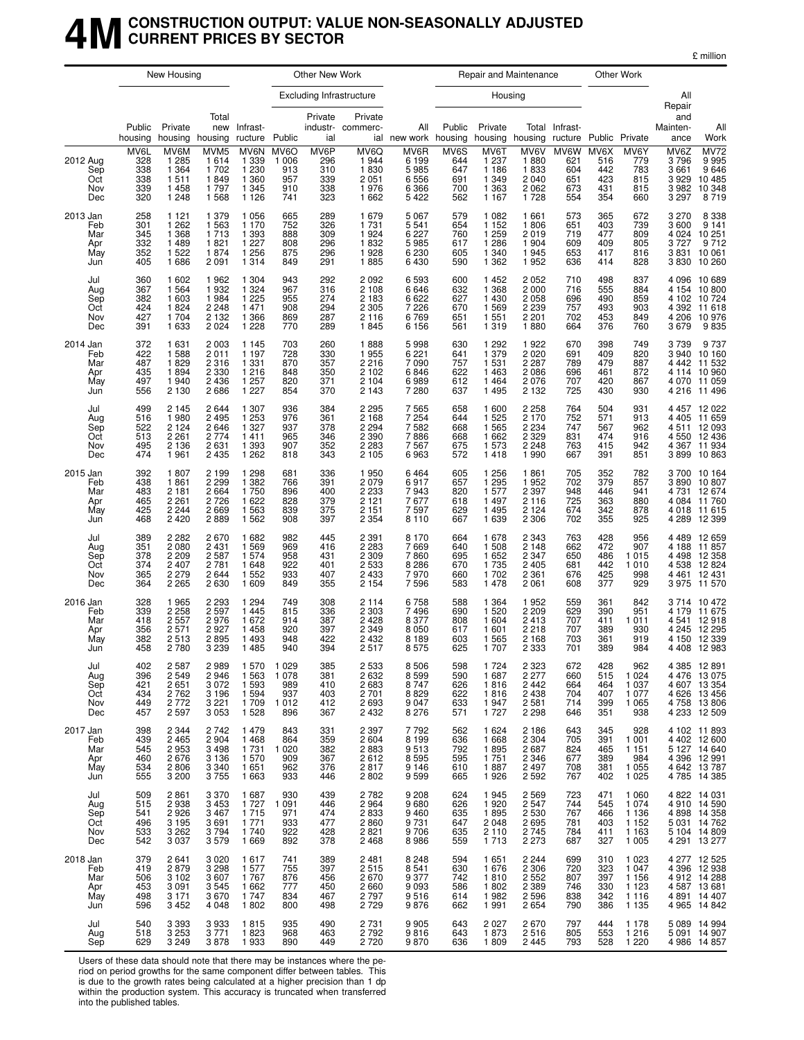# 4M CONSTRUCTION OUTPUT: VALUE NON-SEASONALLY ADJUSTED CURRENT PRICES BY SECTOR

£ million

| | New Housing | | | Other New Work | | | | | Repair and Maintenance | | | | Other Work | | | |
|---|---|---|---|---|---|---|---|---|---|---|---|---|---|---|---|---|
| | | | | | Excluding Infrastructure | | | | Housing | | | | | | | |
| | Public housing | Private housing | Total new housing | Infrast-ructure | Public | Private industr-ial | Private commerc-ial | All new work | Public housing | Private housing | Total housing | Infrast-ructure | Public | Private | All Repair and Mainten-ance | All Work |
| | MV6L | MV6M | MVM5 | MV6N | MV6O | MV6P | MV6Q | MV6R | MV6S | MV6T | MV6V | MV6W | MV6X | MV6Y | MV6Z | MV72 |
| 2012 Aug | 328 | 1 285 | 1 614 | 1 339 | 1 006 | 296 | 1 944 | 6 199 | 644 | 1 237 | 1 880 | 621 | 516 | 779 | 3 796 | 9 995 |
| Sep | 338 | 1 364 | 1 702 | 1 230 | 913 | 310 | 1 830 | 5 985 | 647 | 1 186 | 1 833 | 604 | 442 | 783 | 3 661 | 9 646 |
| Oct | 338 | 1 511 | 1 849 | 1 360 | 957 | 339 | 2 051 | 6 556 | 691 | 1 349 | 2 040 | 651 | 423 | 815 | 3 929 | 10 485 |
| Nov | 339 | 1 458 | 1 797 | 1 345 | 910 | 338 | 1 976 | 6 366 | 700 | 1 363 | 2 062 | 673 | 431 | 815 | 3 982 | 10 348 |
| Dec | 320 | 1 248 | 1 568 | 1 126 | 741 | 323 | 1 662 | 5 422 | 562 | 1 167 | 1 728 | 554 | 354 | 660 | 3 297 | 8 719 |
| 2013 Jan | 258 | 1 121 | 1 379 | 1 056 | 665 | 289 | 1 679 | 5 067 | 579 | 1 082 | 1 661 | 573 | 365 | 672 | 3 270 | 8 338 |
| Feb | 301 | 1 262 | 1 563 | 1 170 | 752 | 326 | 1 731 | 5 541 | 654 | 1 152 | 1 806 | 651 | 403 | 739 | 3 600 | 9 141 |
| Mar | 345 | 1 368 | 1 713 | 1 393 | 888 | 309 | 1 924 | 6 227 | 760 | 1 259 | 2 019 | 719 | 477 | 809 | 4 024 | 10 251 |
| Apr | 332 | 1 489 | 1 821 | 1 227 | 808 | 296 | 1 832 | 5 985 | 617 | 1 286 | 1 904 | 609 | 409 | 805 | 3 727 | 9 712 |
| May | 352 | 1 522 | 1 874 | 1 256 | 875 | 296 | 1 928 | 6 230 | 605 | 1 340 | 1 945 | 653 | 417 | 816 | 3 831 | 10 061 |
| Jun | 405 | 1 686 | 2 091 | 1 314 | 849 | 291 | 1 885 | 6 430 | 590 | 1 362 | 1 952 | 636 | 414 | 828 | 3 830 | 10 260 |
| Jul | 360 | 1 602 | 1 962 | 1 304 | 943 | 292 | 2 092 | 6 593 | 600 | 1 452 | 2 052 | 710 | 498 | 837 | 4 096 | 10 689 |
| Aug | 367 | 1 564 | 1 932 | 1 324 | 967 | 316 | 2 108 | 6 646 | 632 | 1 368 | 2 000 | 716 | 555 | 884 | 4 154 | 10 800 |
| Sep | 382 | 1 603 | 1 984 | 1 225 | 955 | 274 | 2 183 | 6 622 | 627 | 1 430 | 2 058 | 696 | 490 | 859 | 4 102 | 10 724 |
| Oct | 424 | 1 824 | 2 248 | 1 471 | 908 | 294 | 2 305 | 7 226 | 670 | 1 569 | 2 239 | 757 | 493 | 903 | 4 392 | 11 618 |
| Nov | 427 | 1 704 | 2 132 | 1 366 | 869 | 287 | 2 116 | 6 769 | 651 | 1 551 | 2 201 | 702 | 453 | 849 | 4 206 | 10 976 |
| Dec | 391 | 1 633 | 2 024 | 1 228 | 770 | 289 | 1 845 | 6 156 | 561 | 1 319 | 1 880 | 664 | 376 | 760 | 3 679 | 9 835 |
| 2014 Jan | 372 | 1 631 | 2 003 | 1 145 | 703 | 260 | 1 888 | 5 998 | 630 | 1 292 | 1 922 | 670 | 398 | 749 | 3 739 | 9 737 |
| Feb | 422 | 1 588 | 2 011 | 1 197 | 728 | 330 | 1 955 | 6 221 | 641 | 1 379 | 2 020 | 691 | 409 | 820 | 3 940 | 10 160 |
| Mar | 487 | 1 829 | 2 316 | 1 331 | 870 | 357 | 2 216 | 7 090 | 757 | 1 531 | 2 287 | 789 | 479 | 887 | 4 442 | 11 532 |
| Apr | 435 | 1 894 | 2 330 | 1 216 | 848 | 350 | 2 102 | 6 846 | 622 | 1 463 | 2 086 | 696 | 461 | 872 | 4 114 | 10 960 |
| May | 497 | 1 940 | 2 436 | 1 257 | 820 | 371 | 2 104 | 6 989 | 612 | 1 464 | 2 076 | 707 | 420 | 867 | 4 070 | 11 059 |
| Jun | 556 | 2 130 | 2 686 | 1 227 | 854 | 370 | 2 143 | 7 280 | 637 | 1 495 | 2 132 | 725 | 430 | 930 | 4 216 | 11 496 |
| Jul | 499 | 2 145 | 2 644 | 1 307 | 936 | 384 | 2 295 | 7 565 | 658 | 1 600 | 2 258 | 764 | 504 | 931 | 4 457 | 12 022 |
| Aug | 516 | 1 980 | 2 495 | 1 253 | 976 | 361 | 2 168 | 7 254 | 644 | 1 525 | 2 170 | 752 | 571 | 913 | 4 405 | 11 659 |
| Sep | 522 | 2 124 | 2 646 | 1 327 | 937 | 378 | 2 294 | 7 582 | 668 | 1 565 | 2 234 | 747 | 567 | 962 | 4 511 | 12 093 |
| Oct | 513 | 2 261 | 2 774 | 1 411 | 965 | 346 | 2 390 | 7 886 | 668 | 1 662 | 2 329 | 831 | 474 | 916 | 4 550 | 12 436 |
| Nov | 495 | 2 136 | 2 631 | 1 393 | 907 | 352 | 2 283 | 7 567 | 675 | 1 573 | 2 248 | 763 | 415 | 942 | 4 367 | 11 934 |
| Dec | 474 | 1 961 | 2 435 | 1 262 | 818 | 343 | 2 105 | 6 963 | 572 | 1 418 | 1 990 | 667 | 391 | 851 | 3 899 | 10 863 |
| 2015 Jan | 392 | 1 807 | 2 199 | 1 298 | 681 | 336 | 1 950 | 6 464 | 605 | 1 256 | 1 861 | 705 | 352 | 782 | 3 700 | 10 164 |
| Feb | 438 | 1 861 | 2 299 | 1 382 | 766 | 391 | 2 079 | 6 917 | 657 | 1 295 | 1 952 | 702 | 379 | 857 | 3 890 | 10 807 |
| Mar | 483 | 2 181 | 2 664 | 1 750 | 896 | 400 | 2 233 | 7 943 | 820 | 1 577 | 2 397 | 948 | 446 | 941 | 4 731 | 12 674 |
| Apr | 465 | 2 261 | 2 726 | 1 622 | 828 | 379 | 2 121 | 7 677 | 618 | 1 497 | 2 116 | 725 | 363 | 880 | 4 084 | 11 760 |
| May | 425 | 2 244 | 2 669 | 1 563 | 839 | 375 | 2 151 | 7 597 | 629 | 1 495 | 2 124 | 674 | 342 | 878 | 4 018 | 11 615 |
| Jun | 468 | 2 420 | 2 889 | 1 562 | 908 | 397 | 2 354 | 8 110 | 667 | 1 639 | 2 306 | 702 | 355 | 925 | 4 289 | 12 399 |
| Jul | 389 | 2 282 | 2 670 | 1 682 | 982 | 445 | 2 391 | 8 170 | 664 | 1 678 | 2 343 | 763 | 428 | 956 | 4 489 | 12 659 |
| Aug | 351 | 2 080 | 2 431 | 1 569 | 969 | 416 | 2 283 | 7 669 | 640 | 1 508 | 2 148 | 662 | 472 | 907 | 4 188 | 11 857 |
| Sep | 378 | 2 209 | 2 587 | 1 574 | 958 | 431 | 2 309 | 7 860 | 695 | 1 652 | 2 347 | 650 | 486 | 1 015 | 4 498 | 12 358 |
| Oct | 374 | 2 407 | 2 781 | 1 648 | 922 | 401 | 2 533 | 8 286 | 670 | 1 735 | 2 405 | 681 | 442 | 1 010 | 4 538 | 12 824 |
| Nov | 365 | 2 279 | 2 644 | 1 552 | 933 | 407 | 2 433 | 7 970 | 660 | 1 702 | 2 361 | 676 | 425 | 998 | 4 461 | 12 431 |
| Dec | 364 | 2 265 | 2 630 | 1 609 | 849 | 355 | 2 154 | 7 596 | 583 | 1 478 | 2 061 | 608 | 377 | 929 | 3 975 | 11 570 |
| 2016 Jan | 328 | 1 965 | 2 293 | 1 294 | 749 | 308 | 2 114 | 6 758 | 588 | 1 364 | 1 952 | 559 | 361 | 842 | 3 714 | 10 472 |
| Feb | 339 | 2 258 | 2 597 | 1 445 | 815 | 336 | 2 303 | 7 496 | 690 | 1 520 | 2 209 | 629 | 390 | 951 | 4 179 | 11 675 |
| Mar | 418 | 2 557 | 2 976 | 1 672 | 914 | 387 | 2 428 | 8 377 | 808 | 1 604 | 2 413 | 707 | 411 | 1 011 | 4 541 | 12 918 |
| Apr | 356 | 2 571 | 2 927 | 1 458 | 920 | 397 | 2 349 | 8 050 | 617 | 1 601 | 2 218 | 707 | 389 | 930 | 4 245 | 12 295 |
| May | 382 | 2 513 | 2 895 | 1 493 | 948 | 422 | 2 432 | 8 189 | 603 | 1 565 | 2 168 | 703 | 361 | 919 | 4 150 | 12 339 |
| Jun | 458 | 2 780 | 3 239 | 1 485 | 940 | 394 | 2 517 | 8 575 | 625 | 1 707 | 2 333 | 701 | 389 | 984 | 4 408 | 12 983 |
| Jul | 402 | 2 587 | 2 989 | 1 570 | 1 029 | 385 | 2 533 | 8 506 | 598 | 1 724 | 2 323 | 672 | 428 | 962 | 4 385 | 12 891 |
| Aug | 396 | 2 549 | 2 946 | 1 563 | 1 078 | 381 | 2 632 | 8 599 | 590 | 1 687 | 2 277 | 660 | 515 | 1 024 | 4 476 | 13 075 |
| Sep | 421 | 2 651 | 3 072 | 1 593 | 989 | 410 | 2 683 | 8 747 | 626 | 1 816 | 2 442 | 664 | 464 | 1 037 | 4 607 | 13 354 |
| Oct | 434 | 2 762 | 3 196 | 1 594 | 937 | 403 | 2 701 | 8 829 | 622 | 1 816 | 2 438 | 704 | 407 | 1 077 | 4 626 | 13 456 |
| Nov | 449 | 2 772 | 3 221 | 1 709 | 1 012 | 412 | 2 693 | 9 047 | 633 | 1 947 | 2 581 | 714 | 399 | 1 065 | 4 758 | 13 806 |
| Dec | 457 | 2 597 | 3 053 | 1 528 | 896 | 367 | 2 432 | 8 276 | 571 | 1 727 | 2 298 | 646 | 351 | 938 | 4 233 | 12 509 |
| 2017 Jan | 398 | 2 344 | 2 742 | 1 479 | 843 | 331 | 2 397 | 7 792 | 562 | 1 624 | 2 186 | 643 | 345 | 928 | 4 102 | 11 893 |
| Feb | 439 | 2 465 | 2 904 | 1 468 | 864 | 359 | 2 604 | 8 199 | 636 | 1 668 | 2 304 | 705 | 391 | 1 001 | 4 402 | 12 600 |
| Mar | 545 | 2 953 | 3 498 | 1 731 | 1 020 | 382 | 2 883 | 9 513 | 792 | 1 895 | 2 687 | 824 | 465 | 1 151 | 5 127 | 14 640 |
| Apr | 460 | 2 676 | 3 136 | 1 570 | 909 | 367 | 2 612 | 8 595 | 595 | 1 751 | 2 346 | 677 | 389 | 984 | 4 396 | 12 991 |
| May | 534 | 2 806 | 3 340 | 1 651 | 962 | 376 | 2 817 | 9 146 | 610 | 1 887 | 2 497 | 708 | 381 | 1 055 | 4 642 | 13 787 |
| Jun | 555 | 3 200 | 3 755 | 1 663 | 933 | 446 | 2 802 | 9 599 | 665 | 1 926 | 2 592 | 767 | 402 | 1 025 | 4 785 | 14 385 |
| Jul | 509 | 2 861 | 3 370 | 1 687 | 930 | 439 | 2 782 | 9 208 | 624 | 1 945 | 2 569 | 723 | 471 | 1 060 | 4 822 | 14 031 |
| Aug | 515 | 2 938 | 3 453 | 1 727 | 1 091 | 446 | 2 964 | 9 680 | 626 | 1 920 | 2 547 | 744 | 545 | 1 074 | 4 910 | 14 590 |
| Sep | 541 | 2 926 | 3 467 | 1 715 | 971 | 474 | 2 833 | 9 460 | 635 | 1 895 | 2 530 | 767 | 466 | 1 136 | 4 898 | 14 358 |
| Oct | 496 | 3 195 | 3 691 | 1 771 | 933 | 477 | 2 860 | 9 731 | 647 | 2 048 | 2 695 | 781 | 403 | 1 152 | 5 031 | 14 762 |
| Nov | 533 | 3 262 | 3 794 | 1 740 | 922 | 428 | 2 821 | 9 706 | 635 | 2 110 | 2 745 | 784 | 411 | 1 163 | 5 104 | 14 809 |
| Dec | 542 | 3 037 | 3 579 | 1 669 | 892 | 378 | 2 468 | 8 986 | 559 | 1 713 | 2 273 | 687 | 327 | 1 005 | 4 291 | 13 277 |
| 2018 Jan | 379 | 2 641 | 3 020 | 1 617 | 741 | 389 | 2 481 | 8 248 | 594 | 1 651 | 2 244 | 699 | 310 | 1 023 | 4 277 | 12 525 |
| Feb | 419 | 2 879 | 3 298 | 1 577 | 755 | 397 | 2 515 | 8 541 | 630 | 1 676 | 2 306 | 720 | 323 | 1 047 | 4 396 | 12 938 |
| Mar | 506 | 3 102 | 3 607 | 1 767 | 876 | 456 | 2 670 | 9 377 | 742 | 1 810 | 2 552 | 807 | 397 | 1 156 | 4 912 | 14 288 |
| Apr | 453 | 3 091 | 3 545 | 1 662 | 777 | 450 | 2 660 | 9 093 | 586 | 1 802 | 2 389 | 746 | 330 | 1 123 | 4 587 | 13 681 |
| May | 498 | 3 171 | 3 670 | 1 747 | 834 | 467 | 2 797 | 9 516 | 614 | 1 982 | 2 596 | 838 | 342 | 1 116 | 4 891 | 14 407 |
| Jun | 596 | 3 452 | 4 048 | 1 802 | 800 | 498 | 2 729 | 9 876 | 662 | 1 991 | 2 654 | 790 | 386 | 1 135 | 4 965 | 14 842 |
| Jul | 540 | 3 393 | 3 933 | 1 815 | 935 | 490 | 2 731 | 9 905 | 643 | 2 027 | 2 670 | 797 | 444 | 1 178 | 5 089 | 14 994 |
| Aug | 518 | 3 253 | 3 771 | 1 823 | 968 | 463 | 2 792 | 9 816 | 643 | 1 873 | 2 516 | 805 | 553 | 1 216 | 5 091 | 14 907 |
| Sep | 629 | 3 249 | 3 878 | 1 933 | 890 | 449 | 2 720 | 9 870 | 636 | 1 809 | 2 445 | 793 | 528 | 1 220 | 4 986 | 14 857 |

Users of these data should note that there may be instances where the period on period growths for the same component differ between tables. This is due to the growth rates being calculated at a higher precision than 1 dp within the production system. This accuracy is truncated when transferred into the published tables.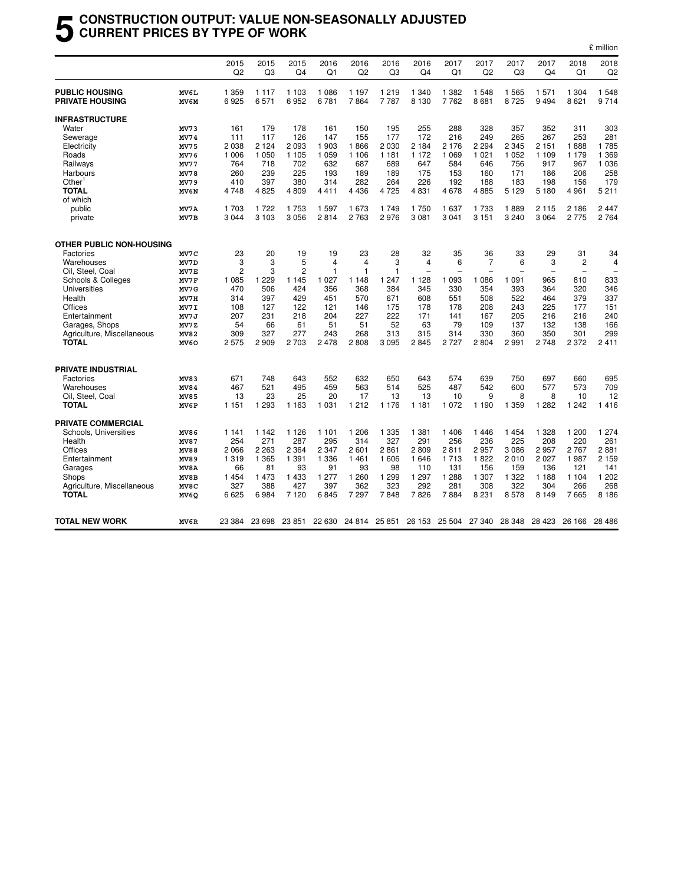# 5 CONSTRUCTION OUTPUT: VALUE NON-SEASONALLY ADJUSTED CURRENT PRICES BY TYPE OF WORK

£ million

| | | 2015 Q2 | 2015 Q3 | 2015 Q4 | 2016 Q1 | 2016 Q2 | 2016 Q3 | 2016 Q4 | 2017 Q1 | 2017 Q2 | 2017 Q3 | 2017 Q4 | 2018 Q1 | 2018 Q2 |
|---|---|---|---|---|---|---|---|---|---|---|---|---|---|---|
| **PUBLIC HOUSING** | MV6L | 1 359 | 1 117 | 1 103 | 1 086 | 1 197 | 1 219 | 1 340 | 1 382 | 1 548 | 1 565 | 1 571 | 1 304 | 1 548 |
| **PRIVATE HOUSING** | MV6M | 6 925 | 6 571 | 6 952 | 6 781 | 7 864 | 7 787 | 8 130 | 7 762 | 8 681 | 8 725 | 9 494 | 8 621 | 9 714 |
| **INFRASTRUCTURE** | | | | | | | | | | | | | | |
| Water | MV73 | 161 | 179 | 178 | 161 | 150 | 195 | 255 | 288 | 328 | 357 | 352 | 311 | 303 |
| Sewerage | MV74 | 111 | 117 | 126 | 147 | 155 | 177 | 172 | 216 | 249 | 265 | 267 | 253 | 281 |
| Electricity | MV75 | 2 038 | 2 124 | 2 093 | 1 903 | 1 866 | 2 030 | 2 184 | 2 176 | 2 294 | 2 345 | 2 151 | 1 888 | 1 785 |
| Roads | MV76 | 1 006 | 1 050 | 1 105 | 1 059 | 1 106 | 1 181 | 1 172 | 1 069 | 1 021 | 1 052 | 1 109 | 1 179 | 1 369 |
| Railways | MV77 | 764 | 718 | 702 | 632 | 687 | 689 | 647 | 584 | 646 | 756 | 917 | 967 | 1 036 |
| Harbours | MV78 | 260 | 239 | 225 | 193 | 189 | 189 | 175 | 153 | 160 | 171 | 186 | 206 | 258 |
| Other[1] | MV79 | 410 | 397 | 380 | 314 | 282 | 264 | 226 | 192 | 188 | 183 | 198 | 156 | 179 |
| **TOTAL** | MV6N | 4 748 | 4 825 | 4 809 | 4 411 | 4 436 | 4 725 | 4 831 | 4 678 | 4 885 | 5 129 | 5 180 | 4 961 | 5 211 |
| of which | | | | | | | | | | | | | | |
| public | MV7A | 1 703 | 1 722 | 1 753 | 1 597 | 1 673 | 1 749 | 1 750 | 1 637 | 1 733 | 1 889 | 2 115 | 2 186 | 2 447 |
| private | MV7B | 3 044 | 3 103 | 3 056 | 2 814 | 2 763 | 2 976 | 3 081 | 3 041 | 3 151 | 3 240 | 3 064 | 2 775 | 2 764 |
| **OTHER PUBLIC NON-HOUSING** | | | | | | | | | | | | | | |
| Factories | MV7C | 23 | 20 | 19 | 19 | 23 | 28 | 32 | 35 | 36 | 33 | 29 | 31 | 34 |
| Warehouses | MV7D | 3 | 3 | 5 | 4 | 4 | 3 | 4 | 6 | 7 | 6 | 3 | 2 | 4 |
| Oil, Steel, Coal | MV7E | 2 | 3 | 2 | 1 | 1 | 1 | – | – | – | – | – | – | – |
| Schools & Colleges | MV7F | 1 085 | 1 229 | 1 145 | 1 027 | 1 148 | 1 247 | 1 128 | 1 093 | 1 086 | 1 091 | 965 | 810 | 833 |
| Universities | MV7G | 470 | 506 | 424 | 356 | 368 | 384 | 345 | 330 | 354 | 393 | 364 | 320 | 346 |
| Health | MV7H | 314 | 397 | 429 | 451 | 570 | 671 | 608 | 551 | 508 | 522 | 464 | 379 | 337 |
| Offices | MV7I | 108 | 127 | 122 | 121 | 146 | 175 | 178 | 178 | 208 | 243 | 225 | 177 | 151 |
| Entertainment | MV7J | 207 | 231 | 218 | 204 | 227 | 222 | 171 | 141 | 167 | 205 | 216 | 216 | 240 |
| Garages, Shops | MV7Z | 54 | 66 | 61 | 51 | 51 | 52 | 63 | 79 | 109 | 137 | 132 | 138 | 166 |
| Agriculture, Miscellaneous | MV82 | 309 | 327 | 277 | 243 | 268 | 313 | 315 | 314 | 330 | 360 | 350 | 301 | 299 |
| **TOTAL** | MV6O | 2 575 | 2 909 | 2 703 | 2 478 | 2 808 | 3 095 | 2 845 | 2 727 | 2 804 | 2 991 | 2 748 | 2 372 | 2 411 |
| **PRIVATE INDUSTRIAL** | | | | | | | | | | | | | | |
| Factories | MV83 | 671 | 748 | 643 | 552 | 632 | 650 | 643 | 574 | 639 | 750 | 697 | 660 | 695 |
| Warehouses | MV84 | 467 | 521 | 495 | 459 | 563 | 514 | 525 | 487 | 542 | 600 | 577 | 573 | 709 |
| Oil, Steel, Coal | MV85 | 13 | 23 | 25 | 20 | 17 | 13 | 13 | 10 | 9 | 8 | 8 | 10 | 12 |
| **TOTAL** | MV6P | 1 151 | 1 293 | 1 163 | 1 031 | 1 212 | 1 176 | 1 181 | 1 072 | 1 190 | 1 359 | 1 282 | 1 242 | 1 416 |
| **PRIVATE COMMERCIAL** | | | | | | | | | | | | | | |
| Schools, Universities | MV86 | 1 141 | 1 142 | 1 126 | 1 101 | 1 206 | 1 335 | 1 381 | 1 406 | 1 446 | 1 454 | 1 328 | 1 200 | 1 274 |
| Health | MV87 | 254 | 271 | 287 | 295 | 314 | 327 | 291 | 256 | 236 | 225 | 208 | 220 | 261 |
| Offices | MV88 | 2 066 | 2 263 | 2 364 | 2 347 | 2 601 | 2 861 | 2 809 | 2 811 | 2 957 | 3 086 | 2 957 | 2 767 | 2 881 |
| Entertainment | MV89 | 1 319 | 1 365 | 1 391 | 1 336 | 1 461 | 1 606 | 1 646 | 1 713 | 1 822 | 2 010 | 2 027 | 1 987 | 2 159 |
| Garages | MV8A | 66 | 81 | 93 | 91 | 93 | 98 | 110 | 131 | 156 | 159 | 136 | 121 | 141 |
| Shops | MV8B | 1 454 | 1 473 | 1 433 | 1 277 | 1 260 | 1 299 | 1 297 | 1 288 | 1 307 | 1 322 | 1 188 | 1 104 | 1 202 |
| Agriculture, Miscellaneous | MV8C | 327 | 388 | 427 | 397 | 362 | 323 | 292 | 281 | 308 | 322 | 304 | 266 | 268 |
| **TOTAL** | MV6Q | 6 625 | 6 984 | 7 120 | 6 845 | 7 297 | 7 848 | 7 826 | 7 884 | 8 231 | 8 578 | 8 149 | 7 665 | 8 186 |
| **TOTAL NEW WORK** | MV6R | 23 384 | 23 698 | 23 851 | 22 630 | 24 814 | 25 851 | 26 153 | 25 504 | 27 340 | 28 348 | 28 423 | 26 166 | 28 486 |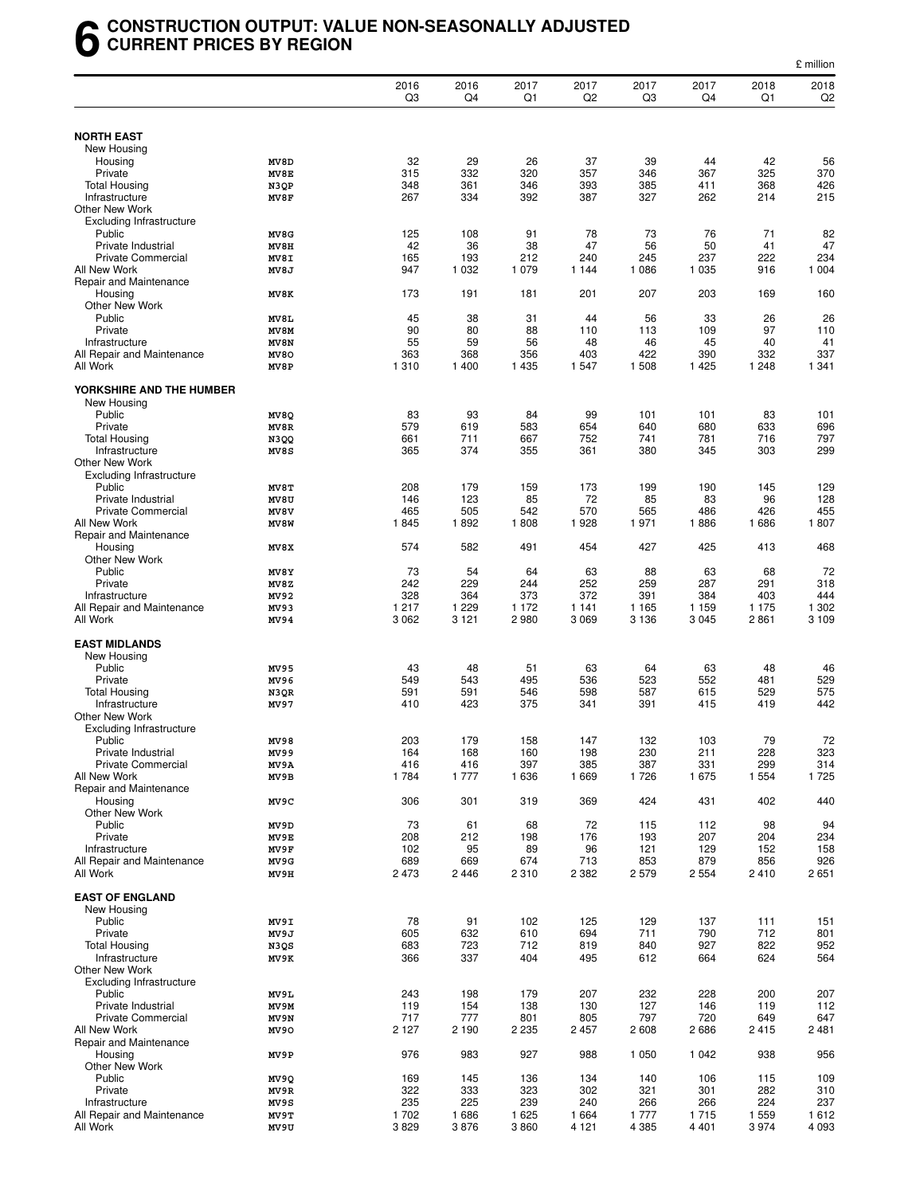# 6 CONSTRUCTION OUTPUT: VALUE NON-SEASONALLY ADJUSTED CURRENT PRICES BY REGION

£ million

| | | 2016 Q3 | 2016 Q4 | 2017 Q1 | 2017 Q2 | 2017 Q3 | 2017 Q4 | 2018 Q1 | 2018 Q2 |
|---|---|---|---|---|---|---|---|---|---|
| **NORTH EAST** | | | | | | | | | |
| New Housing | | | | | | | | | |
| Housing | MV8D | 32 | 29 | 26 | 37 | 39 | 44 | 42 | 56 |
| Private | MV8E | 315 | 332 | 320 | 357 | 346 | 367 | 325 | 370 |
| Total Housing | N3QP | 348 | 361 | 346 | 393 | 385 | 411 | 368 | 426 |
| Infrastructure | MV8F | 267 | 334 | 392 | 387 | 327 | 262 | 214 | 215 |
| Other New Work | | | | | | | | | |
| Excluding Infrastructure | | | | | | | | | |
| Public | MV8G | 125 | 108 | 91 | 78 | 73 | 76 | 71 | 82 |
| Private Industrial | MV8H | 42 | 36 | 38 | 47 | 56 | 50 | 41 | 47 |
| Private Commercial | MV8I | 165 | 193 | 212 | 240 | 245 | 237 | 222 | 234 |
| All New Work | MV8J | 947 | 1 032 | 1 079 | 1 144 | 1 086 | 1 035 | 916 | 1 004 |
| Repair and Maintenance | | | | | | | | | |
| Housing | MV8K | 173 | 191 | 181 | 201 | 207 | 203 | 169 | 160 |
| Other New Work | | | | | | | | | |
| Public | MV8L | 45 | 38 | 31 | 44 | 56 | 33 | 26 | 26 |
| Private | MV8M | 90 | 80 | 88 | 110 | 113 | 109 | 97 | 110 |
| Infrastructure | MV8N | 55 | 59 | 56 | 48 | 46 | 45 | 40 | 41 |
| All Repair and Maintenance | MV8O | 363 | 368 | 356 | 403 | 422 | 390 | 332 | 337 |
| All Work | MV8P | 1 310 | 1 400 | 1 435 | 1 547 | 1 508 | 1 425 | 1 248 | 1 341 |
| **YORKSHIRE AND THE HUMBER** | | | | | | | | | |
| New Housing | | | | | | | | | |
| Public | MV8Q | 83 | 93 | 84 | 99 | 101 | 101 | 83 | 101 |
| Private | MV8R | 579 | 619 | 583 | 654 | 640 | 680 | 633 | 696 |
| Total Housing | N3QQ | 661 | 711 | 667 | 752 | 741 | 781 | 716 | 797 |
| Infrastructure | MV8S | 365 | 374 | 355 | 361 | 380 | 345 | 303 | 299 |
| Other New Work | | | | | | | | | |
| Excluding Infrastructure | | | | | | | | | |
| Public | MV8T | 208 | 179 | 159 | 173 | 199 | 190 | 145 | 129 |
| Private Industrial | MV8U | 146 | 123 | 85 | 72 | 85 | 83 | 96 | 128 |
| Private Commercial | MV8V | 465 | 505 | 542 | 570 | 565 | 486 | 426 | 455 |
| All New Work | MV8W | 1 845 | 1 892 | 1 808 | 1 928 | 1 971 | 1 886 | 1 686 | 1 807 |
| Repair and Maintenance | | | | | | | | | |
| Housing | MV8X | 574 | 582 | 491 | 454 | 427 | 425 | 413 | 468 |
| Other New Work | | | | | | | | | |
| Public | MV8Y | 73 | 54 | 64 | 63 | 88 | 63 | 68 | 72 |
| Private | MV8Z | 242 | 229 | 244 | 252 | 259 | 287 | 291 | 318 |
| Infrastructure | MV92 | 328 | 364 | 373 | 372 | 391 | 384 | 403 | 444 |
| All Repair and Maintenance | MV93 | 1 217 | 1 229 | 1 172 | 1 141 | 1 165 | 1 159 | 1 175 | 1 302 |
| All Work | MV94 | 3 062 | 3 121 | 2 980 | 3 069 | 3 136 | 3 045 | 2 861 | 3 109 |
| **EAST MIDLANDS** | | | | | | | | | |
| New Housing | | | | | | | | | |
| Public | MV95 | 43 | 48 | 51 | 63 | 64 | 63 | 48 | 46 |
| Private | MV96 | 549 | 543 | 495 | 536 | 523 | 552 | 481 | 529 |
| Total Housing | N3QR | 591 | 591 | 546 | 598 | 587 | 615 | 529 | 575 |
| Infrastructure | MV97 | 410 | 423 | 375 | 341 | 391 | 415 | 419 | 442 |
| Other New Work | | | | | | | | | |
| Excluding Infrastructure | | | | | | | | | |
| Public | MV98 | 203 | 179 | 158 | 147 | 132 | 103 | 79 | 72 |
| Private Industrial | MV99 | 164 | 168 | 160 | 198 | 230 | 211 | 228 | 323 |
| Private Commercial | MV9A | 416 | 416 | 397 | 385 | 387 | 331 | 299 | 314 |
| All New Work | MV9B | 1 784 | 1 777 | 1 636 | 1 669 | 1 726 | 1 675 | 1 554 | 1 725 |
| Repair and Maintenance | | | | | | | | | |
| Housing | MV9C | 306 | 301 | 319 | 369 | 424 | 431 | 402 | 440 |
| Other New Work | | | | | | | | | |
| Public | MV9D | 73 | 61 | 68 | 72 | 115 | 112 | 98 | 94 |
| Private | MV9E | 208 | 212 | 198 | 176 | 193 | 207 | 204 | 234 |
| Infrastructure | MV9F | 102 | 95 | 89 | 96 | 121 | 129 | 152 | 158 |
| All Repair and Maintenance | MV9G | 689 | 669 | 674 | 713 | 853 | 879 | 856 | 926 |
| All Work | MV9H | 2 473 | 2 446 | 2 310 | 2 382 | 2 579 | 2 554 | 2 410 | 2 651 |
| **EAST OF ENGLAND** | | | | | | | | | |
| New Housing | | | | | | | | | |
| Public | MV9I | 78 | 91 | 102 | 125 | 129 | 137 | 111 | 151 |
| Private | MV9J | 605 | 632 | 610 | 694 | 711 | 790 | 712 | 801 |
| Total Housing | N3QS | 683 | 723 | 712 | 819 | 840 | 927 | 822 | 952 |
| Infrastructure | MV9K | 366 | 337 | 404 | 495 | 612 | 664 | 624 | 564 |
| Other New Work | | | | | | | | | |
| Excluding Infrastructure | | | | | | | | | |
| Public | MV9L | 243 | 198 | 179 | 207 | 232 | 228 | 200 | 207 |
| Private Industrial | MV9M | 119 | 154 | 138 | 130 | 127 | 146 | 119 | 112 |
| Private Commercial | MV9N | 717 | 777 | 801 | 805 | 797 | 720 | 649 | 647 |
| All New Work | MV9O | 2 127 | 2 190 | 2 235 | 2 457 | 2 608 | 2 686 | 2 415 | 2 481 |
| Repair and Maintenance | | | | | | | | | |
| Housing | MV9P | 976 | 983 | 927 | 988 | 1 050 | 1 042 | 938 | 956 |
| Other New Work | | | | | | | | | |
| Public | MV9Q | 169 | 145 | 136 | 134 | 140 | 106 | 115 | 109 |
| Private | MV9R | 322 | 333 | 323 | 302 | 321 | 301 | 282 | 310 |
| Infrastructure | MV9S | 235 | 225 | 239 | 240 | 266 | 266 | 224 | 237 |
| All Repair and Maintenance | MV9T | 1 702 | 1 686 | 1 625 | 1 664 | 1 777 | 1 715 | 1 559 | 1 612 |
| All Work | MV9U | 3 829 | 3 876 | 3 860 | 4 121 | 4 385 | 4 401 | 3 974 | 4 093 |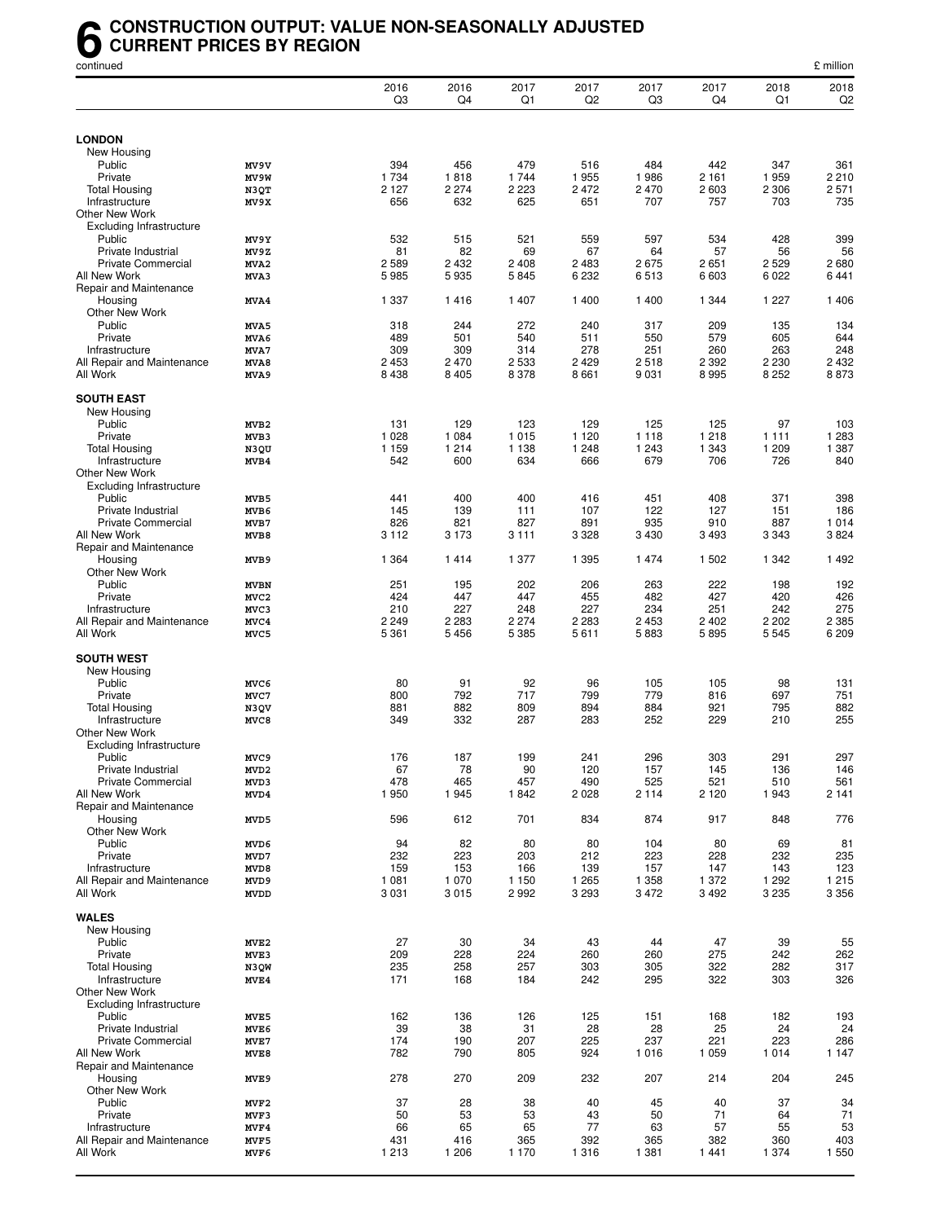# 6 CONSTRUCTION OUTPUT: VALUE NON-SEASONALLY ADJUSTED CURRENT PRICES BY REGION

continued

£ million

| | | 2016 Q3 | 2016 Q4 | 2017 Q1 | 2017 Q2 | 2017 Q3 | 2017 Q4 | 2018 Q1 | 2018 Q2 |
|---|---|---|---|---|---|---|---|---|---|
| **LONDON** | | | | | | | | | |
| New Housing | | | | | | | | | |
| Public | MV9V | 394 | 456 | 479 | 516 | 484 | 442 | 347 | 361 |
| Private | MV9W | 1 734 | 1 818 | 1 744 | 1 955 | 1 986 | 2 161 | 1 959 | 2 210 |
| Total Housing | N3QT | 2 127 | 2 274 | 2 223 | 2 472 | 2 470 | 2 603 | 2 306 | 2 571 |
| Infrastructure | MV9X | 656 | 632 | 625 | 651 | 707 | 757 | 703 | 735 |
| Other New Work | | | | | | | | | |
| Excluding Infrastructure | | | | | | | | | |
| Public | MV9Y | 532 | 515 | 521 | 559 | 597 | 534 | 428 | 399 |
| Private Industrial | MV9Z | 81 | 82 | 69 | 67 | 64 | 57 | 56 | 56 |
| Private Commercial | MVA2 | 2 589 | 2 432 | 2 408 | 2 483 | 2 675 | 2 651 | 2 529 | 2 680 |
| All New Work | MVA3 | 5 985 | 5 935 | 5 845 | 6 232 | 6 513 | 6 603 | 6 022 | 6 441 |
| Repair and Maintenance | | | | | | | | | |
| Housing | MVA4 | 1 337 | 1 416 | 1 407 | 1 400 | 1 400 | 1 344 | 1 227 | 1 406 |
| Other New Work | | | | | | | | | |
| Public | MVA5 | 318 | 244 | 272 | 240 | 317 | 209 | 135 | 134 |
| Private | MVA6 | 489 | 501 | 540 | 511 | 550 | 579 | 605 | 644 |
| Infrastructure | MVA7 | 309 | 309 | 314 | 278 | 251 | 260 | 263 | 248 |
| All Repair and Maintenance | MVA8 | 2 453 | 2 470 | 2 533 | 2 429 | 2 518 | 2 392 | 2 230 | 2 432 |
| All Work | MVA9 | 8 438 | 8 405 | 8 378 | 8 661 | 9 031 | 8 995 | 8 252 | 8 873 |
| **SOUTH EAST** | | | | | | | | | |
| New Housing | | | | | | | | | |
| Public | MVB2 | 131 | 129 | 123 | 129 | 125 | 125 | 97 | 103 |
| Private | MVB3 | 1 028 | 1 084 | 1 015 | 1 120 | 1 118 | 1 218 | 1 111 | 1 283 |
| Total Housing | N3QU | 1 159 | 1 214 | 1 138 | 1 248 | 1 243 | 1 343 | 1 209 | 1 387 |
| Infrastructure | MVB4 | 542 | 600 | 634 | 666 | 679 | 706 | 726 | 840 |
| Other New Work | | | | | | | | | |
| Excluding Infrastructure | | | | | | | | | |
| Public | MVB5 | 441 | 400 | 400 | 416 | 451 | 408 | 371 | 398 |
| Private Industrial | MVB6 | 145 | 139 | 111 | 107 | 122 | 127 | 151 | 186 |
| Private Commercial | MVB7 | 826 | 821 | 827 | 891 | 935 | 910 | 887 | 1 014 |
| All New Work | MVB8 | 3 112 | 3 173 | 3 111 | 3 328 | 3 430 | 3 493 | 3 343 | 3 824 |
| Repair and Maintenance | | | | | | | | | |
| Housing | MVB9 | 1 364 | 1 414 | 1 377 | 1 395 | 1 474 | 1 502 | 1 342 | 1 492 |
| Other New Work | | | | | | | | | |
| Public | MVBN | 251 | 195 | 202 | 206 | 263 | 222 | 198 | 192 |
| Private | MVC2 | 424 | 447 | 447 | 455 | 482 | 427 | 420 | 426 |
| Infrastructure | MVC3 | 210 | 227 | 248 | 227 | 234 | 251 | 242 | 275 |
| All Repair and Maintenance | MVC4 | 2 249 | 2 283 | 2 274 | 2 283 | 2 453 | 2 402 | 2 202 | 2 385 |
| All Work | MVC5 | 5 361 | 5 456 | 5 385 | 5 611 | 5 883 | 5 895 | 5 545 | 6 209 |
| **SOUTH WEST** | | | | | | | | | |
| New Housing | | | | | | | | | |
| Public | MVC6 | 80 | 91 | 92 | 96 | 105 | 105 | 98 | 131 |
| Private | MVC7 | 800 | 792 | 717 | 799 | 779 | 816 | 697 | 751 |
| Total Housing | N3QV | 881 | 882 | 809 | 894 | 884 | 921 | 795 | 882 |
| Infrastructure | MVC8 | 349 | 332 | 287 | 283 | 252 | 229 | 210 | 255 |
| Other New Work | | | | | | | | | |
| Excluding Infrastructure | | | | | | | | | |
| Public | MVC9 | 176 | 187 | 199 | 241 | 296 | 303 | 291 | 297 |
| Private Industrial | MVD2 | 67 | 78 | 90 | 120 | 157 | 145 | 136 | 146 |
| Private Commercial | MVD3 | 478 | 465 | 457 | 490 | 525 | 521 | 510 | 561 |
| All New Work | MVD4 | 1 950 | 1 945 | 1 842 | 2 028 | 2 114 | 2 120 | 1 943 | 2 141 |
| Repair and Maintenance | | | | | | | | | |
| Housing | MVD5 | 596 | 612 | 701 | 834 | 874 | 917 | 848 | 776 |
| Other New Work | | | | | | | | | |
| Public | MVD6 | 94 | 82 | 80 | 80 | 104 | 80 | 69 | 81 |
| Private | MVD7 | 232 | 223 | 203 | 212 | 223 | 228 | 232 | 235 |
| Infrastructure | MVD8 | 159 | 153 | 166 | 139 | 157 | 147 | 143 | 123 |
| All Repair and Maintenance | MVD9 | 1 081 | 1 070 | 1 150 | 1 265 | 1 358 | 1 372 | 1 292 | 1 215 |
| All Work | MVDD | 3 031 | 3 015 | 2 992 | 3 293 | 3 472 | 3 492 | 3 235 | 3 356 |
| **WALES** | | | | | | | | | |
| New Housing | | | | | | | | | |
| Public | MVE2 | 27 | 30 | 34 | 43 | 44 | 47 | 39 | 55 |
| Private | MVE3 | 209 | 228 | 224 | 260 | 260 | 275 | 242 | 262 |
| Total Housing | N3QW | 235 | 258 | 257 | 303 | 305 | 322 | 282 | 317 |
| Infrastructure | MVE4 | 171 | 168 | 184 | 242 | 295 | 322 | 303 | 326 |
| Other New Work | | | | | | | | | |
| Excluding Infrastructure | | | | | | | | | |
| Public | MVE5 | 162 | 136 | 126 | 125 | 151 | 168 | 182 | 193 |
| Private Industrial | MVE6 | 39 | 38 | 31 | 28 | 28 | 25 | 24 | 24 |
| Private Commercial | MVE7 | 174 | 190 | 207 | 225 | 237 | 221 | 223 | 286 |
| All New Work | MVE8 | 782 | 790 | 805 | 924 | 1 016 | 1 059 | 1 014 | 1 147 |
| Repair and Maintenance | | | | | | | | | |
| Housing | MVE9 | 278 | 270 | 209 | 232 | 207 | 214 | 204 | 245 |
| Other New Work | | | | | | | | | |
| Public | MVF2 | 37 | 28 | 38 | 40 | 45 | 40 | 37 | 34 |
| Private | MVF3 | 50 | 53 | 53 | 43 | 50 | 71 | 64 | 71 |
| Infrastructure | MVF4 | 66 | 65 | 65 | 77 | 63 | 57 | 55 | 53 |
| All Repair and Maintenance | MVF5 | 431 | 416 | 365 | 392 | 365 | 382 | 360 | 403 |
| All Work | MVF6 | 1 213 | 1 206 | 1 170 | 1 316 | 1 381 | 1 441 | 1 374 | 1 550 |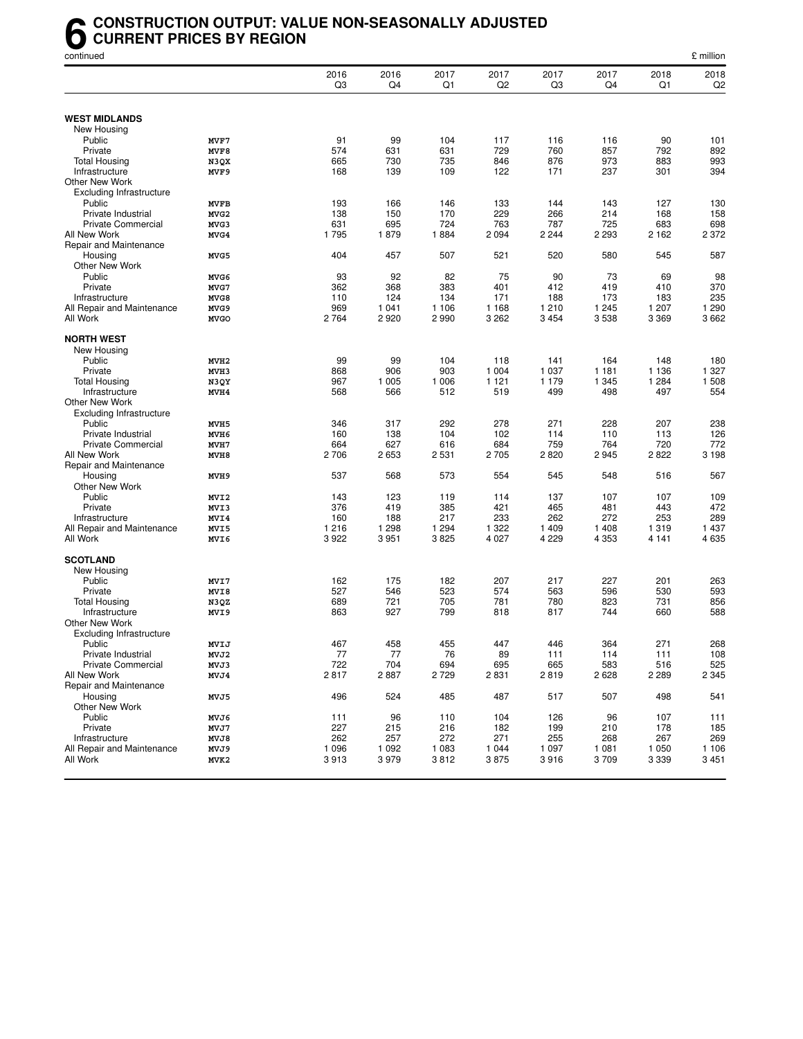# 6 CONSTRUCTION OUTPUT: VALUE NON-SEASONALLY ADJUSTED CURRENT PRICES BY REGION

continued

£ million

| | | 2016 Q3 | 2016 Q4 | 2017 Q1 | 2017 Q2 | 2017 Q3 | 2017 Q4 | 2018 Q1 | 2018 Q2 |
|---|---|---|---|---|---|---|---|---|---|
| **WEST MIDLANDS** | | | | | | | | | |
| New Housing | | | | | | | | | |
| Public | MVF7 | 91 | 99 | 104 | 117 | 116 | 116 | 90 | 101 |
| Private | MVF8 | 574 | 631 | 631 | 729 | 760 | 857 | 792 | 892 |
| Total Housing | N3QX | 665 | 730 | 735 | 846 | 876 | 973 | 883 | 993 |
| Infrastructure | MVF9 | 168 | 139 | 109 | 122 | 171 | 237 | 301 | 394 |
| Other New Work | | | | | | | | | |
| Excluding Infrastructure | | | | | | | | | |
| Public | MVFB | 193 | 166 | 146 | 133 | 144 | 143 | 127 | 130 |
| Private Industrial | MVG2 | 138 | 150 | 170 | 229 | 266 | 214 | 168 | 158 |
| Private Commercial | MVG3 | 631 | 695 | 724 | 763 | 787 | 725 | 683 | 698 |
| All New Work | MVG4 | 1 795 | 1 879 | 1 884 | 2 094 | 2 244 | 2 293 | 2 162 | 2 372 |
| Repair and Maintenance | | | | | | | | | |
| Housing | MVG5 | 404 | 457 | 507 | 521 | 520 | 580 | 545 | 587 |
| Other New Work | | | | | | | | | |
| Public | MVG6 | 93 | 92 | 82 | 75 | 90 | 73 | 69 | 98 |
| Private | MVG7 | 362 | 368 | 383 | 401 | 412 | 419 | 410 | 370 |
| Infrastructure | MVG8 | 110 | 124 | 134 | 171 | 188 | 173 | 183 | 235 |
| All Repair and Maintenance | MVG9 | 969 | 1 041 | 1 106 | 1 168 | 1 210 | 1 245 | 1 207 | 1 290 |
| All Work | MVGO | 2 764 | 2 920 | 2 990 | 3 262 | 3 454 | 3 538 | 3 369 | 3 662 |
| **NORTH WEST** | | | | | | | | | |
| New Housing | | | | | | | | | |
| Public | MVH2 | 99 | 99 | 104 | 118 | 141 | 164 | 148 | 180 |
| Private | MVH3 | 868 | 906 | 903 | 1 004 | 1 037 | 1 181 | 1 136 | 1 327 |
| Total Housing | N3QY | 967 | 1 005 | 1 006 | 1 121 | 1 179 | 1 345 | 1 284 | 1 508 |
| Infrastructure | MVH4 | 568 | 566 | 512 | 519 | 499 | 498 | 497 | 554 |
| Other New Work | | | | | | | | | |
| Excluding Infrastructure | | | | | | | | | |
| Public | MVH5 | 346 | 317 | 292 | 278 | 271 | 228 | 207 | 238 |
| Private Industrial | MVH6 | 160 | 138 | 104 | 102 | 114 | 110 | 113 | 126 |
| Private Commercial | MVH7 | 664 | 627 | 616 | 684 | 759 | 764 | 720 | 772 |
| All New Work | MVH8 | 2 706 | 2 653 | 2 531 | 2 705 | 2 820 | 2 945 | 2 822 | 3 198 |
| Repair and Maintenance | | | | | | | | | |
| Housing | MVH9 | 537 | 568 | 573 | 554 | 545 | 548 | 516 | 567 |
| Other New Work | | | | | | | | | |
| Public | MVI2 | 143 | 123 | 119 | 114 | 137 | 107 | 107 | 109 |
| Private | MVI3 | 376 | 419 | 385 | 421 | 465 | 481 | 443 | 472 |
| Infrastructure | MVI4 | 160 | 188 | 217 | 233 | 262 | 272 | 253 | 289 |
| All Repair and Maintenance | MVI5 | 1 216 | 1 298 | 1 294 | 1 322 | 1 409 | 1 408 | 1 319 | 1 437 |
| All Work | MVI6 | 3 922 | 3 951 | 3 825 | 4 027 | 4 229 | 4 353 | 4 141 | 4 635 |
| **SCOTLAND** | | | | | | | | | |
| New Housing | | | | | | | | | |
| Public | MVI7 | 162 | 175 | 182 | 207 | 217 | 227 | 201 | 263 |
| Private | MVI8 | 527 | 546 | 523 | 574 | 563 | 596 | 530 | 593 |
| Total Housing | N3QZ | 689 | 721 | 705 | 781 | 780 | 823 | 731 | 856 |
| Infrastructure | MVI9 | 863 | 927 | 799 | 818 | 817 | 744 | 660 | 588 |
| Other New Work | | | | | | | | | |
| Excluding Infrastructure | | | | | | | | | |
| Public | MVIJ | 467 | 458 | 455 | 447 | 446 | 364 | 271 | 268 |
| Private Industrial | MVJ2 | 77 | 77 | 76 | 89 | 111 | 114 | 111 | 108 |
| Private Commercial | MVJ3 | 722 | 704 | 694 | 695 | 665 | 583 | 516 | 525 |
| All New Work | MVJ4 | 2 817 | 2 887 | 2 729 | 2 831 | 2 819 | 2 628 | 2 289 | 2 345 |
| Repair and Maintenance | | | | | | | | | |
| Housing | MVJ5 | 496 | 524 | 485 | 487 | 517 | 507 | 498 | 541 |
| Other New Work | | | | | | | | | |
| Public | MVJ6 | 111 | 96 | 110 | 104 | 126 | 96 | 107 | 111 |
| Private | MVJ7 | 227 | 215 | 216 | 182 | 199 | 210 | 178 | 185 |
| Infrastructure | MVJ8 | 262 | 257 | 272 | 271 | 255 | 268 | 267 | 269 |
| All Repair and Maintenance | MVJ9 | 1 096 | 1 092 | 1 083 | 1 044 | 1 097 | 1 081 | 1 050 | 1 106 |
| All Work | MVK2 | 3 913 | 3 979 | 3 812 | 3 875 | 3 916 | 3 709 | 3 339 | 3 451 |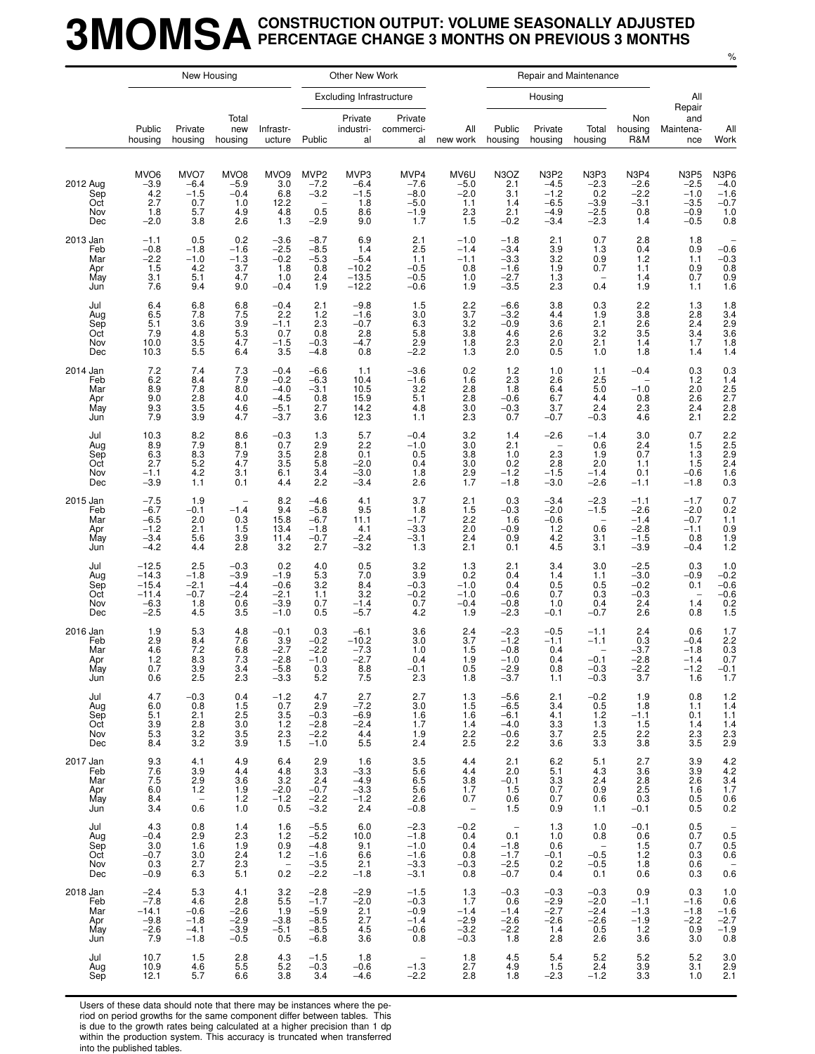# 3MOMSA CONSTRUCTION OUTPUT: VOLUME SEASONALLY ADJUSTED PERCENTAGE CHANGE 3 MONTHS ON PREVIOUS 3 MONTHS

%

| | New Housing | | | | Other New Work | | | | Repair and Maintenance | | | | | |
|---|---|---|---|---|---|---|---|---|---|---|---|---|---|---|
| | | | | | Excluding Infrastructure | | | | Housing | | | | | |
| | Public housing | Private housing | Total new housing | Infrastr-ucture | Public | Private industri-al | Private commerci-al | All new work | Public housing | Private housing | Total housing | Non housing R&M | All Repair and Maintena-nce | All Work |
| | MVO6 | MVO7 | MVO8 | MVO9 | MVP2 | MVP3 | MVP4 | MV6U | N3OZ | N3P2 | N3P3 | N3P4 | N3P5 | N3P6 |
| 2012 Aug | −3.9 | −6.4 | −5.9 | 3.0 | −7.2 | −6.4 | −7.6 | −5.0 | 2.1 | −4.5 | −2.3 | −2.6 | −2.5 | −4.0 |
| Sep | 4.2 | −1.5 | −0.4 | 6.8 | −3.2 | −1.5 | −8.0 | −2.0 | 3.1 | −1.2 | 0.2 | −2.2 | −1.0 | −1.6 |
| Oct | 2.7 | 0.7 | 1.0 | 12.2 | – | 1.8 | −5.0 | 1.1 | 1.4 | −6.5 | −3.9 | −3.1 | −3.5 | −0.7 |
| Nov | 1.8 | 5.7 | 4.9 | 4.8 | 0.5 | 8.6 | −1.9 | 2.3 | 2.1 | −4.9 | −2.5 | 0.8 | −0.9 | 1.0 |
| Dec | −2.0 | 3.8 | 2.6 | 1.3 | −2.9 | 9.0 | 1.7 | 1.5 | −0.2 | −3.4 | −2.3 | 1.4 | −0.5 | 0.8 |
| 2013 Jan | −1.1 | 0.5 | 0.2 | −3.6 | −8.7 | 6.9 | 2.1 | −1.0 | −1.8 | 2.1 | 0.7 | 2.8 | 1.8 | – |
| Feb | −0.8 | −1.8 | −1.6 | −2.5 | −8.5 | 1.4 | 2.5 | −1.4 | −3.4 | 3.9 | 1.3 | 0.4 | 0.9 | −0.6 |
| Mar | −2.2 | −1.0 | −1.3 | −0.2 | −5.3 | −5.4 | 1.1 | −1.1 | −3.3 | 3.2 | 0.9 | 1.2 | 1.1 | −0.3 |
| Apr | 1.5 | 4.2 | 3.7 | 1.8 | 0.8 | −10.2 | −0.5 | 0.8 | −1.6 | 1.9 | 0.7 | 1.1 | 0.9 | 0.8 |
| May | 3.1 | 5.1 | 4.7 | 1.0 | 2.4 | −13.5 | −0.5 | 1.0 | −2.7 | 1.3 | – | 1.4 | 0.7 | 0.9 |
| Jun | 7.6 | 9.4 | 9.0 | −0.4 | 1.9 | −12.2 | −0.6 | 1.9 | −3.5 | 2.3 | 0.4 | 1.9 | 1.1 | 1.6 |
| Jul | 6.4 | 6.8 | 6.8 | −0.4 | 2.1 | −9.8 | 1.5 | 2.2 | −6.6 | 3.8 | 0.3 | 2.2 | 1.3 | 1.8 |
| Aug | 6.5 | 7.8 | 7.5 | 2.2 | 1.2 | −1.6 | 3.0 | 3.7 | −3.2 | 4.4 | 1.9 | 3.8 | 2.8 | 3.4 |
| Sep | 5.1 | 3.6 | 3.9 | −1.1 | 2.3 | −0.7 | 6.3 | 3.2 | −0.9 | 3.6 | 2.1 | 2.6 | 2.4 | 2.9 |
| Oct | 7.9 | 4.8 | 5.3 | 0.7 | 0.8 | 2.8 | 5.8 | 3.8 | 4.6 | 2.6 | 3.2 | 3.5 | 3.4 | 3.6 |
| Nov | 10.0 | 3.5 | 4.7 | −1.5 | −0.3 | −4.7 | 2.9 | 1.8 | 2.3 | 2.0 | 2.1 | 1.4 | 1.7 | 1.8 |
| Dec | 10.3 | 5.5 | 6.4 | 3.5 | −4.8 | 0.8 | −2.2 | 1.3 | 2.0 | 0.5 | 1.0 | 1.8 | 1.4 | 1.4 |
| 2014 Jan | 7.2 | 7.4 | 7.3 | −0.4 | −6.6 | 1.1 | −3.6 | 0.2 | 1.2 | 1.0 | 1.1 | −0.4 | 0.3 | 0.3 |
| Feb | 6.2 | 8.4 | 7.9 | −0.2 | −6.3 | 10.4 | −1.6 | 1.6 | 2.3 | 2.6 | 2.5 | – | 1.2 | 1.4 |
| Mar | 8.9 | 7.8 | 8.0 | −4.0 | −3.1 | 10.5 | 3.2 | 2.8 | 1.8 | 6.4 | 5.0 | −1.0 | 2.0 | 2.5 |
| Apr | 9.0 | 2.8 | 4.0 | −4.5 | 0.8 | 15.9 | 5.1 | 2.8 | −0.6 | 6.7 | 4.4 | 0.8 | 2.6 | 2.7 |
| May | 9.3 | 3.5 | 4.6 | −5.1 | 2.7 | 14.2 | 4.8 | 3.0 | −0.3 | 3.7 | 2.4 | 2.3 | 2.4 | 2.8 |
| Jun | 7.9 | 3.9 | 4.7 | −3.7 | 3.6 | 12.3 | 1.1 | 2.3 | 0.7 | −0.7 | −0.3 | 4.6 | 2.1 | 2.2 |
| Jul | 10.3 | 8.2 | 8.6 | −0.3 | 1.3 | 5.7 | −0.4 | 3.2 | 1.4 | −2.6 | −1.4 | 3.0 | 0.7 | 2.2 |
| Aug | 8.9 | 7.9 | 8.1 | 0.7 | 2.9 | 2.2 | −1.0 | 3.0 | 2.1 | – | 0.6 | 2.4 | 1.5 | 2.5 |
| Sep | 6.3 | 8.3 | 7.9 | 3.5 | 2.8 | 0.1 | 0.5 | 3.8 | 1.0 | 2.3 | 1.9 | 0.7 | 1.3 | 2.9 |
| Oct | 2.7 | 5.2 | 4.7 | 3.5 | 5.8 | −2.0 | 0.4 | 3.0 | 0.2 | 2.8 | 2.0 | 1.1 | 1.5 | 2.4 |
| Nov | −1.1 | 4.2 | 3.1 | 6.1 | 3.4 | −3.0 | 1.8 | 2.9 | −1.2 | −1.5 | −1.4 | 0.1 | −0.6 | 1.6 |
| Dec | −3.9 | 1.1 | 0.1 | 4.4 | 2.2 | −3.4 | 2.6 | 1.7 | −1.8 | −3.0 | −2.6 | −1.1 | −1.8 | 0.3 |
| 2015 Jan | −7.5 | 1.9 | – | 8.2 | −4.6 | 4.1 | 3.7 | 2.1 | 0.3 | −3.4 | −2.3 | −1.1 | −1.7 | 0.7 |
| Feb | −6.7 | −0.1 | −1.4 | 9.4 | −5.8 | 9.5 | 1.8 | 1.5 | −0.3 | −2.0 | −1.5 | −2.6 | −2.0 | 0.2 |
| Mar | −6.5 | 2.0 | 0.3 | 15.8 | −6.7 | 11.1 | −1.7 | 2.2 | 1.6 | −0.6 | – | −1.4 | −0.7 | 1.1 |
| Apr | −1.2 | 2.1 | 1.5 | 13.4 | −1.8 | 4.1 | −3.3 | 2.0 | −0.9 | 1.2 | 0.6 | −2.8 | −1.1 | 0.9 |
| May | −3.4 | 5.6 | 3.9 | 11.4 | −0.7 | −2.4 | −3.1 | 2.4 | 0.9 | 4.2 | 3.1 | −1.5 | 0.8 | 1.9 |
| Jun | −4.2 | 4.4 | 2.8 | 3.2 | 2.7 | −3.2 | 1.3 | 2.1 | 0.1 | 4.5 | 3.1 | −3.9 | −0.4 | 1.2 |
| Jul | −12.5 | 2.5 | −0.3 | 0.2 | 4.0 | 0.5 | 3.2 | 1.3 | 2.1 | 3.4 | 3.0 | −2.5 | 0.3 | 1.0 |
| Aug | −14.3 | −1.8 | −3.9 | −1.9 | 5.3 | 7.0 | 3.9 | 0.2 | 0.4 | 1.4 | 1.1 | −3.0 | −0.9 | −0.2 |
| Sep | −15.4 | −2.1 | −4.4 | −0.6 | 3.2 | 8.4 | −0.3 | −1.0 | 0.4 | 0.5 | 0.5 | −0.2 | 0.1 | −0.6 |
| Oct | −11.4 | −0.7 | −2.4 | −2.1 | 1.1 | 3.2 | −0.2 | −1.0 | −0.6 | 0.7 | 0.3 | −0.3 | – | −0.6 |
| Nov | −6.3 | 1.8 | 0.6 | −3.9 | 0.7 | −1.4 | 0.7 | −0.4 | −0.8 | 1.0 | 0.4 | 2.4 | 1.4 | 0.2 |
| Dec | −2.5 | 4.5 | 3.5 | −1.0 | 0.5 | −5.7 | 4.2 | 1.9 | −2.3 | −0.1 | −0.7 | 2.6 | 0.8 | 1.5 |
| 2016 Jan | 1.9 | 5.3 | 4.8 | −0.1 | 0.3 | −6.1 | 3.6 | 2.4 | −2.3 | −0.5 | −1.1 | 2.4 | 0.6 | 1.7 |
| Feb | 2.9 | 8.4 | 7.6 | 3.9 | −0.2 | −10.2 | 3.0 | 3.7 | −1.2 | −1.1 | −1.1 | 0.3 | −0.4 | 2.2 |
| Mar | 4.6 | 7.2 | 6.8 | −2.7 | −2.2 | −7.3 | 1.0 | 1.5 | −0.8 | 0.4 | – | −3.7 | −1.8 | 0.3 |
| Apr | 1.2 | 8.3 | 7.3 | −2.8 | −1.0 | −2.7 | 0.4 | 1.9 | −1.0 | 0.4 | −0.1 | −2.8 | −1.4 | 0.7 |
| May | 0.7 | 3.9 | 3.4 | −5.8 | 0.3 | 8.8 | −0.1 | 0.5 | −2.9 | 0.8 | −0.3 | −2.2 | −1.2 | −0.1 |
| Jun | 0.6 | 2.5 | 2.3 | −3.3 | 5.2 | 7.5 | 2.3 | 1.8 | −3.7 | 1.1 | −0.3 | 3.7 | 1.6 | 1.7 |
| Jul | 4.7 | −0.3 | 0.4 | −1.2 | 4.7 | 2.7 | 2.7 | 1.3 | −5.6 | 2.1 | −0.2 | 1.9 | 0.8 | 1.2 |
| Aug | 6.0 | 0.8 | 1.5 | 0.7 | 2.9 | −7.2 | 3.0 | 1.5 | −6.5 | 3.4 | 0.5 | 1.8 | 1.1 | 1.4 |
| Sep | 5.1 | 2.1 | 2.5 | 3.5 | −0.3 | −6.9 | 1.6 | 1.6 | −6.1 | 4.1 | 1.2 | −1.1 | 0.1 | 1.1 |
| Oct | 3.9 | 2.8 | 3.0 | 1.2 | −2.8 | −2.4 | 1.7 | 1.4 | −4.0 | 3.3 | 1.3 | 1.5 | 1.4 | 1.4 |
| Nov | 5.3 | 3.2 | 3.5 | 2.3 | −2.2 | 4.4 | 1.9 | 2.2 | −0.6 | 3.7 | 2.5 | 2.2 | 2.3 | 2.3 |
| Dec | 8.4 | 3.2 | 3.9 | 1.5 | −1.0 | 5.5 | 2.4 | 2.5 | 2.2 | 3.6 | 3.3 | 3.8 | 3.5 | 2.9 |
| 2017 Jan | 9.3 | 4.1 | 4.9 | 6.4 | 2.9 | 1.6 | 3.5 | 4.4 | 2.1 | 6.2 | 5.1 | 2.7 | 3.9 | 4.2 |
| Feb | 7.6 | 3.9 | 4.4 | 4.8 | 3.3 | −3.3 | 5.6 | 4.4 | 2.0 | 5.1 | 4.3 | 3.6 | 3.9 | 4.2 |
| Mar | 7.5 | 2.9 | 3.6 | 3.2 | 2.4 | −4.9 | 6.5 | 3.8 | −0.1 | 3.3 | 2.4 | 2.8 | 2.6 | 3.4 |
| Apr | 6.0 | 1.2 | 1.9 | −2.0 | −0.7 | −3.3 | 5.6 | 1.7 | 1.5 | 0.7 | 0.9 | 2.5 | 1.6 | 1.7 |
| May | 8.4 | – | 1.2 | −1.2 | −2.2 | −1.2 | 2.6 | 0.7 | 0.6 | 0.7 | 0.6 | 0.3 | 0.5 | 0.6 |
| Jun | 3.4 | 0.6 | 1.0 | 0.5 | −3.2 | 2.4 | −0.8 | – | 1.5 | 0.9 | 1.1 | −0.1 | 0.5 | 0.2 |
| Jul | 4.3 | 0.8 | 1.4 | 1.6 | −5.5 | 6.0 | −2.3 | −0.2 | – | 1.3 | 1.0 | −0.1 | 0.5 | – |
| Aug | −0.4 | 2.9 | 2.3 | 1.2 | −5.2 | 10.0 | −1.8 | 0.4 | 0.1 | 1.0 | 0.8 | 0.6 | 0.7 | 0.5 |
| Sep | 3.0 | 1.6 | 1.9 | 0.9 | −4.8 | 9.1 | −1.0 | 0.4 | −1.8 | 0.6 | – | 1.5 | 0.7 | 0.5 |
| Oct | −0.7 | 3.0 | 2.4 | 1.2 | −1.6 | 6.6 | −1.6 | 0.8 | −1.7 | −0.1 | −0.5 | 1.2 | 0.3 | 0.6 |
| Nov | 0.3 | 2.7 | 2.3 | – | −3.5 | 2.1 | −3.3 | −0.3 | −2.5 | 0.2 | −0.5 | 1.8 | 0.6 | – |
| Dec | −0.9 | 6.3 | 5.1 | 0.2 | −2.2 | −1.8 | −3.1 | 0.8 | −0.7 | 0.4 | 0.1 | 0.6 | 0.3 | 0.6 |
| 2018 Jan | −2.4 | 5.3 | 4.1 | 3.2 | −2.8 | −2.9 | −1.5 | 1.3 | −0.3 | −0.3 | −0.3 | 0.9 | 0.3 | 1.0 |
| Feb | −7.8 | 4.6 | 2.8 | 5.5 | −1.7 | −2.0 | −0.3 | 1.7 | 0.6 | −2.9 | −2.0 | −1.1 | −1.6 | 0.6 |
| Mar | −14.1 | −0.6 | −2.6 | 1.9 | −5.9 | 2.1 | −0.9 | −1.4 | −1.4 | −2.7 | −2.4 | −1.3 | −1.8 | −1.6 |
| Apr | −9.8 | −1.8 | −2.9 | −3.8 | −8.5 | 2.7 | −1.4 | −2.9 | −2.6 | −2.6 | −2.6 | −1.9 | −2.2 | −2.7 |
| May | −2.6 | −4.1 | −3.9 | −5.1 | −8.5 | 4.5 | −0.6 | −3.2 | −2.2 | 1.4 | 0.5 | 1.2 | 0.9 | −1.9 |
| Jun | 7.9 | −1.8 | −0.5 | 0.5 | −6.8 | 3.6 | 0.8 | −0.3 | 1.8 | 2.8 | 2.6 | 3.6 | 3.0 | 0.8 |
| Jul | 10.7 | 1.5 | 2.8 | 4.3 | −1.5 | 1.8 | – | 1.8 | 4.5 | 5.4 | 5.2 | 5.2 | 5.2 | 3.0 |
| Aug | 10.9 | 4.6 | 5.5 | 5.2 | −0.3 | −0.6 | −1.3 | 2.7 | 4.9 | 1.5 | 2.4 | 3.9 | 3.1 | 2.9 |
| Sep | 12.1 | 5.7 | 6.6 | 3.8 | 3.4 | −4.6 | −2.2 | 2.8 | 1.8 | −2.3 | −1.2 | 3.3 | 1.0 | 2.1 |

Users of these data should note that there may be instances where the period on period growths for the same component differ between tables. This is due to the growth rates being calculated at a higher precision than 1 dp within the production system. This accuracy is truncated when transferred into the published tables.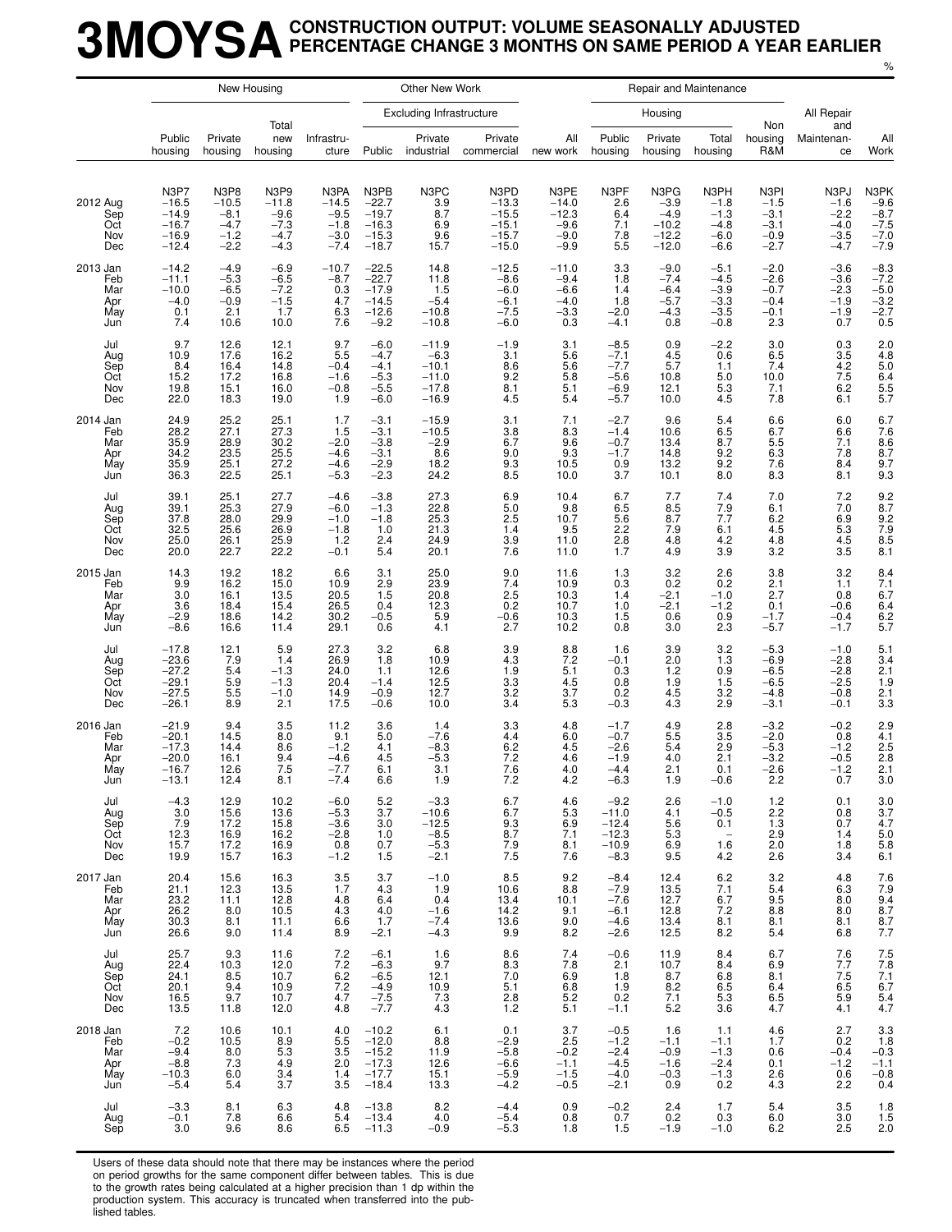# 3MOYSA CONSTRUCTION OUTPUT: VOLUME SEASONALLY ADJUSTED PERCENTAGE CHANGE 3 MONTHS ON SAME PERIOD A YEAR EARLIER

%

| | New Housing | | | | Other New Work | | | | Repair and Maintenance | | | | | |
|---|---|---|---|---|---|---|---|---|---|---|---|---|---|---|
| | | | | | Excluding Infrastructure | | | | Housing | | | | | |
| | Public housing | Private housing | Total new housing | Infrastructure | Public | Private industrial | Private commercial | All new work | Public housing | Private housing | Total housing | Non housing R&M | All Repair and Maintenance | All Work |
| | N3P7 | N3P8 | N3P9 | N3PA | N3PB | N3PC | N3PD | N3PE | N3PF | N3PG | N3PH | N3PI | N3PJ | N3PK |
| 2012 Aug | −16.5 | −10.5 | −11.8 | −14.5 | −22.7 | 3.9 | −13.3 | −14.0 | 2.6 | −3.9 | −1.8 | −1.5 | −1.6 | −9.6 |
| Sep | −14.9 | −8.1 | −9.6 | −9.5 | −19.7 | 8.7 | −15.5 | −12.3 | 6.4 | −4.9 | −1.3 | −3.1 | −2.2 | −8.7 |
| Oct | −16.7 | −4.7 | −7.3 | −1.8 | −16.3 | 6.9 | −15.1 | −9.6 | 7.1 | −10.2 | −4.8 | −3.1 | −4.0 | −7.5 |
| Nov | −16.9 | −1.2 | −4.7 | −3.0 | −15.3 | 9.6 | −15.7 | −9.0 | 7.8 | −12.2 | −6.0 | −0.9 | −3.5 | −7.0 |
| Dec | −12.4 | −2.2 | −4.3 | −7.4 | −18.7 | 15.7 | −15.0 | −9.9 | 5.5 | −12.0 | −6.6 | −2.7 | −4.7 | −7.9 |
| 2013 Jan | −14.2 | −4.9 | −6.9 | −10.7 | −22.5 | 14.8 | −12.5 | −11.0 | 3.3 | −9.0 | −5.1 | −2.0 | −3.6 | −8.3 |
| Feb | −11.1 | −5.3 | −6.5 | −8.7 | −22.7 | 11.8 | −8.6 | −9.4 | 1.8 | −7.4 | −4.5 | −2.6 | −3.6 | −7.2 |
| Mar | −10.0 | −6.5 | −7.2 | 0.3 | −17.9 | 1.5 | −6.0 | −6.6 | 1.4 | −6.4 | −3.9 | −0.7 | −2.3 | −5.0 |
| Apr | −4.0 | −0.9 | −1.5 | 4.7 | −14.5 | −5.4 | −6.1 | −4.0 | 1.8 | −5.7 | −3.3 | −0.4 | −1.9 | −3.2 |
| May | 0.1 | 2.1 | 1.7 | 6.3 | −12.6 | −10.8 | −7.5 | −3.3 | −2.0 | −4.3 | −3.5 | −0.1 | −1.9 | −2.7 |
| Jun | 7.4 | 10.6 | 10.0 | 7.6 | −9.2 | −10.8 | −6.0 | 0.3 | −4.1 | 0.8 | −0.8 | 2.3 | 0.7 | 0.5 |
| Jul | 9.7 | 12.6 | 12.1 | 9.7 | −6.0 | −11.9 | −1.9 | 3.1 | −8.5 | 0.9 | −2.2 | 3.0 | 0.3 | 2.0 |
| Aug | 10.9 | 17.6 | 16.2 | 5.5 | −4.7 | −6.3 | 3.1 | 5.6 | −7.1 | 4.5 | 0.6 | 6.5 | 3.5 | 4.8 |
| Sep | 8.4 | 16.4 | 14.8 | −0.4 | −4.1 | −10.1 | 8.6 | 5.6 | −7.7 | 5.7 | 1.1 | 7.4 | 4.2 | 5.0 |
| Oct | 15.2 | 17.2 | 16.8 | −1.6 | −5.3 | −11.0 | 9.2 | 5.8 | −5.6 | 10.8 | 5.0 | 10.0 | 7.5 | 6.4 |
| Nov | 19.8 | 15.1 | 16.0 | −0.8 | −5.5 | −17.8 | 8.1 | 5.1 | −6.9 | 12.1 | 5.3 | 7.1 | 6.2 | 5.5 |
| Dec | 22.0 | 18.3 | 19.0 | 1.9 | −6.0 | −16.9 | 4.5 | 5.4 | −5.7 | 10.0 | 4.5 | 7.8 | 6.1 | 5.7 |
| 2014 Jan | 24.9 | 25.2 | 25.1 | 1.7 | −3.1 | −15.9 | 3.1 | 7.1 | −2.7 | 9.6 | 5.4 | 6.6 | 6.0 | 6.7 |
| Feb | 28.2 | 27.1 | 27.3 | 1.5 | −3.1 | −10.5 | 3.8 | 8.3 | −1.4 | 10.6 | 6.5 | 6.7 | 6.6 | 7.6 |
| Mar | 35.9 | 28.9 | 30.2 | −2.0 | −3.8 | −2.9 | 6.7 | 9.6 | −0.7 | 13.4 | 8.7 | 5.5 | 7.1 | 8.6 |
| Apr | 34.2 | 23.5 | 25.5 | −4.6 | −3.1 | 8.6 | 9.0 | 9.3 | −1.7 | 14.8 | 9.2 | 6.3 | 7.8 | 8.7 |
| May | 35.9 | 25.1 | 27.2 | −4.6 | −2.9 | 18.2 | 9.3 | 10.5 | 0.9 | 13.2 | 9.2 | 7.6 | 8.4 | 9.7 |
| Jun | 36.3 | 22.5 | 25.1 | −5.3 | −2.3 | 24.2 | 8.5 | 10.0 | 3.7 | 10.1 | 8.0 | 8.3 | 8.1 | 9.3 |
| Jul | 39.1 | 25.1 | 27.7 | −4.6 | −3.8 | 27.3 | 6.9 | 10.4 | 6.7 | 7.7 | 7.4 | 7.0 | 7.2 | 9.2 |
| Aug | 39.1 | 25.3 | 27.9 | −6.0 | −1.3 | 22.8 | 5.0 | 9.8 | 6.5 | 8.5 | 7.9 | 6.1 | 7.0 | 8.7 |
| Sep | 37.8 | 28.0 | 29.9 | −1.0 | −1.8 | 25.3 | 2.5 | 10.7 | 5.6 | 8.7 | 7.7 | 6.2 | 6.9 | 9.2 |
| Oct | 32.5 | 25.6 | 26.9 | −1.8 | 1.0 | 21.3 | 1.4 | 9.5 | 2.2 | 7.9 | 6.1 | 4.5 | 5.3 | 7.9 |
| Nov | 25.0 | 26.1 | 25.9 | 1.2 | 2.4 | 24.9 | 3.9 | 11.0 | 2.8 | 4.8 | 4.2 | 4.8 | 4.5 | 8.5 |
| Dec | 20.0 | 22.7 | 22.2 | −0.1 | 5.4 | 20.1 | 7.6 | 11.0 | 1.7 | 4.9 | 3.9 | 3.2 | 3.5 | 8.1 |
| 2015 Jan | 14.3 | 19.2 | 18.2 | 6.6 | 3.1 | 25.0 | 9.0 | 11.6 | 1.3 | 3.2 | 2.6 | 3.8 | 3.2 | 8.4 |
| Feb | 9.9 | 16.2 | 15.0 | 10.9 | 2.9 | 23.9 | 7.4 | 10.9 | 0.3 | 0.2 | 0.2 | 2.1 | 1.1 | 7.1 |
| Mar | 3.0 | 16.1 | 13.5 | 20.5 | 1.5 | 20.8 | 2.5 | 10.3 | 1.4 | −2.1 | −1.0 | 2.7 | 0.8 | 6.7 |
| Apr | 3.6 | 18.4 | 15.4 | 26.5 | 0.4 | 12.3 | 0.2 | 10.7 | 1.0 | −2.1 | −1.2 | 0.1 | −0.6 | 6.4 |
| May | −2.9 | 18.6 | 14.2 | 30.2 | −0.5 | 5.9 | −0.6 | 10.3 | 1.5 | 0.6 | 0.9 | −1.7 | −0.4 | 6.2 |
| Jun | −8.6 | 16.6 | 11.4 | 29.1 | 0.6 | 4.1 | 2.7 | 10.2 | 0.8 | 3.0 | 2.3 | −5.7 | −1.7 | 5.7 |
| Jul | −17.8 | 12.1 | 5.9 | 27.3 | 3.2 | 6.8 | 3.9 | 8.8 | 1.6 | 3.9 | 3.2 | −5.3 | −1.0 | 5.1 |
| Aug | −23.6 | 7.9 | 1.4 | 26.9 | 1.8 | 10.9 | 4.3 | 7.2 | −0.1 | 2.0 | 1.3 | −6.9 | −2.8 | 3.4 |
| Sep | −27.2 | 5.4 | −1.3 | 24.0 | 1.1 | 12.6 | 1.9 | 5.1 | 0.3 | 1.2 | 0.9 | −6.5 | −2.8 | 2.1 |
| Oct | −29.1 | 5.9 | −1.3 | 20.4 | −1.4 | 12.5 | 3.3 | 4.5 | 0.8 | 1.9 | 1.5 | −6.5 | −2.5 | 1.9 |
| Nov | −27.5 | 5.5 | −1.0 | 14.9 | −0.9 | 12.7 | 3.2 | 3.7 | 0.2 | 4.5 | 3.2 | −4.8 | −0.8 | 2.1 |
| Dec | −26.1 | 8.9 | 2.1 | 17.5 | −0.6 | 10.0 | 3.4 | 5.3 | −0.3 | 4.3 | 2.9 | −3.1 | −0.1 | 3.3 |
| 2016 Jan | −21.9 | 9.4 | 3.5 | 11.2 | 3.6 | 1.4 | 3.3 | 4.8 | −1.7 | 4.9 | 2.8 | −3.2 | −0.2 | 2.9 |
| Feb | −20.1 | 14.5 | 8.0 | 9.1 | 5.0 | −7.6 | 4.4 | 6.0 | −0.7 | 5.5 | 3.5 | −2.0 | 0.8 | 4.1 |
| Mar | −17.3 | 14.4 | 8.6 | −1.2 | 4.1 | −8.3 | 6.2 | 4.5 | −2.6 | 5.4 | 2.9 | −5.3 | −1.2 | 2.5 |
| Apr | −20.0 | 16.1 | 9.4 | −4.6 | 4.5 | −5.3 | 7.2 | 4.6 | −1.9 | 4.0 | 2.1 | −3.2 | −0.5 | 2.8 |
| May | −16.7 | 12.6 | 7.5 | −7.7 | 6.1 | 3.1 | 7.6 | 4.0 | −4.4 | 2.1 | 0.1 | −2.6 | −1.2 | 2.1 |
| Jun | −13.1 | 12.4 | 8.1 | −7.4 | 6.6 | 1.9 | 7.2 | 4.2 | −6.3 | 1.9 | −0.6 | 2.2 | 0.7 | 3.0 |
| Jul | −4.3 | 12.9 | 10.2 | −6.0 | 5.2 | −3.3 | 6.7 | 4.6 | −9.2 | 2.6 | −1.0 | 1.2 | 0.1 | 3.0 |
| Aug | 3.0 | 15.6 | 13.6 | −5.3 | 3.7 | −10.6 | 6.7 | 5.3 | −11.0 | 4.1 | −0.5 | 2.2 | 0.8 | 3.7 |
| Sep | 7.9 | 17.2 | 15.8 | −3.6 | 3.0 | −12.5 | 9.3 | 6.9 | −12.4 | 5.6 | 0.1 | 1.3 | 0.7 | 4.7 |
| Oct | 12.3 | 16.9 | 16.2 | −2.8 | 1.0 | −8.5 | 8.7 | 7.1 | −12.3 | 5.3 | – | 2.9 | 1.4 | 5.0 |
| Nov | 15.7 | 17.2 | 16.9 | 0.8 | 0.7 | −5.3 | 7.9 | 8.1 | −10.9 | 6.9 | 1.6 | 2.0 | 1.8 | 5.8 |
| Dec | 19.9 | 15.7 | 16.3 | −1.2 | 1.5 | −2.1 | 7.5 | 7.6 | −8.3 | 9.5 | 4.2 | 2.6 | 3.4 | 6.1 |
| 2017 Jan | 20.4 | 15.6 | 16.3 | 3.5 | 3.7 | −1.0 | 8.5 | 9.2 | −8.4 | 12.4 | 6.2 | 3.2 | 4.8 | 7.6 |
| Feb | 21.1 | 12.3 | 13.5 | 1.7 | 4.3 | 1.9 | 10.6 | 8.8 | −7.9 | 13.5 | 7.1 | 5.4 | 6.3 | 7.9 |
| Mar | 23.2 | 11.1 | 12.8 | 4.8 | 6.4 | 0.4 | 13.4 | 10.1 | −7.6 | 12.7 | 6.7 | 9.5 | 8.0 | 9.4 |
| Apr | 26.2 | 8.0 | 10.5 | 4.3 | 4.0 | −1.6 | 14.2 | 9.1 | −6.1 | 12.8 | 7.2 | 8.8 | 8.0 | 8.7 |
| May | 30.3 | 8.1 | 11.1 | 6.6 | 1.7 | −7.4 | 13.6 | 9.0 | −4.6 | 13.4 | 8.1 | 8.1 | 8.1 | 8.7 |
| Jun | 26.6 | 9.0 | 11.4 | 8.9 | −2.1 | −4.3 | 9.9 | 8.2 | −2.6 | 12.5 | 8.2 | 5.4 | 6.8 | 7.7 |
| Jul | 25.7 | 9.3 | 11.6 | 7.2 | −6.1 | 1.6 | 8.6 | 7.4 | −0.6 | 11.9 | 8.4 | 6.7 | 7.6 | 7.5 |
| Aug | 22.4 | 10.3 | 12.0 | 7.2 | −6.3 | 9.7 | 8.3 | 7.8 | 2.1 | 10.7 | 8.4 | 6.9 | 7.7 | 7.8 |
| Sep | 24.1 | 8.5 | 10.7 | 6.2 | −6.5 | 12.1 | 7.0 | 6.9 | 1.8 | 8.7 | 6.8 | 8.1 | 7.5 | 7.1 |
| Oct | 20.1 | 9.4 | 10.9 | 7.2 | −4.9 | 10.9 | 5.1 | 6.8 | 1.9 | 8.2 | 6.5 | 6.4 | 6.5 | 6.7 |
| Nov | 16.5 | 9.7 | 10.7 | 4.7 | −7.5 | 7.3 | 2.8 | 5.2 | 0.2 | 7.1 | 5.3 | 6.5 | 5.9 | 5.4 |
| Dec | 13.5 | 11.8 | 12.0 | 4.8 | −7.7 | 4.3 | 1.2 | 5.1 | −1.1 | 5.2 | 3.6 | 4.7 | 4.1 | 4.7 |
| 2018 Jan | 7.2 | 10.6 | 10.1 | 4.0 | −10.2 | 6.1 | 0.1 | 3.7 | −0.5 | 1.6 | 1.1 | 4.6 | 2.7 | 3.3 |
| Feb | −0.2 | 10.5 | 8.9 | 5.5 | −12.0 | 8.8 | −2.9 | 2.5 | −1.2 | −1.1 | −1.1 | 1.7 | 0.2 | 1.8 |
| Mar | −9.4 | 8.0 | 5.3 | 3.5 | −15.2 | 11.9 | −5.8 | −0.2 | −2.4 | −0.9 | −1.3 | 0.6 | −0.4 | −0.3 |
| Apr | −8.8 | 7.3 | 4.9 | 2.0 | −17.3 | 12.6 | −6.6 | −1.1 | −4.5 | −1.6 | −2.4 | 0.1 | −1.2 | −1.1 |
| May | −10.3 | 6.0 | 3.4 | 1.4 | −17.7 | 15.1 | −5.9 | −1.5 | −4.0 | −0.3 | −1.3 | 2.6 | 0.6 | −0.8 |
| Jun | −5.4 | 5.4 | 3.7 | 3.5 | −18.4 | 13.3 | −4.2 | −0.5 | −2.1 | 0.9 | 0.2 | 4.3 | 2.2 | 0.4 |
| Jul | −3.3 | 8.1 | 6.3 | 4.8 | −13.8 | 8.2 | −4.4 | 0.9 | −0.2 | 2.4 | 1.7 | 5.4 | 3.5 | 1.8 |
| Aug | −0.1 | 7.8 | 6.6 | 5.4 | −13.4 | 4.0 | −5.4 | 0.8 | 0.7 | 0.2 | 0.3 | 6.0 | 3.0 | 1.5 |
| Sep | 3.0 | 9.6 | 8.6 | 6.5 | −11.3 | −0.9 | −5.3 | 1.8 | 1.5 | −1.9 | −1.0 | 6.2 | 2.5 | 2.0 |

Users of these data should note that there may be instances where the period on period growths for the same component differ between tables. This is due to the growth rates being calculated at a higher precision than 1 dp within the production system. This accuracy is truncated when transferred into the published tables.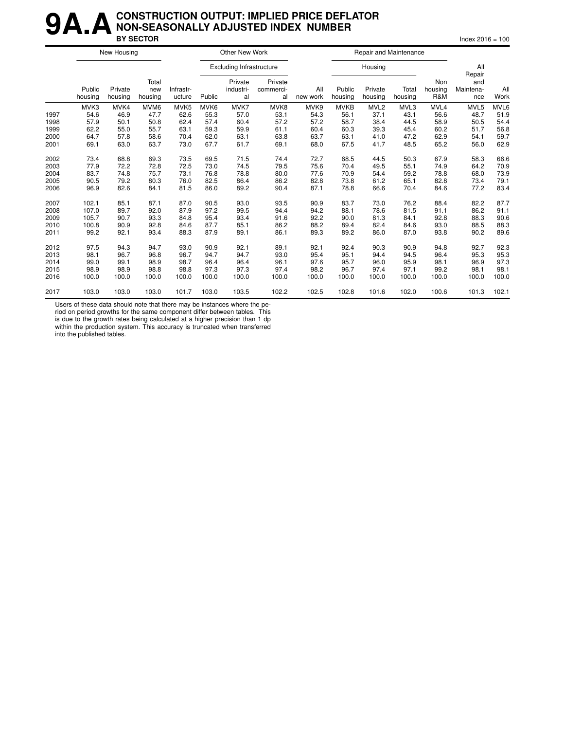# 9A.A CONSTRUCTION OUTPUT: IMPLIED PRICE DEFLATOR NON-SEASONALLY ADJUSTED INDEX NUMBER

## BY SECTOR

Index 2016 = 100

| | New Housing | | | | Other New Work | | | | Repair and Maintenance | | | | | |
|---|---|---|---|---|---|---|---|---|---|---|---|---|---|---|
| | | | | | Excluding Infrastructure | | | | Housing | | | | | |
| | Public housing | Private housing | Total new housing | Infrastr-ucture | Public | Private industri-al | Private commerci-al | All new work | Public housing | Private housing | Total housing | Non housing R&M | All Repair and Maintena-nce | All Work |
| | MVK3 | MVK4 | MVM6 | MVK5 | MVK6 | MVK7 | MVK8 | MVK9 | MVKB | MVL2 | MVL3 | MVL4 | MVL5 | MVL6 |
| 1997 | 54.6 | 46.9 | 47.7 | 62.6 | 55.3 | 57.0 | 53.1 | 54.3 | 56.1 | 37.1 | 43.1 | 56.6 | 48.7 | 51.9 |
| 1998 | 57.9 | 50.1 | 50.8 | 62.4 | 57.4 | 60.4 | 57.2 | 57.2 | 58.7 | 38.4 | 44.5 | 58.9 | 50.5 | 54.4 |
| 1999 | 62.2 | 55.0 | 55.7 | 63.1 | 59.3 | 59.9 | 61.1 | 60.4 | 60.3 | 39.3 | 45.4 | 60.2 | 51.7 | 56.8 |
| 2000 | 64.7 | 57.8 | 58.6 | 70.4 | 62.0 | 63.1 | 63.8 | 63.7 | 63.1 | 41.0 | 47.2 | 62.9 | 54.1 | 59.7 |
| 2001 | 69.1 | 63.0 | 63.7 | 73.0 | 67.7 | 61.7 | 69.1 | 68.0 | 67.5 | 41.7 | 48.5 | 65.2 | 56.0 | 62.9 |
| 2002 | 73.4 | 68.8 | 69.3 | 73.5 | 69.5 | 71.5 | 74.4 | 72.7 | 68.5 | 44.5 | 50.3 | 67.9 | 58.3 | 66.6 |
| 2003 | 77.9 | 72.2 | 72.8 | 72.5 | 73.0 | 74.5 | 79.5 | 75.6 | 70.4 | 49.5 | 55.1 | 74.9 | 64.2 | 70.9 |
| 2004 | 83.7 | 74.8 | 75.7 | 73.1 | 76.8 | 78.8 | 80.0 | 77.6 | 70.9 | 54.4 | 59.2 | 78.8 | 68.0 | 73.9 |
| 2005 | 90.5 | 79.2 | 80.3 | 76.0 | 82.5 | 86.4 | 86.2 | 82.8 | 73.8 | 61.2 | 65.1 | 82.8 | 73.4 | 79.1 |
| 2006 | 96.9 | 82.6 | 84.1 | 81.5 | 86.0 | 89.2 | 90.4 | 87.1 | 78.8 | 66.6 | 70.4 | 84.6 | 77.2 | 83.4 |
| 2007 | 102.1 | 85.1 | 87.1 | 87.0 | 90.5 | 93.0 | 93.5 | 90.9 | 83.7 | 73.0 | 76.2 | 88.4 | 82.2 | 87.7 |
| 2008 | 107.0 | 89.7 | 92.0 | 87.9 | 97.2 | 99.5 | 94.4 | 94.2 | 88.1 | 78.6 | 81.5 | 91.1 | 86.2 | 91.1 |
| 2009 | 105.7 | 90.7 | 93.3 | 84.8 | 95.4 | 93.4 | 91.6 | 92.2 | 90.0 | 81.3 | 84.1 | 92.8 | 88.3 | 90.6 |
| 2010 | 100.8 | 90.9 | 92.8 | 84.6 | 87.7 | 85.1 | 86.2 | 88.2 | 89.4 | 82.4 | 84.6 | 93.0 | 88.5 | 88.3 |
| 2011 | 99.2 | 92.1 | 93.4 | 88.3 | 87.9 | 89.1 | 86.1 | 89.3 | 89.2 | 86.0 | 87.0 | 93.8 | 90.2 | 89.6 |
| 2012 | 97.5 | 94.3 | 94.7 | 93.0 | 90.9 | 92.1 | 89.1 | 92.1 | 92.4 | 90.3 | 90.9 | 94.8 | 92.7 | 92.3 |
| 2013 | 98.1 | 96.7 | 96.8 | 96.7 | 94.7 | 94.7 | 93.0 | 95.4 | 95.1 | 94.4 | 94.5 | 96.4 | 95.3 | 95.3 |
| 2014 | 99.0 | 99.1 | 98.9 | 98.7 | 96.4 | 96.4 | 96.1 | 97.6 | 95.7 | 96.0 | 95.9 | 98.1 | 96.9 | 97.3 |
| 2015 | 98.9 | 98.9 | 98.8 | 98.8 | 97.3 | 97.3 | 97.4 | 98.2 | 96.7 | 97.4 | 97.1 | 99.2 | 98.1 | 98.1 |
| 2016 | 100.0 | 100.0 | 100.0 | 100.0 | 100.0 | 100.0 | 100.0 | 100.0 | 100.0 | 100.0 | 100.0 | 100.0 | 100.0 | 100.0 |
| 2017 | 103.0 | 103.0 | 103.0 | 101.7 | 103.0 | 103.5 | 102.2 | 102.5 | 102.8 | 101.6 | 102.0 | 100.6 | 101.3 | 102.1 |

Users of these data should note that there may be instances where the period on period growths for the same component differ between tables. This is due to the growth rates being calculated at a higher precision than 1 dp within the production system. This accuracy is truncated when transferred into the published tables.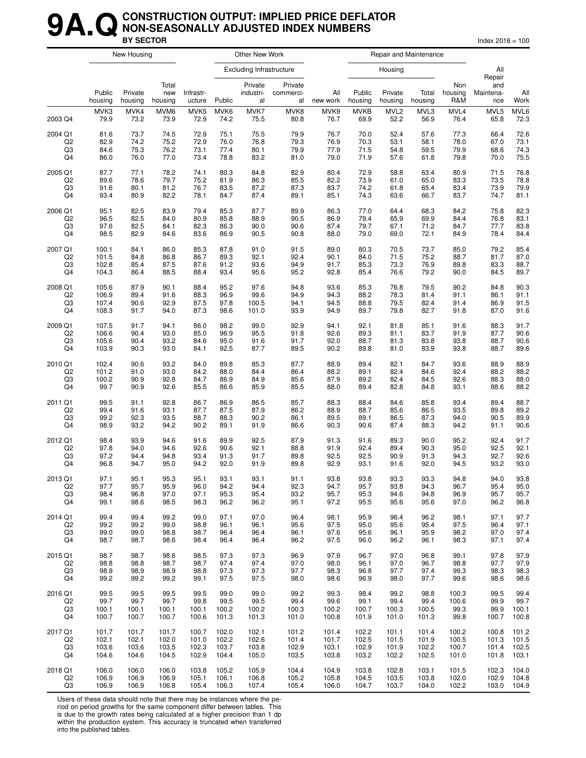# 9A.Q CONSTRUCTION OUTPUT: IMPLIED PRICE DEFLATOR NON-SEASONALLY ADJUSTED INDEX NUMBERS BY SECTOR

Index 2016 = 100

| | New Housing | | | Other New Work | | | | | Repair and Maintenance | | | | | |
|---|---|---|---|---|---|---|---|---|---|---|---|---|---|---|
| | | | | | Excluding Infrastructure | | | | Housing | | | | | |
| | Public housing | Private housing | Total new housing | Infrastructure | Public | Private industrial | Private commercial | All new work | Public housing | Private housing | Total housing | Non housing R&M | All Repair and Maintenance | All Work |
| | MVK3 | MVK4 | MVM6 | MVK5 | MVK6 | MVK7 | MVK8 | MVK9 | MVKB | MVL2 | MVL3 | MVL4 | MVL5 | MVL6 |
| 2003 Q4 | 79.9 | 73.2 | 73.9 | 72.9 | 74.2 | 75.5 | 80.8 | 76.7 | 69.9 | 52.2 | 56.9 | 76.4 | 65.8 | 72.3 |
| 2004 Q1 | 81.6 | 73.7 | 74.5 | 72.9 | 75.1 | 75.5 | 79.9 | 76.7 | 70.0 | 52.4 | 57.6 | 77.3 | 66.4 | 72.6 |
| Q2 | 82.9 | 74.2 | 75.2 | 72.9 | 76.0 | 76.8 | 79.3 | 76.9 | 70.3 | 53.1 | 58.1 | 78.0 | 67.0 | 73.1 |
| Q3 | 84.6 | 75.3 | 76.2 | 73.1 | 77.4 | 80.1 | 79.9 | 77.9 | 71.5 | 54.8 | 59.5 | 79.9 | 68.6 | 74.3 |
| Q4 | 86.0 | 76.0 | 77.0 | 73.4 | 78.8 | 83.2 | 81.0 | 79.0 | 71.9 | 57.6 | 61.8 | 79.8 | 70.0 | 75.5 |
| 2005 Q1 | 87.7 | 77.1 | 78.2 | 74.1 | 80.3 | 84.8 | 82.9 | 80.4 | 72.9 | 58.8 | 63.4 | 80.9 | 71.5 | 76.8 |
| Q2 | 89.6 | 78.6 | 79.7 | 75.2 | 81.9 | 86.3 | 85.5 | 82.2 | 73.9 | 61.0 | 65.0 | 83.3 | 73.5 | 78.8 |
| Q3 | 91.6 | 80.1 | 81.2 | 76.7 | 83.5 | 87.2 | 87.3 | 83.7 | 74.2 | 61.8 | 65.4 | 83.4 | 73.9 | 79.9 |
| Q4 | 93.4 | 80.9 | 82.2 | 78.1 | 84.7 | 87.4 | 89.1 | 85.1 | 74.3 | 63.6 | 66.7 | 83.7 | 74.7 | 81.1 |
| 2006 Q1 | 95.1 | 82.5 | 83.9 | 79.4 | 85.3 | 87.7 | 89.9 | 86.3 | 77.0 | 64.4 | 68.3 | 84.2 | 75.8 | 82.3 |
| Q2 | 96.5 | 82.5 | 84.0 | 80.9 | 85.8 | 88.9 | 90.5 | 86.9 | 79.4 | 65.9 | 69.9 | 84.4 | 76.8 | 83.1 |
| Q3 | 97.6 | 82.5 | 84.1 | 82.3 | 86.3 | 90.0 | 90.6 | 87.4 | 79.7 | 67.1 | 71.2 | 84.7 | 77.7 | 83.8 |
| Q4 | 98.5 | 82.9 | 84.6 | 83.6 | 86.9 | 90.5 | 90.8 | 88.0 | 79.0 | 69.0 | 72.1 | 84.9 | 78.4 | 84.4 |
| 2007 Q1 | 100.1 | 84.1 | 86.0 | 85.3 | 87.8 | 91.0 | 91.5 | 89.0 | 80.3 | 70.5 | 73.7 | 85.0 | 79.2 | 85.4 |
| Q2 | 101.5 | 84.8 | 86.8 | 86.7 | 89.3 | 92.1 | 92.4 | 90.1 | 84.0 | 71.5 | 75.2 | 88.7 | 81.7 | 87.0 |
| Q3 | 102.8 | 85.4 | 87.5 | 87.6 | 91.2 | 93.6 | 94.9 | 91.7 | 85.3 | 73.3 | 76.9 | 89.8 | 83.3 | 88.7 |
| Q4 | 104.3 | 86.4 | 88.5 | 88.4 | 93.4 | 95.6 | 95.2 | 92.8 | 85.4 | 76.6 | 79.2 | 90.0 | 84.5 | 89.7 |
| 2008 Q1 | 105.6 | 87.9 | 90.1 | 88.4 | 95.2 | 97.6 | 94.8 | 93.6 | 85.3 | 76.8 | 79.5 | 90.2 | 84.8 | 90.3 |
| Q2 | 106.9 | 89.4 | 91.6 | 88.3 | 96.9 | 99.6 | 94.9 | 94.3 | 88.2 | 78.3 | 81.4 | 91.1 | 86.1 | 91.1 |
| Q3 | 107.4 | 90.6 | 92.9 | 87.5 | 97.8 | 100.5 | 94.1 | 94.5 | 88.8 | 79.5 | 82.4 | 91.4 | 86.9 | 91.5 |
| Q4 | 108.3 | 91.7 | 94.0 | 87.3 | 98.6 | 101.0 | 93.9 | 94.9 | 89.7 | 79.8 | 82.7 | 91.8 | 87.0 | 91.6 |
| 2009 Q1 | 107.5 | 91.7 | 94.1 | 86.0 | 98.2 | 99.0 | 92.9 | 94.1 | 92.1 | 81.8 | 85.1 | 91.6 | 88.3 | 91.7 |
| Q2 | 106.6 | 90.4 | 93.0 | 85.0 | 96.9 | 95.5 | 91.8 | 92.6 | 89.3 | 81.1 | 83.7 | 91.9 | 87.7 | 90.6 |
| Q3 | 105.6 | 90.4 | 93.2 | 84.6 | 95.0 | 91.6 | 91.7 | 92.0 | 88.7 | 81.3 | 83.8 | 93.8 | 88.7 | 90.6 |
| Q4 | 103.9 | 90.3 | 93.0 | 84.1 | 92.5 | 87.7 | 89.5 | 90.2 | 89.8 | 81.0 | 83.9 | 93.8 | 88.7 | 89.6 |
| 2010 Q1 | 102.4 | 90.6 | 93.2 | 84.0 | 89.8 | 85.3 | 87.7 | 88.9 | 89.4 | 82.1 | 84.7 | 93.6 | 88.9 | 88.9 |
| Q2 | 101.2 | 91.0 | 93.0 | 84.2 | 88.0 | 84.4 | 86.4 | 88.2 | 89.1 | 82.4 | 84.6 | 92.4 | 88.2 | 88.2 |
| Q3 | 100.2 | 90.9 | 92.8 | 84.7 | 86.9 | 84.9 | 85.6 | 87.9 | 89.2 | 82.4 | 84.5 | 92.6 | 88.3 | 88.0 |
| Q4 | 99.7 | 90.9 | 92.6 | 85.5 | 86.6 | 85.9 | 85.5 | 88.0 | 89.4 | 82.8 | 84.8 | 93.1 | 88.6 | 88.2 |
| 2011 Q1 | 99.5 | 91.1 | 92.8 | 86.7 | 86.9 | 86.5 | 85.7 | 88.3 | 88.4 | 84.6 | 85.8 | 93.4 | 89.4 | 88.7 |
| Q2 | 99.4 | 91.6 | 93.1 | 87.7 | 87.5 | 87.9 | 86.2 | 88.9 | 88.7 | 85.6 | 86.5 | 93.5 | 89.8 | 89.2 |
| Q3 | 99.2 | 92.3 | 93.5 | 88.7 | 88.3 | 90.2 | 86.1 | 89.5 | 89.1 | 86.5 | 87.3 | 94.0 | 90.5 | 89.9 |
| Q4 | 98.9 | 93.2 | 94.2 | 90.2 | 89.1 | 91.9 | 86.6 | 90.3 | 90.6 | 87.4 | 88.3 | 94.2 | 91.1 | 90.6 |
| 2012 Q1 | 98.4 | 93.9 | 94.6 | 91.6 | 89.9 | 92.5 | 87.9 | 91.3 | 91.6 | 89.3 | 90.0 | 95.2 | 92.4 | 91.7 |
| Q2 | 97.8 | 94.0 | 94.6 | 92.6 | 90.6 | 92.1 | 88.8 | 91.9 | 92.4 | 89.4 | 90.3 | 95.0 | 92.5 | 92.1 |
| Q3 | 97.2 | 94.4 | 94.8 | 93.4 | 91.3 | 91.7 | 89.8 | 92.5 | 92.5 | 90.9 | 91.3 | 94.3 | 92.7 | 92.6 |
| Q4 | 96.8 | 94.7 | 95.0 | 94.2 | 92.0 | 91.9 | 89.8 | 92.9 | 93.1 | 91.6 | 92.0 | 94.5 | 93.2 | 93.0 |
| 2013 Q1 | 97.1 | 95.1 | 95.3 | 95.1 | 93.1 | 93.1 | 91.1 | 93.8 | 93.8 | 93.3 | 93.3 | 94.8 | 94.0 | 93.8 |
| Q2 | 97.7 | 95.7 | 95.9 | 96.0 | 94.2 | 94.4 | 92.3 | 94.7 | 95.7 | 93.8 | 94.3 | 96.7 | 95.4 | 95.0 |
| Q3 | 98.4 | 96.8 | 97.0 | 97.1 | 95.3 | 95.4 | 93.2 | 95.7 | 95.3 | 94.6 | 94.8 | 96.9 | 95.7 | 95.7 |
| Q4 | 99.1 | 98.6 | 98.5 | 98.3 | 96.2 | 96.2 | 95.1 | 97.2 | 95.5 | 95.6 | 95.6 | 97.0 | 96.2 | 96.8 |
| 2014 Q1 | 99.4 | 99.4 | 99.2 | 99.0 | 97.1 | 97.0 | 96.4 | 98.1 | 95.9 | 96.4 | 96.2 | 98.1 | 97.1 | 97.7 |
| Q2 | 99.2 | 99.2 | 99.0 | 98.8 | 96.1 | 96.1 | 95.6 | 97.5 | 95.0 | 95.6 | 95.4 | 97.5 | 96.4 | 97.1 |
| Q3 | 99.0 | 99.0 | 98.8 | 98.7 | 96.4 | 96.4 | 96.1 | 97.6 | 95.6 | 96.1 | 95.9 | 98.2 | 97.0 | 97.4 |
| Q4 | 98.7 | 98.7 | 98.6 | 98.4 | 96.4 | 96.4 | 96.2 | 97.5 | 96.0 | 96.2 | 96.1 | 98.3 | 97.1 | 97.4 |
| 2015 Q1 | 98.7 | 98.7 | 98.6 | 98.5 | 97.3 | 97.3 | 96.9 | 97.9 | 96.7 | 97.0 | 96.8 | 99.1 | 97.8 | 97.9 |
| Q2 | 98.8 | 98.8 | 98.7 | 98.7 | 97.4 | 97.4 | 97.0 | 98.0 | 96.1 | 97.0 | 96.7 | 98.8 | 97.7 | 97.9 |
| Q3 | 98.9 | 98.9 | 98.9 | 98.8 | 97.3 | 97.3 | 97.7 | 98.3 | 96.8 | 97.7 | 97.4 | 99.3 | 98.3 | 98.3 |
| Q4 | 99.2 | 99.2 | 99.2 | 99.1 | 97.5 | 97.5 | 98.0 | 98.6 | 96.9 | 98.0 | 97.7 | 99.6 | 98.6 | 98.6 |
| 2016 Q1 | 99.5 | 99.5 | 99.5 | 99.5 | 99.0 | 99.0 | 99.2 | 99.3 | 98.4 | 99.2 | 98.8 | 100.3 | 99.5 | 99.4 |
| Q2 | 99.7 | 99.7 | 99.7 | 99.8 | 99.5 | 99.5 | 99.4 | 99.6 | 99.1 | 99.4 | 99.4 | 100.6 | 99.9 | 99.7 |
| Q3 | 100.1 | 100.1 | 100.1 | 100.1 | 100.2 | 100.2 | 100.3 | 100.2 | 100.7 | 100.3 | 100.5 | 99.3 | 99.9 | 100.1 |
| Q4 | 100.7 | 100.7 | 100.7 | 100.6 | 101.3 | 101.3 | 101.0 | 100.8 | 101.9 | 101.0 | 101.3 | 99.8 | 100.7 | 100.8 |
| 2017 Q1 | 101.7 | 101.7 | 101.7 | 100.7 | 102.0 | 102.1 | 101.2 | 101.4 | 102.2 | 101.1 | 101.4 | 100.2 | 100.8 | 101.2 |
| Q2 | 102.1 | 102.1 | 102.0 | 101.0 | 102.2 | 102.6 | 101.4 | 101.7 | 102.5 | 101.5 | 101.9 | 100.5 | 101.3 | 101.5 |
| Q3 | 103.6 | 103.6 | 103.5 | 102.3 | 103.7 | 103.8 | 102.9 | 103.1 | 102.9 | 101.9 | 102.2 | 100.7 | 101.4 | 102.5 |
| Q4 | 104.6 | 104.6 | 104.5 | 102.9 | 104.4 | 105.0 | 103.5 | 103.8 | 103.2 | 102.2 | 102.5 | 101.0 | 101.8 | 103.1 |
| 2018 Q1 | 106.0 | 106.0 | 106.0 | 103.8 | 105.2 | 105.9 | 104.4 | 104.9 | 103.8 | 102.8 | 103.1 | 101.5 | 102.3 | 104.0 |
| Q2 | 106.9 | 106.9 | 106.9 | 105.1 | 106.1 | 106.8 | 105.2 | 105.8 | 104.5 | 103.5 | 103.8 | 102.0 | 102.9 | 104.8 |
| Q3 | 106.9 | 106.9 | 106.8 | 105.4 | 106.3 | 107.4 | 105.4 | 106.0 | 104.7 | 103.7 | 104.0 | 102.2 | 103.0 | 104.9 |

Users of these data should note that there may be instances where the period on period growths for the same component differ between tables. This is due to the growth rates being calculated at a higher precision than 1 dp within the production system. This accuracy is truncated when transferred into the published tables.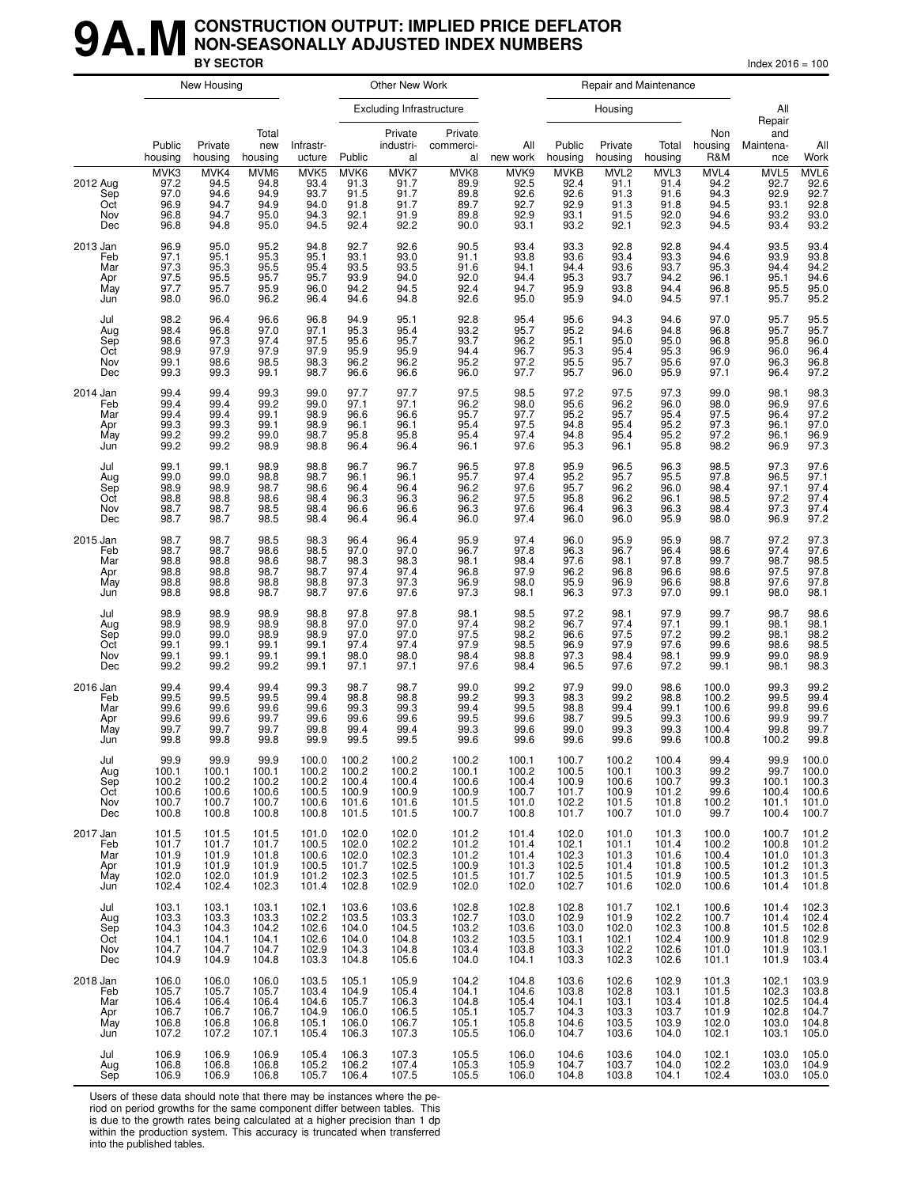# 9A.M CONSTRUCTION OUTPUT: IMPLIED PRICE DEFLATOR NON-SEASONALLY ADJUSTED INDEX NUMBERS

**BY SECTOR**

Index 2016 = 100

| | New Housing | | | Other New Work | | | | | Repair and Maintenance | | | | | |
|---|---|---|---|---|---|---|---|---|---|---|---|---|---|---|
| | | | | | Excluding Infrastructure | | | | Housing | | | | | |
| | Public housing | Private housing | Total new housing | Infrastructure | Public | Private industrial | Private commercial | All new work | Public housing | Private housing | Total housing | Non housing R&M | All Repair and Maintenance | All Work |
| | MVK3 | MVK4 | MVM6 | MVK5 | MVK6 | MVK7 | MVK8 | MVK9 | MVKB | MVL2 | MVL3 | MVL4 | MVL5 | MVL6 |
| 2012 Aug | 97.2 | 94.5 | 94.8 | 93.4 | 91.3 | 91.7 | 89.9 | 92.5 | 92.4 | 91.1 | 91.4 | 94.2 | 92.7 | 92.6 |
| Sep | 97.0 | 94.6 | 94.9 | 93.7 | 91.5 | 91.7 | 89.8 | 92.6 | 92.6 | 91.3 | 91.6 | 94.3 | 92.9 | 92.7 |
| Oct | 96.9 | 94.7 | 94.9 | 94.0 | 91.8 | 91.7 | 89.7 | 92.7 | 92.9 | 91.3 | 91.8 | 94.5 | 93.1 | 92.8 |
| Nov | 96.8 | 94.7 | 95.0 | 94.3 | 92.1 | 91.9 | 89.8 | 92.9 | 93.1 | 91.5 | 92.0 | 94.6 | 93.2 | 93.0 |
| Dec | 96.8 | 94.8 | 95.0 | 94.5 | 92.4 | 92.2 | 90.0 | 93.1 | 93.2 | 92.1 | 92.3 | 94.5 | 93.4 | 93.2 |
| 2013 Jan | 96.9 | 95.0 | 95.2 | 94.8 | 92.7 | 92.6 | 90.5 | 93.4 | 93.3 | 92.8 | 92.8 | 94.4 | 93.5 | 93.4 |
| Feb | 97.1 | 95.1 | 95.3 | 95.1 | 93.1 | 93.0 | 91.1 | 93.8 | 93.6 | 93.4 | 93.3 | 94.6 | 93.9 | 93.8 |
| Mar | 97.3 | 95.3 | 95.5 | 95.4 | 93.5 | 93.5 | 91.6 | 94.1 | 94.4 | 93.6 | 93.7 | 95.3 | 94.4 | 94.2 |
| Apr | 97.5 | 95.5 | 95.7 | 95.7 | 93.9 | 94.0 | 92.0 | 94.4 | 95.3 | 93.7 | 94.2 | 96.1 | 95.1 | 94.6 |
| May | 97.7 | 95.7 | 95.9 | 96.0 | 94.2 | 94.5 | 92.4 | 94.7 | 95.9 | 93.8 | 94.4 | 96.8 | 95.5 | 95.0 |
| Jun | 98.0 | 96.0 | 96.2 | 96.4 | 94.6 | 94.8 | 92.6 | 95.0 | 95.9 | 94.0 | 94.5 | 97.1 | 95.7 | 95.2 |
| Jul | 98.2 | 96.4 | 96.6 | 96.8 | 94.9 | 95.1 | 92.8 | 95.4 | 95.6 | 94.3 | 94.6 | 97.0 | 95.7 | 95.5 |
| Aug | 98.4 | 96.8 | 97.0 | 97.1 | 95.3 | 95.4 | 93.2 | 95.7 | 95.2 | 94.6 | 94.8 | 96.8 | 95.7 | 95.7 |
| Sep | 98.6 | 97.3 | 97.4 | 97.5 | 95.6 | 95.7 | 93.7 | 96.2 | 95.1 | 95.0 | 95.0 | 96.8 | 95.8 | 96.0 |
| Oct | 98.9 | 97.9 | 97.9 | 97.9 | 95.9 | 95.9 | 94.4 | 96.7 | 95.3 | 95.4 | 95.3 | 96.9 | 96.0 | 96.4 |
| Nov | 99.1 | 98.6 | 98.5 | 98.3 | 96.2 | 96.2 | 95.2 | 97.2 | 95.5 | 95.7 | 95.6 | 97.0 | 96.3 | 96.8 |
| Dec | 99.3 | 99.3 | 99.1 | 98.7 | 96.6 | 96.6 | 96.0 | 97.7 | 95.7 | 96.0 | 95.9 | 97.1 | 96.4 | 97.2 |
| 2014 Jan | 99.4 | 99.4 | 99.3 | 99.0 | 97.7 | 97.7 | 97.5 | 98.5 | 97.2 | 97.5 | 97.3 | 99.0 | 98.1 | 98.3 |
| Feb | 99.4 | 99.4 | 99.2 | 99.0 | 97.1 | 97.1 | 96.2 | 98.0 | 95.6 | 96.2 | 96.0 | 98.0 | 96.9 | 97.6 |
| Mar | 99.4 | 99.4 | 99.1 | 98.9 | 96.6 | 96.6 | 95.7 | 97.7 | 95.2 | 95.7 | 95.4 | 97.5 | 96.4 | 97.2 |
| Apr | 99.3 | 99.3 | 99.1 | 98.9 | 96.1 | 96.1 | 95.4 | 97.5 | 94.8 | 95.4 | 95.2 | 97.3 | 96.1 | 97.0 |
| May | 99.2 | 99.2 | 99.0 | 98.7 | 95.8 | 95.8 | 95.4 | 97.4 | 94.8 | 95.4 | 95.2 | 97.2 | 96.1 | 96.9 |
| Jun | 99.2 | 99.2 | 98.9 | 98.8 | 96.4 | 96.4 | 96.1 | 97.6 | 95.3 | 96.1 | 95.8 | 98.2 | 96.9 | 97.3 |
| Jul | 99.1 | 99.1 | 98.9 | 98.8 | 96.7 | 96.7 | 96.5 | 97.8 | 95.9 | 96.5 | 96.3 | 98.5 | 97.3 | 97.6 |
| Aug | 99.0 | 99.0 | 98.8 | 98.7 | 96.1 | 96.1 | 95.7 | 97.4 | 95.2 | 95.7 | 95.5 | 97.8 | 96.5 | 97.1 |
| Sep | 98.9 | 98.9 | 98.7 | 98.6 | 96.4 | 96.4 | 96.2 | 97.6 | 95.7 | 96.2 | 96.0 | 98.4 | 97.1 | 97.4 |
| Oct | 98.8 | 98.8 | 98.6 | 98.4 | 96.3 | 96.3 | 96.2 | 97.5 | 95.8 | 96.2 | 96.1 | 98.5 | 97.2 | 97.4 |
| Nov | 98.7 | 98.7 | 98.5 | 98.4 | 96.6 | 96.6 | 96.3 | 97.6 | 96.4 | 96.3 | 96.3 | 98.4 | 97.3 | 97.4 |
| Dec | 98.7 | 98.7 | 98.5 | 98.4 | 96.4 | 96.4 | 96.0 | 97.4 | 96.0 | 96.0 | 95.9 | 98.0 | 96.9 | 97.2 |
| 2015 Jan | 98.7 | 98.7 | 98.5 | 98.3 | 96.4 | 96.4 | 95.9 | 97.4 | 96.0 | 95.9 | 95.9 | 98.7 | 97.2 | 97.3 |
| Feb | 98.7 | 98.7 | 98.6 | 98.5 | 97.0 | 97.0 | 96.7 | 97.8 | 96.3 | 96.7 | 96.4 | 98.6 | 97.4 | 97.6 |
| Mar | 98.8 | 98.8 | 98.6 | 98.7 | 98.3 | 98.3 | 98.1 | 98.4 | 97.6 | 98.1 | 97.8 | 99.7 | 98.7 | 98.5 |
| Apr | 98.8 | 98.8 | 98.7 | 98.7 | 97.4 | 97.4 | 96.8 | 97.9 | 96.2 | 96.8 | 96.6 | 98.6 | 97.5 | 97.8 |
| May | 98.8 | 98.8 | 98.8 | 98.8 | 97.3 | 97.3 | 96.9 | 98.0 | 95.9 | 96.9 | 96.6 | 98.8 | 97.6 | 97.8 |
| Jun | 98.8 | 98.8 | 98.7 | 98.7 | 97.6 | 97.6 | 97.3 | 98.1 | 96.3 | 97.3 | 97.0 | 99.1 | 98.0 | 98.1 |
| Jul | 98.9 | 98.9 | 98.9 | 98.8 | 97.8 | 97.8 | 98.1 | 98.5 | 97.2 | 98.1 | 97.9 | 99.7 | 98.7 | 98.6 |
| Aug | 98.9 | 98.9 | 98.9 | 98.8 | 97.0 | 97.0 | 97.4 | 98.2 | 96.7 | 97.4 | 97.1 | 99.1 | 98.1 | 98.1 |
| Sep | 99.0 | 99.0 | 98.9 | 98.9 | 97.0 | 97.0 | 97.5 | 98.2 | 96.6 | 97.5 | 97.2 | 99.2 | 98.1 | 98.2 |
| Oct | 99.1 | 99.1 | 99.1 | 99.1 | 97.4 | 97.4 | 97.9 | 98.5 | 96.9 | 97.9 | 97.6 | 99.6 | 98.6 | 98.5 |
| Nov | 99.1 | 99.1 | 99.1 | 99.1 | 98.0 | 98.0 | 98.4 | 98.8 | 97.3 | 98.4 | 98.1 | 99.9 | 99.0 | 98.9 |
| Dec | 99.2 | 99.2 | 99.2 | 99.1 | 97.1 | 97.1 | 97.6 | 98.4 | 96.5 | 97.6 | 97.2 | 99.1 | 98.1 | 98.3 |
| 2016 Jan | 99.4 | 99.4 | 99.4 | 99.3 | 98.7 | 98.7 | 99.0 | 99.2 | 97.9 | 99.0 | 98.6 | 100.0 | 99.3 | 99.2 |
| Feb | 99.5 | 99.5 | 99.5 | 99.4 | 98.8 | 98.8 | 99.2 | 99.3 | 98.3 | 99.2 | 98.8 | 100.2 | 99.5 | 99.4 |
| Mar | 99.6 | 99.6 | 99.6 | 99.6 | 99.3 | 99.3 | 99.4 | 99.5 | 98.8 | 99.4 | 99.1 | 100.6 | 99.8 | 99.6 |
| Apr | 99.6 | 99.6 | 99.7 | 99.6 | 99.6 | 99.6 | 99.5 | 99.6 | 98.7 | 99.5 | 99.3 | 100.6 | 99.9 | 99.7 |
| May | 99.7 | 99.7 | 99.7 | 99.8 | 99.4 | 99.4 | 99.3 | 99.6 | 99.0 | 99.3 | 99.3 | 100.4 | 99.8 | 99.7 |
| Jun | 99.8 | 99.8 | 99.8 | 99.9 | 99.5 | 99.5 | 99.6 | 99.6 | 99.6 | 99.6 | 99.6 | 100.8 | 100.2 | 99.8 |
| Jul | 99.9 | 99.9 | 99.9 | 100.0 | 100.2 | 100.2 | 100.2 | 100.1 | 100.7 | 100.2 | 100.4 | 99.4 | 99.9 | 100.0 |
| Aug | 100.1 | 100.1 | 100.1 | 100.2 | 100.2 | 100.2 | 100.1 | 100.2 | 100.5 | 100.1 | 100.3 | 99.2 | 99.7 | 100.0 |
| Sep | 100.2 | 100.2 | 100.2 | 100.2 | 100.4 | 100.4 | 100.6 | 100.4 | 100.9 | 100.6 | 100.7 | 99.3 | 100.1 | 100.3 |
| Oct | 100.6 | 100.6 | 100.6 | 100.5 | 100.9 | 100.9 | 100.9 | 100.7 | 101.7 | 100.9 | 101.2 | 99.6 | 100.4 | 100.6 |
| Nov | 100.7 | 100.7 | 100.7 | 100.6 | 101.6 | 101.6 | 101.5 | 101.0 | 102.2 | 101.5 | 101.8 | 100.2 | 101.1 | 101.0 |
| Dec | 100.8 | 100.8 | 100.8 | 100.8 | 101.5 | 101.5 | 100.7 | 100.8 | 101.7 | 100.7 | 101.0 | 99.7 | 100.4 | 100.7 |
| 2017 Jan | 101.5 | 101.5 | 101.5 | 101.0 | 102.0 | 102.0 | 101.2 | 101.4 | 102.0 | 101.0 | 101.3 | 100.0 | 100.7 | 101.2 |
| Feb | 101.7 | 101.7 | 101.7 | 100.5 | 102.0 | 102.2 | 101.2 | 101.4 | 102.1 | 101.1 | 101.4 | 100.2 | 100.8 | 101.2 |
| Mar | 101.9 | 101.9 | 101.8 | 100.6 | 102.0 | 102.3 | 101.2 | 101.4 | 102.3 | 101.3 | 101.6 | 100.4 | 101.0 | 101.3 |
| Apr | 101.9 | 101.9 | 101.9 | 100.5 | 101.7 | 102.5 | 100.9 | 101.3 | 102.5 | 101.4 | 101.8 | 100.5 | 101.2 | 101.3 |
| May | 102.0 | 102.0 | 101.9 | 101.2 | 102.3 | 102.5 | 101.5 | 101.7 | 102.5 | 101.5 | 101.9 | 100.5 | 101.3 | 101.5 |
| Jun | 102.4 | 102.4 | 102.3 | 101.4 | 102.8 | 102.9 | 102.0 | 102.0 | 102.7 | 101.6 | 102.0 | 100.6 | 101.4 | 101.8 |
| Jul | 103.1 | 103.1 | 103.1 | 102.1 | 103.6 | 103.6 | 102.8 | 102.8 | 102.8 | 101.7 | 102.1 | 100.6 | 101.4 | 102.3 |
| Aug | 103.3 | 103.3 | 103.3 | 102.2 | 103.5 | 103.3 | 102.7 | 103.0 | 102.9 | 101.9 | 102.2 | 100.7 | 101.4 | 102.4 |
| Sep | 104.3 | 104.3 | 104.2 | 102.6 | 104.0 | 104.5 | 103.2 | 103.6 | 103.0 | 102.0 | 102.3 | 100.8 | 101.5 | 102.8 |
| Oct | 104.1 | 104.1 | 104.1 | 102.6 | 104.0 | 104.8 | 103.2 | 103.5 | 103.1 | 102.1 | 102.4 | 100.9 | 101.8 | 102.9 |
| Nov | 104.7 | 104.7 | 104.7 | 102.9 | 104.3 | 104.8 | 103.4 | 103.8 | 103.3 | 102.2 | 102.6 | 101.0 | 101.9 | 103.1 |
| Dec | 104.9 | 104.9 | 104.8 | 103.3 | 104.8 | 105.6 | 104.0 | 104.1 | 103.3 | 102.3 | 102.6 | 101.1 | 101.9 | 103.4 |
| 2018 Jan | 106.0 | 106.0 | 106.0 | 103.5 | 105.1 | 105.9 | 104.2 | 104.8 | 103.6 | 102.6 | 102.9 | 101.3 | 102.1 | 103.9 |
| Feb | 105.7 | 105.7 | 105.7 | 103.4 | 104.9 | 105.4 | 104.1 | 104.6 | 103.8 | 102.8 | 103.1 | 101.5 | 102.3 | 103.8 |
| Mar | 106.4 | 106.4 | 106.4 | 104.6 | 105.7 | 106.3 | 104.8 | 105.4 | 104.1 | 103.1 | 103.4 | 101.8 | 102.5 | 104.4 |
| Apr | 106.7 | 106.7 | 106.7 | 104.9 | 106.0 | 106.5 | 105.1 | 105.7 | 104.3 | 103.3 | 103.7 | 101.9 | 102.8 | 104.7 |
| May | 106.8 | 106.8 | 106.8 | 105.1 | 106.0 | 106.7 | 105.1 | 105.8 | 104.6 | 103.5 | 103.9 | 102.0 | 103.0 | 104.8 |
| Jun | 107.2 | 107.2 | 107.1 | 105.4 | 106.3 | 107.3 | 105.5 | 106.0 | 104.7 | 103.6 | 104.0 | 102.1 | 103.1 | 105.0 |
| Jul | 106.9 | 106.9 | 106.9 | 105.4 | 106.3 | 107.3 | 105.5 | 106.0 | 104.6 | 103.6 | 104.0 | 102.1 | 103.0 | 105.0 |
| Aug | 106.8 | 106.8 | 106.8 | 105.2 | 106.2 | 107.4 | 105.3 | 105.9 | 104.7 | 103.7 | 104.0 | 102.2 | 103.0 | 104.9 |
| Sep | 106.9 | 106.9 | 106.8 | 105.7 | 106.4 | 107.5 | 105.5 | 106.0 | 104.8 | 103.8 | 104.1 | 102.4 | 103.0 | 105.0 |

Users of these data should note that there may be instances where the period on period growths for the same component differ between tables. This is due to the growth rates being calculated at a higher precision than 1 dp within the production system. This accuracy is truncated when transferred into the published tables.